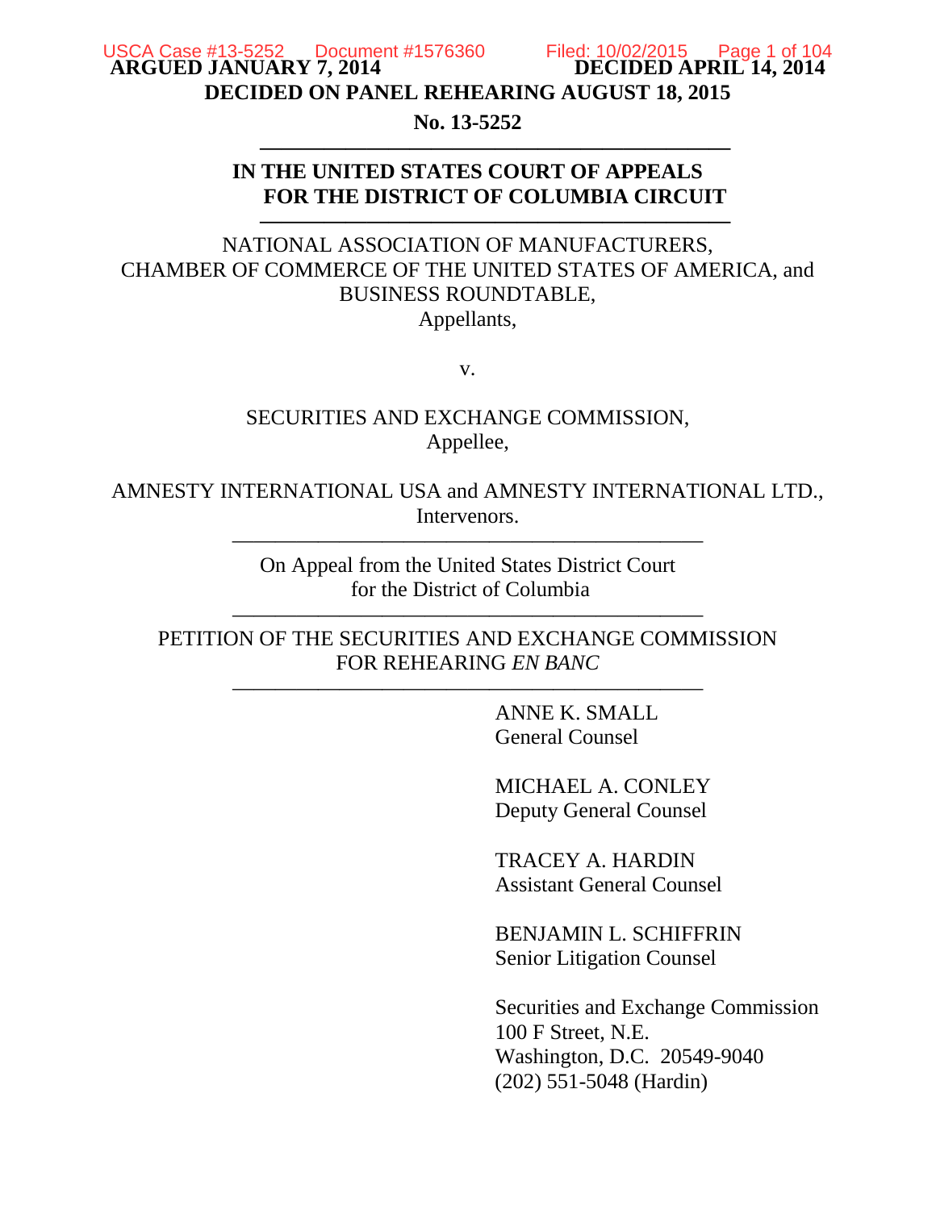**ARGUED JANUARY 7, 2014** **DECIDED APRIL 14, 2014**

**DECIDED ON PANEL REHEARING AUGUST 18, 2015**

**No. 13-5252**

---

**IN THE UNITED STATES COURT OF APPEALS FOR THE DISTRICT OF COLUMBIA CIRCUIT**

---

NATIONAL ASSOCIATION OF MANUFACTURERS, CHAMBER OF COMMERCE OF THE UNITED STATES OF AMERICA, and BUSINESS ROUNDTABLE,
Appellants,

v.

SECURITIES AND EXCHANGE COMMISSION,
Appellee,

AMNESTY INTERNATIONAL USA and AMNESTY INTERNATIONAL LTD.,
Intervenors.

---

On Appeal from the United States District Court
for the District of Columbia

---

PETITION OF THE SECURITIES AND EXCHANGE COMMISSION FOR REHEARING *EN BANC*

---

ANNE K. SMALL
General Counsel

MICHAEL A. CONLEY
Deputy General Counsel

TRACEY A. HARDIN
Assistant General Counsel

BENJAMIN L. SCHIFFRIN
Senior Litigation Counsel

Securities and Exchange Commission
100 F Street, N.E.
Washington, D.C. 20549-9040
(202) 551-5048 (Hardin)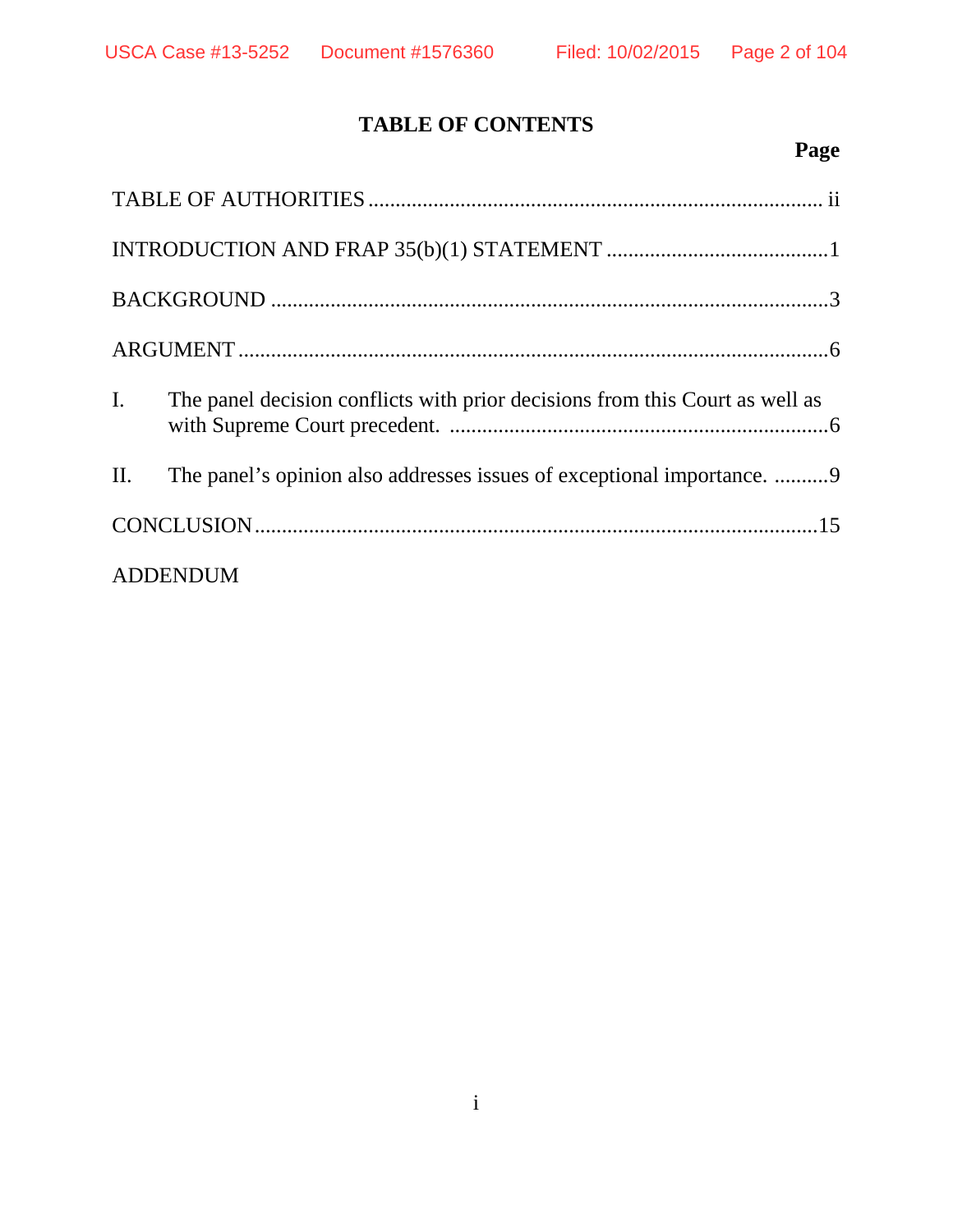# TABLE OF CONTENTS

| | Page |
|---|---|
| TABLE OF AUTHORITIES | ii |
| INTRODUCTION AND FRAP 35(b)(1) STATEMENT | 1 |
| BACKGROUND | 3 |
| ARGUMENT | 6 |
| I. The panel decision conflicts with prior decisions from this Court as well as with Supreme Court precedent. | 6 |
| II. The panel's opinion also addresses issues of exceptional importance. | 9 |
| CONCLUSION | 15 |
| ADDENDUM | |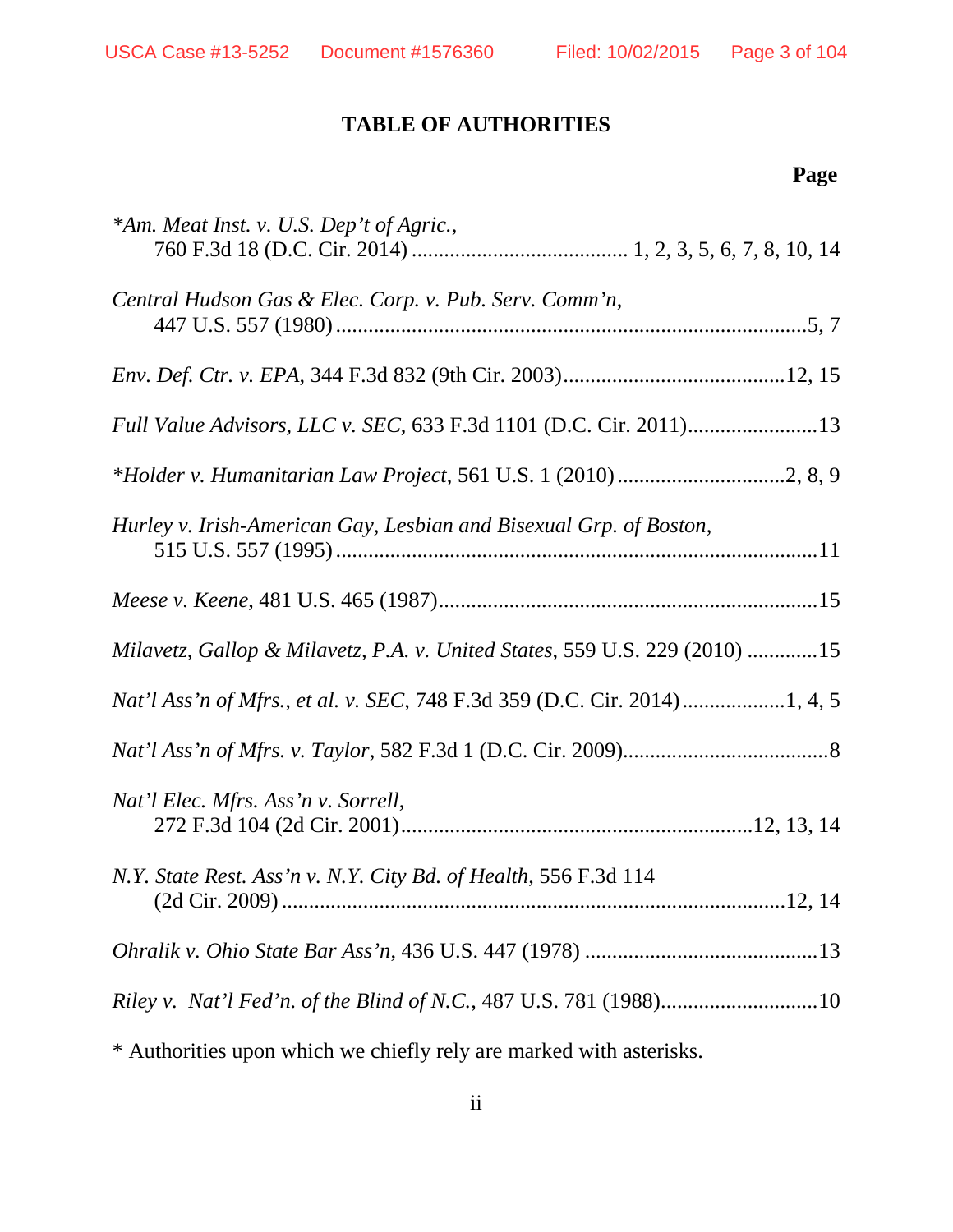# TABLE OF AUTHORITIES

**Page**

**\****Am. Meat Inst. v. U.S. Dep't of Agric.*,
760 F.3d 18 (D.C. Cir. 2014) ........................................ 1, 2, 3, 5, 6, 7, 8, 10, 14

*Central Hudson Gas & Elec. Corp. v. Pub. Serv. Comm'n*,
447 U.S. 557 (1980) ........................................................................................5, 7

*Env. Def. Ctr. v. EPA*, 344 F.3d 832 (9th Cir. 2003)........................................12, 15

*Full Value Advisors, LLC v. SEC*, 633 F.3d 1101 (D.C. Cir. 2011)........................13

*\*Holder v. Humanitarian Law Project*, 561 U.S. 1 (2010) ..............................2, 8, 9

*Hurley v. Irish-American Gay, Lesbian and Bisexual Grp. of Boston*,
515 U.S. 557 (1995) ..........................................................................................11

*Meese v. Keene*, 481 U.S. 465 (1987).....................................................................15

*Milavetz, Gallop & Milavetz, P.A. v. United States*, 559 U.S. 229 (2010) .............15

*Nat'l Ass'n of Mfrs., et al. v. SEC*, 748 F.3d 359 (D.C. Cir. 2014)...................1, 4, 5

*Nat'l Ass'n of Mfrs. v. Taylor*, 582 F.3d 1 (D.C. Cir. 2009)......................................8

*Nat'l Elec. Mfrs. Ass'n v. Sorrell*,
272 F.3d 104 (2d Cir. 2001)................................................................12, 13, 14

*N.Y. State Rest. Ass'n v. N.Y. City Bd. of Health*, 556 F.3d 114
(2d Cir. 2009) ...........................................................................................12, 14

*Ohralik v. Ohio State Bar Ass'n*, 436 U.S. 447 (1978) ...........................................13

*Riley v. Nat'l Fed'n. of the Blind of N.C.*, 487 U.S. 781 (1988).............................10

\* Authorities upon which we chiefly rely are marked with asterisks.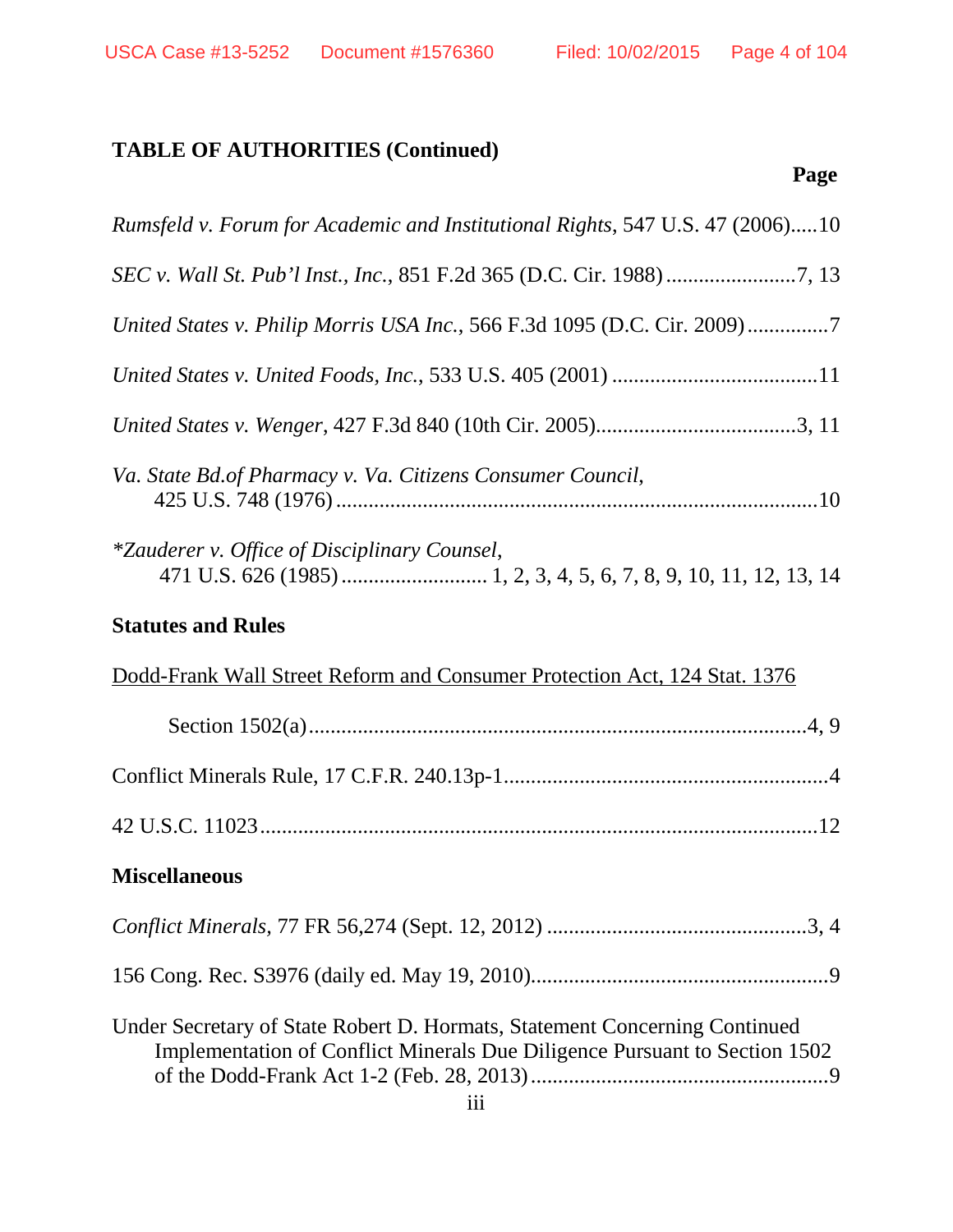**TABLE OF AUTHORITIES (Continued)**

**Page**

*Rumsfeld v. Forum for Academic and Institutional Rights*, 547 U.S. 47 (2006).....10

*SEC v. Wall St. Pub'l Inst., Inc.*, 851 F.2d 365 (D.C. Cir. 1988)........................7, 13

*United States v. Philip Morris USA Inc.*, 566 F.3d 1095 (D.C. Cir. 2009)...............7

*United States v. United Foods, Inc.*, 533 U.S. 405 (2001) ......................................11

*United States v. Wenger*, 427 F.3d 840 (10th Cir. 2005).....................................3, 11

*Va. State Bd.of Pharmacy v. Va. Citizens Consumer Council*, 425 U.S. 748 (1976)........................................................................................10

**Zauderer v. Office of Disciplinary Counsel*, 471 U.S. 626 (1985).......................... 1, 2, 3, 4, 5, 6, 7, 8, 9, 10, 11, 12, 13, 14

**Statutes and Rules**

<u>Dodd-Frank Wall Street Reform and Consumer Protection Act, 124 Stat. 1376</u>

Section 1502(a)...........................................................................................4, 9

Conflict Minerals Rule, 17 C.F.R. 240.13p-1............................................................4

42 U.S.C. 11023.......................................................................................................12

**Miscellaneous**

*Conflict Minerals,* 77 FR 56,274 (Sept. 12, 2012) ................................................3, 4

156 Cong. Rec. S3976 (daily ed. May 19, 2010)......................................................9

Under Secretary of State Robert D. Hormats, Statement Concerning Continued Implementation of Conflict Minerals Due Diligence Pursuant to Section 1502 of the Dodd-Frank Act 1-2 (Feb. 28, 2013)......................................................9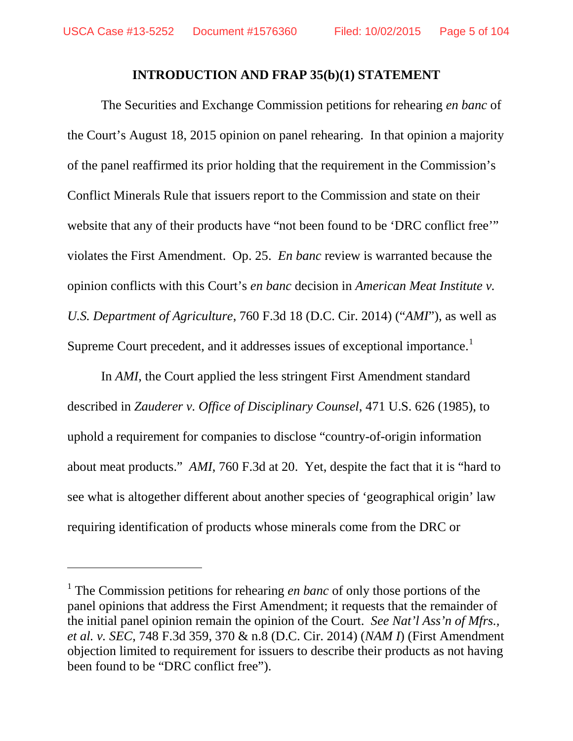## INTRODUCTION AND FRAP 35(b)(1) STATEMENT

The Securities and Exchange Commission petitions for rehearing *en banc* of the Court's August 18, 2015 opinion on panel rehearing. In that opinion a majority of the panel reaffirmed its prior holding that the requirement in the Commission's Conflict Minerals Rule that issuers report to the Commission and state on their website that any of their products have "not been found to be 'DRC conflict free'" violates the First Amendment. Op. 25. *En banc* review is warranted because the opinion conflicts with this Court's *en banc* decision in *American Meat Institute v. U.S. Department of Agriculture*, 760 F.3d 18 (D.C. Cir. 2014) ("*AMI*"), as well as Supreme Court precedent, and it addresses issues of exceptional importance.[1]

In *AMI*, the Court applied the less stringent First Amendment standard described in *Zauderer v. Office of Disciplinary Counsel*, 471 U.S. 626 (1985), to uphold a requirement for companies to disclose "country-of-origin information about meat products." *AMI*, 760 F.3d at 20. Yet, despite the fact that it is "hard to see what is altogether different about another species of 'geographical origin' law requiring identification of products whose minerals come from the DRC or

---

[1] The Commission petitions for rehearing *en banc* of only those portions of the panel opinions that address the First Amendment; it requests that the remainder of the initial panel opinion remain the opinion of the Court. *See Nat'l Ass'n of Mfrs., et al. v. SEC*, 748 F.3d 359, 370 & n.8 (D.C. Cir. 2014) (*NAM I*) (First Amendment objection limited to requirement for issuers to describe their products as not having been found to be "DRC conflict free").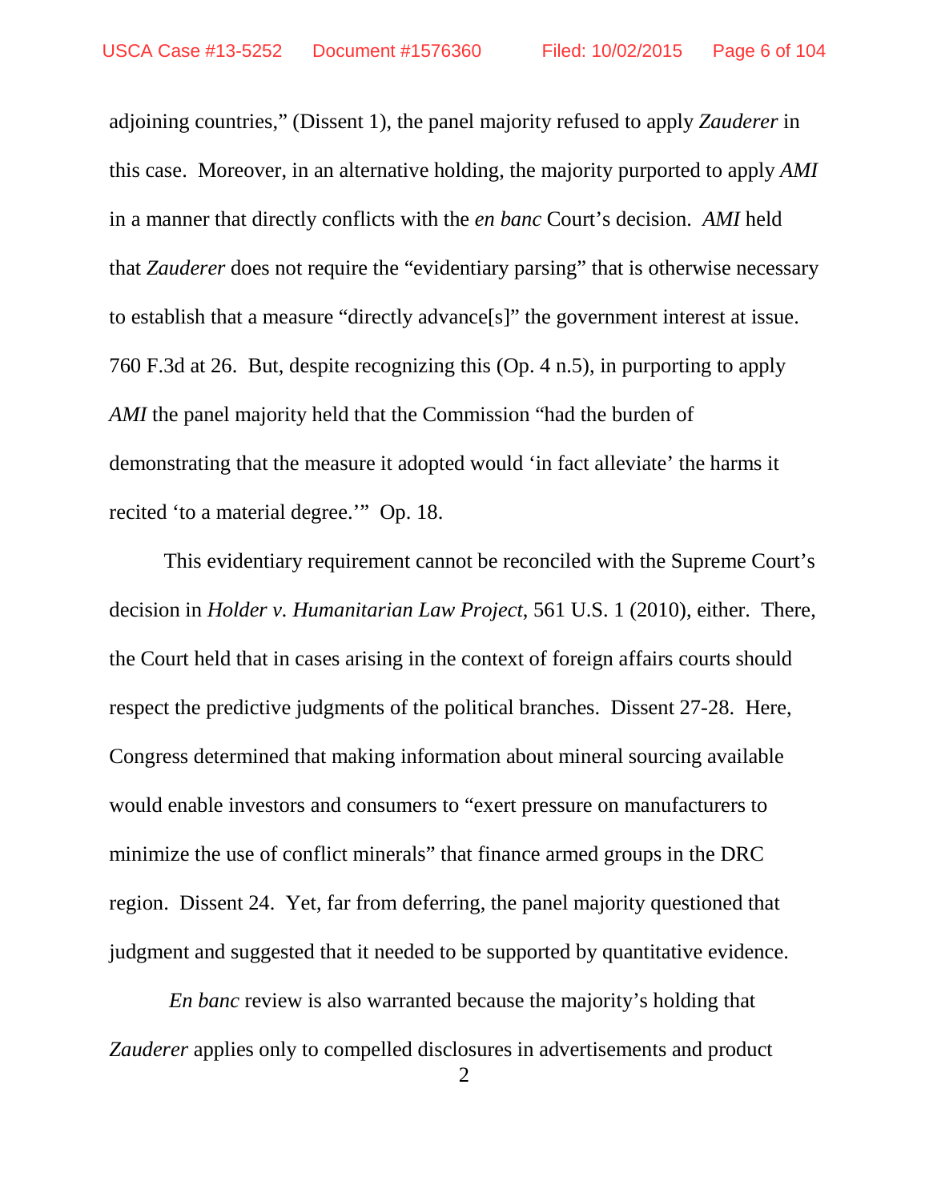adjoining countries," (Dissent 1), the panel majority refused to apply *Zauderer* in this case. Moreover, in an alternative holding, the majority purported to apply *AMI* in a manner that directly conflicts with the *en banc* Court's decision. *AMI* held that *Zauderer* does not require the "evidentiary parsing" that is otherwise necessary to establish that a measure "directly advance[s]" the government interest at issue. 760 F.3d at 26. But, despite recognizing this (Op. 4 n.5), in purporting to apply *AMI* the panel majority held that the Commission "had the burden of demonstrating that the measure it adopted would 'in fact alleviate' the harms it recited 'to a material degree.'" Op. 18.

This evidentiary requirement cannot be reconciled with the Supreme Court's decision in *Holder v. Humanitarian Law Project*, 561 U.S. 1 (2010), either. There, the Court held that in cases arising in the context of foreign affairs courts should respect the predictive judgments of the political branches. Dissent 27-28. Here, Congress determined that making information about mineral sourcing available would enable investors and consumers to "exert pressure on manufacturers to minimize the use of conflict minerals" that finance armed groups in the DRC region. Dissent 24. Yet, far from deferring, the panel majority questioned that judgment and suggested that it needed to be supported by quantitative evidence.

*En banc* review is also warranted because the majority's holding that *Zauderer* applies only to compelled disclosures in advertisements and product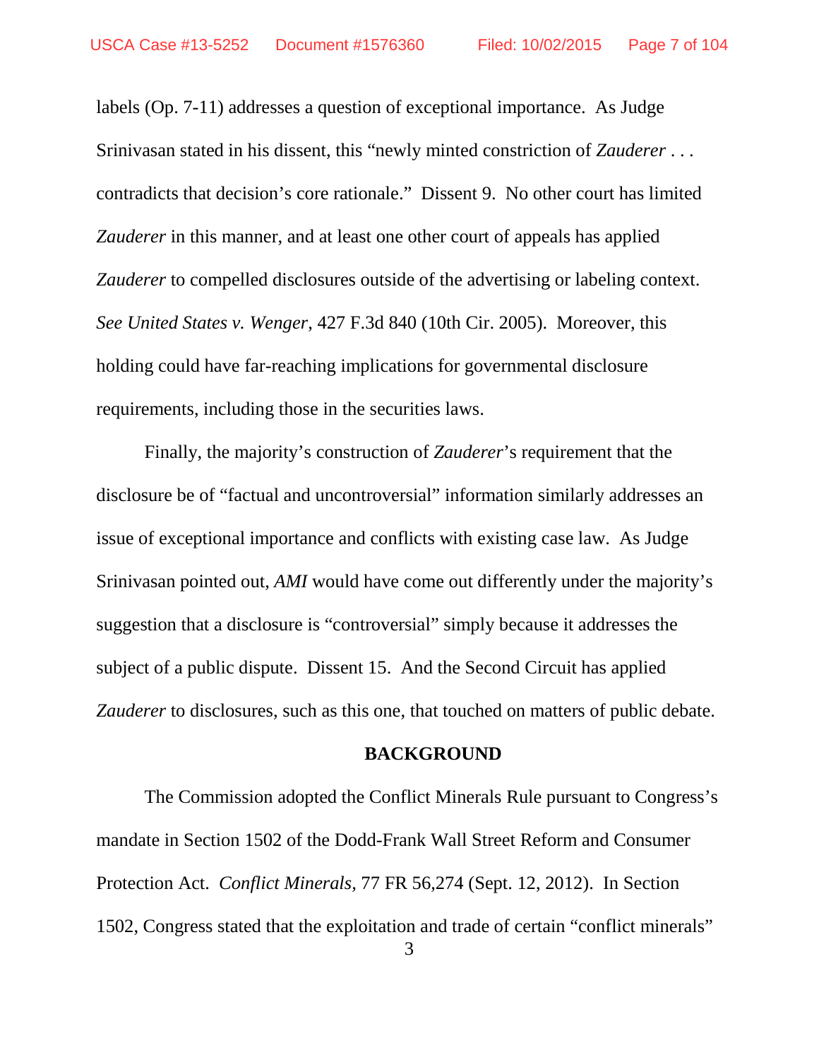labels (Op. 7-11) addresses a question of exceptional importance. As Judge Srinivasan stated in his dissent, this "newly minted constriction of *Zauderer* . . . contradicts that decision's core rationale." Dissent 9. No other court has limited *Zauderer* in this manner, and at least one other court of appeals has applied *Zauderer* to compelled disclosures outside of the advertising or labeling context. *See United States v. Wenger*, 427 F.3d 840 (10th Cir. 2005). Moreover, this holding could have far-reaching implications for governmental disclosure requirements, including those in the securities laws.

Finally, the majority's construction of *Zauderer*'s requirement that the disclosure be of "factual and uncontroversial" information similarly addresses an issue of exceptional importance and conflicts with existing case law. As Judge Srinivasan pointed out, *AMI* would have come out differently under the majority's suggestion that a disclosure is "controversial" simply because it addresses the subject of a public dispute. Dissent 15. And the Second Circuit has applied *Zauderer* to disclosures, such as this one, that touched on matters of public debate.

## BACKGROUND

The Commission adopted the Conflict Minerals Rule pursuant to Congress's mandate in Section 1502 of the Dodd-Frank Wall Street Reform and Consumer Protection Act. *Conflict Minerals*, 77 FR 56,274 (Sept. 12, 2012). In Section 1502, Congress stated that the exploitation and trade of certain "conflict minerals"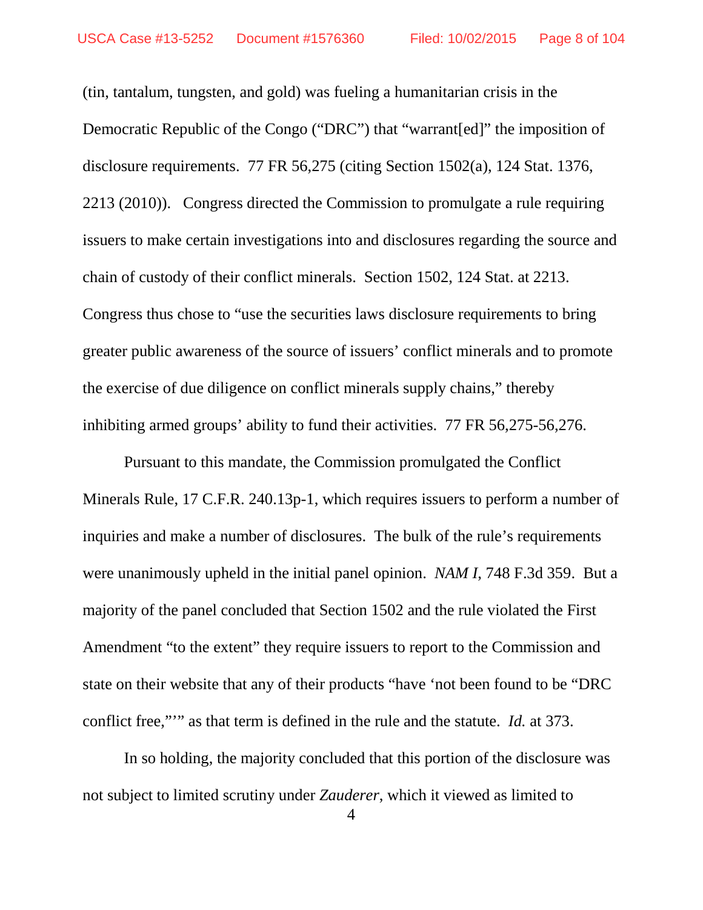(tin, tantalum, tungsten, and gold) was fueling a humanitarian crisis in the Democratic Republic of the Congo ("DRC") that "warrant[ed]" the imposition of disclosure requirements. 77 FR 56,275 (citing Section 1502(a), 124 Stat. 1376, 2213 (2010)). Congress directed the Commission to promulgate a rule requiring issuers to make certain investigations into and disclosures regarding the source and chain of custody of their conflict minerals. Section 1502, 124 Stat. at 2213. Congress thus chose to "use the securities laws disclosure requirements to bring greater public awareness of the source of issuers' conflict minerals and to promote the exercise of due diligence on conflict minerals supply chains," thereby inhibiting armed groups' ability to fund their activities. 77 FR 56,275-56,276.

Pursuant to this mandate, the Commission promulgated the Conflict Minerals Rule, 17 C.F.R. 240.13p-1, which requires issuers to perform a number of inquiries and make a number of disclosures. The bulk of the rule's requirements were unanimously upheld in the initial panel opinion. *NAM I*, 748 F.3d 359. But a majority of the panel concluded that Section 1502 and the rule violated the First Amendment "to the extent" they require issuers to report to the Commission and state on their website that any of their products "have 'not been found to be "DRC conflict free,"'" as that term is defined in the rule and the statute. *Id.* at 373.

In so holding, the majority concluded that this portion of the disclosure was not subject to limited scrutiny under *Zauderer*, which it viewed as limited to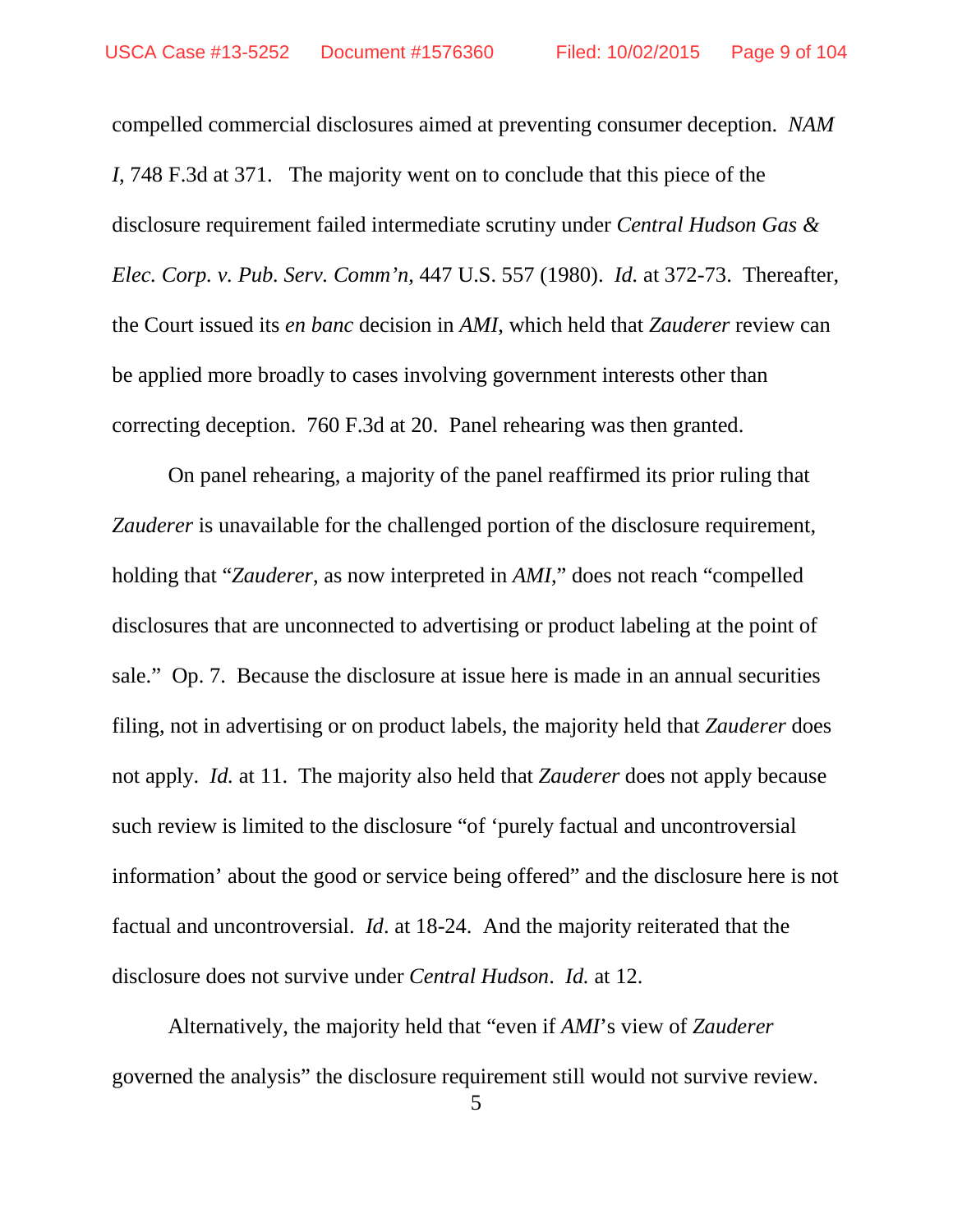compelled commercial disclosures aimed at preventing consumer deception. *NAM I*, 748 F.3d at 371. The majority went on to conclude that this piece of the disclosure requirement failed intermediate scrutiny under *Central Hudson Gas & Elec. Corp. v. Pub. Serv. Comm'n*, 447 U.S. 557 (1980). *Id.* at 372-73. Thereafter, the Court issued its *en banc* decision in *AMI*, which held that *Zauderer* review can be applied more broadly to cases involving government interests other than correcting deception. 760 F.3d at 20. Panel rehearing was then granted.

On panel rehearing, a majority of the panel reaffirmed its prior ruling that *Zauderer* is unavailable for the challenged portion of the disclosure requirement, holding that "*Zauderer*, as now interpreted in *AMI*," does not reach "compelled disclosures that are unconnected to advertising or product labeling at the point of sale." Op. 7. Because the disclosure at issue here is made in an annual securities filing, not in advertising or on product labels, the majority held that *Zauderer* does not apply. *Id.* at 11. The majority also held that *Zauderer* does not apply because such review is limited to the disclosure "of 'purely factual and uncontroversial information' about the good or service being offered" and the disclosure here is not factual and uncontroversial. *Id*. at 18-24. And the majority reiterated that the disclosure does not survive under *Central Hudson*. *Id.* at 12.

Alternatively, the majority held that "even if *AMI*'s view of *Zauderer* governed the analysis" the disclosure requirement still would not survive review.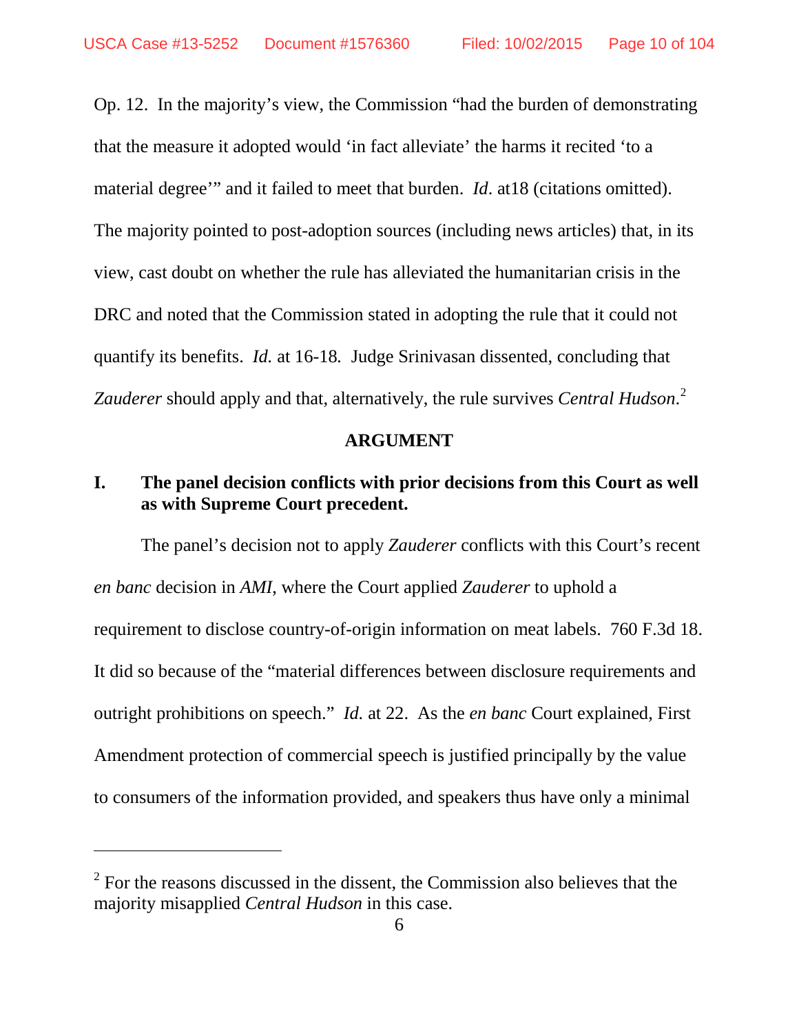Op. 12. In the majority's view, the Commission "had the burden of demonstrating that the measure it adopted would 'in fact alleviate' the harms it recited 'to a material degree'" and it failed to meet that burden. *Id*. at18 (citations omitted). The majority pointed to post-adoption sources (including news articles) that, in its view, cast doubt on whether the rule has alleviated the humanitarian crisis in the DRC and noted that the Commission stated in adopting the rule that it could not quantify its benefits. *Id.* at 16-18. Judge Srinivasan dissented, concluding that *Zauderer* should apply and that, alternatively, the rule survives *Central Hudson*.[2]

## ARGUMENT

### I. The panel decision conflicts with prior decisions from this Court as well as with Supreme Court precedent.

The panel's decision not to apply *Zauderer* conflicts with this Court's recent *en banc* decision in *AMI*, where the Court applied *Zauderer* to uphold a requirement to disclose country-of-origin information on meat labels. 760 F.3d 18. It did so because of the "material differences between disclosure requirements and outright prohibitions on speech." *Id.* at 22. As the *en banc* Court explained, First Amendment protection of commercial speech is justified principally by the value to consumers of the information provided, and speakers thus have only a minimal

---

[2] For the reasons discussed in the dissent, the Commission also believes that the majority misapplied *Central Hudson* in this case.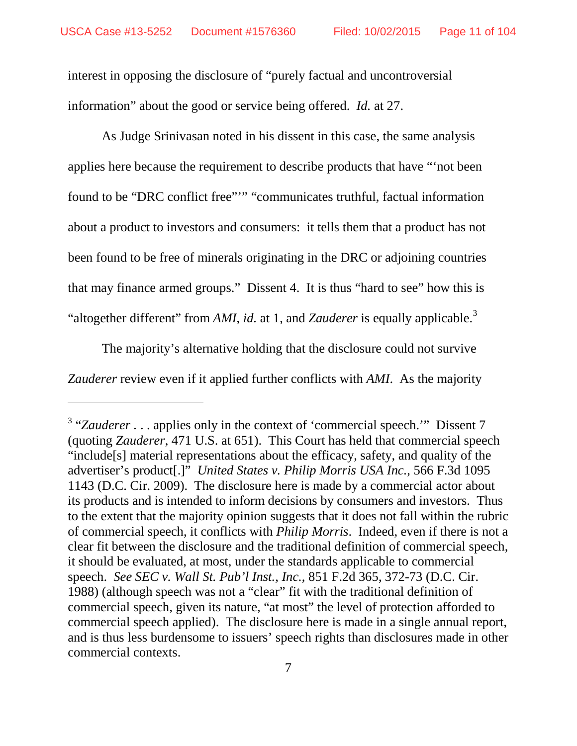interest in opposing the disclosure of "purely factual and uncontroversial information" about the good or service being offered. *Id.* at 27.

As Judge Srinivasan noted in his dissent in this case, the same analysis applies here because the requirement to describe products that have "'not been found to be "DRC conflict free"'" "communicates truthful, factual information about a product to investors and consumers: it tells them that a product has not been found to be free of minerals originating in the DRC or adjoining countries that may finance armed groups." Dissent 4. It is thus "hard to see" how this is "altogether different" from *AMI*, *id.* at 1, and *Zauderer* is equally applicable.[3]

The majority's alternative holding that the disclosure could not survive *Zauderer* review even if it applied further conflicts with *AMI*. As the majority

---

[3] "*Zauderer* . . . applies only in the context of 'commercial speech.'" Dissent 7 (quoting *Zauderer*, 471 U.S. at 651). This Court has held that commercial speech "include[s] material representations about the efficacy, safety, and quality of the advertiser's product[.]" *United States v. Philip Morris USA Inc.*, 566 F.3d 1095 1143 (D.C. Cir. 2009). The disclosure here is made by a commercial actor about its products and is intended to inform decisions by consumers and investors. Thus to the extent that the majority opinion suggests that it does not fall within the rubric of commercial speech, it conflicts with *Philip Morris*. Indeed, even if there is not a clear fit between the disclosure and the traditional definition of commercial speech, it should be evaluated, at most, under the standards applicable to commercial speech. *See SEC v. Wall St. Pub'l Inst., Inc.*, 851 F.2d 365, 372-73 (D.C. Cir. 1988) (although speech was not a "clear" fit with the traditional definition of commercial speech, given its nature, "at most" the level of protection afforded to commercial speech applied). The disclosure here is made in a single annual report, and is thus less burdensome to issuers' speech rights than disclosures made in other commercial contexts.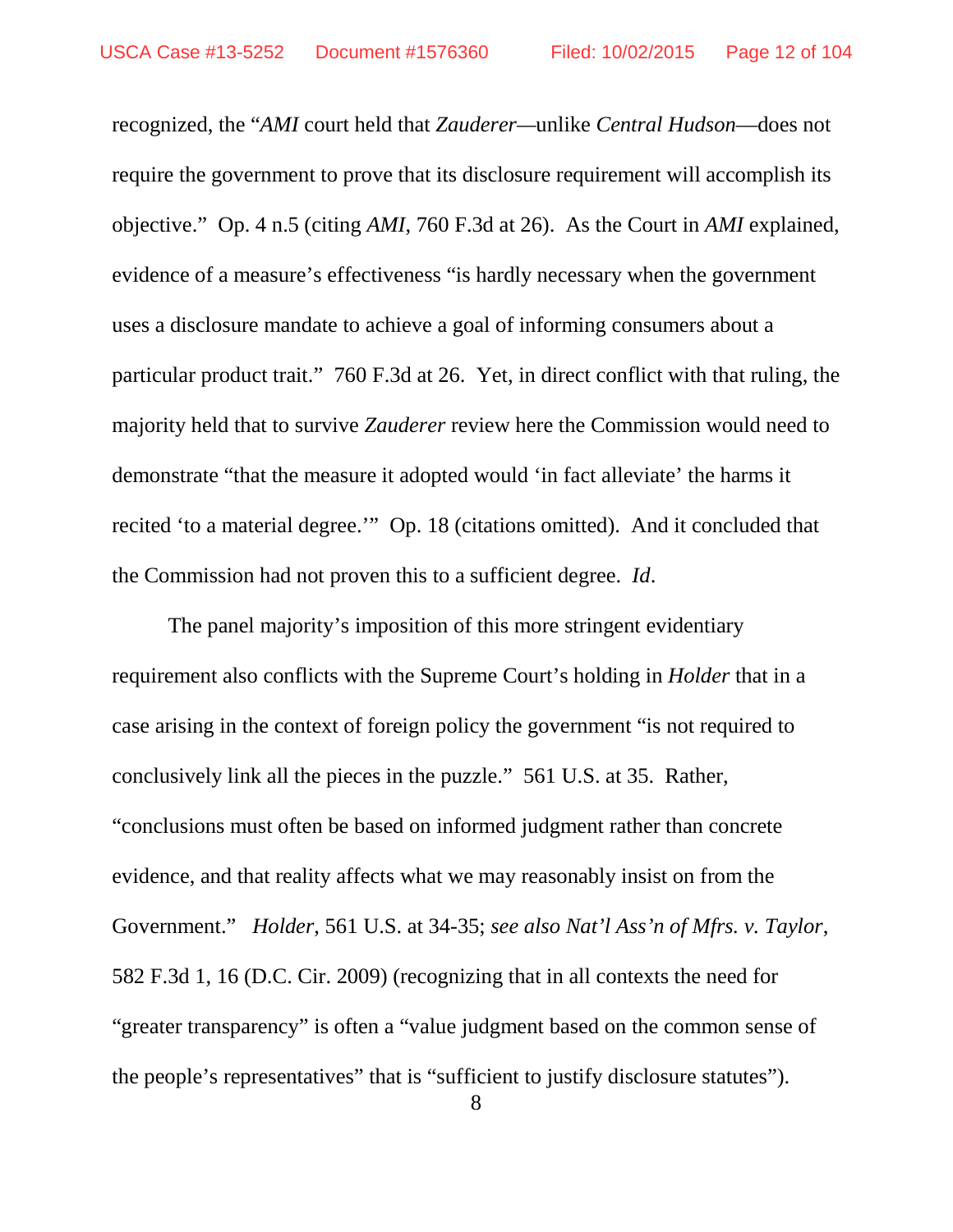recognized, the "*AMI* court held that *Zauderer*—unlike *Central Hudson*—does not require the government to prove that its disclosure requirement will accomplish its objective." Op. 4 n.5 (citing *AMI*, 760 F.3d at 26). As the Court in *AMI* explained, evidence of a measure's effectiveness "is hardly necessary when the government uses a disclosure mandate to achieve a goal of informing consumers about a particular product trait." 760 F.3d at 26. Yet, in direct conflict with that ruling, the majority held that to survive *Zauderer* review here the Commission would need to demonstrate "that the measure it adopted would 'in fact alleviate' the harms it recited 'to a material degree.'" Op. 18 (citations omitted). And it concluded that the Commission had not proven this to a sufficient degree. *Id*.

The panel majority's imposition of this more stringent evidentiary requirement also conflicts with the Supreme Court's holding in *Holder* that in a case arising in the context of foreign policy the government "is not required to conclusively link all the pieces in the puzzle." 561 U.S. at 35. Rather, "conclusions must often be based on informed judgment rather than concrete evidence, and that reality affects what we may reasonably insist on from the Government." *Holder*, 561 U.S. at 34-35; *see also Nat'l Ass'n of Mfrs. v. Taylor*, 582 F.3d 1, 16 (D.C. Cir. 2009) (recognizing that in all contexts the need for "greater transparency" is often a "value judgment based on the common sense of the people's representatives" that is "sufficient to justify disclosure statutes").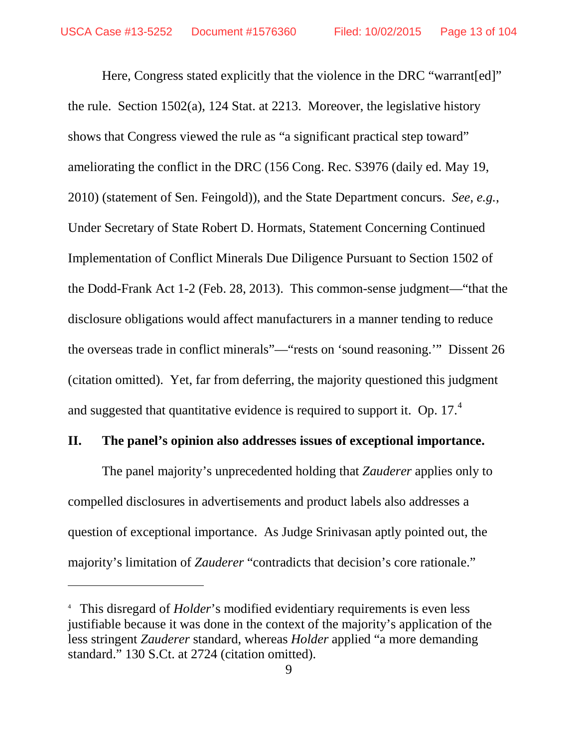Here, Congress stated explicitly that the violence in the DRC "warrant[ed]" the rule. Section 1502(a), 124 Stat. at 2213. Moreover, the legislative history shows that Congress viewed the rule as "a significant practical step toward" ameliorating the conflict in the DRC (156 Cong. Rec. S3976 (daily ed. May 19, 2010) (statement of Sen. Feingold)), and the State Department concurs. *See, e.g.*, Under Secretary of State Robert D. Hormats, Statement Concerning Continued Implementation of Conflict Minerals Due Diligence Pursuant to Section 1502 of the Dodd-Frank Act 1-2 (Feb. 28, 2013). This common-sense judgment—"that the disclosure obligations would affect manufacturers in a manner tending to reduce the overseas trade in conflict minerals"—"rests on 'sound reasoning.'" Dissent 26 (citation omitted). Yet, far from deferring, the majority questioned this judgment and suggested that quantitative evidence is required to support it. Op. 17.[4]

## II. The panel's opinion also addresses issues of exceptional importance.

The panel majority's unprecedented holding that *Zauderer* applies only to compelled disclosures in advertisements and product labels also addresses a question of exceptional importance. As Judge Srinivasan aptly pointed out, the majority's limitation of *Zauderer* "contradicts that decision's core rationale."

---

[4] This disregard of *Holder*'s modified evidentiary requirements is even less justifiable because it was done in the context of the majority's application of the less stringent *Zauderer* standard, whereas *Holder* applied "a more demanding standard." 130 S.Ct. at 2724 (citation omitted).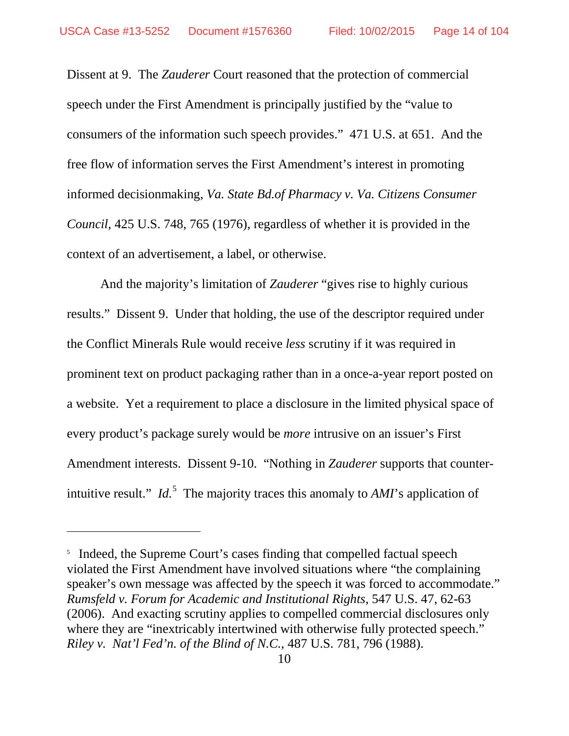Dissent at 9. The *Zauderer* Court reasoned that the protection of commercial speech under the First Amendment is principally justified by the "value to consumers of the information such speech provides." 471 U.S. at 651. And the free flow of information serves the First Amendment's interest in promoting informed decisionmaking, *Va. State Bd.of Pharmacy v. Va. Citizens Consumer Council*, 425 U.S. 748, 765 (1976), regardless of whether it is provided in the context of an advertisement, a label, or otherwise.

And the majority's limitation of *Zauderer* "gives rise to highly curious results." Dissent 9. Under that holding, the use of the descriptor required under the Conflict Minerals Rule would receive *less* scrutiny if it was required in prominent text on product packaging rather than in a once-a-year report posted on a website. Yet a requirement to place a disclosure in the limited physical space of every product's package surely would be *more* intrusive on an issuer's First Amendment interests. Dissent 9-10. "Nothing in *Zauderer* supports that counter-intuitive result." *Id.*[5] The majority traces this anomaly to *AMI*'s application of

---

[5] Indeed, the Supreme Court's cases finding that compelled factual speech violated the First Amendment have involved situations where "the complaining speaker's own message was affected by the speech it was forced to accommodate." *Rumsfeld v. Forum for Academic and Institutional Rights*, 547 U.S. 47, 62-63 (2006). And exacting scrutiny applies to compelled commercial disclosures only where they are "inextricably intertwined with otherwise fully protected speech." *Riley v. Nat'l Fed'n. of the Blind of N.C.*, 487 U.S. 781, 796 (1988).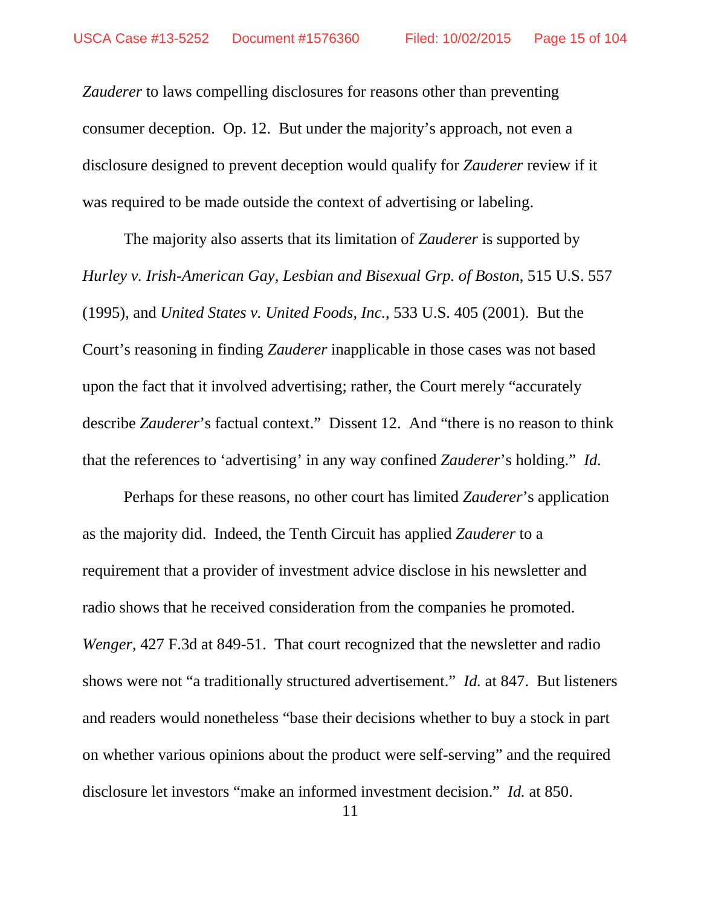*Zauderer* to laws compelling disclosures for reasons other than preventing consumer deception. Op. 12. But under the majority's approach, not even a disclosure designed to prevent deception would qualify for *Zauderer* review if it was required to be made outside the context of advertising or labeling.

The majority also asserts that its limitation of *Zauderer* is supported by *Hurley v. Irish-American Gay, Lesbian and Bisexual Grp. of Boston*, 515 U.S. 557 (1995), and *United States v. United Foods, Inc.*, 533 U.S. 405 (2001). But the Court's reasoning in finding *Zauderer* inapplicable in those cases was not based upon the fact that it involved advertising; rather, the Court merely "accurately describe *Zauderer*'s factual context." Dissent 12. And "there is no reason to think that the references to 'advertising' in any way confined *Zauderer*'s holding." *Id.*

Perhaps for these reasons, no other court has limited *Zauderer*'s application as the majority did. Indeed, the Tenth Circuit has applied *Zauderer* to a requirement that a provider of investment advice disclose in his newsletter and radio shows that he received consideration from the companies he promoted. *Wenger*, 427 F.3d at 849-51. That court recognized that the newsletter and radio shows were not "a traditionally structured advertisement." *Id.* at 847. But listeners and readers would nonetheless "base their decisions whether to buy a stock in part on whether various opinions about the product were self-serving" and the required disclosure let investors "make an informed investment decision." *Id.* at 850.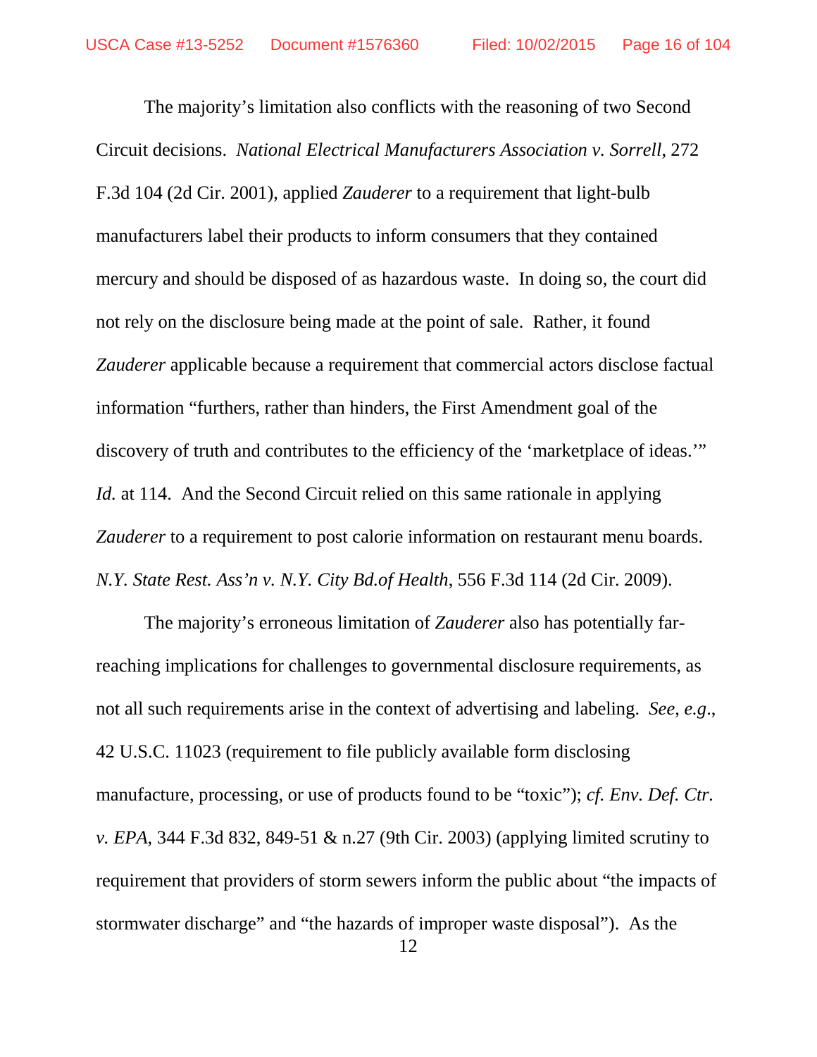The majority's limitation also conflicts with the reasoning of two Second Circuit decisions. *National Electrical Manufacturers Association v. Sorrell*, 272 F.3d 104 (2d Cir. 2001), applied *Zauderer* to a requirement that light-bulb manufacturers label their products to inform consumers that they contained mercury and should be disposed of as hazardous waste. In doing so, the court did not rely on the disclosure being made at the point of sale. Rather, it found *Zauderer* applicable because a requirement that commercial actors disclose factual information "furthers, rather than hinders, the First Amendment goal of the discovery of truth and contributes to the efficiency of the 'marketplace of ideas.'" *Id.* at 114. And the Second Circuit relied on this same rationale in applying *Zauderer* to a requirement to post calorie information on restaurant menu boards. *N.Y. State Rest. Ass'n v. N.Y. City Bd.of Health*, 556 F.3d 114 (2d Cir. 2009).

The majority's erroneous limitation of *Zauderer* also has potentially far-reaching implications for challenges to governmental disclosure requirements, as not all such requirements arise in the context of advertising and labeling. *See*, *e.g*., 42 U.S.C. 11023 (requirement to file publicly available form disclosing manufacture, processing, or use of products found to be "toxic"); *cf. Env. Def. Ctr. v. EPA*, 344 F.3d 832, 849-51 & n.27 (9th Cir. 2003) (applying limited scrutiny to requirement that providers of storm sewers inform the public about "the impacts of stormwater discharge" and "the hazards of improper waste disposal"). As the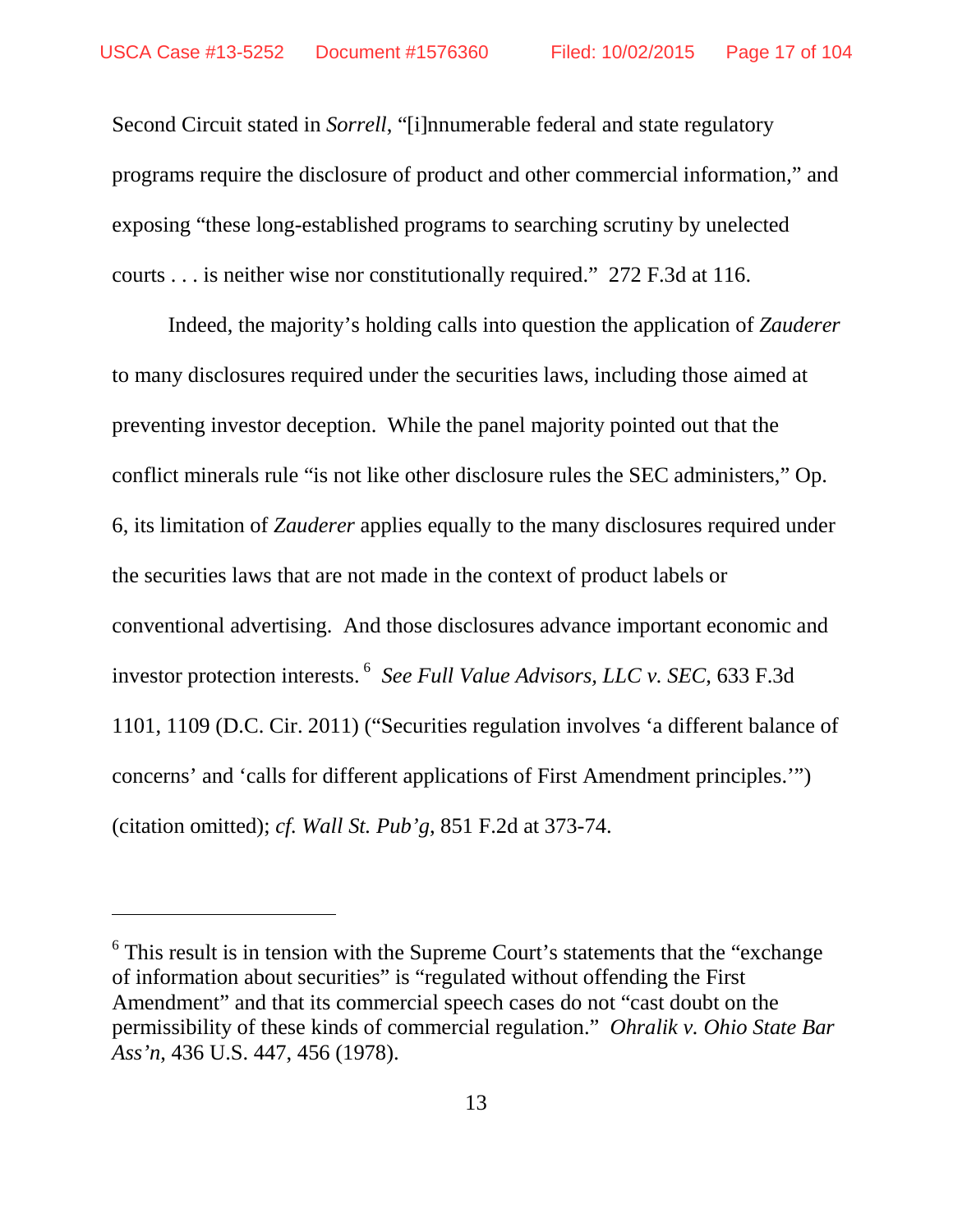Second Circuit stated in *Sorrell*, "[i]nnumerable federal and state regulatory programs require the disclosure of product and other commercial information," and exposing "these long-established programs to searching scrutiny by unelected courts . . . is neither wise nor constitutionally required." 272 F.3d at 116.

Indeed, the majority's holding calls into question the application of *Zauderer* to many disclosures required under the securities laws, including those aimed at preventing investor deception. While the panel majority pointed out that the conflict minerals rule "is not like other disclosure rules the SEC administers," Op. 6, its limitation of *Zauderer* applies equally to the many disclosures required under the securities laws that are not made in the context of product labels or conventional advertising. And those disclosures advance important economic and investor protection interests.[6] *See Full Value Advisors, LLC v. SEC*, 633 F.3d 1101, 1109 (D.C. Cir. 2011) ("Securities regulation involves 'a different balance of concerns' and 'calls for different applications of First Amendment principles.'") (citation omitted); *cf. Wall St. Pub'g*, 851 F.2d at 373-74.

---

[6] This result is in tension with the Supreme Court's statements that the "exchange of information about securities" is "regulated without offending the First Amendment" and that its commercial speech cases do not "cast doubt on the permissibility of these kinds of commercial regulation." *Ohralik v. Ohio State Bar Ass'n*, 436 U.S. 447, 456 (1978).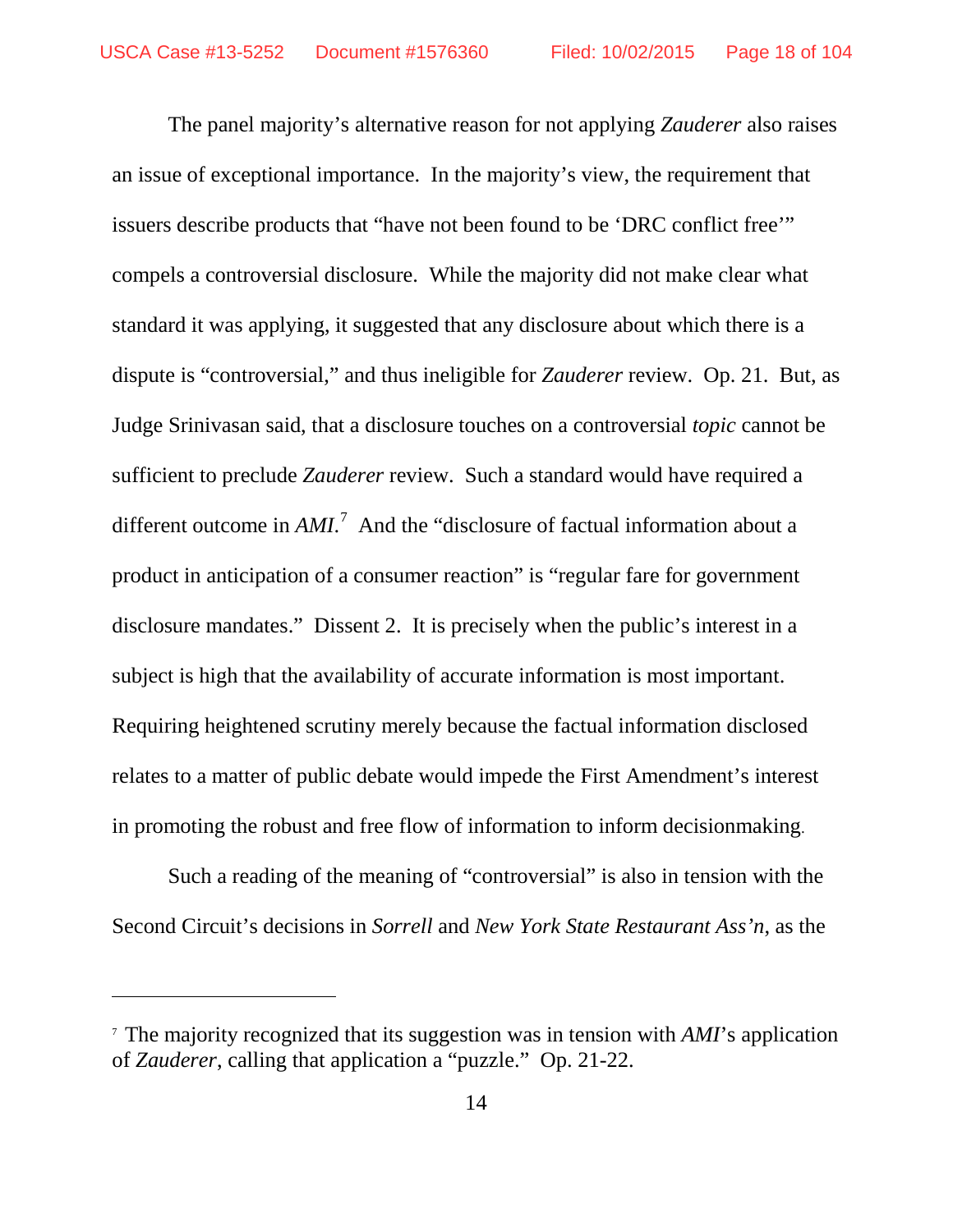The panel majority's alternative reason for not applying *Zauderer* also raises an issue of exceptional importance. In the majority's view, the requirement that issuers describe products that "have not been found to be 'DRC conflict free'" compels a controversial disclosure. While the majority did not make clear what standard it was applying, it suggested that any disclosure about which there is a dispute is "controversial," and thus ineligible for *Zauderer* review. Op. 21. But, as Judge Srinivasan said, that a disclosure touches on a controversial *topic* cannot be sufficient to preclude *Zauderer* review. Such a standard would have required a different outcome in *AMI*.[7] And the "disclosure of factual information about a product in anticipation of a consumer reaction" is "regular fare for government disclosure mandates." Dissent 2. It is precisely when the public's interest in a subject is high that the availability of accurate information is most important. Requiring heightened scrutiny merely because the factual information disclosed relates to a matter of public debate would impede the First Amendment's interest in promoting the robust and free flow of information to inform decisionmaking.

Such a reading of the meaning of "controversial" is also in tension with the Second Circuit's decisions in *Sorrell* and *New York State Restaurant Ass'n*, as the

---

[7] The majority recognized that its suggestion was in tension with *AMI*'s application of *Zauderer*, calling that application a "puzzle." Op. 21-22.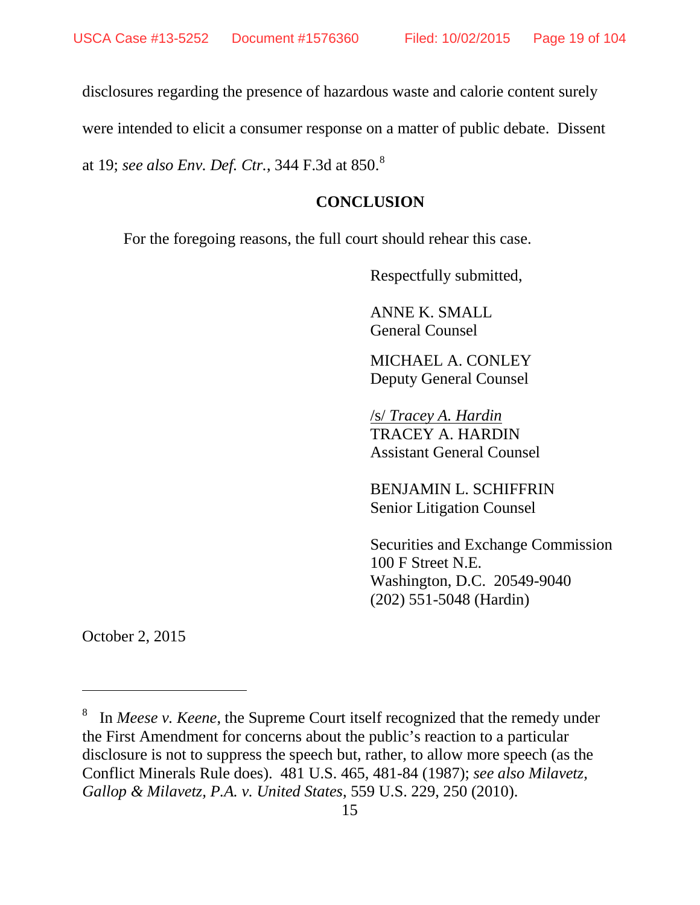disclosures regarding the presence of hazardous waste and calorie content surely were intended to elicit a consumer response on a matter of public debate. Dissent at 19; *see also Env. Def. Ctr.*, 344 F.3d at 850.[8]

## CONCLUSION

For the foregoing reasons, the full court should rehear this case.

Respectfully submitted,

ANNE K. SMALL
General Counsel

MICHAEL A. CONLEY
Deputy General Counsel

/s/ *Tracey A. Hardin*
TRACEY A. HARDIN
Assistant General Counsel

BENJAMIN L. SCHIFFRIN
Senior Litigation Counsel

Securities and Exchange Commission
100 F Street N.E.
Washington, D.C. 20549-9040
(202) 551-5048 (Hardin)

October 2, 2015

---

[8] In *Meese v. Keene*, the Supreme Court itself recognized that the remedy under the First Amendment for concerns about the public's reaction to a particular disclosure is not to suppress the speech but, rather, to allow more speech (as the Conflict Minerals Rule does). 481 U.S. 465, 481-84 (1987); *see also Milavetz, Gallop & Milavetz, P.A. v. United States*, 559 U.S. 229, 250 (2010).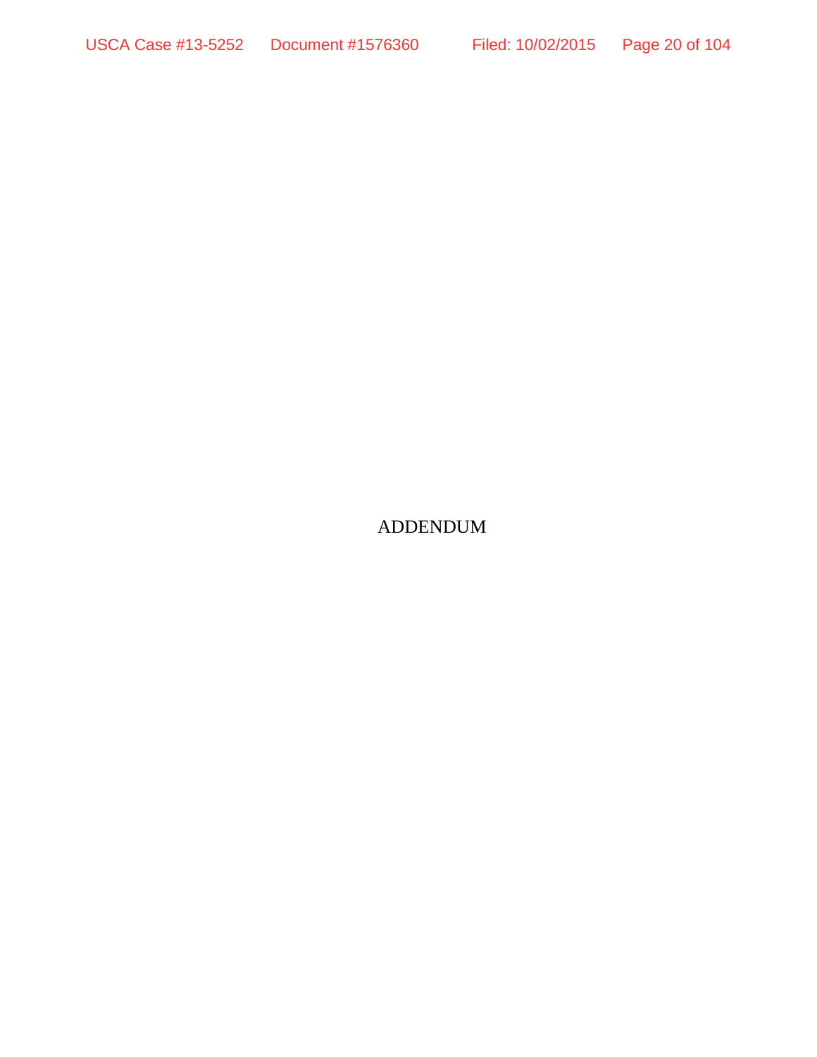# ADDENDUM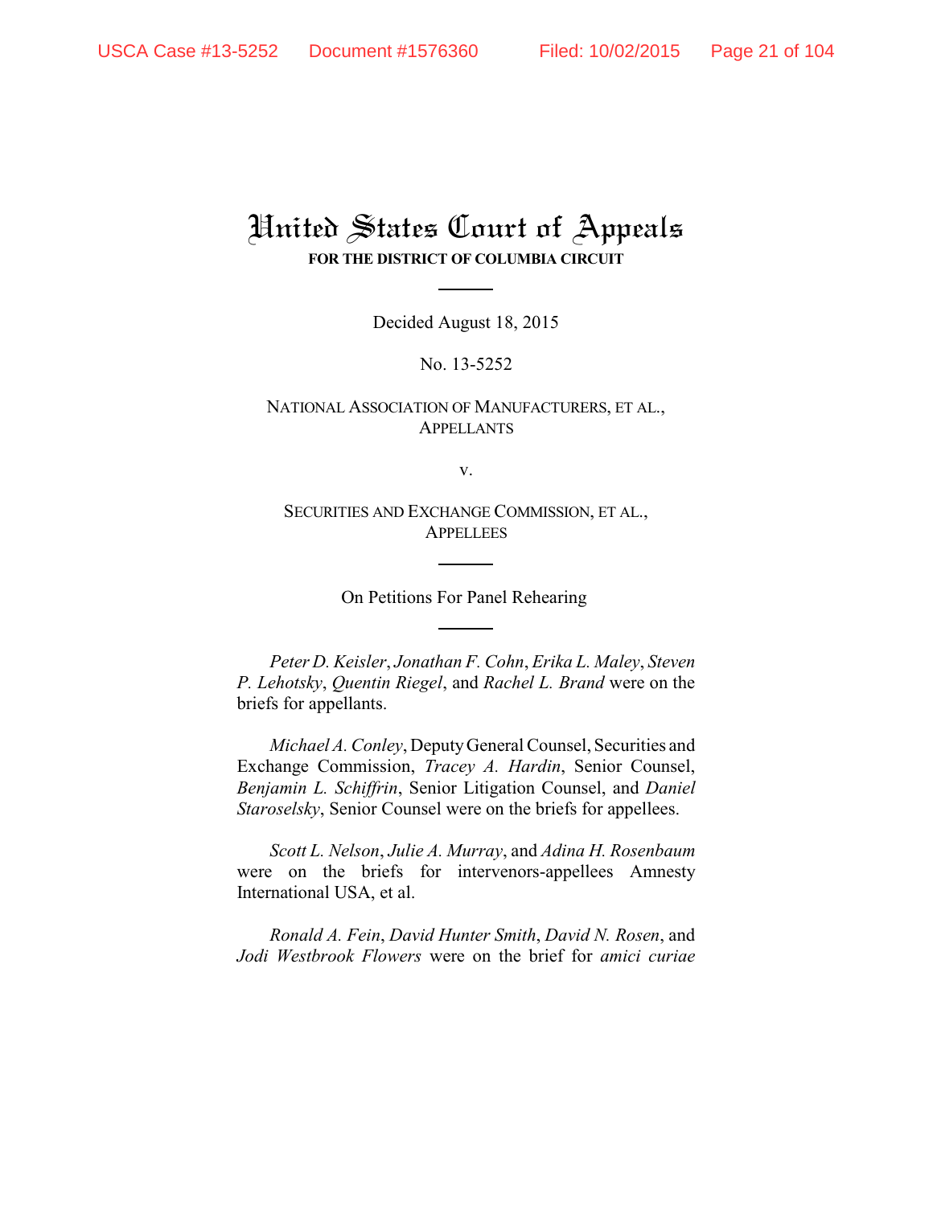# United States Court of Appeals

**FOR THE DISTRICT OF COLUMBIA CIRCUIT**

Decided August 18, 2015

No. 13-5252

NATIONAL ASSOCIATION OF MANUFACTURERS, ET AL.,
APPELLANTS

v.

SECURITIES AND EXCHANGE COMMISSION, ET AL.,
APPELLEES

On Petitions For Panel Rehearing

*Peter D. Keisler*, *Jonathan F. Cohn*, *Erika L. Maley*, *Steven P. Lehotsky*, *Quentin Riegel*, and *Rachel L. Brand* were on the briefs for appellants.

*Michael A. Conley*, Deputy General Counsel, Securities and Exchange Commission, *Tracey A. Hardin*, Senior Counsel, *Benjamin L. Schiffrin*, Senior Litigation Counsel, and *Daniel Staroselsky*, Senior Counsel were on the briefs for appellees.

*Scott L. Nelson*, *Julie A. Murray*, and *Adina H. Rosenbaum* were on the briefs for intervenors-appellees Amnesty International USA, et al.

*Ronald A. Fein*, *David Hunter Smith*, *David N. Rosen*, and *Jodi Westbrook Flowers* were on the brief for *amici curiae*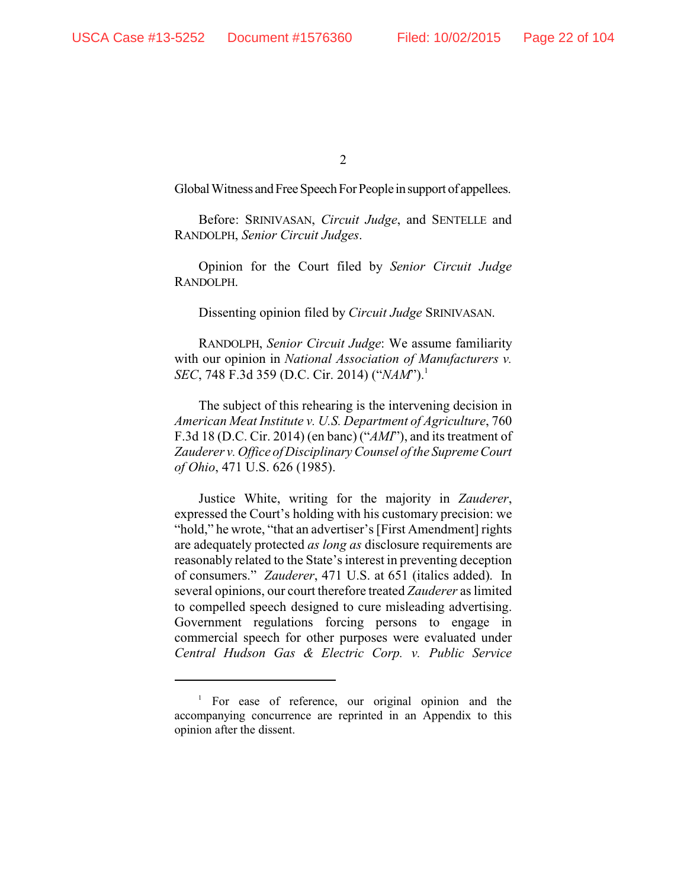Global Witness and Free Speech For People in support of appellees.

Before: SRINIVASAN, *Circuit Judge*, and SENTELLE and RANDOLPH, *Senior Circuit Judges*.

Opinion for the Court filed by *Senior Circuit Judge* RANDOLPH.

Dissenting opinion filed by *Circuit Judge* SRINIVASAN.

RANDOLPH, *Senior Circuit Judge*: We assume familiarity with our opinion in *National Association of Manufacturers v. SEC*, 748 F.3d 359 (D.C. Cir. 2014) ("*NAM*").[1]

The subject of this rehearing is the intervening decision in *American Meat Institute v. U.S. Department of Agriculture*, 760 F.3d 18 (D.C. Cir. 2014) (en banc) ("*AMI*"), and its treatment of *Zauderer v. Office of Disciplinary Counsel of the Supreme Court of Ohio*, 471 U.S. 626 (1985).

Justice White, writing for the majority in *Zauderer*, expressed the Court's holding with his customary precision: we "hold," he wrote, "that an advertiser's [First Amendment] rights are adequately protected *as long as* disclosure requirements are reasonably related to the State's interest in preventing deception of consumers." *Zauderer*, 471 U.S. at 651 (italics added). In several opinions, our court therefore treated *Zauderer* as limited to compelled speech designed to cure misleading advertising. Government regulations forcing persons to engage in commercial speech for other purposes were evaluated under *Central Hudson Gas & Electric Corp. v. Public Service*

---

[1] For ease of reference, our original opinion and the accompanying concurrence are reprinted in an Appendix to this opinion after the dissent.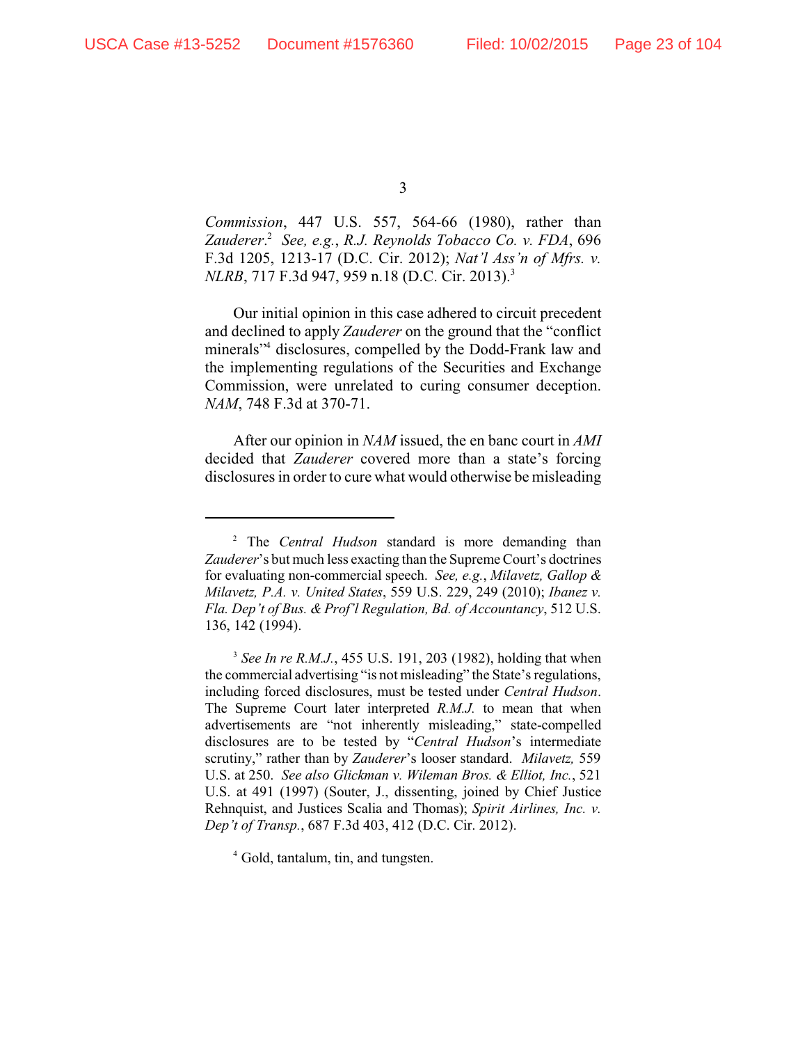*Commission*, 447 U.S. 557, 564-66 (1980), rather than *Zauderer*.[2] *See, e.g.*, *R.J. Reynolds Tobacco Co. v. FDA*, 696 F.3d 1205, 1213-17 (D.C. Cir. 2012); *Nat'l Ass'n of Mfrs. v. NLRB*, 717 F.3d 947, 959 n.18 (D.C. Cir. 2013).[3]

Our initial opinion in this case adhered to circuit precedent and declined to apply *Zauderer* on the ground that the "conflict minerals"[4] disclosures, compelled by the Dodd-Frank law and the implementing regulations of the Securities and Exchange Commission, were unrelated to curing consumer deception. *NAM*, 748 F.3d at 370-71.

After our opinion in *NAM* issued, the en banc court in *AMI* decided that *Zauderer* covered more than a state's forcing disclosures in order to cure what would otherwise be misleading

---

[2] The *Central Hudson* standard is more demanding than *Zauderer*'s but much less exacting than the Supreme Court's doctrines for evaluating non-commercial speech. *See, e.g.*, *Milavetz, Gallop & Milavetz, P.A. v. United States*, 559 U.S. 229, 249 (2010); *Ibanez v. Fla. Dep't of Bus. & Prof'l Regulation, Bd. of Accountancy*, 512 U.S. 136, 142 (1994).

[3] *See In re R.M.J.*, 455 U.S. 191, 203 (1982), holding that when the commercial advertising "is not misleading" the State's regulations, including forced disclosures, must be tested under *Central Hudson*. The Supreme Court later interpreted *R.M.J.* to mean that when advertisements are "not inherently misleading," state-compelled disclosures are to be tested by "*Central Hudson*'s intermediate scrutiny," rather than by *Zauderer*'s looser standard. *Milavetz,* 559 U.S. at 250. *See also Glickman v. Wileman Bros. & Elliot, Inc.*, 521 U.S. at 491 (1997) (Souter, J., dissenting, joined by Chief Justice Rehnquist, and Justices Scalia and Thomas); *Spirit Airlines, Inc. v. Dep't of Transp.*, 687 F.3d 403, 412 (D.C. Cir. 2012).

[4] Gold, tantalum, tin, and tungsten.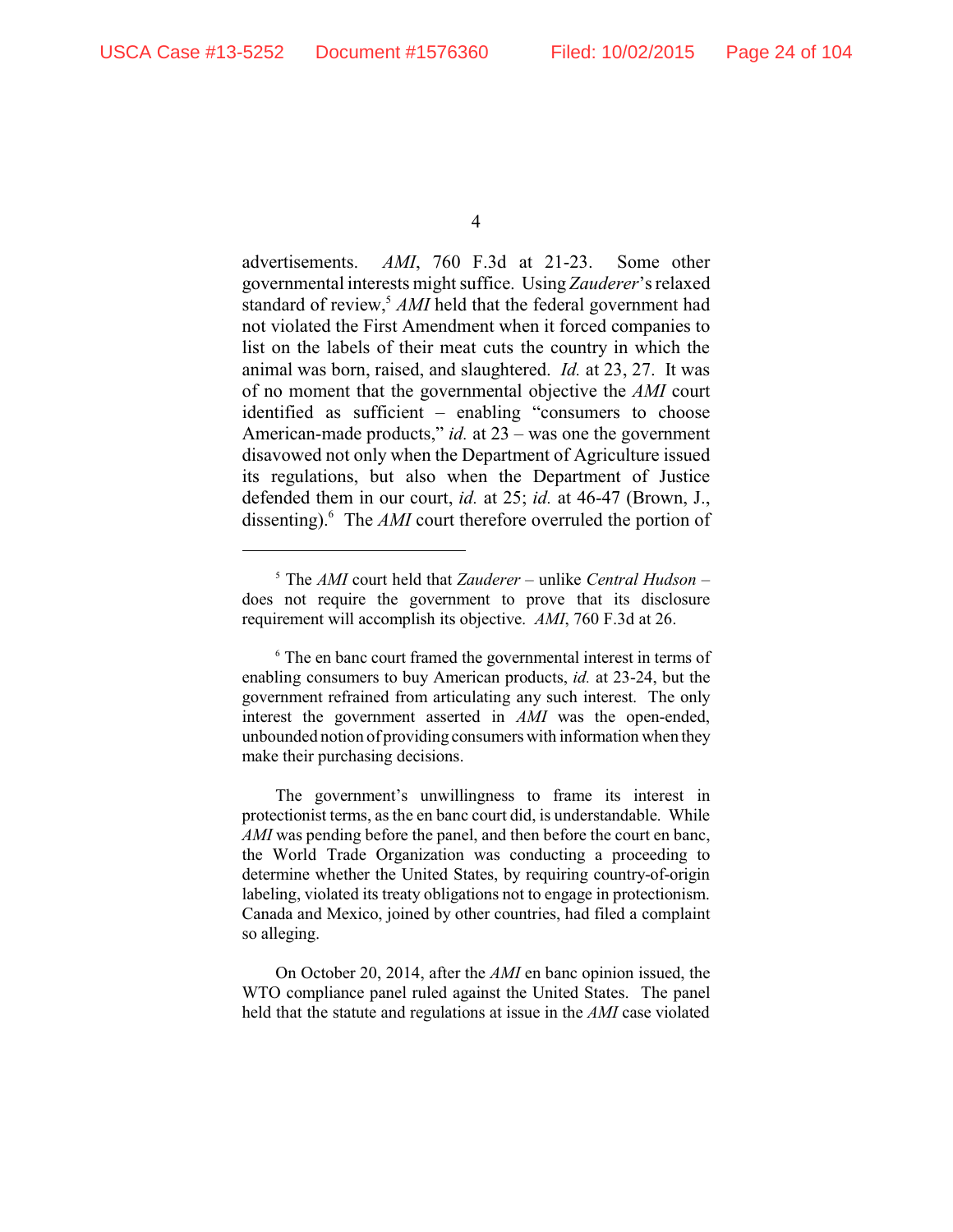advertisements. *AMI*, 760 F.3d at 21-23. Some other governmental interests might suffice. Using *Zauderer*'s relaxed standard of review,[5] *AMI* held that the federal government had not violated the First Amendment when it forced companies to list on the labels of their meat cuts the country in which the animal was born, raised, and slaughtered. *Id.* at 23, 27. It was of no moment that the governmental objective the *AMI* court identified as sufficient – enabling "consumers to choose American-made products," *id.* at 23 – was one the government disavowed not only when the Department of Agriculture issued its regulations, but also when the Department of Justice defended them in our court, *id.* at 25; *id.* at 46-47 (Brown, J., dissenting).[6] The *AMI* court therefore overruled the portion of

---

[5] The *AMI* court held that *Zauderer* – unlike *Central Hudson* – does not require the government to prove that its disclosure requirement will accomplish its objective. *AMI*, 760 F.3d at 26.

[6] The en banc court framed the governmental interest in terms of enabling consumers to buy American products, *id.* at 23-24, but the government refrained from articulating any such interest. The only interest the government asserted in *AMI* was the open-ended, unbounded notion of providing consumers with information when they make their purchasing decisions.

The government's unwillingness to frame its interest in protectionist terms, as the en banc court did, is understandable. While *AMI* was pending before the panel, and then before the court en banc, the World Trade Organization was conducting a proceeding to determine whether the United States, by requiring country-of-origin labeling, violated its treaty obligations not to engage in protectionism. Canada and Mexico, joined by other countries, had filed a complaint so alleging.

On October 20, 2014, after the *AMI* en banc opinion issued, the WTO compliance panel ruled against the United States. The panel held that the statute and regulations at issue in the *AMI* case violated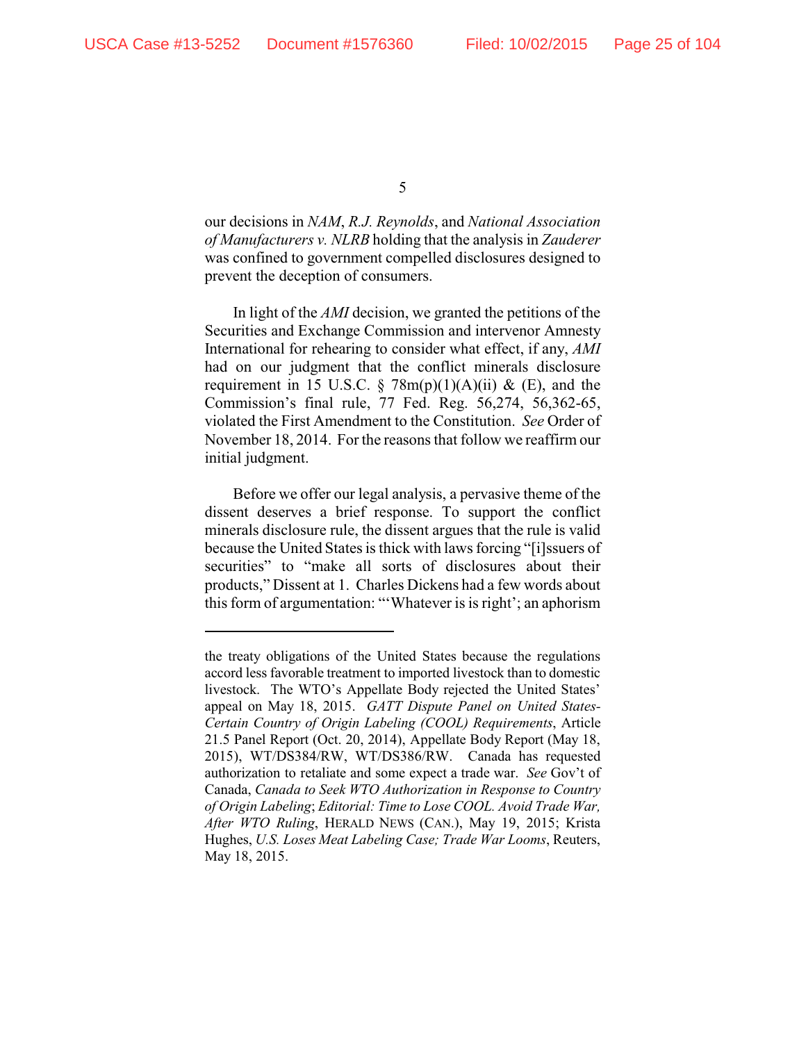our decisions in *NAM*, *R.J. Reynolds*, and *National Association of Manufacturers v. NLRB* holding that the analysis in *Zauderer* was confined to government compelled disclosures designed to prevent the deception of consumers.

In light of the *AMI* decision, we granted the petitions of the Securities and Exchange Commission and intervenor Amnesty International for rehearing to consider what effect, if any, *AMI* had on our judgment that the conflict minerals disclosure requirement in 15 U.S.C. § 78m(p)(1)(A)(ii) & (E), and the Commission's final rule, 77 Fed. Reg. 56,274, 56,362-65, violated the First Amendment to the Constitution. *See* Order of November 18, 2014. For the reasons that follow we reaffirm our initial judgment.

Before we offer our legal analysis, a pervasive theme of the dissent deserves a brief response. To support the conflict minerals disclosure rule, the dissent argues that the rule is valid because the United States is thick with laws forcing "[i]ssuers of securities" to "make all sorts of disclosures about their products," Dissent at 1. Charles Dickens had a few words about this form of argumentation: "'Whatever is is right'; an aphorism

---

the treaty obligations of the United States because the regulations accord less favorable treatment to imported livestock than to domestic livestock. The WTO's Appellate Body rejected the United States' appeal on May 18, 2015. *GATT Dispute Panel on United States-Certain Country of Origin Labeling (COOL) Requirements*, Article 21.5 Panel Report (Oct. 20, 2014), Appellate Body Report (May 18, 2015), WT/DS384/RW, WT/DS386/RW. Canada has requested authorization to retaliate and some expect a trade war. *See* Gov't of Canada, *Canada to Seek WTO Authorization in Response to Country of Origin Labeling*; *Editorial: Time to Lose COOL. Avoid Trade War, After WTO Ruling*, HERALD NEWS (CAN.), May 19, 2015; Krista Hughes, *U.S. Loses Meat Labeling Case; Trade War Looms*, Reuters, May 18, 2015.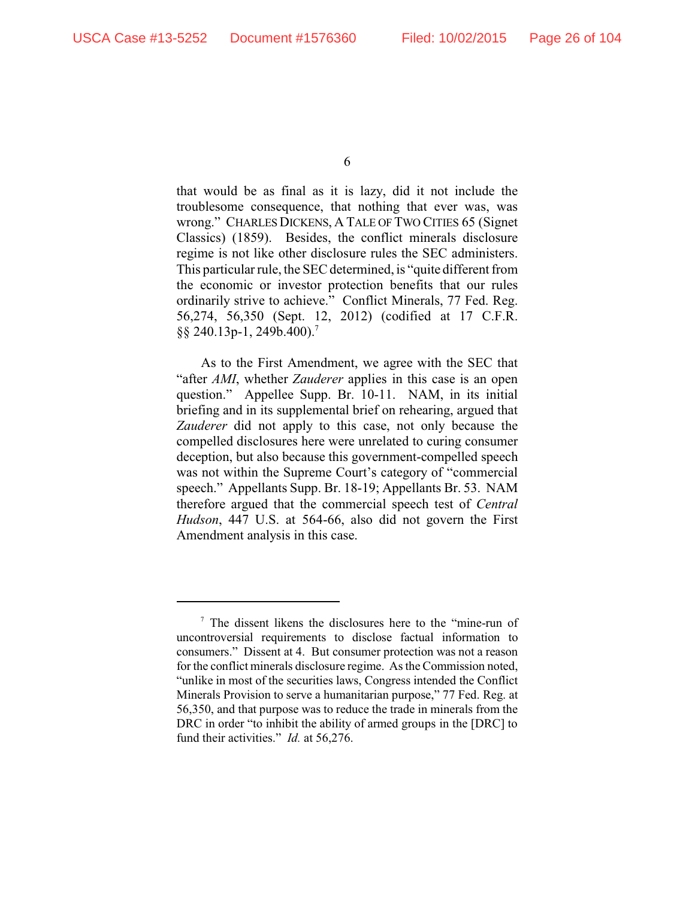that would be as final as it is lazy, did it not include the troublesome consequence, that nothing that ever was, was wrong." CHARLES DICKENS, A TALE OF TWO CITIES 65 (Signet Classics) (1859). Besides, the conflict minerals disclosure regime is not like other disclosure rules the SEC administers. This particular rule, the SEC determined, is "quite different from the economic or investor protection benefits that our rules ordinarily strive to achieve." Conflict Minerals, 77 Fed. Reg. 56,274, 56,350 (Sept. 12, 2012) (codified at 17 C.F.R. §§ 240.13p-1, 249b.400).[7]

As to the First Amendment, we agree with the SEC that "after *AMI*, whether *Zauderer* applies in this case is an open question." Appellee Supp. Br. 10-11. NAM, in its initial briefing and in its supplemental brief on rehearing, argued that *Zauderer* did not apply to this case, not only because the compelled disclosures here were unrelated to curing consumer deception, but also because this government-compelled speech was not within the Supreme Court's category of "commercial speech." Appellants Supp. Br. 18-19; Appellants Br. 53. NAM therefore argued that the commercial speech test of *Central Hudson*, 447 U.S. at 564-66, also did not govern the First Amendment analysis in this case.

---

[7] The dissent likens the disclosures here to the "mine-run of uncontroversial requirements to disclose factual information to consumers." Dissent at 4. But consumer protection was not a reason for the conflict minerals disclosure regime. As the Commission noted, "unlike in most of the securities laws, Congress intended the Conflict Minerals Provision to serve a humanitarian purpose," 77 Fed. Reg. at 56,350, and that purpose was to reduce the trade in minerals from the DRC in order "to inhibit the ability of armed groups in the [DRC] to fund their activities." *Id.* at 56,276.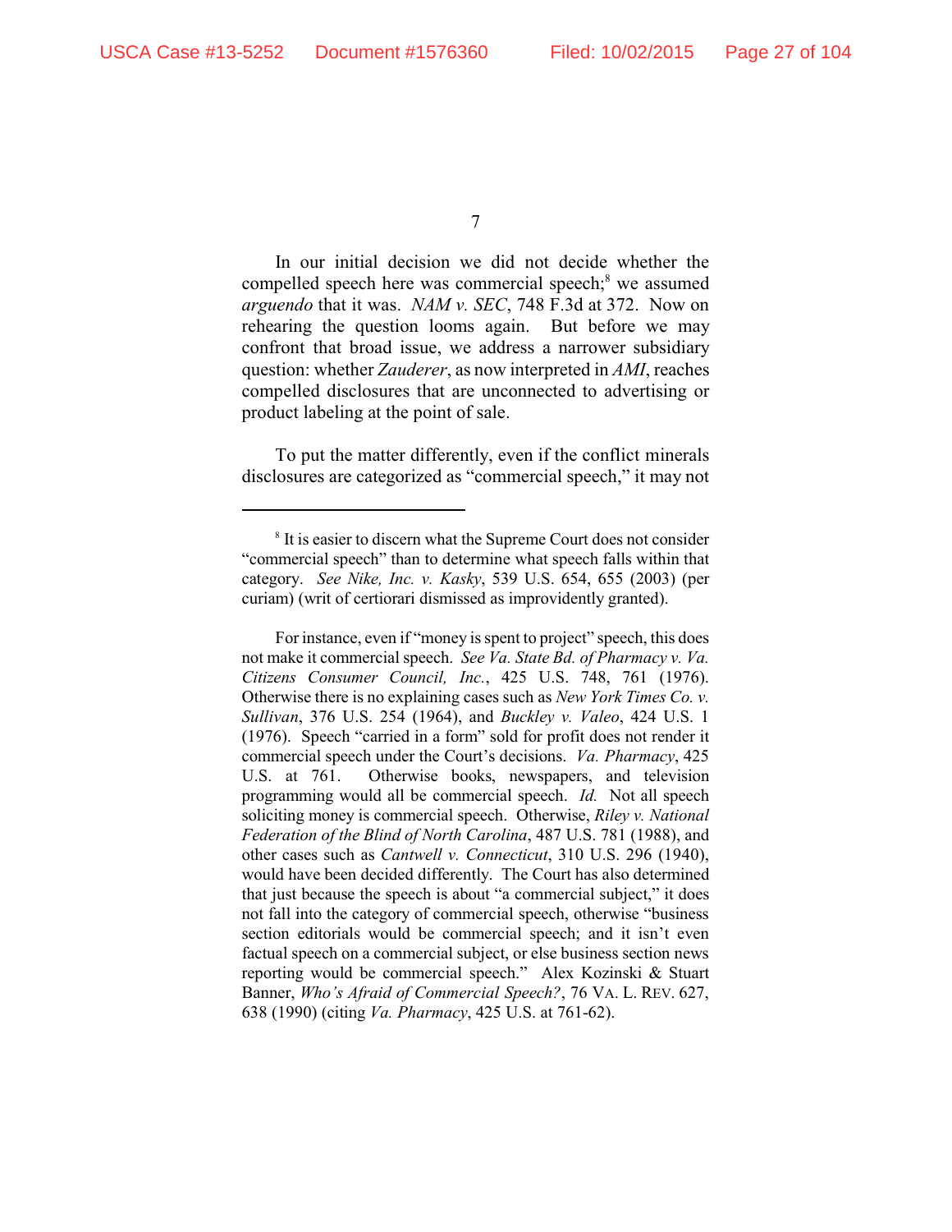In our initial decision we did not decide whether the compelled speech here was commercial speech;[8] we assumed *arguendo* that it was. *NAM v. SEC*, 748 F.3d at 372. Now on rehearing the question looms again. But before we may confront that broad issue, we address a narrower subsidiary question: whether *Zauderer*, as now interpreted in *AMI*, reaches compelled disclosures that are unconnected to advertising or product labeling at the point of sale.

To put the matter differently, even if the conflict minerals disclosures are categorized as "commercial speech," it may not

---

[8] It is easier to discern what the Supreme Court does not consider "commercial speech" than to determine what speech falls within that category. *See Nike, Inc. v. Kasky*, 539 U.S. 654, 655 (2003) (per curiam) (writ of certiorari dismissed as improvidently granted).

For instance, even if "money is spent to project" speech, this does not make it commercial speech. *See Va. State Bd. of Pharmacy v. Va. Citizens Consumer Council, Inc.*, 425 U.S. 748, 761 (1976). Otherwise there is no explaining cases such as *New York Times Co. v. Sullivan*, 376 U.S. 254 (1964), and *Buckley v. Valeo*, 424 U.S. 1 (1976). Speech "carried in a form" sold for profit does not render it commercial speech under the Court's decisions. *Va. Pharmacy*, 425 U.S. at 761. Otherwise books, newspapers, and television programming would all be commercial speech. *Id.* Not all speech soliciting money is commercial speech. Otherwise, *Riley v. National Federation of the Blind of North Carolina*, 487 U.S. 781 (1988), and other cases such as *Cantwell v. Connecticut*, 310 U.S. 296 (1940), would have been decided differently. The Court has also determined that just because the speech is about "a commercial subject," it does not fall into the category of commercial speech, otherwise "business section editorials would be commercial speech; and it isn't even factual speech on a commercial subject, or else business section news reporting would be commercial speech." Alex Kozinski & Stuart Banner, *Who's Afraid of Commercial Speech?*, 76 VA. L. REV. 627, 638 (1990) (citing *Va. Pharmacy*, 425 U.S. at 761-62).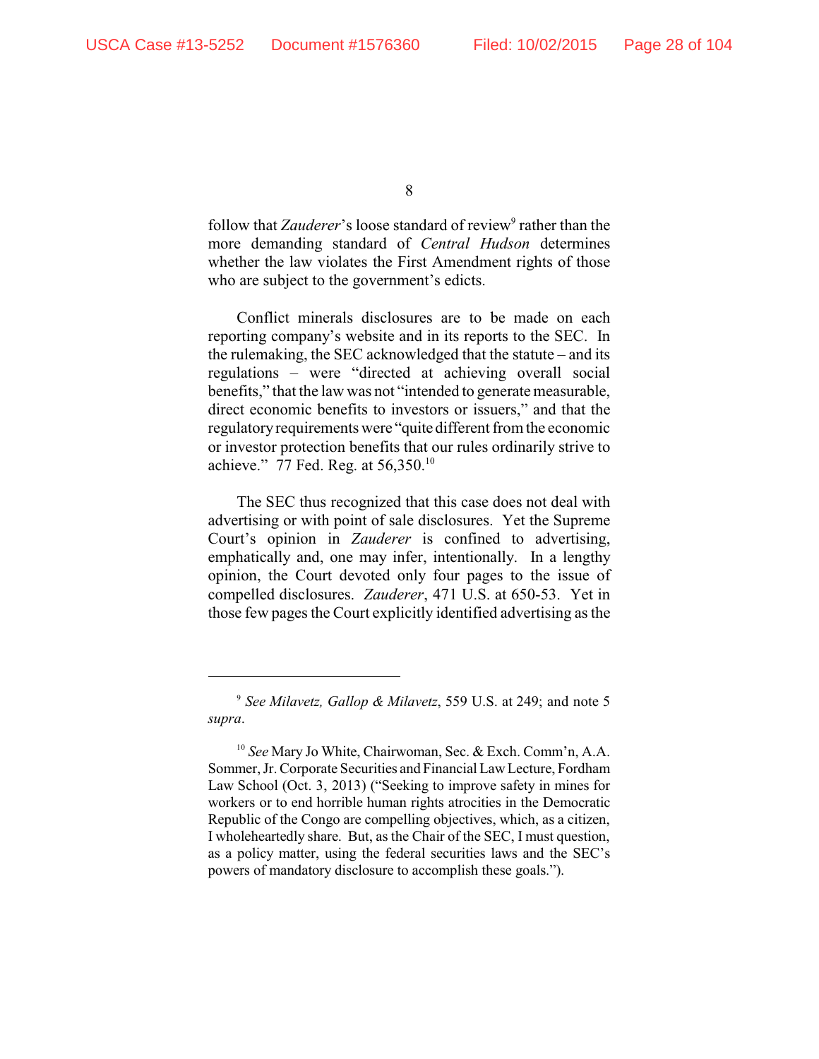follow that *Zauderer*'s loose standard of review[9] rather than the more demanding standard of *Central Hudson* determines whether the law violates the First Amendment rights of those who are subject to the government's edicts.

Conflict minerals disclosures are to be made on each reporting company's website and in its reports to the SEC. In the rulemaking, the SEC acknowledged that the statute – and its regulations – were "directed at achieving overall social benefits," that the law was not "intended to generate measurable, direct economic benefits to investors or issuers," and that the regulatory requirements were "quite different from the economic or investor protection benefits that our rules ordinarily strive to achieve." 77 Fed. Reg. at 56,350.[10]

The SEC thus recognized that this case does not deal with advertising or with point of sale disclosures. Yet the Supreme Court's opinion in *Zauderer* is confined to advertising, emphatically and, one may infer, intentionally. In a lengthy opinion, the Court devoted only four pages to the issue of compelled disclosures. *Zauderer*, 471 U.S. at 650-53. Yet in those few pages the Court explicitly identified advertising as the

---

[9] *See Milavetz, Gallop & Milavetz*, 559 U.S. at 249; and note 5 *supra*.

[10] *See* Mary Jo White, Chairwoman, Sec. & Exch. Comm'n, A.A. Sommer, Jr. Corporate Securities and Financial Law Lecture, Fordham Law School (Oct. 3, 2013) ("Seeking to improve safety in mines for workers or to end horrible human rights atrocities in the Democratic Republic of the Congo are compelling objectives, which, as a citizen, I wholeheartedly share. But, as the Chair of the SEC, I must question, as a policy matter, using the federal securities laws and the SEC's powers of mandatory disclosure to accomplish these goals.").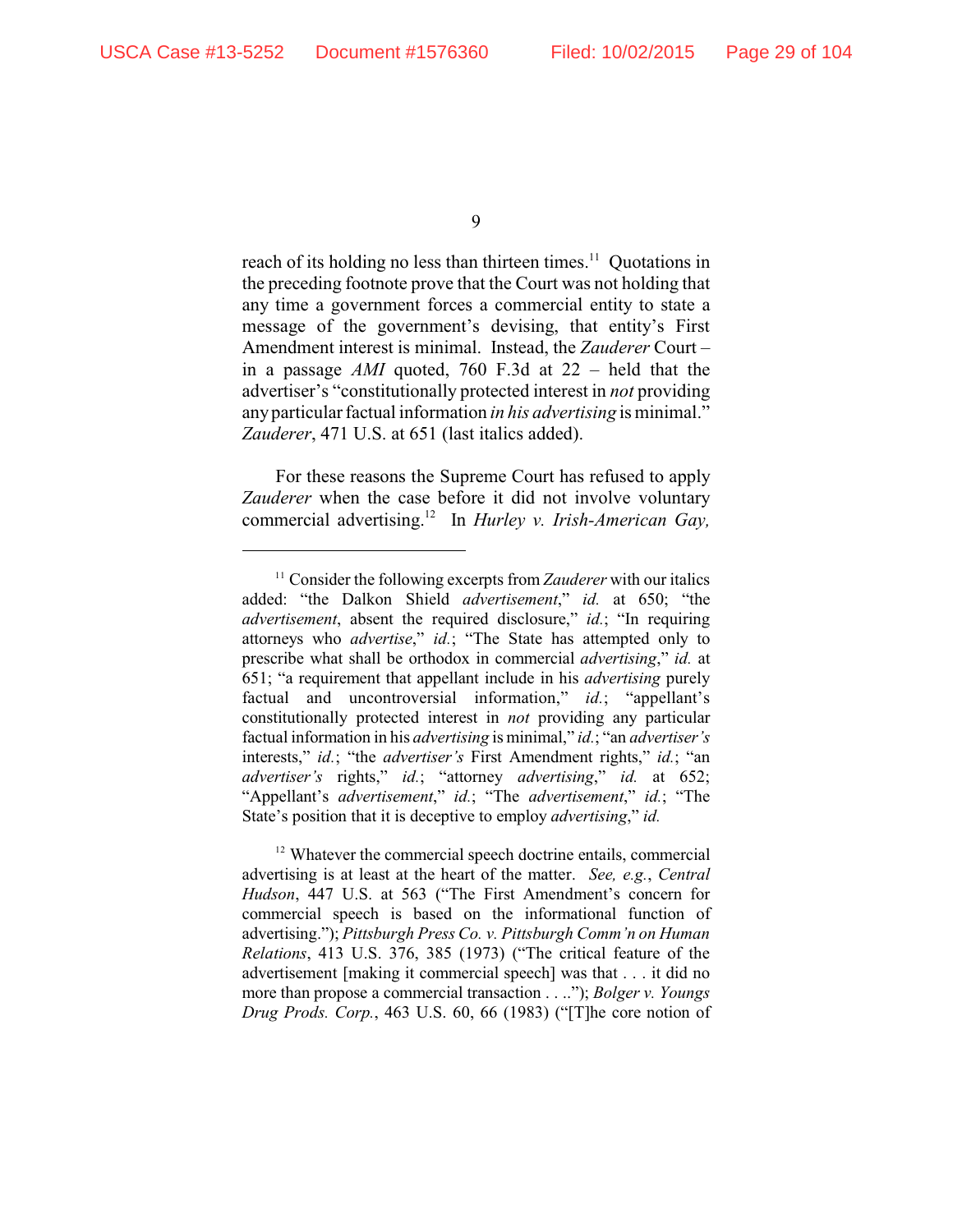reach of its holding no less than thirteen times.[11] Quotations in the preceding footnote prove that the Court was not holding that any time a government forces a commercial entity to state a message of the government's devising, that entity's First Amendment interest is minimal. Instead, the *Zauderer* Court – in a passage *AMI* quoted, 760 F.3d at 22 – held that the advertiser's "constitutionally protected interest in *not* providing any particular factual information *in his advertising* is minimal." *Zauderer*, 471 U.S. at 651 (last italics added).

For these reasons the Supreme Court has refused to apply *Zauderer* when the case before it did not involve voluntary commercial advertising.[12] In *Hurley v. Irish-American Gay,*

---

[11] Consider the following excerpts from *Zauderer* with our italics added: "the Dalkon Shield *advertisement*," *id.* at 650; "the *advertisement*, absent the required disclosure," *id.*; "In requiring attorneys who *advertise*," *id.*; "The State has attempted only to prescribe what shall be orthodox in commercial *advertising*," *id.* at 651; "a requirement that appellant include in his *advertising* purely factual and uncontroversial information," *id.*; "appellant's constitutionally protected interest in *not* providing any particular factual information in his *advertising* is minimal," *id.*; "an *advertiser's* interests," *id.*; "the *advertiser's* First Amendment rights," *id.*; "an *advertiser's* rights," *id.*; "attorney *advertising*," *id.* at 652; "Appellant's *advertisement*," *id.*; "The *advertisement*," *id.*; "The State's position that it is deceptive to employ *advertising*," *id.*

[12] Whatever the commercial speech doctrine entails, commercial advertising is at least at the heart of the matter. *See, e.g.*, *Central Hudson*, 447 U.S. at 563 ("The First Amendment's concern for commercial speech is based on the informational function of advertising."); *Pittsburgh Press Co. v. Pittsburgh Comm'n on Human Relations*, 413 U.S. 376, 385 (1973) ("The critical feature of the advertisement [making it commercial speech] was that . . . it did no more than propose a commercial transaction . . .."); *Bolger v. Youngs Drug Prods. Corp.*, 463 U.S. 60, 66 (1983) ("[T]he core notion of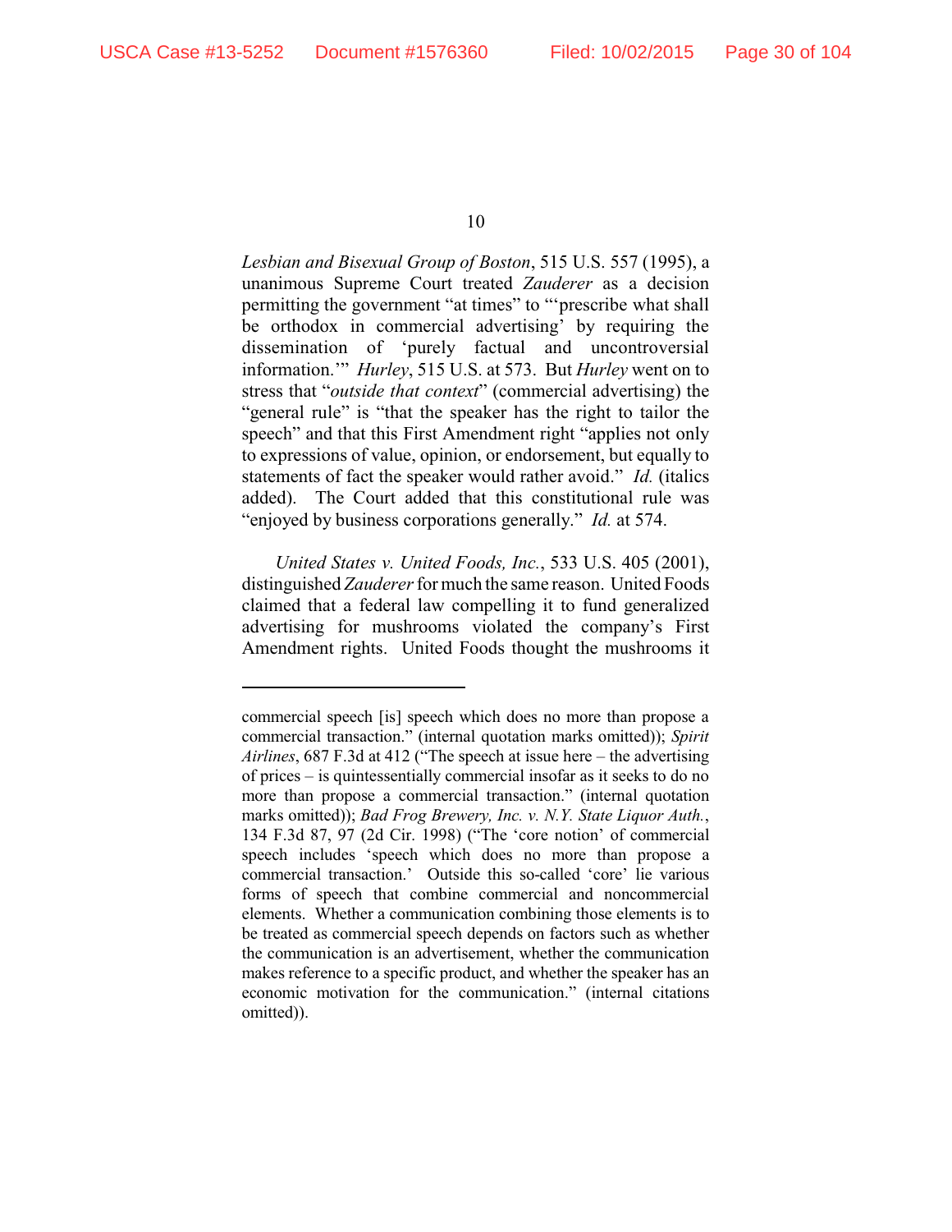*Lesbian and Bisexual Group of Boston*, 515 U.S. 557 (1995), a unanimous Supreme Court treated *Zauderer* as a decision permitting the government "at times" to "'prescribe what shall be orthodox in commercial advertising' by requiring the dissemination of 'purely factual and uncontroversial information.'" *Hurley*, 515 U.S. at 573. But *Hurley* went on to stress that "*outside that context*" (commercial advertising) the "general rule" is "that the speaker has the right to tailor the speech" and that this First Amendment right "applies not only to expressions of value, opinion, or endorsement, but equally to statements of fact the speaker would rather avoid." *Id.* (italics added). The Court added that this constitutional rule was "enjoyed by business corporations generally." *Id.* at 574.

*United States v. United Foods, Inc.*, 533 U.S. 405 (2001), distinguished *Zauderer* for much the same reason. United Foods claimed that a federal law compelling it to fund generalized advertising for mushrooms violated the company's First Amendment rights. United Foods thought the mushrooms it

---

commercial speech [is] speech which does no more than propose a commercial transaction." (internal quotation marks omitted)); *Spirit Airlines*, 687 F.3d at 412 ("The speech at issue here – the advertising of prices – is quintessentially commercial insofar as it seeks to do no more than propose a commercial transaction." (internal quotation marks omitted)); *Bad Frog Brewery, Inc. v. N.Y. State Liquor Auth.*, 134 F.3d 87, 97 (2d Cir. 1998) ("The 'core notion' of commercial speech includes 'speech which does no more than propose a commercial transaction.' Outside this so-called 'core' lie various forms of speech that combine commercial and noncommercial elements. Whether a communication combining those elements is to be treated as commercial speech depends on factors such as whether the communication is an advertisement, whether the communication makes reference to a specific product, and whether the speaker has an economic motivation for the communication." (internal citations omitted)).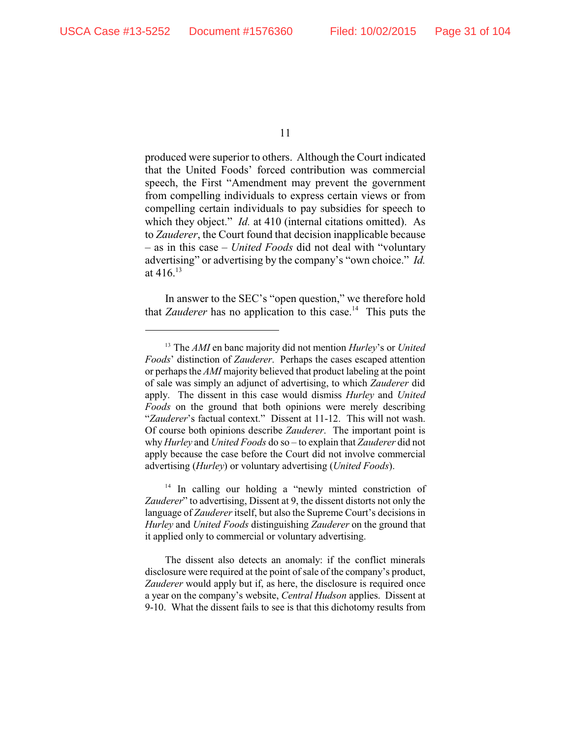produced were superior to others. Although the Court indicated that the United Foods' forced contribution was commercial speech, the First "Amendment may prevent the government from compelling individuals to express certain views or from compelling certain individuals to pay subsidies for speech to which they object." *Id.* at 410 (internal citations omitted). As to *Zauderer*, the Court found that decision inapplicable because – as in this case – *United Foods* did not deal with "voluntary advertising" or advertising by the company's "own choice." *Id.* at 416.[13]

In answer to the SEC's "open question," we therefore hold that *Zauderer* has no application to this case.[14] This puts the

---

[13] The *AMI* en banc majority did not mention *Hurley*'s or *United Foods*' distinction of *Zauderer*. Perhaps the cases escaped attention or perhaps the *AMI* majority believed that product labeling at the point of sale was simply an adjunct of advertising, to which *Zauderer* did apply. The dissent in this case would dismiss *Hurley* and *United Foods* on the ground that both opinions were merely describing "*Zauderer*'s factual context." Dissent at 11-12. This will not wash. Of course both opinions describe *Zauderer*. The important point is why *Hurley* and *United Foods* do so – to explain that *Zauderer* did not apply because the case before the Court did not involve commercial advertising (*Hurley*) or voluntary advertising (*United Foods*).

[14] In calling our holding a "newly minted constriction of *Zauderer*" to advertising, Dissent at 9, the dissent distorts not only the language of *Zauderer* itself, but also the Supreme Court's decisions in *Hurley* and *United Foods* distinguishing *Zauderer* on the ground that it applied only to commercial or voluntary advertising.

The dissent also detects an anomaly: if the conflict minerals disclosure were required at the point of sale of the company's product, *Zauderer* would apply but if, as here, the disclosure is required once a year on the company's website, *Central Hudson* applies. Dissent at 9-10. What the dissent fails to see is that this dichotomy results from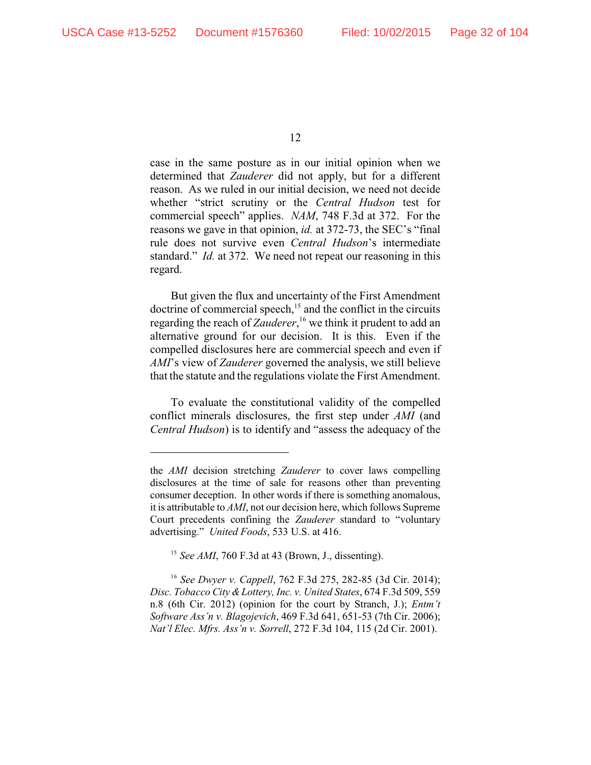case in the same posture as in our initial opinion when we determined that *Zauderer* did not apply, but for a different reason. As we ruled in our initial decision, we need not decide whether "strict scrutiny or the *Central Hudson* test for commercial speech" applies. *NAM*, 748 F.3d at 372. For the reasons we gave in that opinion, *id.* at 372-73, the SEC's "final rule does not survive even *Central Hudson*'s intermediate standard." *Id.* at 372. We need not repeat our reasoning in this regard.

But given the flux and uncertainty of the First Amendment doctrine of commercial speech,[15] and the conflict in the circuits regarding the reach of *Zauderer*,[16] we think it prudent to add an alternative ground for our decision. It is this. Even if the compelled disclosures here are commercial speech and even if *AMI*'s view of *Zauderer* governed the analysis, we still believe that the statute and the regulations violate the First Amendment.

To evaluate the constitutional validity of the compelled conflict minerals disclosures, the first step under *AMI* (and *Central Hudson*) is to identify and "assess the adequacy of the

---

the *AMI* decision stretching *Zauderer* to cover laws compelling disclosures at the time of sale for reasons other than preventing consumer deception. In other words if there is something anomalous, it is attributable to *AMI*, not our decision here, which follows Supreme Court precedents confining the *Zauderer* standard to "voluntary advertising." *United Foods*, 533 U.S. at 416.

[15] *See AMI*, 760 F.3d at 43 (Brown, J., dissenting).

[16] *See Dwyer v. Cappell*, 762 F.3d 275, 282-85 (3d Cir. 2014); *Disc. Tobacco City & Lottery, Inc. v. United States*, 674 F.3d 509, 559 n.8 (6th Cir. 2012) (opinion for the court by Stranch, J.); *Entm't Software Ass'n v. Blagojevich*, 469 F.3d 641, 651-53 (7th Cir. 2006); *Nat'l Elec. Mfrs. Ass'n v. Sorrell*, 272 F.3d 104, 115 (2d Cir. 2001).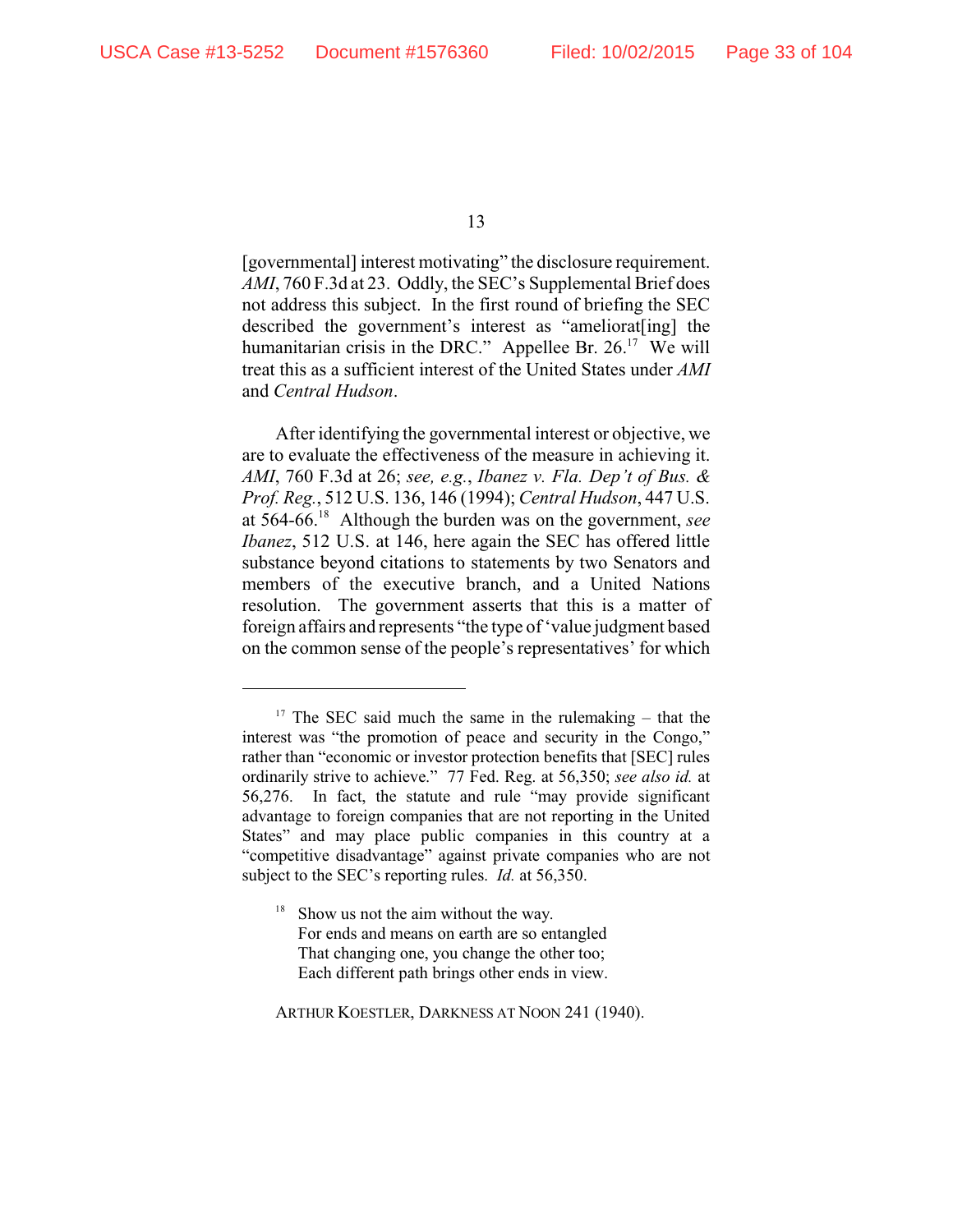[governmental] interest motivating" the disclosure requirement. *AMI*, 760 F.3d at 23. Oddly, the SEC's Supplemental Brief does not address this subject. In the first round of briefing the SEC described the government's interest as "ameliorat[ing] the humanitarian crisis in the DRC." Appellee Br. 26.[17] We will treat this as a sufficient interest of the United States under *AMI* and *Central Hudson*.

After identifying the governmental interest or objective, we are to evaluate the effectiveness of the measure in achieving it. *AMI*, 760 F.3d at 26; *see, e.g.*, *Ibanez v. Fla. Dep't of Bus. & Prof. Reg.*, 512 U.S. 136, 146 (1994); *Central Hudson*, 447 U.S. at 564-66.[18] Although the burden was on the government, *see Ibanez*, 512 U.S. at 146, here again the SEC has offered little substance beyond citations to statements by two Senators and members of the executive branch, and a United Nations resolution. The government asserts that this is a matter of foreign affairs and represents "the type of 'value judgment based on the common sense of the people's representatives' for which

---

[17] The SEC said much the same in the rulemaking – that the interest was "the promotion of peace and security in the Congo," rather than "economic or investor protection benefits that [SEC] rules ordinarily strive to achieve." 77 Fed. Reg. at 56,350; *see also id.* at 56,276. In fact, the statute and rule "may provide significant advantage to foreign companies that are not reporting in the United States" and may place public companies in this country at a "competitive disadvantage" against private companies who are not subject to the SEC's reporting rules. *Id.* at 56,350.

[18] Show us not the aim without the way.
For ends and means on earth are so entangled
That changing one, you change the other too;
Each different path brings other ends in view.

ARTHUR KOESTLER, DARKNESS AT NOON 241 (1940).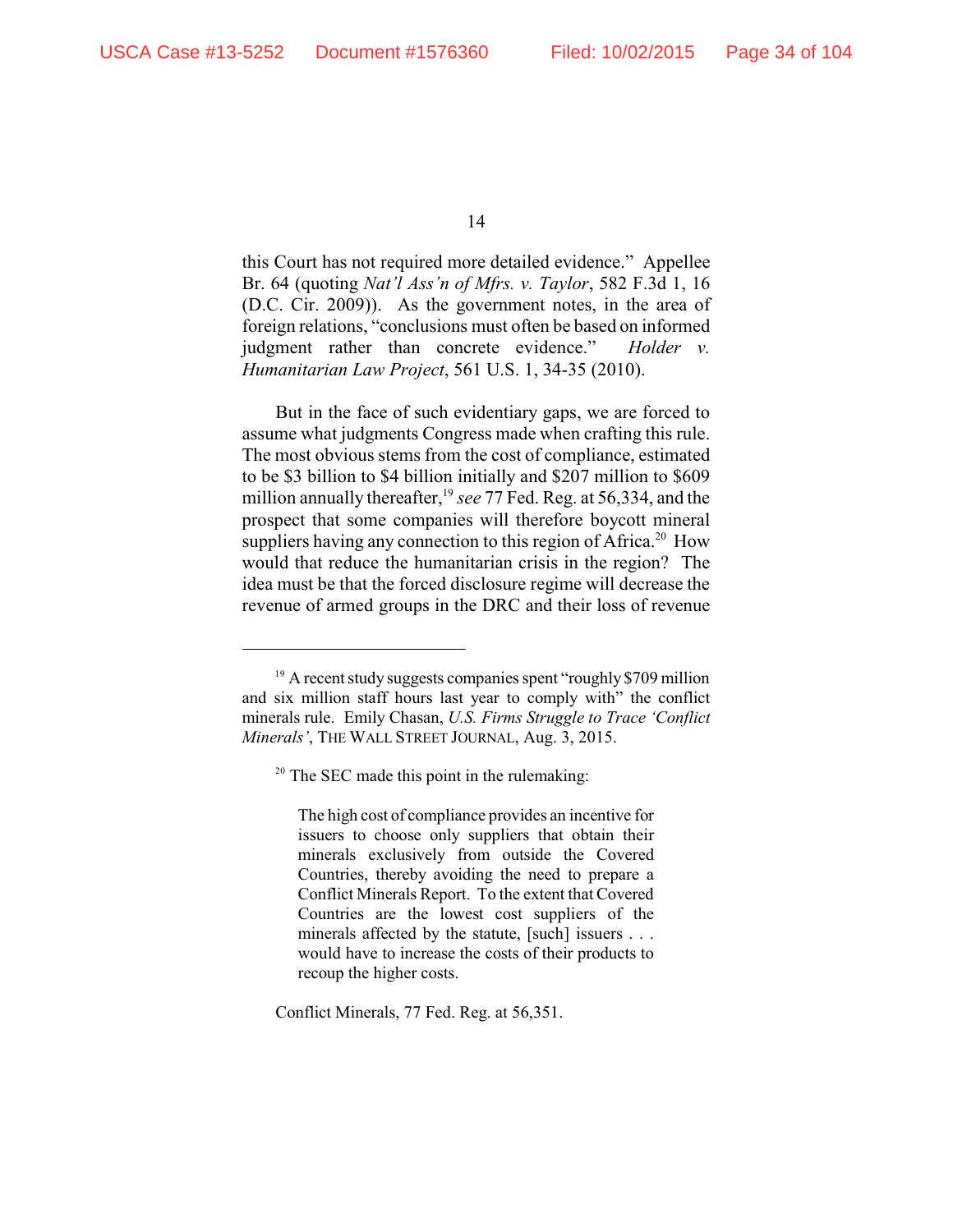this Court has not required more detailed evidence." Appellee Br. 64 (quoting *Nat'l Ass'n of Mfrs. v. Taylor*, 582 F.3d 1, 16 (D.C. Cir. 2009)). As the government notes, in the area of foreign relations, "conclusions must often be based on informed judgment rather than concrete evidence." *Holder v. Humanitarian Law Project*, 561 U.S. 1, 34-35 (2010).

But in the face of such evidentiary gaps, we are forced to assume what judgments Congress made when crafting this rule. The most obvious stems from the cost of compliance, estimated to be $3 billion to $4 billion initially and $207 million to $609 million annually thereafter,[19] *see* 77 Fed. Reg. at 56,334, and the prospect that some companies will therefore boycott mineral suppliers having any connection to this region of Africa.[20] How would that reduce the humanitarian crisis in the region? The idea must be that the forced disclosure regime will decrease the revenue of armed groups in the DRC and their loss of revenue

---

[19] A recent study suggests companies spent "roughly $709 million and six million staff hours last year to comply with" the conflict minerals rule. Emily Chasan, *U.S. Firms Struggle to Trace 'Conflict Minerals'*, THE WALL STREET JOURNAL, Aug. 3, 2015.

[20] The SEC made this point in the rulemaking:

> The high cost of compliance provides an incentive for issuers to choose only suppliers that obtain their minerals exclusively from outside the Covered Countries, thereby avoiding the need to prepare a Conflict Minerals Report. To the extent that Covered Countries are the lowest cost suppliers of the minerals affected by the statute, [such] issuers . . . would have to increase the costs of their products to recoup the higher costs.

Conflict Minerals, 77 Fed. Reg. at 56,351.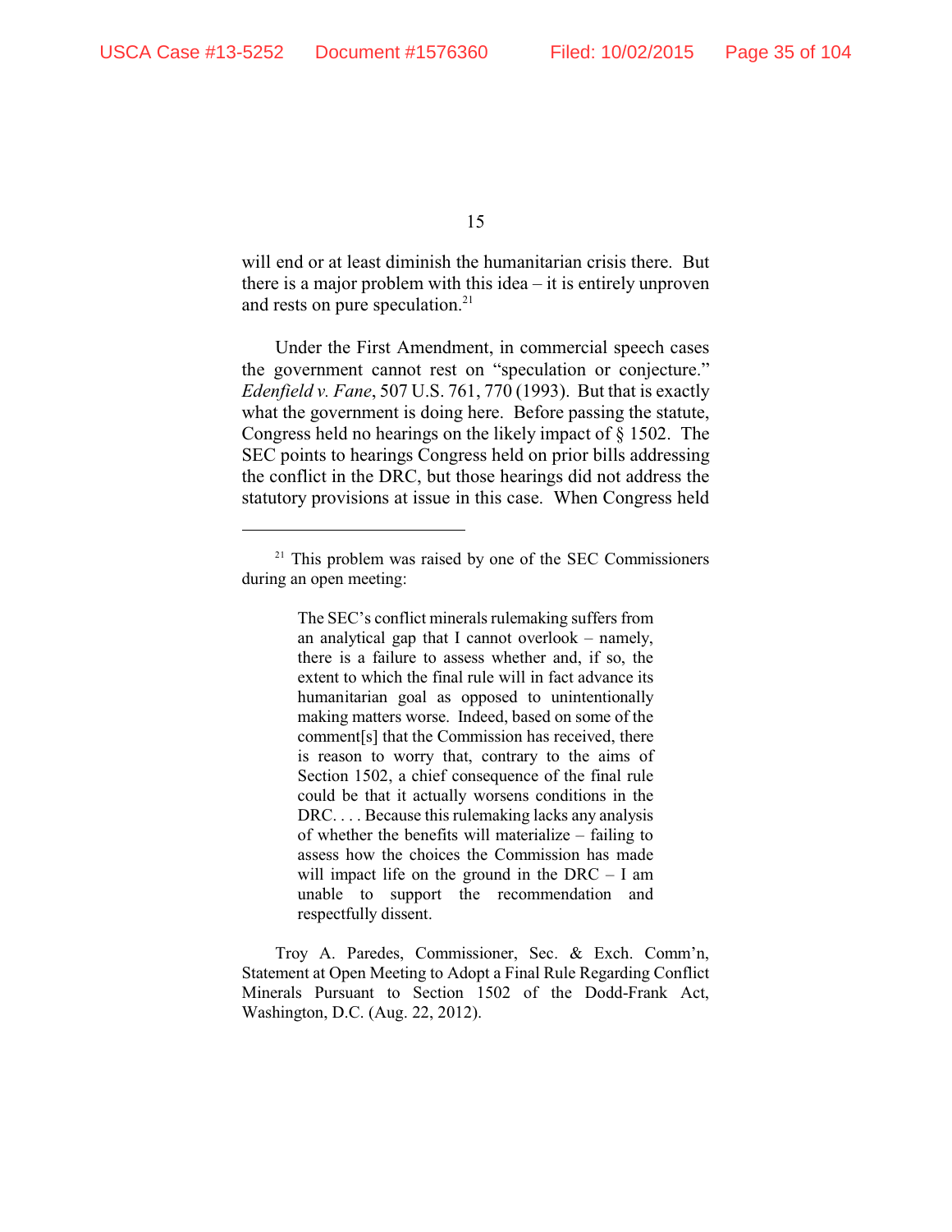will end or at least diminish the humanitarian crisis there. But there is a major problem with this idea – it is entirely unproven and rests on pure speculation.[21]

Under the First Amendment, in commercial speech cases the government cannot rest on "speculation or conjecture." *Edenfield v. Fane*, 507 U.S. 761, 770 (1993). But that is exactly what the government is doing here. Before passing the statute, Congress held no hearings on the likely impact of § 1502. The SEC points to hearings Congress held on prior bills addressing the conflict in the DRC, but those hearings did not address the statutory provisions at issue in this case. When Congress held

---

[21] This problem was raised by one of the SEC Commissioners during an open meeting:

> The SEC's conflict minerals rulemaking suffers from an analytical gap that I cannot overlook – namely, there is a failure to assess whether and, if so, the extent to which the final rule will in fact advance its humanitarian goal as opposed to unintentionally making matters worse. Indeed, based on some of the comment[s] that the Commission has received, there is reason to worry that, contrary to the aims of Section 1502, a chief consequence of the final rule could be that it actually worsens conditions in the DRC. . . . Because this rulemaking lacks any analysis of whether the benefits will materialize – failing to assess how the choices the Commission has made will impact life on the ground in the DRC – I am unable to support the recommendation and respectfully dissent.

Troy A. Paredes, Commissioner, Sec. & Exch. Comm'n, Statement at Open Meeting to Adopt a Final Rule Regarding Conflict Minerals Pursuant to Section 1502 of the Dodd-Frank Act, Washington, D.C. (Aug. 22, 2012).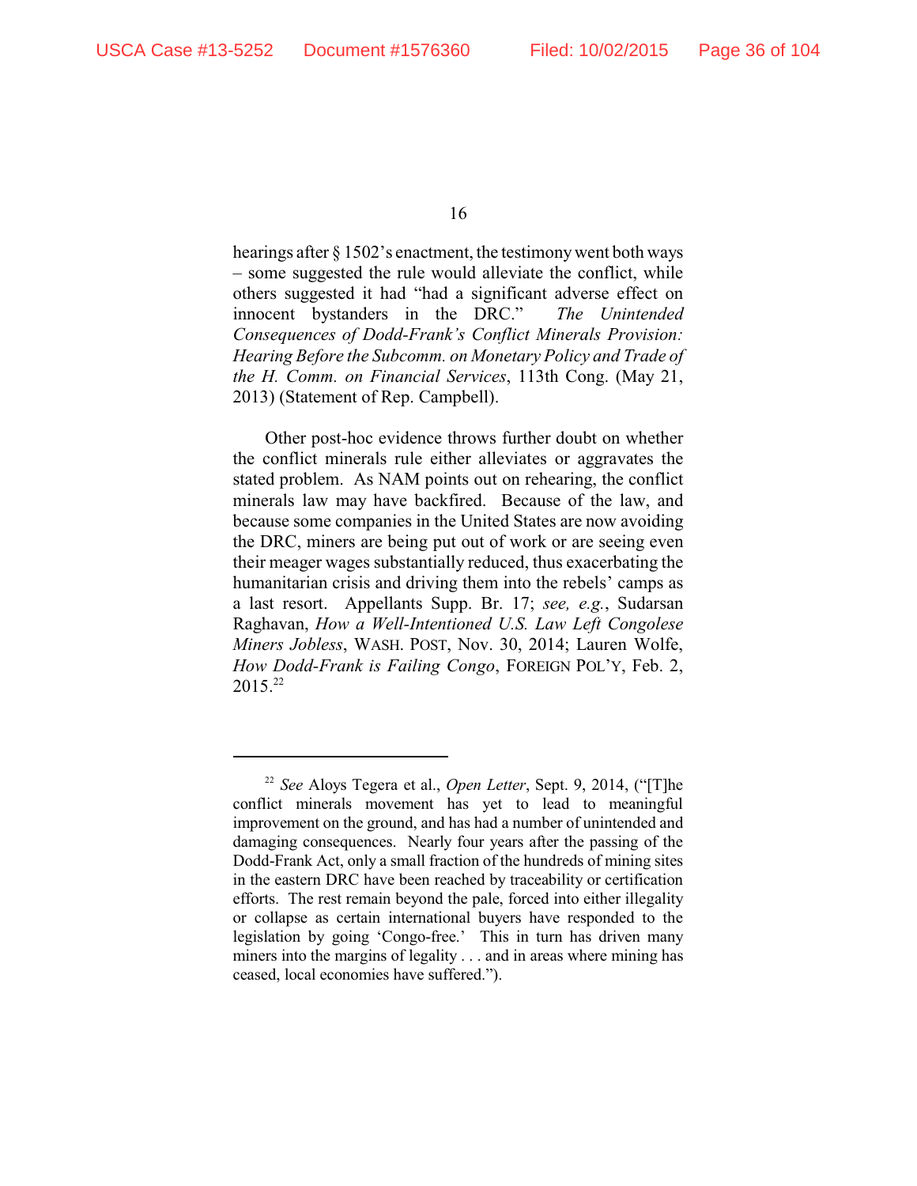hearings after § 1502's enactment, the testimony went both ways – some suggested the rule would alleviate the conflict, while others suggested it had "had a significant adverse effect on innocent bystanders in the DRC." *The Unintended Consequences of Dodd-Frank's Conflict Minerals Provision: Hearing Before the Subcomm. on Monetary Policy and Trade of the H. Comm. on Financial Services*, 113th Cong. (May 21, 2013) (Statement of Rep. Campbell).

Other post-hoc evidence throws further doubt on whether the conflict minerals rule either alleviates or aggravates the stated problem. As NAM points out on rehearing, the conflict minerals law may have backfired. Because of the law, and because some companies in the United States are now avoiding the DRC, miners are being put out of work or are seeing even their meager wages substantially reduced, thus exacerbating the humanitarian crisis and driving them into the rebels' camps as a last resort. Appellants Supp. Br. 17; *see, e.g.*, Sudarsan Raghavan, *How a Well-Intentioned U.S. Law Left Congolese Miners Jobless*, WASH. POST, Nov. 30, 2014; Lauren Wolfe, *How Dodd-Frank is Failing Congo*, FOREIGN POL'Y, Feb. 2, 2015.[22]

---

[22] *See* Aloys Tegera et al., *Open Letter*, Sept. 9, 2014, ("[T]he conflict minerals movement has yet to lead to meaningful improvement on the ground, and has had a number of unintended and damaging consequences. Nearly four years after the passing of the Dodd-Frank Act, only a small fraction of the hundreds of mining sites in the eastern DRC have been reached by traceability or certification efforts. The rest remain beyond the pale, forced into either illegality or collapse as certain international buyers have responded to the legislation by going 'Congo-free.' This in turn has driven many miners into the margins of legality . . . and in areas where mining has ceased, local economies have suffered.").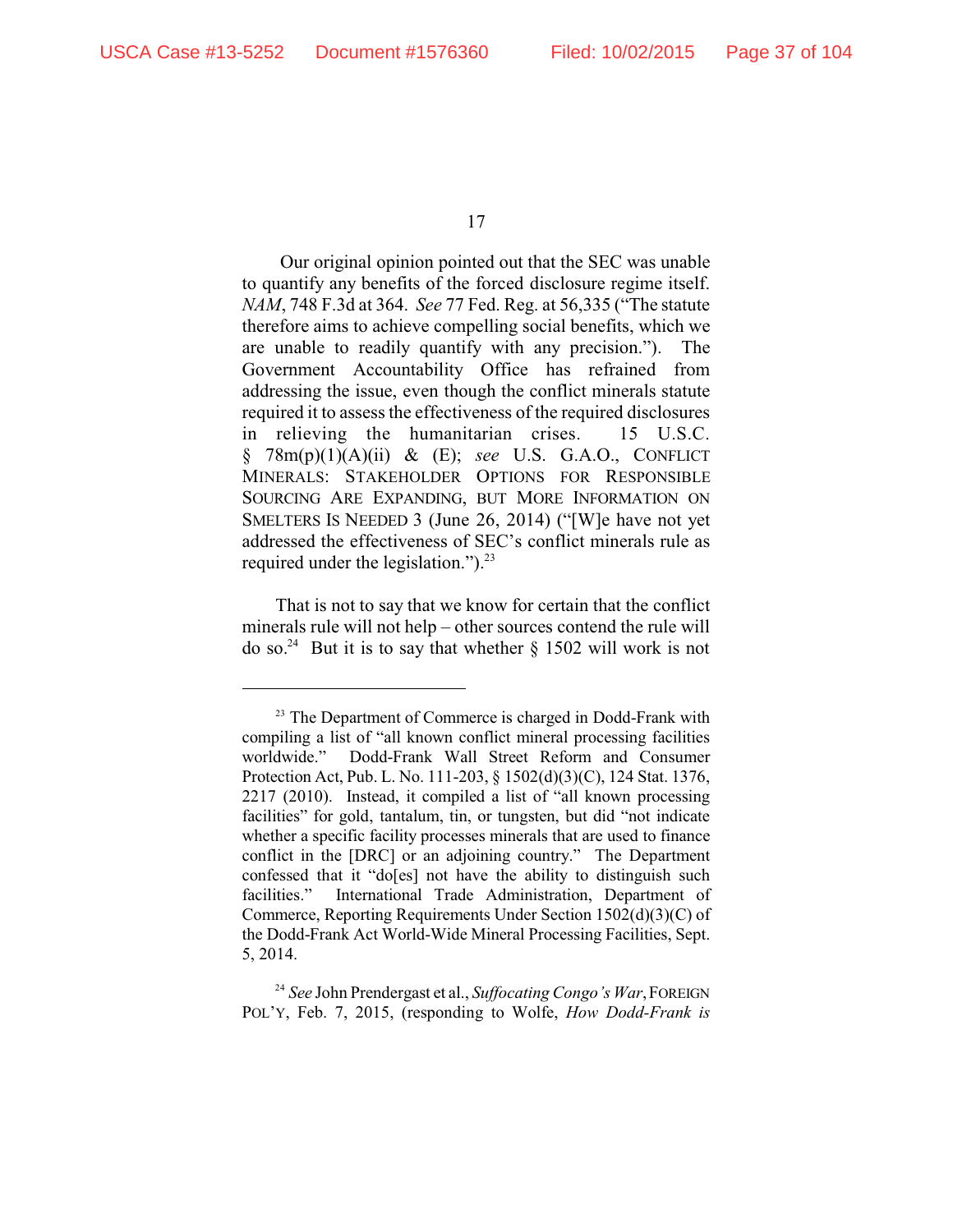Our original opinion pointed out that the SEC was unable to quantify any benefits of the forced disclosure regime itself. *NAM*, 748 F.3d at 364. *See* 77 Fed. Reg. at 56,335 ("The statute therefore aims to achieve compelling social benefits, which we are unable to readily quantify with any precision."). The Government Accountability Office has refrained from addressing the issue, even though the conflict minerals statute required it to assess the effectiveness of the required disclosures in relieving the humanitarian crises. 15 U.S.C. § 78m(p)(1)(A)(ii) & (E); *see* U.S. G.A.O., CONFLICT MINERALS: STAKEHOLDER OPTIONS FOR RESPONSIBLE SOURCING ARE EXPANDING, BUT MORE INFORMATION ON SMELTERS IS NEEDED 3 (June 26, 2014) ("[W]e have not yet addressed the effectiveness of SEC's conflict minerals rule as required under the legislation.").[23]

That is not to say that we know for certain that the conflict minerals rule will not help – other sources contend the rule will do so.[24] But it is to say that whether § 1502 will work is not

---

[23] The Department of Commerce is charged in Dodd-Frank with compiling a list of "all known conflict mineral processing facilities worldwide." Dodd-Frank Wall Street Reform and Consumer Protection Act, Pub. L. No. 111-203, § 1502(d)(3)(C), 124 Stat. 1376, 2217 (2010). Instead, it compiled a list of "all known processing facilities" for gold, tantalum, tin, or tungsten, but did "not indicate whether a specific facility processes minerals that are used to finance conflict in the [DRC] or an adjoining country." The Department confessed that it "do[es] not have the ability to distinguish such facilities." International Trade Administration, Department of Commerce, Reporting Requirements Under Section 1502(d)(3)(C) of the Dodd-Frank Act World-Wide Mineral Processing Facilities, Sept. 5, 2014.

[24] *See* John Prendergast et al., *Suffocating Congo's War*, FOREIGN POL'Y, Feb. 7, 2015, (responding to Wolfe, *How Dodd-Frank is*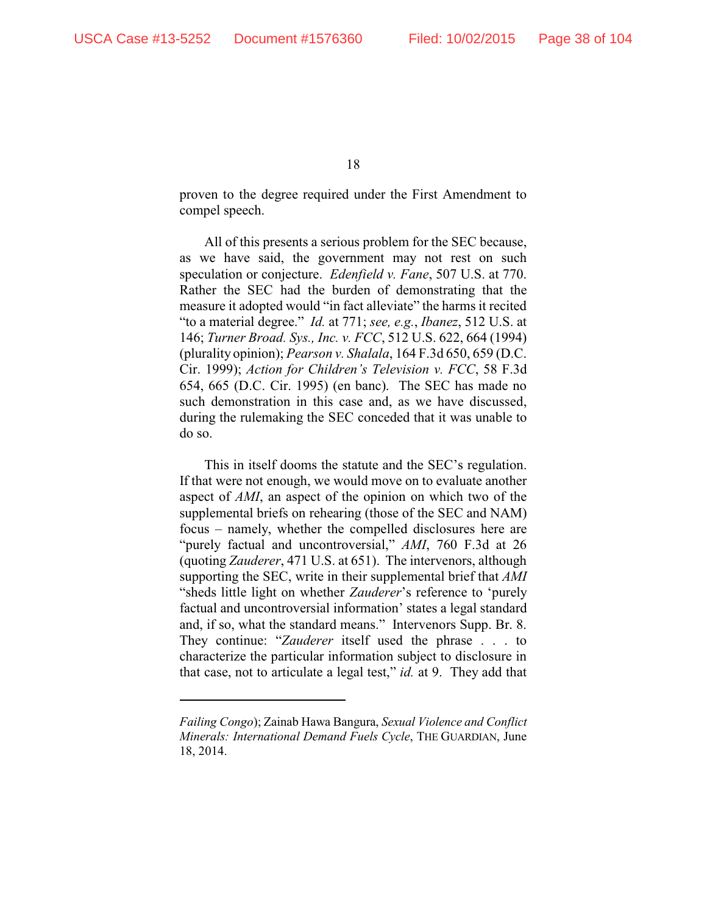proven to the degree required under the First Amendment to compel speech.

All of this presents a serious problem for the SEC because, as we have said, the government may not rest on such speculation or conjecture. *Edenfield v. Fane*, 507 U.S. at 770. Rather the SEC had the burden of demonstrating that the measure it adopted would "in fact alleviate" the harms it recited "to a material degree." *Id.* at 771; *see, e.g.*, *Ibanez*, 512 U.S. at 146; *Turner Broad. Sys., Inc. v. FCC*, 512 U.S. 622, 664 (1994) (plurality opinion); *Pearson v. Shalala*, 164 F.3d 650, 659 (D.C. Cir. 1999); *Action for Children's Television v. FCC*, 58 F.3d 654, 665 (D.C. Cir. 1995) (en banc). The SEC has made no such demonstration in this case and, as we have discussed, during the rulemaking the SEC conceded that it was unable to do so.

This in itself dooms the statute and the SEC's regulation. If that were not enough, we would move on to evaluate another aspect of *AMI*, an aspect of the opinion on which two of the supplemental briefs on rehearing (those of the SEC and NAM) focus – namely, whether the compelled disclosures here are "purely factual and uncontroversial," *AMI*, 760 F.3d at 26 (quoting *Zauderer*, 471 U.S. at 651). The intervenors, although supporting the SEC, write in their supplemental brief that *AMI* "sheds little light on whether *Zauderer*'s reference to 'purely factual and uncontroversial information' states a legal standard and, if so, what the standard means." Intervenors Supp. Br. 8. They continue: "*Zauderer* itself used the phrase . . . to characterize the particular information subject to disclosure in that case, not to articulate a legal test," *id.* at 9. They add that

---

*Failing Congo*); Zainab Hawa Bangura, *Sexual Violence and Conflict Minerals: International Demand Fuels Cycle*, THE GUARDIAN, June 18, 2014.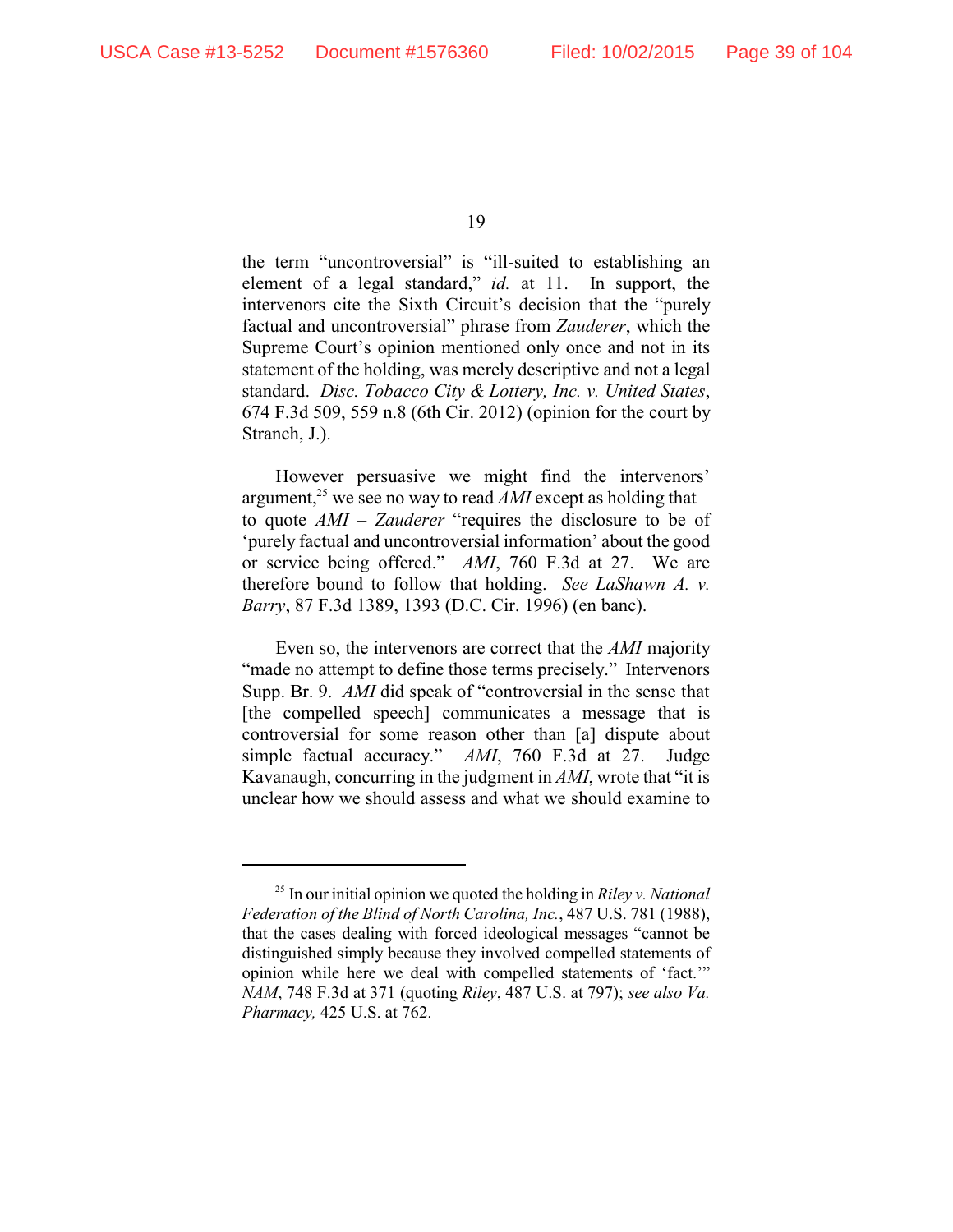the term "uncontroversial" is "ill-suited to establishing an element of a legal standard," *id.* at 11. In support, the intervenors cite the Sixth Circuit's decision that the "purely factual and uncontroversial" phrase from *Zauderer*, which the Supreme Court's opinion mentioned only once and not in its statement of the holding, was merely descriptive and not a legal standard. *Disc. Tobacco City & Lottery, Inc. v. United States*, 674 F.3d 509, 559 n.8 (6th Cir. 2012) (opinion for the court by Stranch, J.).

However persuasive we might find the intervenors' argument,[25] we see no way to read *AMI* except as holding that – to quote *AMI* – *Zauderer* "requires the disclosure to be of 'purely factual and uncontroversial information' about the good or service being offered." *AMI*, 760 F.3d at 27. We are therefore bound to follow that holding. *See LaShawn A. v. Barry*, 87 F.3d 1389, 1393 (D.C. Cir. 1996) (en banc).

Even so, the intervenors are correct that the *AMI* majority "made no attempt to define those terms precisely." Intervenors Supp. Br. 9. *AMI* did speak of "controversial in the sense that [the compelled speech] communicates a message that is controversial for some reason other than [a] dispute about simple factual accuracy." *AMI*, 760 F.3d at 27. Judge Kavanaugh, concurring in the judgment in *AMI*, wrote that "it is unclear how we should assess and what we should examine to

---

[25] In our initial opinion we quoted the holding in *Riley v. National Federation of the Blind of North Carolina, Inc.*, 487 U.S. 781 (1988), that the cases dealing with forced ideological messages "cannot be distinguished simply because they involved compelled statements of opinion while here we deal with compelled statements of 'fact.'" *NAM*, 748 F.3d at 371 (quoting *Riley*, 487 U.S. at 797); *see also Va. Pharmacy,* 425 U.S. at 762.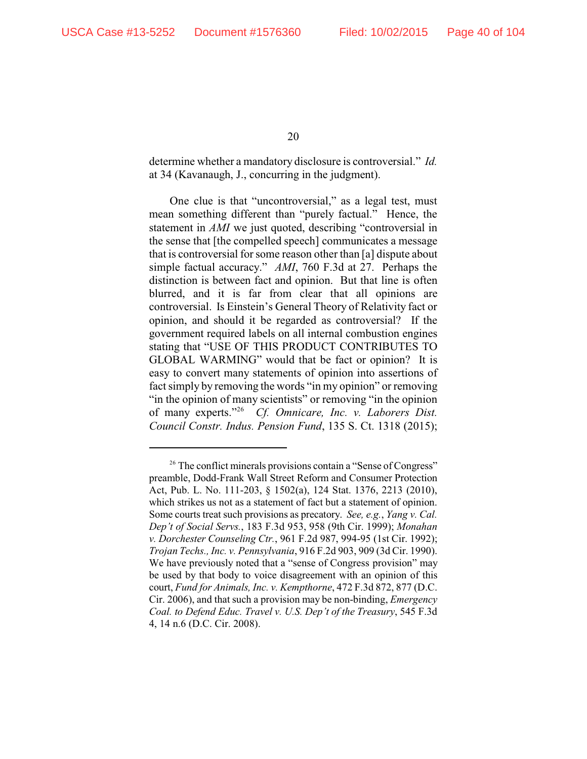determine whether a mandatory disclosure is controversial." *Id.* at 34 (Kavanaugh, J., concurring in the judgment).

One clue is that "uncontroversial," as a legal test, must mean something different than "purely factual." Hence, the statement in *AMI* we just quoted, describing "controversial in the sense that [the compelled speech] communicates a message that is controversial for some reason other than [a] dispute about simple factual accuracy." *AMI*, 760 F.3d at 27. Perhaps the distinction is between fact and opinion. But that line is often blurred, and it is far from clear that all opinions are controversial. Is Einstein's General Theory of Relativity fact or opinion, and should it be regarded as controversial? If the government required labels on all internal combustion engines stating that "USE OF THIS PRODUCT CONTRIBUTES TO GLOBAL WARMING" would that be fact or opinion? It is easy to convert many statements of opinion into assertions of fact simply by removing the words "in my opinion" or removing "in the opinion of many scientists" or removing "in the opinion of many experts."[26] *Cf. Omnicare, Inc. v. Laborers Dist. Council Constr. Indus. Pension Fund*, 135 S. Ct. 1318 (2015);

---

[26] The conflict minerals provisions contain a "Sense of Congress" preamble, Dodd-Frank Wall Street Reform and Consumer Protection Act, Pub. L. No. 111-203, § 1502(a), 124 Stat. 1376, 2213 (2010), which strikes us not as a statement of fact but a statement of opinion. Some courts treat such provisions as precatory. *See, e.g.*, *Yang v. Cal. Dep't of Social Servs.*, 183 F.3d 953, 958 (9th Cir. 1999); *Monahan v. Dorchester Counseling Ctr.*, 961 F.2d 987, 994-95 (1st Cir. 1992); *Trojan Techs., Inc. v. Pennsylvania*, 916 F.2d 903, 909 (3d Cir. 1990). We have previously noted that a "sense of Congress provision" may be used by that body to voice disagreement with an opinion of this court, *Fund for Animals, Inc. v. Kempthorne*, 472 F.3d 872, 877 (D.C. Cir. 2006), and that such a provision may be non-binding, *Emergency Coal. to Defend Educ. Travel v. U.S. Dep't of the Treasury*, 545 F.3d 4, 14 n.6 (D.C. Cir. 2008).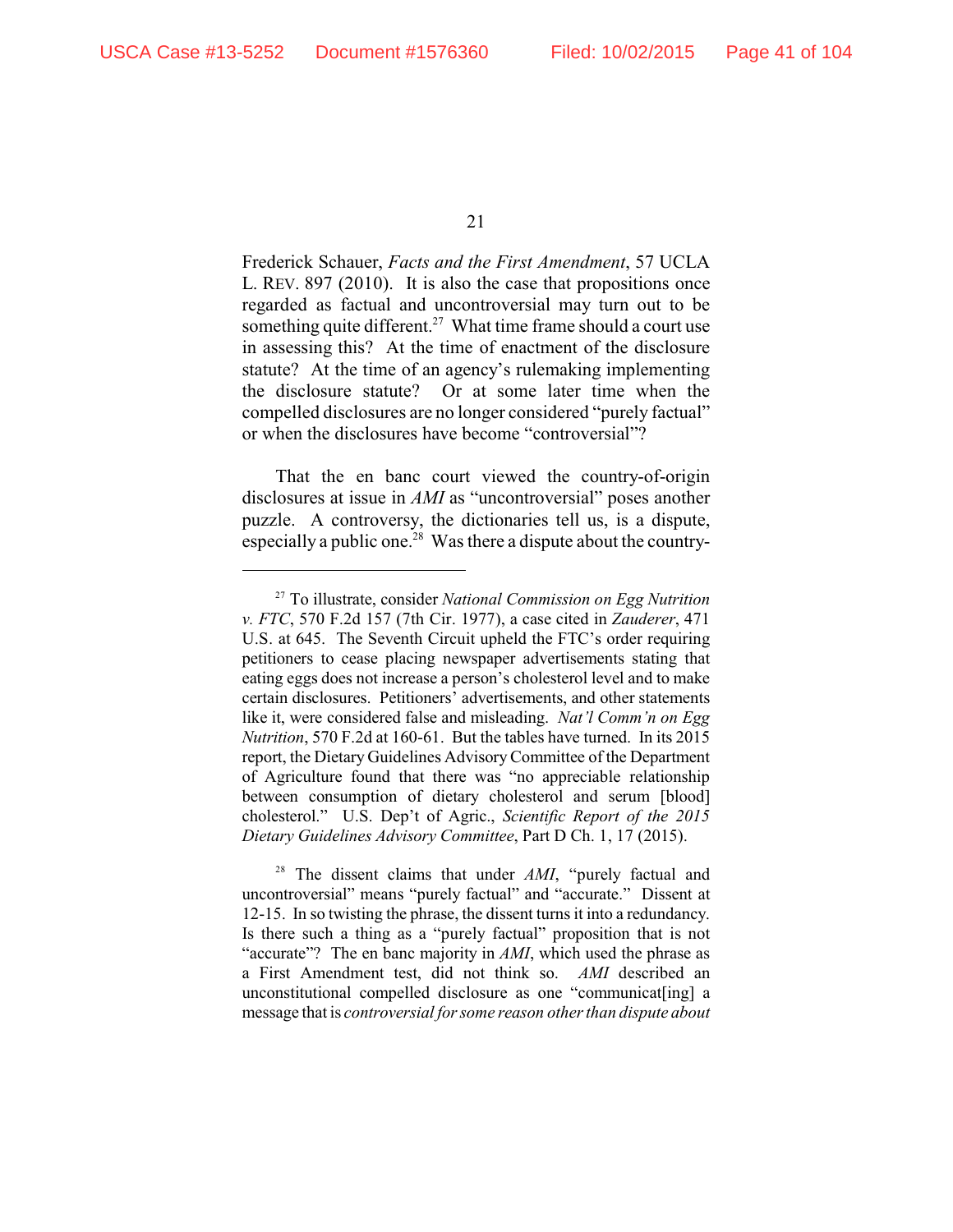Frederick Schauer, *Facts and the First Amendment*, 57 UCLA L. REV. 897 (2010). It is also the case that propositions once regarded as factual and uncontroversial may turn out to be something quite different.[27] What time frame should a court use in assessing this? At the time of enactment of the disclosure statute? At the time of an agency's rulemaking implementing the disclosure statute? Or at some later time when the compelled disclosures are no longer considered "purely factual" or when the disclosures have become "controversial"?

That the en banc court viewed the country-of-origin disclosures at issue in *AMI* as "uncontroversial" poses another puzzle. A controversy, the dictionaries tell us, is a dispute, especially a public one.[28] Was there a dispute about the country-

---

[27] To illustrate, consider *National Commission on Egg Nutrition v. FTC*, 570 F.2d 157 (7th Cir. 1977), a case cited in *Zauderer*, 471 U.S. at 645. The Seventh Circuit upheld the FTC's order requiring petitioners to cease placing newspaper advertisements stating that eating eggs does not increase a person's cholesterol level and to make certain disclosures. Petitioners' advertisements, and other statements like it, were considered false and misleading. *Nat'l Comm'n on Egg Nutrition*, 570 F.2d at 160-61. But the tables have turned. In its 2015 report, the Dietary Guidelines Advisory Committee of the Department of Agriculture found that there was "no appreciable relationship between consumption of dietary cholesterol and serum [blood] cholesterol." U.S. Dep't of Agric., *Scientific Report of the 2015 Dietary Guidelines Advisory Committee*, Part D Ch. 1, 17 (2015).

[28] The dissent claims that under *AMI*, "purely factual and uncontroversial" means "purely factual" and "accurate." Dissent at 12-15. In so twisting the phrase, the dissent turns it into a redundancy. Is there such a thing as a "purely factual" proposition that is not "accurate"? The en banc majority in *AMI*, which used the phrase as a First Amendment test, did not think so. *AMI* described an unconstitutional compelled disclosure as one "communicat[ing] a message that is *controversial for some reason other than dispute about*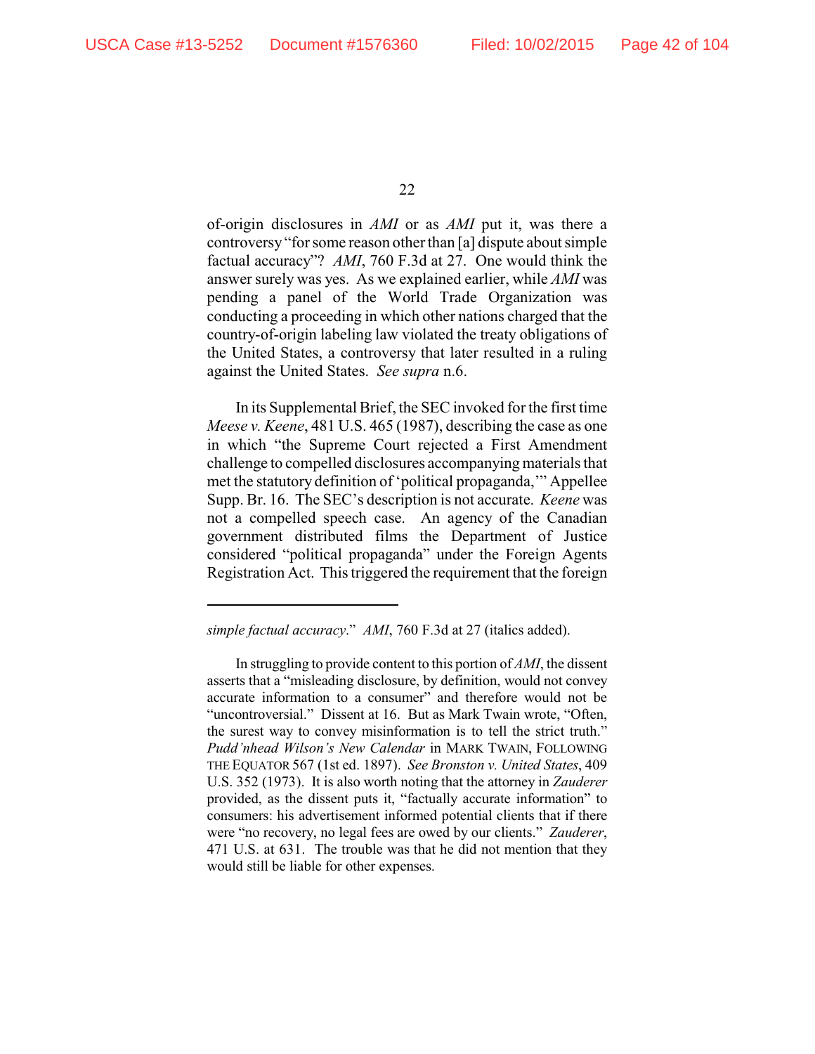of-origin disclosures in *AMI* or as *AMI* put it, was there a controversy "for some reason other than [a] dispute about simple factual accuracy"? *AMI*, 760 F.3d at 27. One would think the answer surely was yes. As we explained earlier, while *AMI* was pending a panel of the World Trade Organization was conducting a proceeding in which other nations charged that the country-of-origin labeling law violated the treaty obligations of the United States, a controversy that later resulted in a ruling against the United States. *See supra* n.6.

In its Supplemental Brief, the SEC invoked for the first time *Meese v. Keene*, 481 U.S. 465 (1987), describing the case as one in which "the Supreme Court rejected a First Amendment challenge to compelled disclosures accompanying materials that met the statutory definition of 'political propaganda,'" Appellee Supp. Br. 16. The SEC's description is not accurate. *Keene* was not a compelled speech case. An agency of the Canadian government distributed films the Department of Justice considered "political propaganda" under the Foreign Agents Registration Act. This triggered the requirement that the foreign

---

*simple factual accuracy*." *AMI*, 760 F.3d at 27 (italics added).

In struggling to provide content to this portion of *AMI*, the dissent asserts that a "misleading disclosure, by definition, would not convey accurate information to a consumer" and therefore would not be "uncontroversial." Dissent at 16. But as Mark Twain wrote, "Often, the surest way to convey misinformation is to tell the strict truth." *Pudd'nhead Wilson's New Calendar* in MARK TWAIN, FOLLOWING THE EQUATOR 567 (1st ed. 1897). *See Bronston v. United States*, 409 U.S. 352 (1973). It is also worth noting that the attorney in *Zauderer* provided, as the dissent puts it, "factually accurate information" to consumers: his advertisement informed potential clients that if there were "no recovery, no legal fees are owed by our clients." *Zauderer*, 471 U.S. at 631. The trouble was that he did not mention that they would still be liable for other expenses.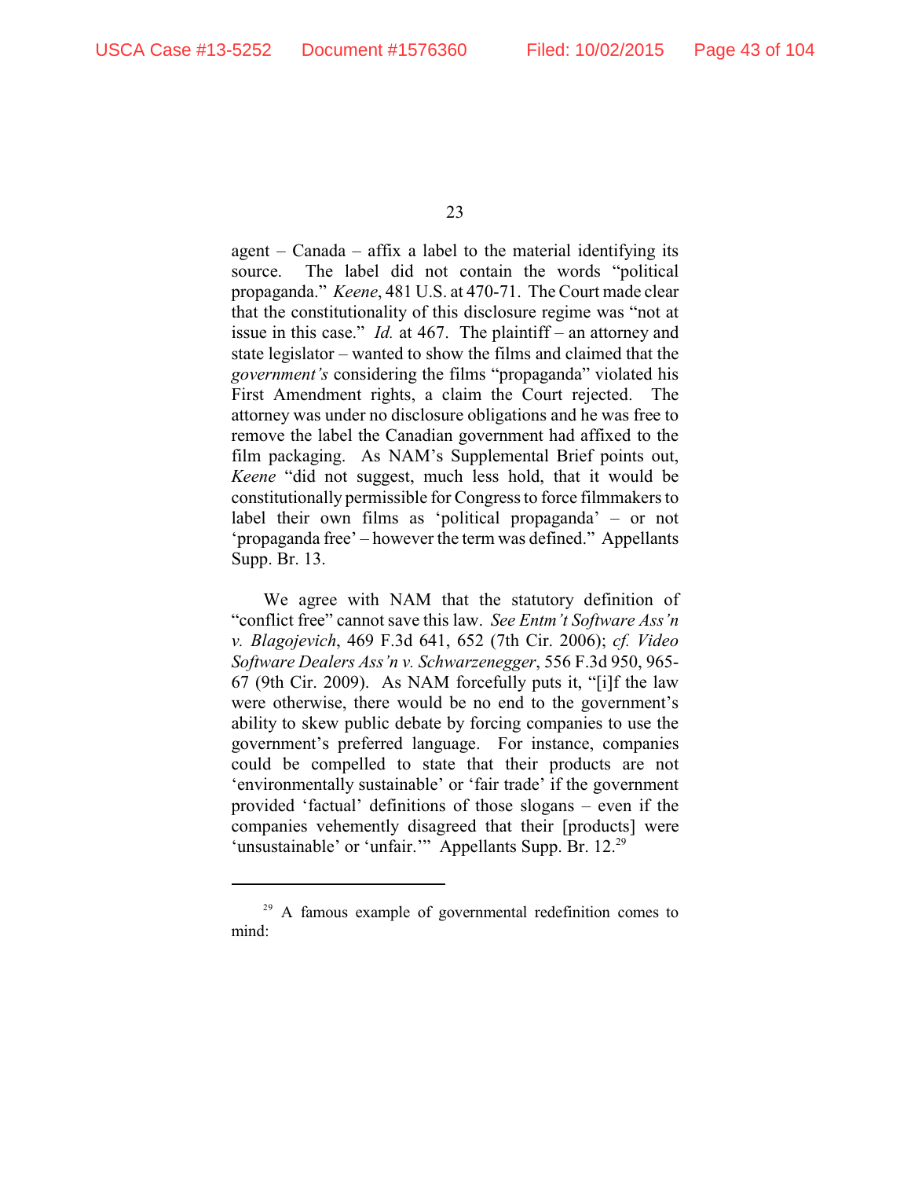agent – Canada – affix a label to the material identifying its source. The label did not contain the words "political propaganda." *Keene*, 481 U.S. at 470-71. The Court made clear that the constitutionality of this disclosure regime was "not at issue in this case." *Id.* at 467. The plaintiff – an attorney and state legislator – wanted to show the films and claimed that the *government's* considering the films "propaganda" violated his First Amendment rights, a claim the Court rejected. The attorney was under no disclosure obligations and he was free to remove the label the Canadian government had affixed to the film packaging. As NAM's Supplemental Brief points out, *Keene* "did not suggest, much less hold, that it would be constitutionally permissible for Congress to force filmmakers to label their own films as 'political propaganda' – or not 'propaganda free' – however the term was defined." Appellants Supp. Br. 13.

We agree with NAM that the statutory definition of "conflict free" cannot save this law. *See Entm't Software Ass'n v. Blagojevich*, 469 F.3d 641, 652 (7th Cir. 2006); *cf. Video Software Dealers Ass'n v. Schwarzenegger*, 556 F.3d 950, 965-67 (9th Cir. 2009). As NAM forcefully puts it, "[i]f the law were otherwise, there would be no end to the government's ability to skew public debate by forcing companies to use the government's preferred language. For instance, companies could be compelled to state that their products are not 'environmentally sustainable' or 'fair trade' if the government provided 'factual' definitions of those slogans – even if the companies vehemently disagreed that their [products] were 'unsustainable' or 'unfair.'" Appellants Supp. Br. 12.[29]

---

[29] A famous example of governmental redefinition comes to mind: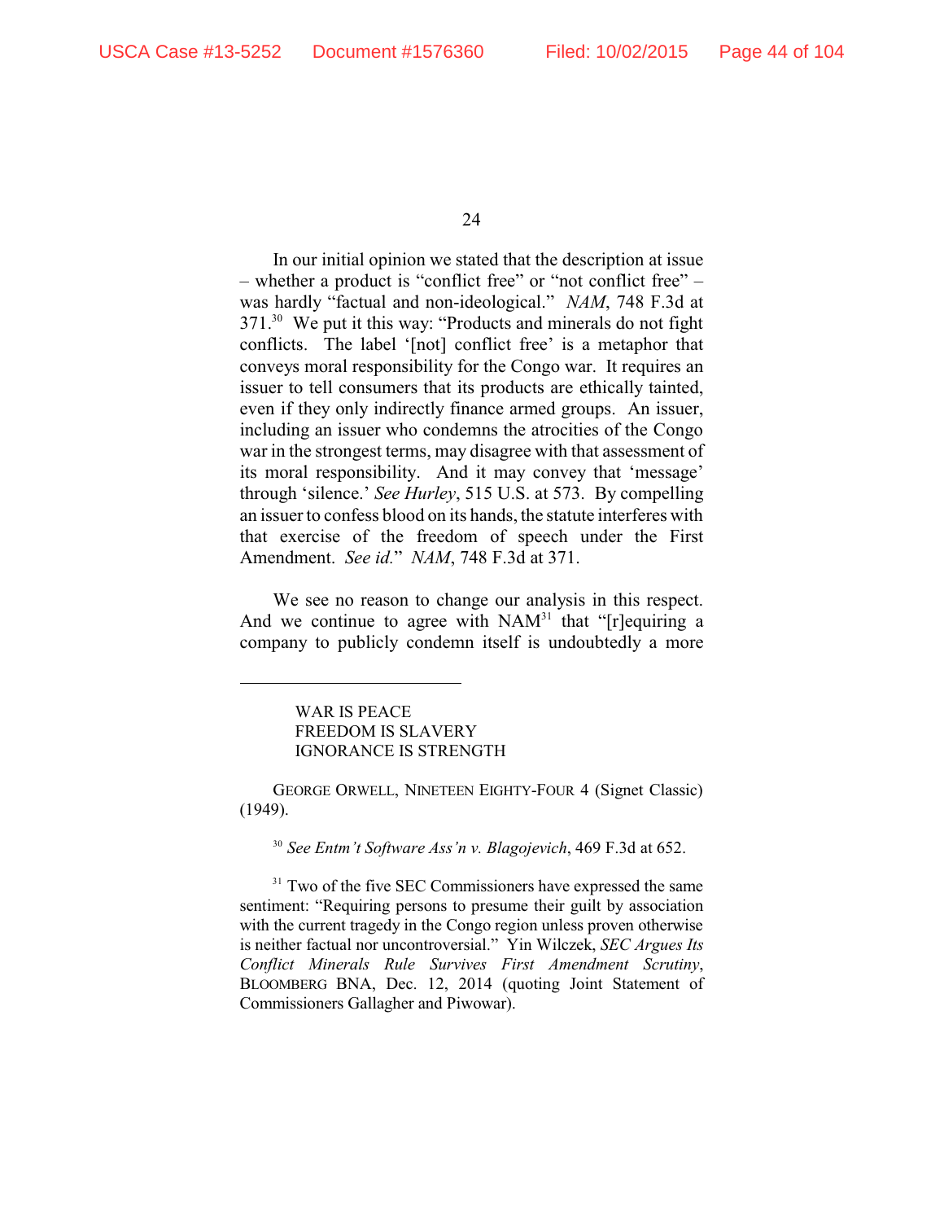In our initial opinion we stated that the description at issue – whether a product is "conflict free" or "not conflict free" – was hardly "factual and non-ideological." *NAM*, 748 F.3d at 371.[30] We put it this way: "Products and minerals do not fight conflicts. The label '[not] conflict free' is a metaphor that conveys moral responsibility for the Congo war. It requires an issuer to tell consumers that its products are ethically tainted, even if they only indirectly finance armed groups. An issuer, including an issuer who condemns the atrocities of the Congo war in the strongest terms, may disagree with that assessment of its moral responsibility. And it may convey that 'message' through 'silence.' *See Hurley*, 515 U.S. at 573. By compelling an issuer to confess blood on its hands, the statute interferes with that exercise of the freedom of speech under the First Amendment. *See id.*" *NAM*, 748 F.3d at 371.

We see no reason to change our analysis in this respect. And we continue to agree with NAM[31] that "[r]equiring a company to publicly condemn itself is undoubtedly a more

---

> WAR IS PEACE
> FREEDOM IS SLAVERY
> IGNORANCE IS STRENGTH

GEORGE ORWELL, NINETEEN EIGHTY-FOUR 4 (Signet Classic) (1949).

[30] *See Entm't Software Ass'n v. Blagojevich*, 469 F.3d at 652.

[31] Two of the five SEC Commissioners have expressed the same sentiment: "Requiring persons to presume their guilt by association with the current tragedy in the Congo region unless proven otherwise is neither factual nor uncontroversial." Yin Wilczek, *SEC Argues Its Conflict Minerals Rule Survives First Amendment Scrutiny*, BLOOMBERG BNA, Dec. 12, 2014 (quoting Joint Statement of Commissioners Gallagher and Piwowar).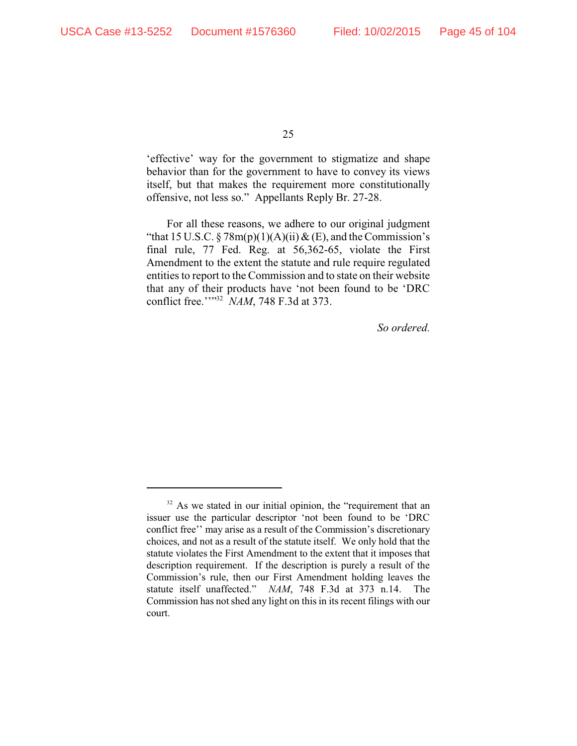'effective' way for the government to stigmatize and shape behavior than for the government to have to convey its views itself, but that makes the requirement more constitutionally offensive, not less so." Appellants Reply Br. 27-28.

For all these reasons, we adhere to our original judgment "that 15 U.S.C. § 78m(p)(1)(A)(ii) & (E), and the Commission's final rule, 77 Fed. Reg. at 56,362-65, violate the First Amendment to the extent the statute and rule require regulated entities to report to the Commission and to state on their website that any of their products have 'not been found to be 'DRC conflict free.'''"[32] *NAM*, 748 F.3d at 373.

*So ordered.*

---

[32] As we stated in our initial opinion, the "requirement that an issuer use the particular descriptor 'not been found to be 'DRC conflict free'' may arise as a result of the Commission's discretionary choices, and not as a result of the statute itself. We only hold that the statute violates the First Amendment to the extent that it imposes that description requirement. If the description is purely a result of the Commission's rule, then our First Amendment holding leaves the statute itself unaffected." *NAM*, 748 F.3d at 373 n.14. The Commission has not shed any light on this in its recent filings with our court.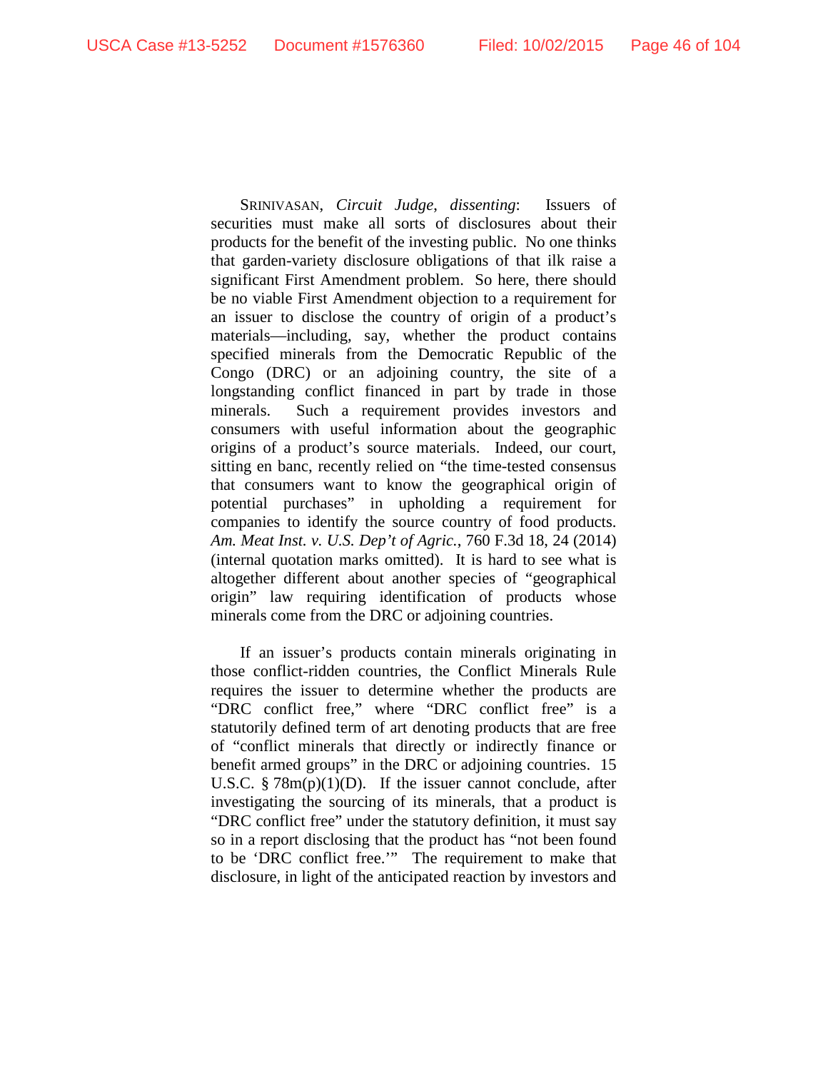SRINIVASAN, *Circuit Judge*, *dissenting*: Issuers of securities must make all sorts of disclosures about their products for the benefit of the investing public. No one thinks that garden-variety disclosure obligations of that ilk raise a significant First Amendment problem. So here, there should be no viable First Amendment objection to a requirement for an issuer to disclose the country of origin of a product's materials—including, say, whether the product contains specified minerals from the Democratic Republic of the Congo (DRC) or an adjoining country, the site of a longstanding conflict financed in part by trade in those minerals. Such a requirement provides investors and consumers with useful information about the geographic origins of a product's source materials. Indeed, our court, sitting en banc, recently relied on "the time-tested consensus that consumers want to know the geographical origin of potential purchases" in upholding a requirement for companies to identify the source country of food products. *Am. Meat Inst. v. U.S. Dep't of Agric.*, 760 F.3d 18, 24 (2014) (internal quotation marks omitted). It is hard to see what is altogether different about another species of "geographical origin" law requiring identification of products whose minerals come from the DRC or adjoining countries.

If an issuer's products contain minerals originating in those conflict-ridden countries, the Conflict Minerals Rule requires the issuer to determine whether the products are "DRC conflict free," where "DRC conflict free" is a statutorily defined term of art denoting products that are free of "conflict minerals that directly or indirectly finance or benefit armed groups" in the DRC or adjoining countries. 15 U.S.C. § 78m(p)(1)(D). If the issuer cannot conclude, after investigating the sourcing of its minerals, that a product is "DRC conflict free" under the statutory definition, it must say so in a report disclosing that the product has "not been found to be 'DRC conflict free.'" The requirement to make that disclosure, in light of the anticipated reaction by investors and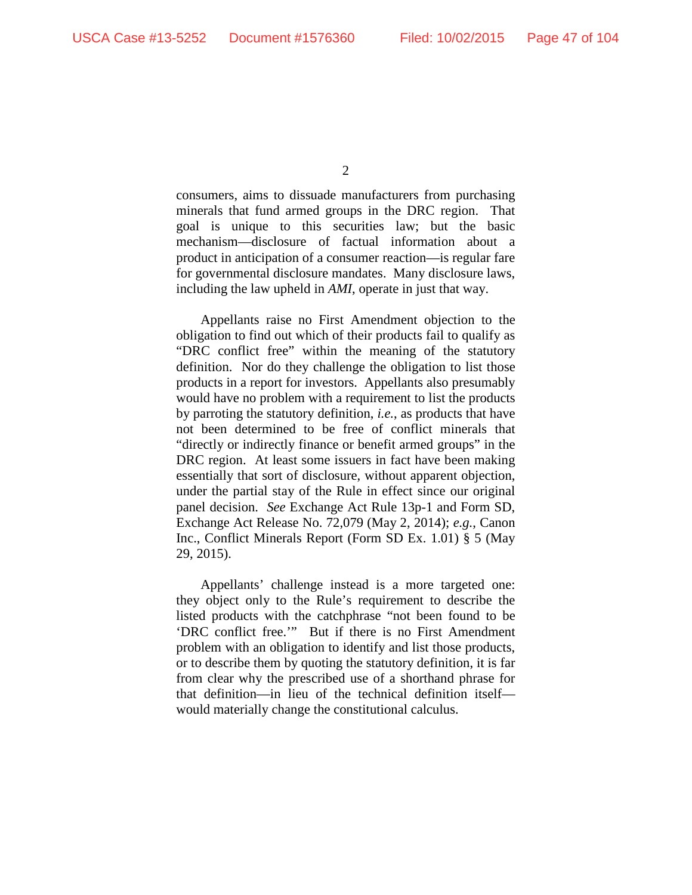consumers, aims to dissuade manufacturers from purchasing minerals that fund armed groups in the DRC region. That goal is unique to this securities law; but the basic mechanism—disclosure of factual information about a product in anticipation of a consumer reaction—is regular fare for governmental disclosure mandates. Many disclosure laws, including the law upheld in *AMI*, operate in just that way.

Appellants raise no First Amendment objection to the obligation to find out which of their products fail to qualify as "DRC conflict free" within the meaning of the statutory definition. Nor do they challenge the obligation to list those products in a report for investors. Appellants also presumably would have no problem with a requirement to list the products by parroting the statutory definition, *i.e.*, as products that have not been determined to be free of conflict minerals that "directly or indirectly finance or benefit armed groups" in the DRC region. At least some issuers in fact have been making essentially that sort of disclosure, without apparent objection, under the partial stay of the Rule in effect since our original panel decision. *See* Exchange Act Rule 13p-1 and Form SD, Exchange Act Release No. 72,079 (May 2, 2014); *e.g.*, Canon Inc., Conflict Minerals Report (Form SD Ex. 1.01) § 5 (May 29, 2015).

Appellants' challenge instead is a more targeted one: they object only to the Rule's requirement to describe the listed products with the catchphrase "not been found to be 'DRC conflict free.'" But if there is no First Amendment problem with an obligation to identify and list those products, or to describe them by quoting the statutory definition, it is far from clear why the prescribed use of a shorthand phrase for that definition—in lieu of the technical definition itself—would materially change the constitutional calculus.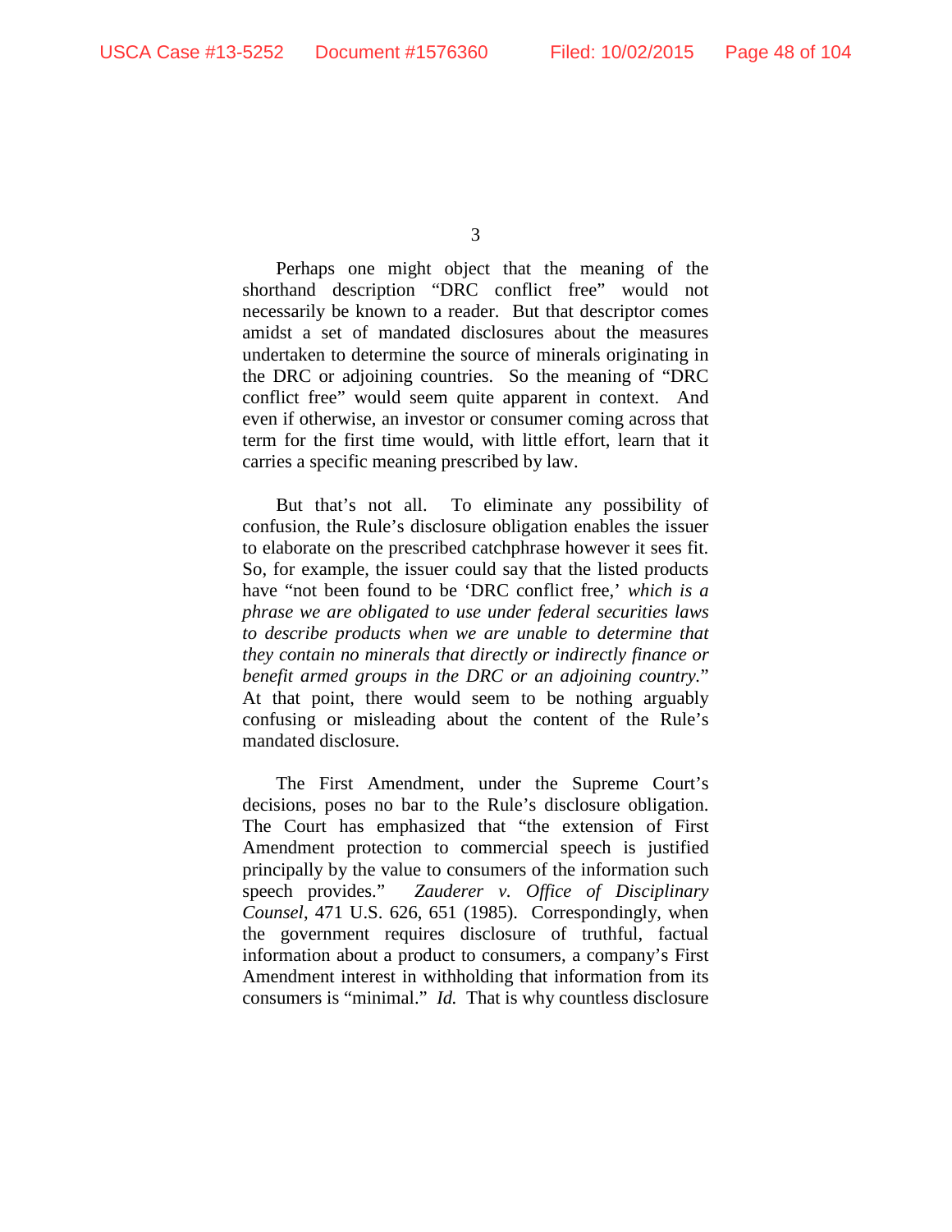Perhaps one might object that the meaning of the shorthand description "DRC conflict free" would not necessarily be known to a reader. But that descriptor comes amidst a set of mandated disclosures about the measures undertaken to determine the source of minerals originating in the DRC or adjoining countries. So the meaning of "DRC conflict free" would seem quite apparent in context. And even if otherwise, an investor or consumer coming across that term for the first time would, with little effort, learn that it carries a specific meaning prescribed by law.

But that's not all. To eliminate any possibility of confusion, the Rule's disclosure obligation enables the issuer to elaborate on the prescribed catchphrase however it sees fit. So, for example, the issuer could say that the listed products have "not been found to be 'DRC conflict free,' *which is a phrase we are obligated to use under federal securities laws to describe products when we are unable to determine that they contain no minerals that directly or indirectly finance or benefit armed groups in the DRC or an adjoining country.*" At that point, there would seem to be nothing arguably confusing or misleading about the content of the Rule's mandated disclosure.

The First Amendment, under the Supreme Court's decisions, poses no bar to the Rule's disclosure obligation. The Court has emphasized that "the extension of First Amendment protection to commercial speech is justified principally by the value to consumers of the information such speech provides." *Zauderer v. Office of Disciplinary Counsel*, 471 U.S. 626, 651 (1985). Correspondingly, when the government requires disclosure of truthful, factual information about a product to consumers, a company's First Amendment interest in withholding that information from its consumers is "minimal." *Id.* That is why countless disclosure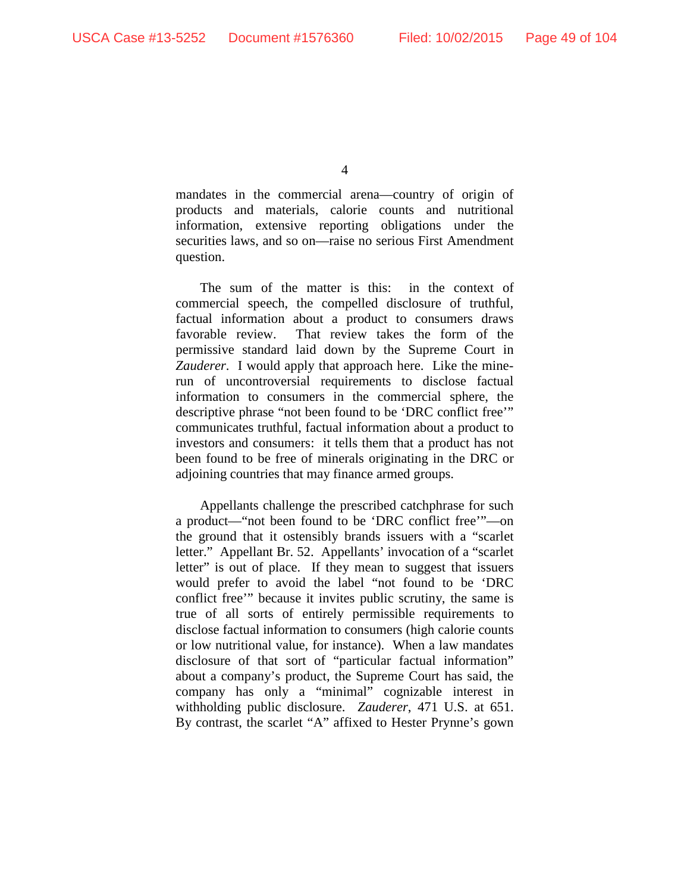mandates in the commercial arena—country of origin of products and materials, calorie counts and nutritional information, extensive reporting obligations under the securities laws, and so on—raise no serious First Amendment question.

The sum of the matter is this: in the context of commercial speech, the compelled disclosure of truthful, factual information about a product to consumers draws favorable review. That review takes the form of the permissive standard laid down by the Supreme Court in *Zauderer*. I would apply that approach here. Like the mine-run of uncontroversial requirements to disclose factual information to consumers in the commercial sphere, the descriptive phrase "not been found to be 'DRC conflict free'" communicates truthful, factual information about a product to investors and consumers: it tells them that a product has not been found to be free of minerals originating in the DRC or adjoining countries that may finance armed groups.

Appellants challenge the prescribed catchphrase for such a product—"not been found to be 'DRC conflict free'"—on the ground that it ostensibly brands issuers with a "scarlet letter." Appellant Br. 52. Appellants' invocation of a "scarlet letter" is out of place. If they mean to suggest that issuers would prefer to avoid the label "not found to be 'DRC conflict free'" because it invites public scrutiny, the same is true of all sorts of entirely permissible requirements to disclose factual information to consumers (high calorie counts or low nutritional value, for instance). When a law mandates disclosure of that sort of "particular factual information" about a company's product, the Supreme Court has said, the company has only a "minimal" cognizable interest in withholding public disclosure. *Zauderer*, 471 U.S. at 651. By contrast, the scarlet "A" affixed to Hester Prynne's gown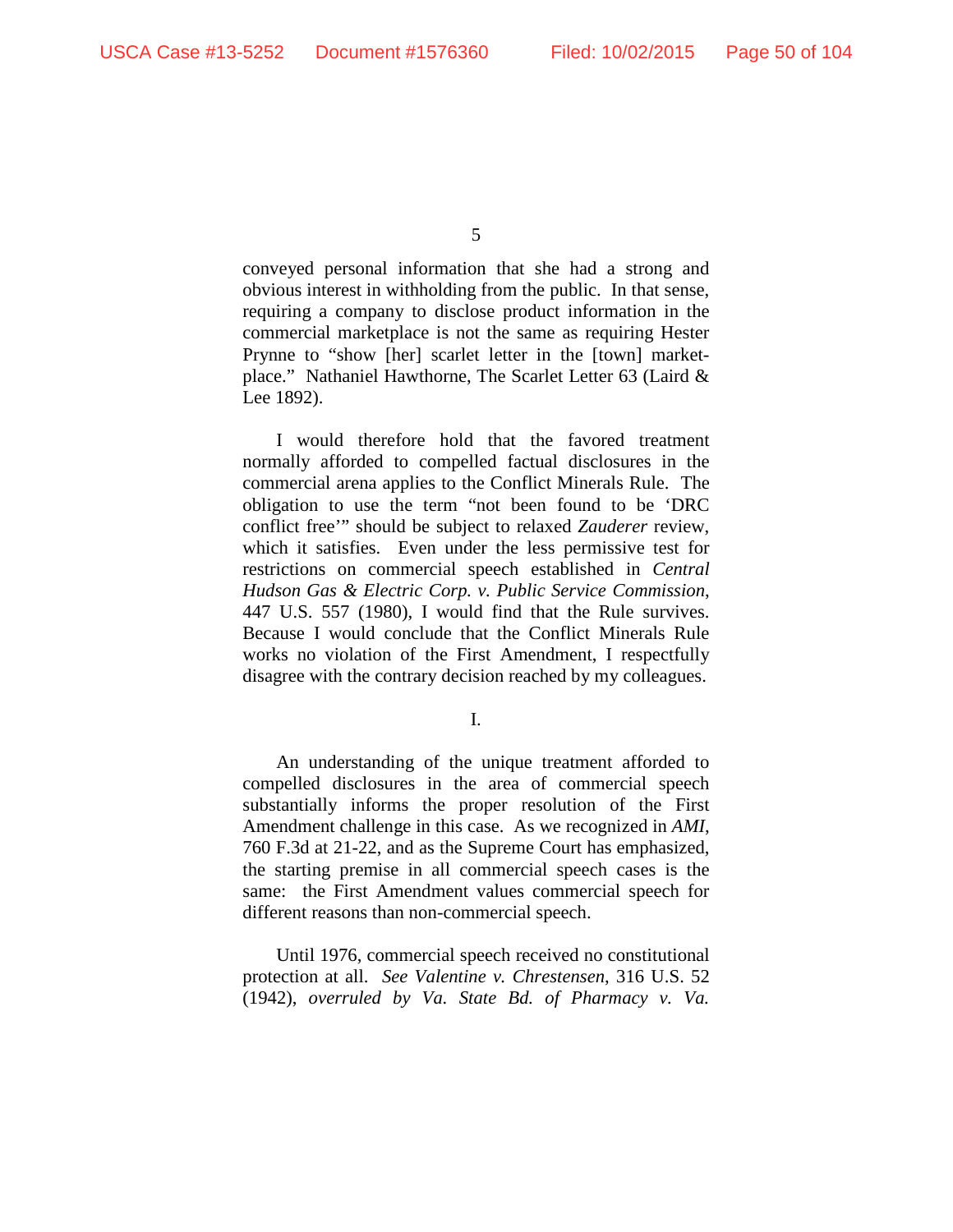conveyed personal information that she had a strong and obvious interest in withholding from the public. In that sense, requiring a company to disclose product information in the commercial marketplace is not the same as requiring Hester Prynne to "show [her] scarlet letter in the [town] market-place." Nathaniel Hawthorne, The Scarlet Letter 63 (Laird & Lee 1892).

I would therefore hold that the favored treatment normally afforded to compelled factual disclosures in the commercial arena applies to the Conflict Minerals Rule. The obligation to use the term "not been found to be 'DRC conflict free'" should be subject to relaxed *Zauderer* review, which it satisfies. Even under the less permissive test for restrictions on commercial speech established in *Central Hudson Gas & Electric Corp. v. Public Service Commission*, 447 U.S. 557 (1980), I would find that the Rule survives. Because I would conclude that the Conflict Minerals Rule works no violation of the First Amendment, I respectfully disagree with the contrary decision reached by my colleagues.

## I.

An understanding of the unique treatment afforded to compelled disclosures in the area of commercial speech substantially informs the proper resolution of the First Amendment challenge in this case. As we recognized in *AMI*, 760 F.3d at 21-22, and as the Supreme Court has emphasized, the starting premise in all commercial speech cases is the same: the First Amendment values commercial speech for different reasons than non-commercial speech.

Until 1976, commercial speech received no constitutional protection at all. *See Valentine v. Chrestensen*, 316 U.S. 52 (1942), *overruled by Va. State Bd. of Pharmacy v. Va.*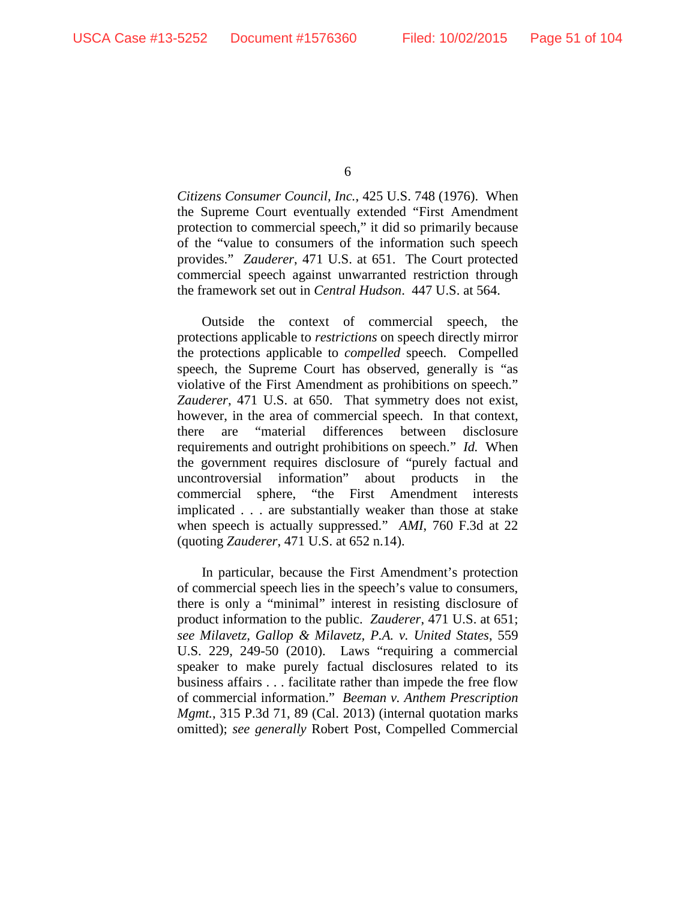*Citizens Consumer Council, Inc.*, 425 U.S. 748 (1976). When the Supreme Court eventually extended "First Amendment protection to commercial speech," it did so primarily because of the "value to consumers of the information such speech provides." *Zauderer*, 471 U.S. at 651. The Court protected commercial speech against unwarranted restriction through the framework set out in *Central Hudson*. 447 U.S. at 564.

Outside the context of commercial speech, the protections applicable to *restrictions* on speech directly mirror the protections applicable to *compelled* speech. Compelled speech, the Supreme Court has observed, generally is "as violative of the First Amendment as prohibitions on speech." *Zauderer*, 471 U.S. at 650. That symmetry does not exist, however, in the area of commercial speech. In that context, there are "material differences between disclosure requirements and outright prohibitions on speech." *Id.* When the government requires disclosure of "purely factual and uncontroversial information" about products in the commercial sphere, "the First Amendment interests implicated . . . are substantially weaker than those at stake when speech is actually suppressed." *AMI*, 760 F.3d at 22 (quoting *Zauderer*, 471 U.S. at 652 n.14).

In particular, because the First Amendment's protection of commercial speech lies in the speech's value to consumers, there is only a "minimal" interest in resisting disclosure of product information to the public. *Zauderer*, 471 U.S. at 651; *see Milavetz, Gallop & Milavetz, P.A. v. United States*, 559 U.S. 229, 249-50 (2010). Laws "requiring a commercial speaker to make purely factual disclosures related to its business affairs . . . facilitate rather than impede the free flow of commercial information." *Beeman v. Anthem Prescription Mgmt.*, 315 P.3d 71, 89 (Cal. 2013) (internal quotation marks omitted); *see generally* Robert Post, Compelled Commercial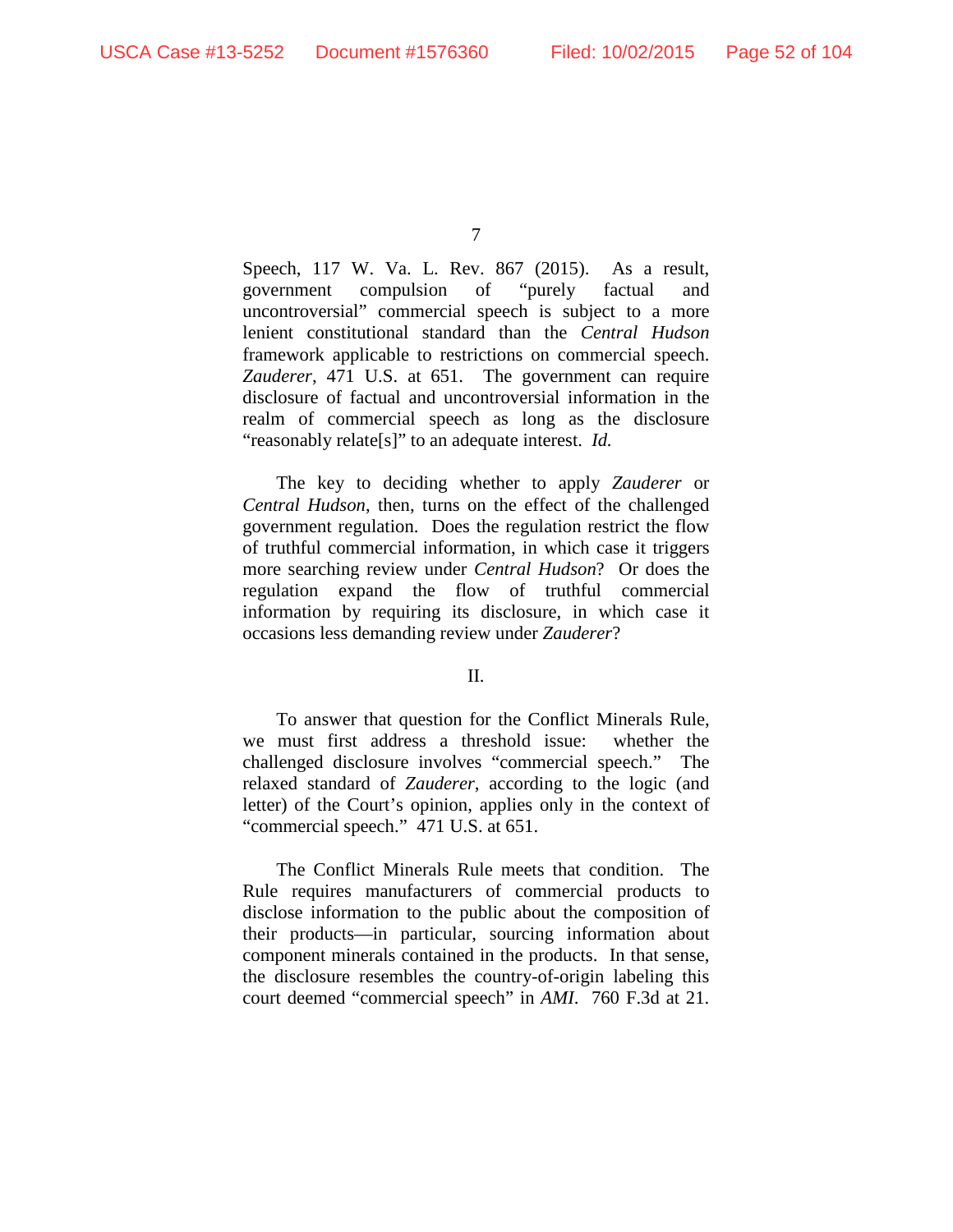Speech, 117 W. Va. L. Rev. 867 (2015). As a result, government compulsion of "purely factual and uncontroversial" commercial speech is subject to a more lenient constitutional standard than the *Central Hudson* framework applicable to restrictions on commercial speech. *Zauderer*, 471 U.S. at 651. The government can require disclosure of factual and uncontroversial information in the realm of commercial speech as long as the disclosure "reasonably relate[s]" to an adequate interest. *Id.*

The key to deciding whether to apply *Zauderer* or *Central Hudson*, then, turns on the effect of the challenged government regulation. Does the regulation restrict the flow of truthful commercial information, in which case it triggers more searching review under *Central Hudson*? Or does the regulation expand the flow of truthful commercial information by requiring its disclosure, in which case it occasions less demanding review under *Zauderer*?

## II.

To answer that question for the Conflict Minerals Rule, we must first address a threshold issue: whether the challenged disclosure involves "commercial speech." The relaxed standard of *Zauderer*, according to the logic (and letter) of the Court's opinion, applies only in the context of "commercial speech." 471 U.S. at 651.

The Conflict Minerals Rule meets that condition. The Rule requires manufacturers of commercial products to disclose information to the public about the composition of their products—in particular, sourcing information about component minerals contained in the products. In that sense, the disclosure resembles the country-of-origin labeling this court deemed "commercial speech" in *AMI*. 760 F.3d at 21.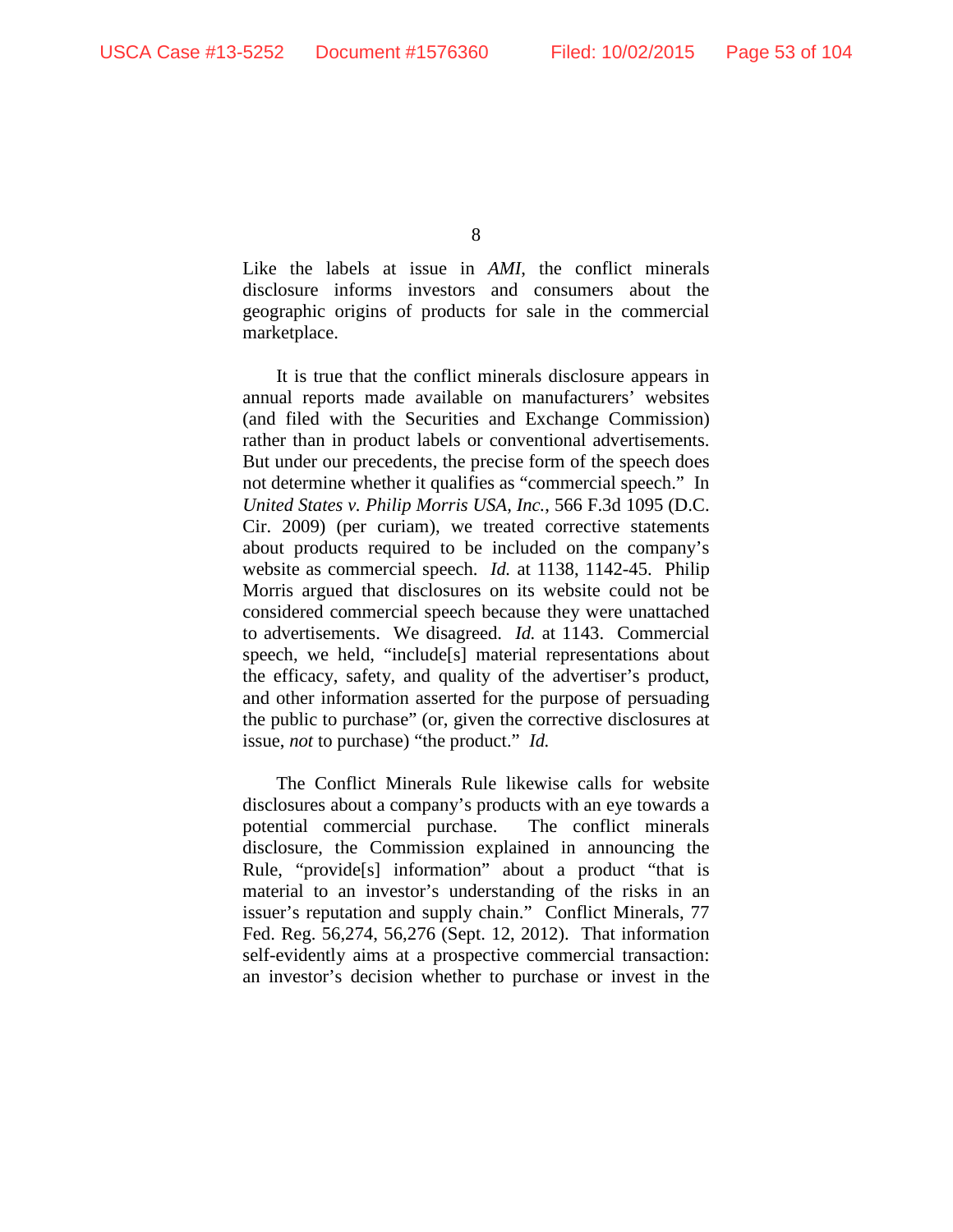Like the labels at issue in *AMI*, the conflict minerals disclosure informs investors and consumers about the geographic origins of products for sale in the commercial marketplace.

It is true that the conflict minerals disclosure appears in annual reports made available on manufacturers' websites (and filed with the Securities and Exchange Commission) rather than in product labels or conventional advertisements. But under our precedents, the precise form of the speech does not determine whether it qualifies as "commercial speech." In *United States v. Philip Morris USA, Inc.*, 566 F.3d 1095 (D.C. Cir. 2009) (per curiam), we treated corrective statements about products required to be included on the company's website as commercial speech. *Id.* at 1138, 1142-45. Philip Morris argued that disclosures on its website could not be considered commercial speech because they were unattached to advertisements. We disagreed. *Id.* at 1143. Commercial speech, we held, "include[s] material representations about the efficacy, safety, and quality of the advertiser's product, and other information asserted for the purpose of persuading the public to purchase" (or, given the corrective disclosures at issue, *not* to purchase) "the product." *Id.*

The Conflict Minerals Rule likewise calls for website disclosures about a company's products with an eye towards a potential commercial purchase. The conflict minerals disclosure, the Commission explained in announcing the Rule, "provide[s] information" about a product "that is material to an investor's understanding of the risks in an issuer's reputation and supply chain." Conflict Minerals, 77 Fed. Reg. 56,274, 56,276 (Sept. 12, 2012). That information self-evidently aims at a prospective commercial transaction: an investor's decision whether to purchase or invest in the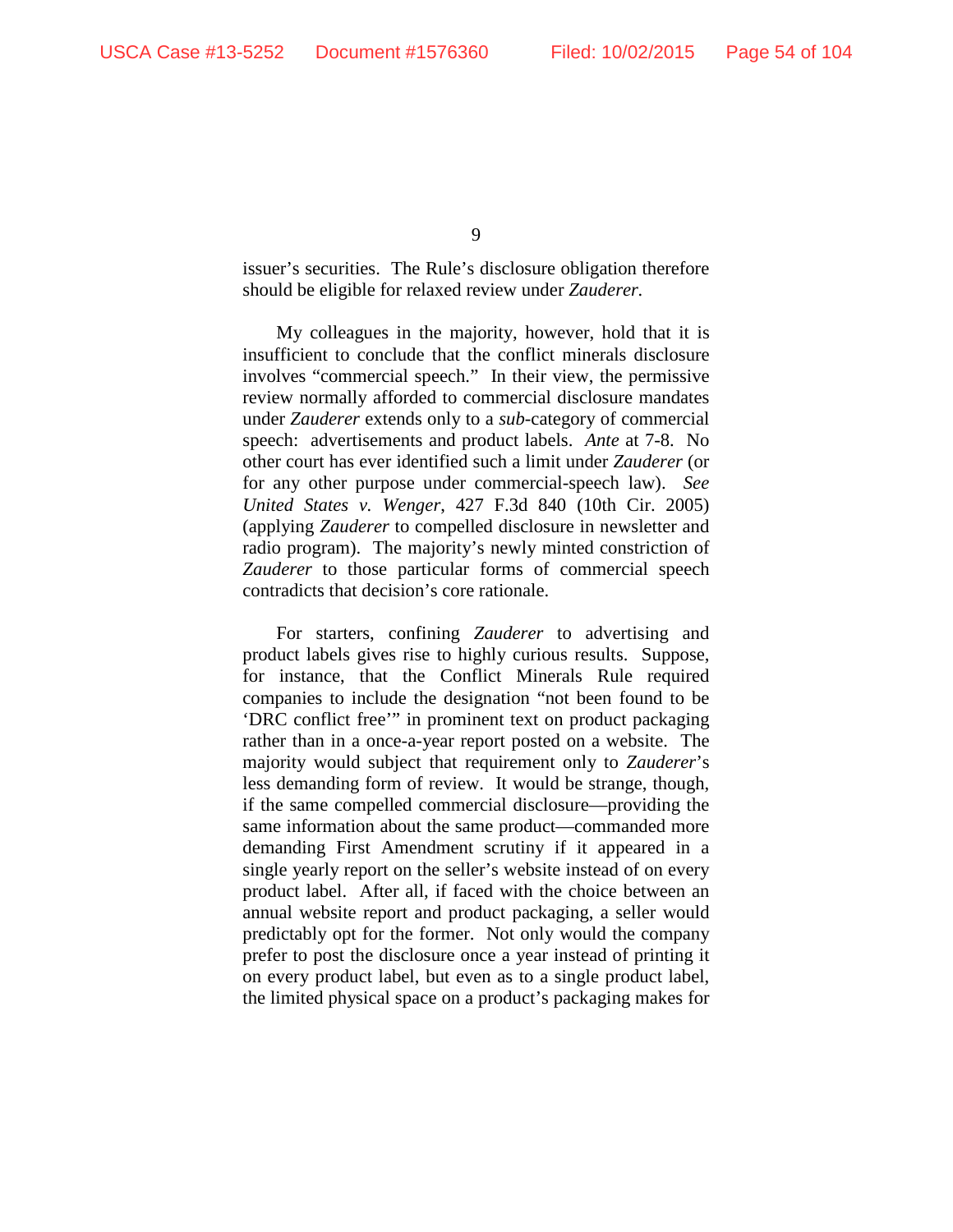issuer's securities. The Rule's disclosure obligation therefore should be eligible for relaxed review under *Zauderer.*

My colleagues in the majority, however, hold that it is insufficient to conclude that the conflict minerals disclosure involves "commercial speech." In their view, the permissive review normally afforded to commercial disclosure mandates under *Zauderer* extends only to a *sub*-category of commercial speech: advertisements and product labels. *Ante* at 7-8. No other court has ever identified such a limit under *Zauderer* (or for any other purpose under commercial-speech law). *See United States v. Wenger*, 427 F.3d 840 (10th Cir. 2005) (applying *Zauderer* to compelled disclosure in newsletter and radio program). The majority's newly minted constriction of *Zauderer* to those particular forms of commercial speech contradicts that decision's core rationale.

For starters, confining *Zauderer* to advertising and product labels gives rise to highly curious results. Suppose, for instance, that the Conflict Minerals Rule required companies to include the designation "not been found to be 'DRC conflict free'" in prominent text on product packaging rather than in a once-a-year report posted on a website. The majority would subject that requirement only to *Zauderer*'s less demanding form of review. It would be strange, though, if the same compelled commercial disclosure—providing the same information about the same product—commanded more demanding First Amendment scrutiny if it appeared in a single yearly report on the seller's website instead of on every product label. After all, if faced with the choice between an annual website report and product packaging, a seller would predictably opt for the former. Not only would the company prefer to post the disclosure once a year instead of printing it on every product label, but even as to a single product label, the limited physical space on a product's packaging makes for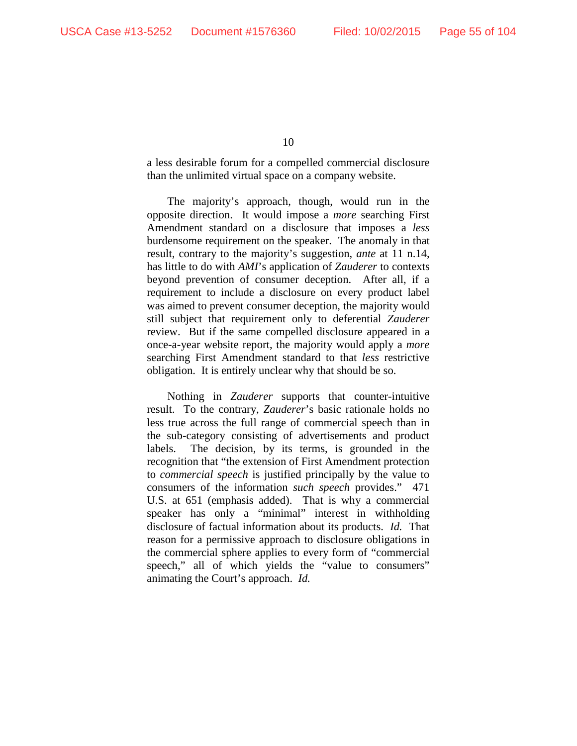a less desirable forum for a compelled commercial disclosure than the unlimited virtual space on a company website.

The majority's approach, though, would run in the opposite direction. It would impose a *more* searching First Amendment standard on a disclosure that imposes a *less* burdensome requirement on the speaker. The anomaly in that result, contrary to the majority's suggestion, *ante* at 11 n.14, has little to do with *AMI*'s application of *Zauderer* to contexts beyond prevention of consumer deception. After all, if a requirement to include a disclosure on every product label was aimed to prevent consumer deception, the majority would still subject that requirement only to deferential *Zauderer* review. But if the same compelled disclosure appeared in a once-a-year website report, the majority would apply a *more* searching First Amendment standard to that *less* restrictive obligation. It is entirely unclear why that should be so.

Nothing in *Zauderer* supports that counter-intuitive result. To the contrary, *Zauderer*'s basic rationale holds no less true across the full range of commercial speech than in the sub-category consisting of advertisements and product labels. The decision, by its terms, is grounded in the recognition that "the extension of First Amendment protection to *commercial speech* is justified principally by the value to consumers of the information *such speech* provides." 471 U.S. at 651 (emphasis added). That is why a commercial speaker has only a "minimal" interest in withholding disclosure of factual information about its products. *Id.* That reason for a permissive approach to disclosure obligations in the commercial sphere applies to every form of "commercial speech," all of which yields the "value to consumers" animating the Court's approach. *Id.*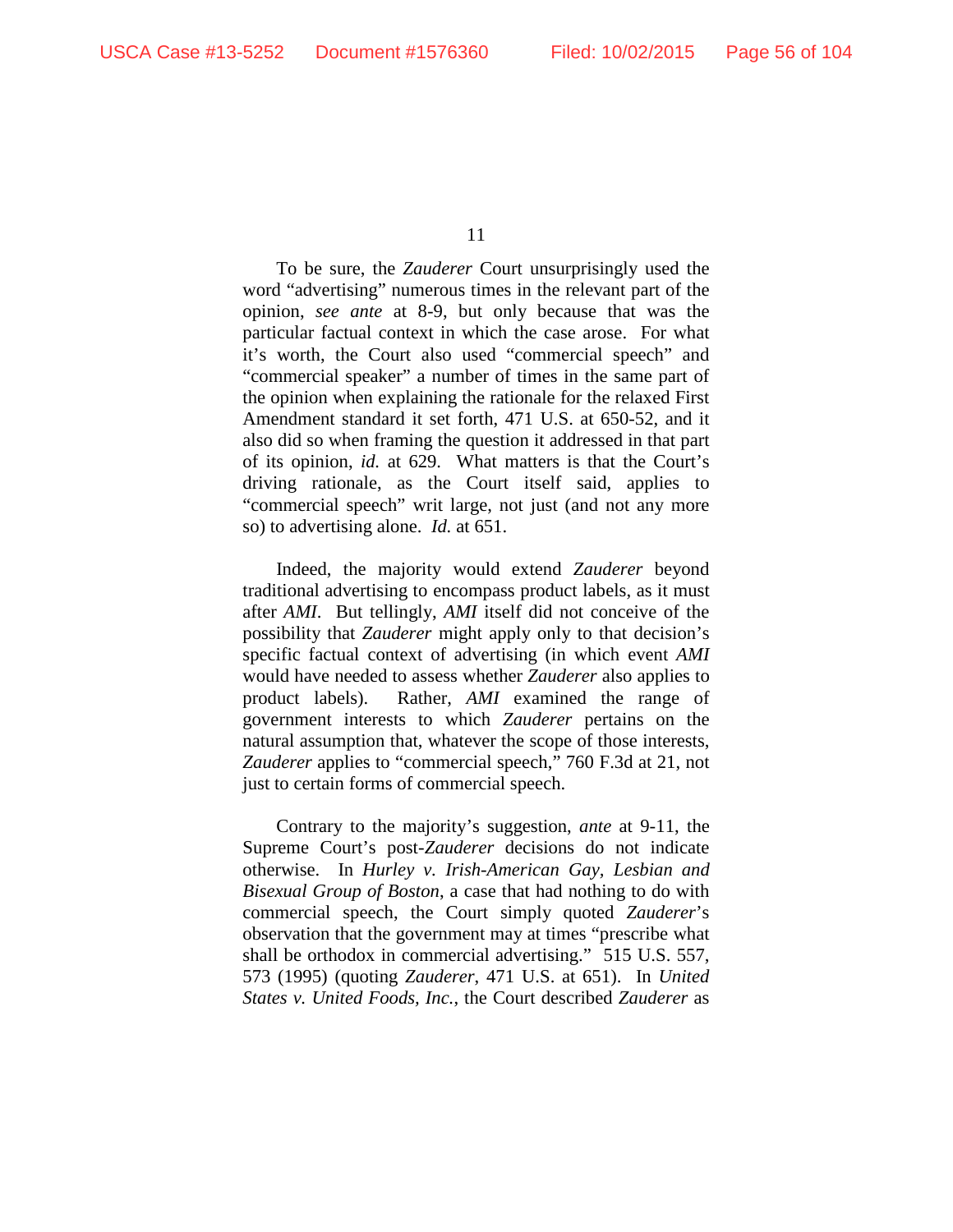To be sure, the *Zauderer* Court unsurprisingly used the word "advertising" numerous times in the relevant part of the opinion, *see ante* at 8-9, but only because that was the particular factual context in which the case arose. For what it's worth, the Court also used "commercial speech" and "commercial speaker" a number of times in the same part of the opinion when explaining the rationale for the relaxed First Amendment standard it set forth, 471 U.S. at 650-52, and it also did so when framing the question it addressed in that part of its opinion, *id.* at 629. What matters is that the Court's driving rationale, as the Court itself said, applies to "commercial speech" writ large, not just (and not any more so) to advertising alone. *Id.* at 651.

Indeed, the majority would extend *Zauderer* beyond traditional advertising to encompass product labels, as it must after *AMI*. But tellingly, *AMI* itself did not conceive of the possibility that *Zauderer* might apply only to that decision's specific factual context of advertising (in which event *AMI* would have needed to assess whether *Zauderer* also applies to product labels). Rather, *AMI* examined the range of government interests to which *Zauderer* pertains on the natural assumption that, whatever the scope of those interests, *Zauderer* applies to "commercial speech," 760 F.3d at 21, not just to certain forms of commercial speech.

Contrary to the majority's suggestion, *ante* at 9-11, the Supreme Court's post-*Zauderer* decisions do not indicate otherwise. In *Hurley v. Irish-American Gay, Lesbian and Bisexual Group of Boston*, a case that had nothing to do with commercial speech, the Court simply quoted *Zauderer*'s observation that the government may at times "prescribe what shall be orthodox in commercial advertising." 515 U.S. 557, 573 (1995) (quoting *Zauderer*, 471 U.S. at 651). In *United States v. United Foods, Inc.*, the Court described *Zauderer* as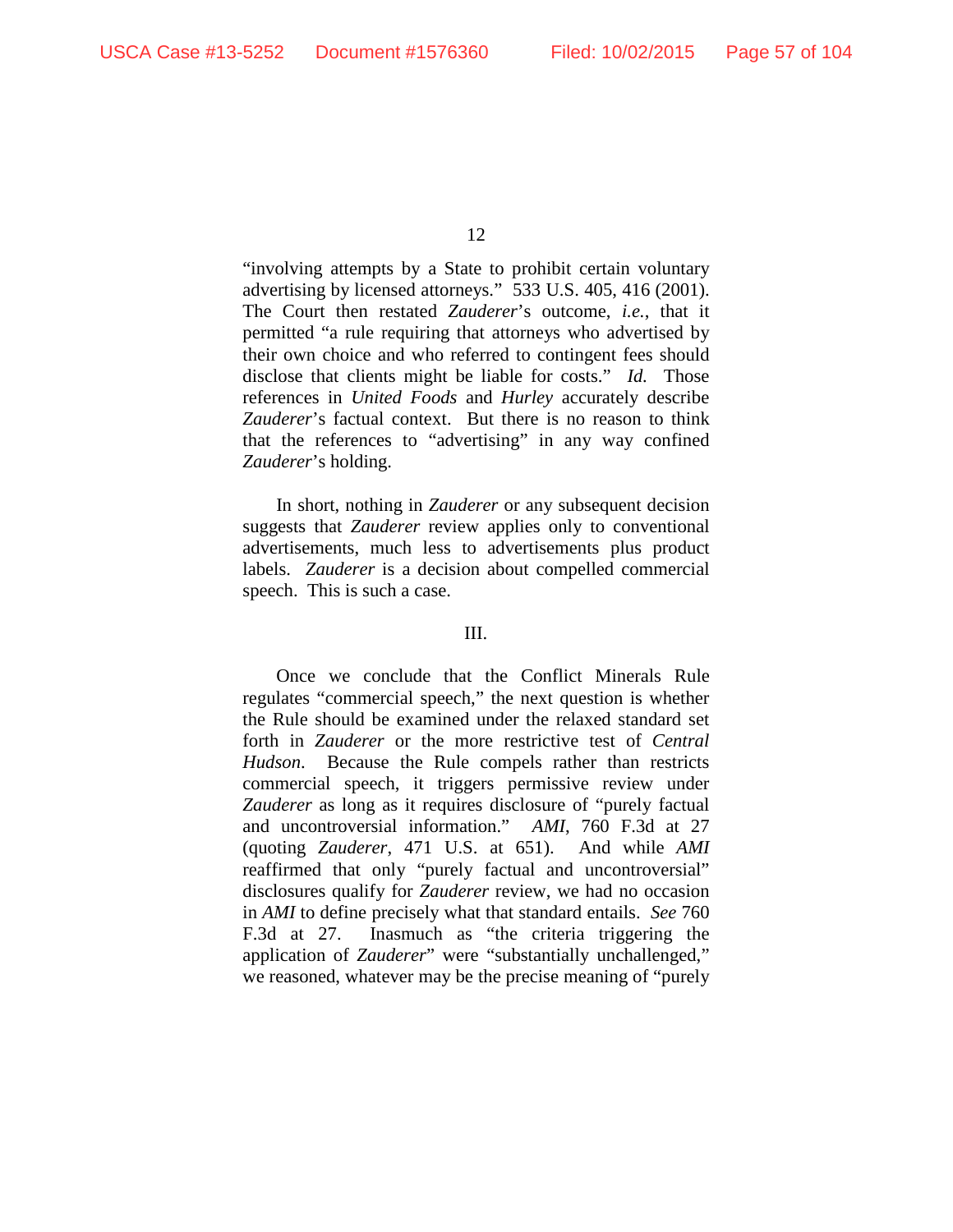"involving attempts by a State to prohibit certain voluntary advertising by licensed attorneys." 533 U.S. 405, 416 (2001). The Court then restated *Zauderer*'s outcome, *i.e.*, that it permitted "a rule requiring that attorneys who advertised by their own choice and who referred to contingent fees should disclose that clients might be liable for costs." *Id.* Those references in *United Foods* and *Hurley* accurately describe *Zauderer*'s factual context. But there is no reason to think that the references to "advertising" in any way confined *Zauderer*'s holding.

In short, nothing in *Zauderer* or any subsequent decision suggests that *Zauderer* review applies only to conventional advertisements, much less to advertisements plus product labels. *Zauderer* is a decision about compelled commercial speech. This is such a case.

III.

Once we conclude that the Conflict Minerals Rule regulates "commercial speech," the next question is whether the Rule should be examined under the relaxed standard set forth in *Zauderer* or the more restrictive test of *Central Hudson*. Because the Rule compels rather than restricts commercial speech, it triggers permissive review under *Zauderer* as long as it requires disclosure of "purely factual and uncontroversial information." *AMI*, 760 F.3d at 27 (quoting *Zauderer*, 471 U.S. at 651). And while *AMI* reaffirmed that only "purely factual and uncontroversial" disclosures qualify for *Zauderer* review, we had no occasion in *AMI* to define precisely what that standard entails. *See* 760 F.3d at 27. Inasmuch as "the criteria triggering the application of *Zauderer*" were "substantially unchallenged," we reasoned, whatever may be the precise meaning of "purely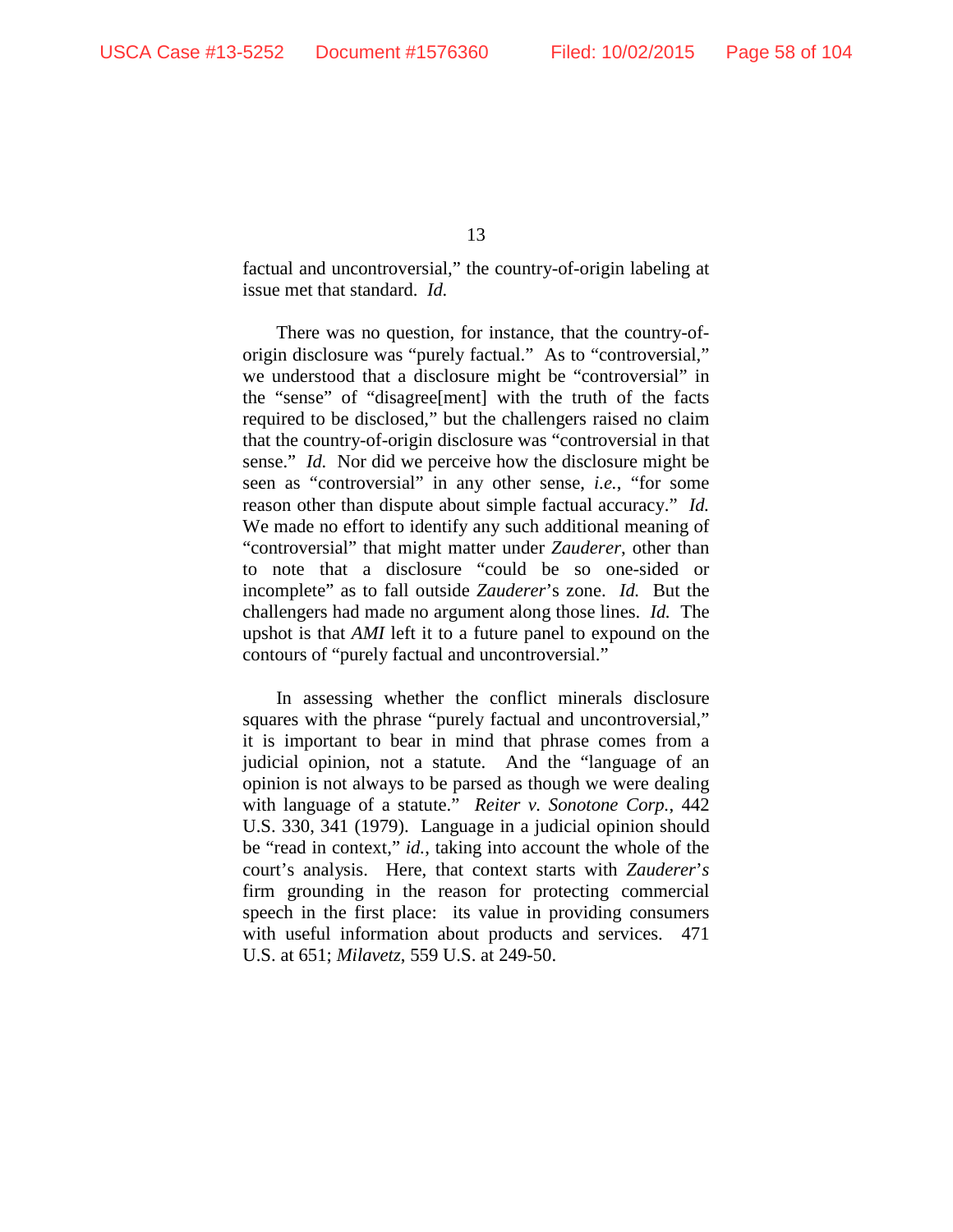factual and uncontroversial," the country-of-origin labeling at issue met that standard. *Id.*

There was no question, for instance, that the country-of-origin disclosure was "purely factual." As to "controversial," we understood that a disclosure might be "controversial" in the "sense" of "disagree[ment] with the truth of the facts required to be disclosed," but the challengers raised no claim that the country-of-origin disclosure was "controversial in that sense." *Id.* Nor did we perceive how the disclosure might be seen as "controversial" in any other sense, *i.e.*, "for some reason other than dispute about simple factual accuracy." *Id.* We made no effort to identify any such additional meaning of "controversial" that might matter under *Zauderer*, other than to note that a disclosure "could be so one-sided or incomplete" as to fall outside *Zauderer*'s zone. *Id.* But the challengers had made no argument along those lines. *Id.* The upshot is that *AMI* left it to a future panel to expound on the contours of "purely factual and uncontroversial."

In assessing whether the conflict minerals disclosure squares with the phrase "purely factual and uncontroversial," it is important to bear in mind that phrase comes from a judicial opinion, not a statute. And the "language of an opinion is not always to be parsed as though we were dealing with language of a statute." *Reiter v. Sonotone Corp.*, 442 U.S. 330, 341 (1979). Language in a judicial opinion should be "read in context," *id.*, taking into account the whole of the court's analysis. Here, that context starts with *Zauderer's* firm grounding in the reason for protecting commercial speech in the first place: its value in providing consumers with useful information about products and services. 471 U.S. at 651; *Milavetz*, 559 U.S. at 249-50.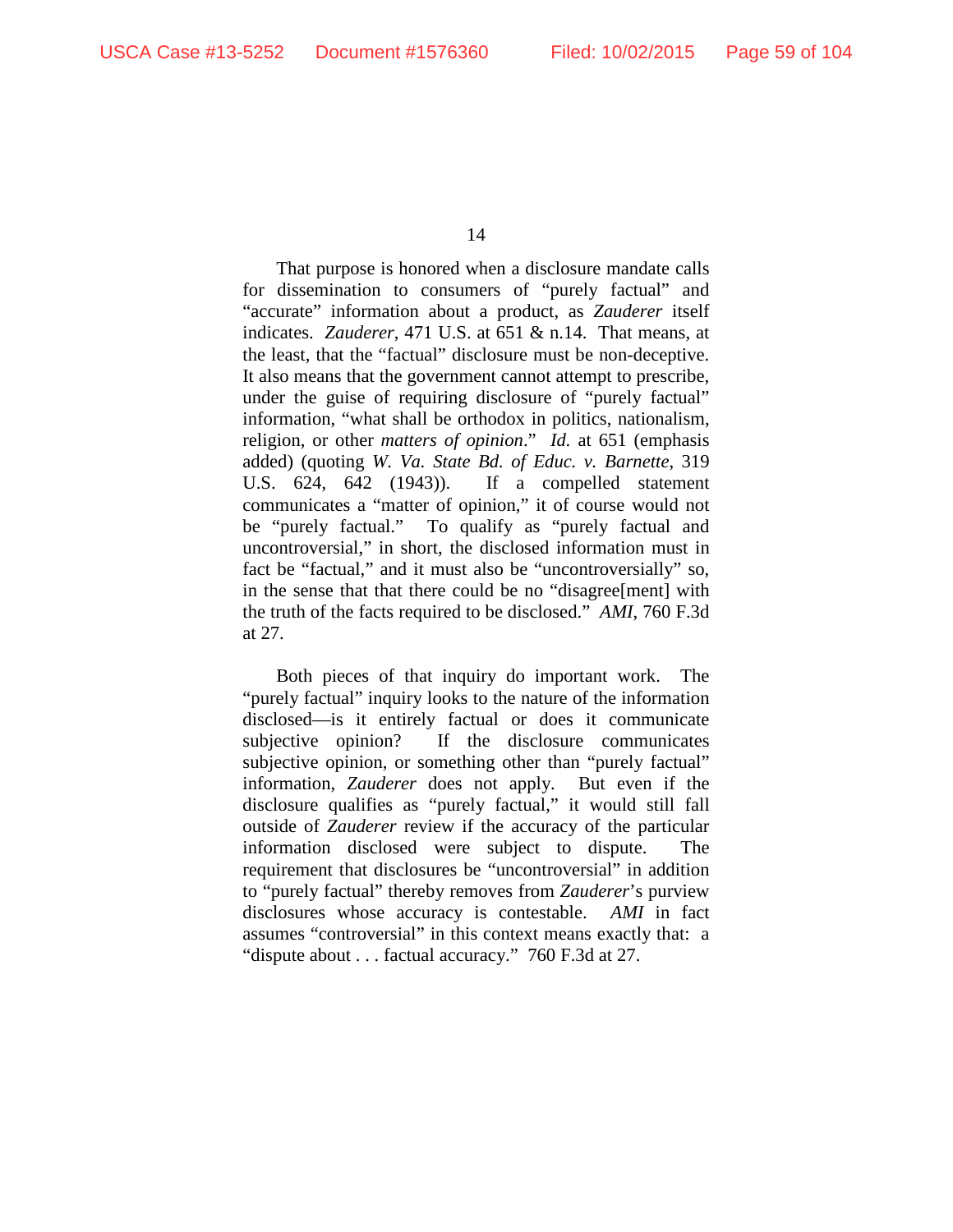That purpose is honored when a disclosure mandate calls for dissemination to consumers of "purely factual" and "accurate" information about a product, as *Zauderer* itself indicates. *Zauderer*, 471 U.S. at 651 & n.14. That means, at the least, that the "factual" disclosure must be non-deceptive. It also means that the government cannot attempt to prescribe, under the guise of requiring disclosure of "purely factual" information, "what shall be orthodox in politics, nationalism, religion, or other *matters of opinion*." *Id.* at 651 (emphasis added) (quoting *W. Va. State Bd. of Educ. v. Barnette*, 319 U.S. 624, 642 (1943)). If a compelled statement communicates a "matter of opinion," it of course would not be "purely factual." To qualify as "purely factual and uncontroversial," in short, the disclosed information must in fact be "factual," and it must also be "uncontroversially" so, in the sense that that there could be no "disagree[ment] with the truth of the facts required to be disclosed." *AMI*, 760 F.3d at 27.

Both pieces of that inquiry do important work. The "purely factual" inquiry looks to the nature of the information disclosed—is it entirely factual or does it communicate subjective opinion? If the disclosure communicates subjective opinion, or something other than "purely factual" information, *Zauderer* does not apply. But even if the disclosure qualifies as "purely factual," it would still fall outside of *Zauderer* review if the accuracy of the particular information disclosed were subject to dispute. The requirement that disclosures be "uncontroversial" in addition to "purely factual" thereby removes from *Zauderer*'s purview disclosures whose accuracy is contestable. *AMI* in fact assumes "controversial" in this context means exactly that: a "dispute about . . . factual accuracy." 760 F.3d at 27.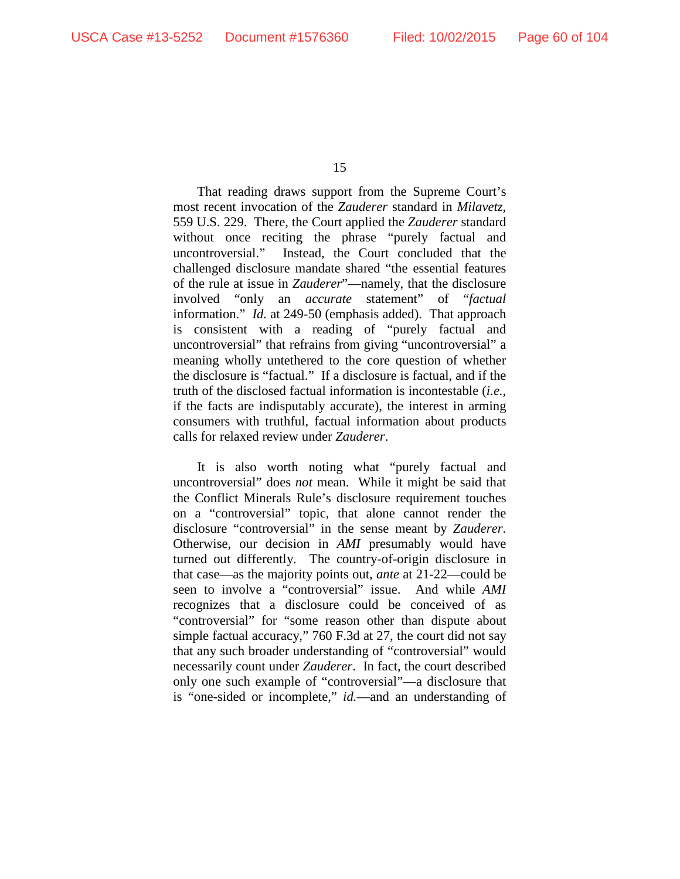That reading draws support from the Supreme Court's most recent invocation of the *Zauderer* standard in *Milavetz*, 559 U.S. 229. There, the Court applied the *Zauderer* standard without once reciting the phrase "purely factual and uncontroversial." Instead, the Court concluded that the challenged disclosure mandate shared "the essential features of the rule at issue in *Zauderer*"—namely, that the disclosure involved "only an *accurate* statement" of "*factual* information." *Id.* at 249-50 (emphasis added). That approach is consistent with a reading of "purely factual and uncontroversial" that refrains from giving "uncontroversial" a meaning wholly untethered to the core question of whether the disclosure is "factual." If a disclosure is factual, and if the truth of the disclosed factual information is incontestable (*i.e.*, if the facts are indisputably accurate), the interest in arming consumers with truthful, factual information about products calls for relaxed review under *Zauderer*.

It is also worth noting what "purely factual and uncontroversial" does *not* mean. While it might be said that the Conflict Minerals Rule's disclosure requirement touches on a "controversial" topic, that alone cannot render the disclosure "controversial" in the sense meant by *Zauderer*. Otherwise, our decision in *AMI* presumably would have turned out differently. The country-of-origin disclosure in that case—as the majority points out, *ante* at 21-22—could be seen to involve a "controversial" issue. And while *AMI* recognizes that a disclosure could be conceived of as "controversial" for "some reason other than dispute about simple factual accuracy," 760 F.3d at 27, the court did not say that any such broader understanding of "controversial" would necessarily count under *Zauderer*. In fact, the court described only one such example of "controversial"—a disclosure that is "one-sided or incomplete," *id.*—and an understanding of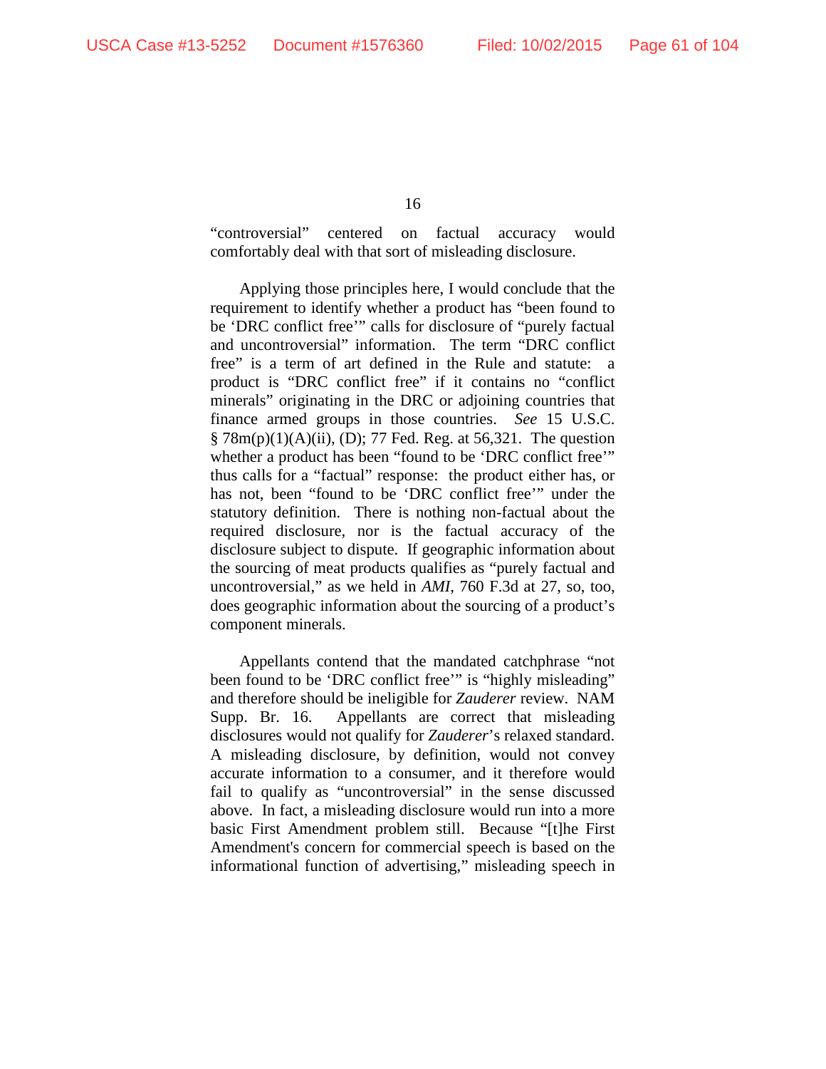"controversial" centered on factual accuracy would comfortably deal with that sort of misleading disclosure.

Applying those principles here, I would conclude that the requirement to identify whether a product has "been found to be 'DRC conflict free'" calls for disclosure of "purely factual and uncontroversial" information. The term "DRC conflict free" is a term of art defined in the Rule and statute: a product is "DRC conflict free" if it contains no "conflict minerals" originating in the DRC or adjoining countries that finance armed groups in those countries. *See* 15 U.S.C. § 78m(p)(1)(A)(ii), (D); 77 Fed. Reg. at 56,321. The question whether a product has been "found to be 'DRC conflict free'" thus calls for a "factual" response: the product either has, or has not, been "found to be 'DRC conflict free'" under the statutory definition. There is nothing non-factual about the required disclosure, nor is the factual accuracy of the disclosure subject to dispute. If geographic information about the sourcing of meat products qualifies as "purely factual and uncontroversial," as we held in *AMI*, 760 F.3d at 27, so, too, does geographic information about the sourcing of a product's component minerals.

Appellants contend that the mandated catchphrase "not been found to be 'DRC conflict free'" is "highly misleading" and therefore should be ineligible for *Zauderer* review. NAM Supp. Br. 16. Appellants are correct that misleading disclosures would not qualify for *Zauderer*'s relaxed standard. A misleading disclosure, by definition, would not convey accurate information to a consumer, and it therefore would fail to qualify as "uncontroversial" in the sense discussed above. In fact, a misleading disclosure would run into a more basic First Amendment problem still. Because "[t]he First Amendment's concern for commercial speech is based on the informational function of advertising," misleading speech in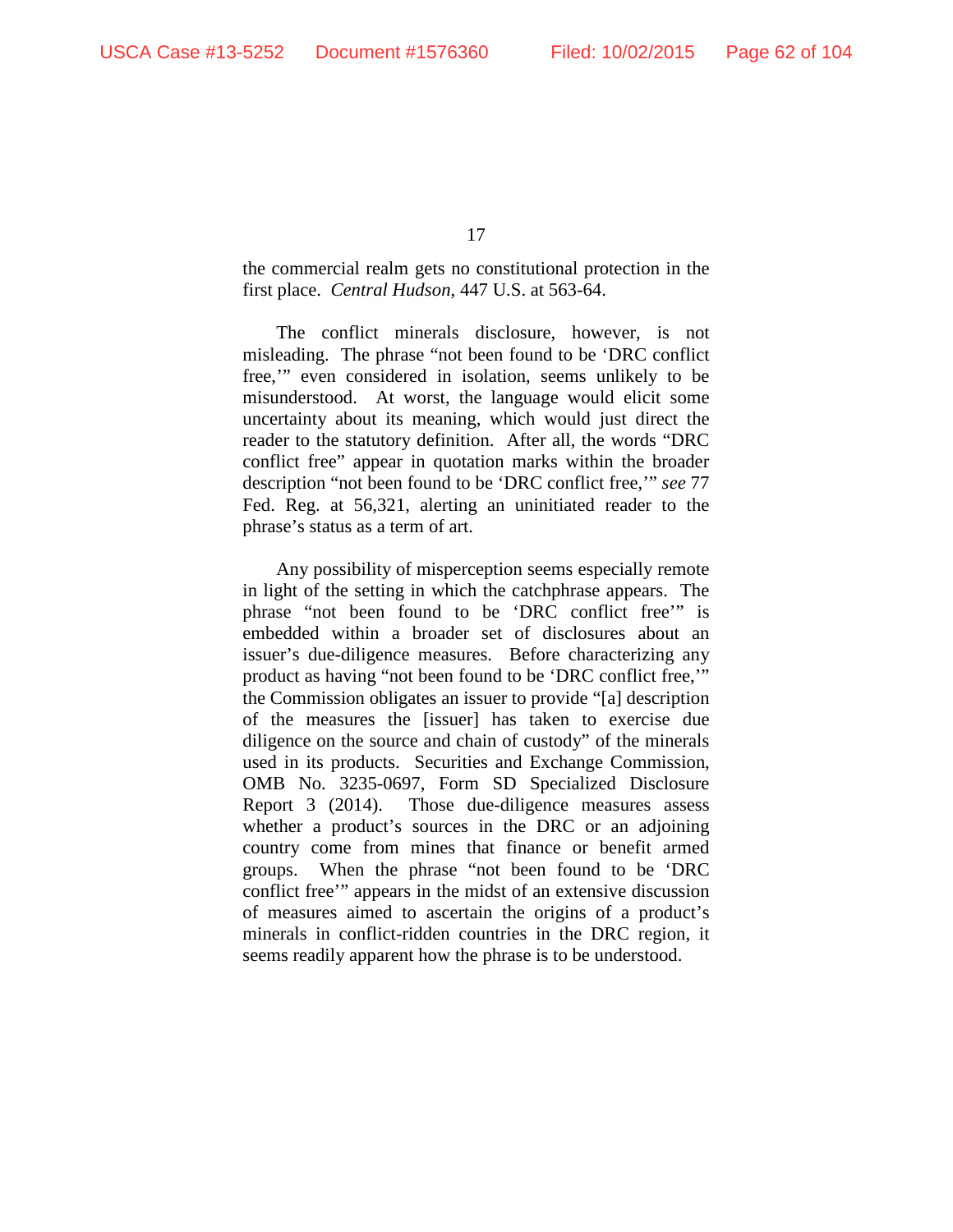the commercial realm gets no constitutional protection in the first place. *Central Hudson*, 447 U.S. at 563-64.

The conflict minerals disclosure, however, is not misleading. The phrase "not been found to be 'DRC conflict free,'" even considered in isolation, seems unlikely to be misunderstood. At worst, the language would elicit some uncertainty about its meaning, which would just direct the reader to the statutory definition. After all, the words "DRC conflict free" appear in quotation marks within the broader description "not been found to be 'DRC conflict free,'" *see* 77 Fed. Reg. at 56,321, alerting an uninitiated reader to the phrase's status as a term of art.

Any possibility of misperception seems especially remote in light of the setting in which the catchphrase appears. The phrase "not been found to be 'DRC conflict free'" is embedded within a broader set of disclosures about an issuer's due-diligence measures. Before characterizing any product as having "not been found to be 'DRC conflict free,'" the Commission obligates an issuer to provide "[a] description of the measures the [issuer] has taken to exercise due diligence on the source and chain of custody" of the minerals used in its products. Securities and Exchange Commission, OMB No. 3235-0697, Form SD Specialized Disclosure Report 3 (2014). Those due-diligence measures assess whether a product's sources in the DRC or an adjoining country come from mines that finance or benefit armed groups. When the phrase "not been found to be 'DRC conflict free'" appears in the midst of an extensive discussion of measures aimed to ascertain the origins of a product's minerals in conflict-ridden countries in the DRC region, it seems readily apparent how the phrase is to be understood.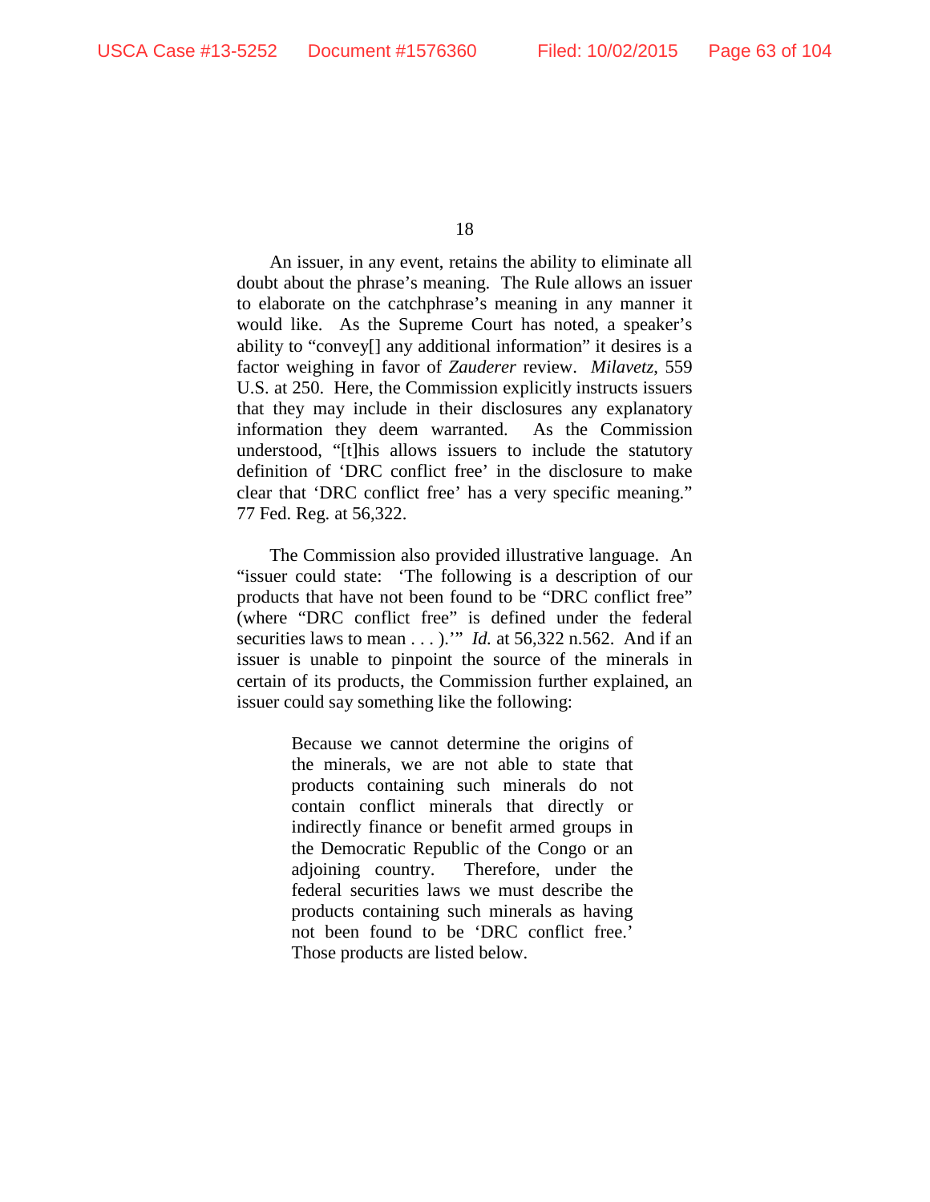An issuer, in any event, retains the ability to eliminate all doubt about the phrase's meaning. The Rule allows an issuer to elaborate on the catchphrase's meaning in any manner it would like. As the Supreme Court has noted, a speaker's ability to "convey[] any additional information" it desires is a factor weighing in favor of *Zauderer* review. *Milavetz*, 559 U.S. at 250. Here, the Commission explicitly instructs issuers that they may include in their disclosures any explanatory information they deem warranted. As the Commission understood, "[t]his allows issuers to include the statutory definition of 'DRC conflict free' in the disclosure to make clear that 'DRC conflict free' has a very specific meaning." 77 Fed. Reg. at 56,322.

The Commission also provided illustrative language. An "issuer could state: 'The following is a description of our products that have not been found to be "DRC conflict free" (where "DRC conflict free" is defined under the federal securities laws to mean . . . ).'" *Id.* at 56,322 n.562. And if an issuer is unable to pinpoint the source of the minerals in certain of its products, the Commission further explained, an issuer could say something like the following:

> Because we cannot determine the origins of the minerals, we are not able to state that products containing such minerals do not contain conflict minerals that directly or indirectly finance or benefit armed groups in the Democratic Republic of the Congo or an adjoining country. Therefore, under the federal securities laws we must describe the products containing such minerals as having not been found to be 'DRC conflict free.' Those products are listed below.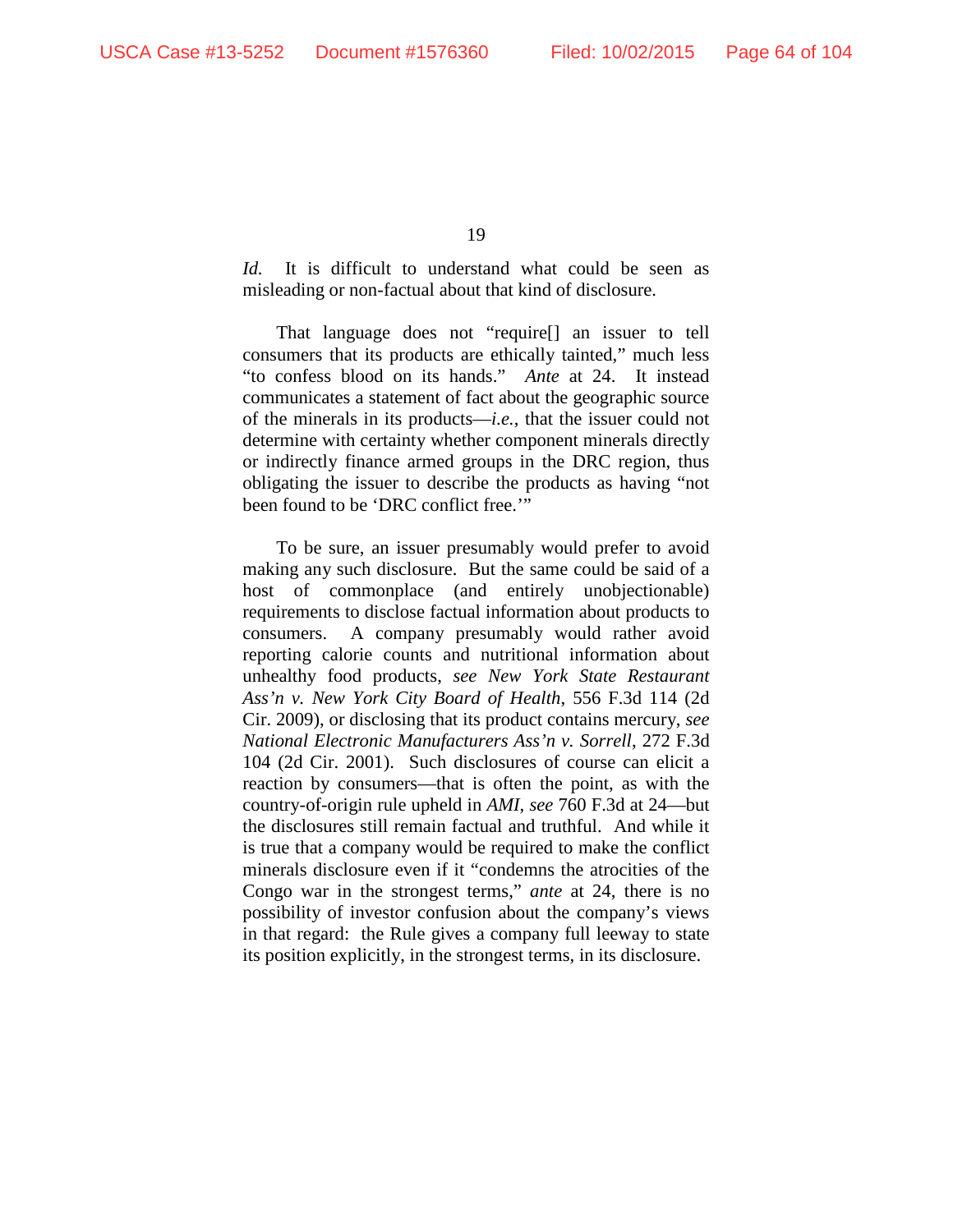*Id.* It is difficult to understand what could be seen as misleading or non-factual about that kind of disclosure.

That language does not "require[] an issuer to tell consumers that its products are ethically tainted," much less "to confess blood on its hands." *Ante* at 24. It instead communicates a statement of fact about the geographic source of the minerals in its products—*i.e.*, that the issuer could not determine with certainty whether component minerals directly or indirectly finance armed groups in the DRC region, thus obligating the issuer to describe the products as having "not been found to be 'DRC conflict free.'"

To be sure, an issuer presumably would prefer to avoid making any such disclosure. But the same could be said of a host of commonplace (and entirely unobjectionable) requirements to disclose factual information about products to consumers. A company presumably would rather avoid reporting calorie counts and nutritional information about unhealthy food products, *see New York State Restaurant Ass'n v. New York City Board of Health*, 556 F.3d 114 (2d Cir. 2009), or disclosing that its product contains mercury, *see National Electronic Manufacturers Ass'n v. Sorrell*, 272 F.3d 104 (2d Cir. 2001). Such disclosures of course can elicit a reaction by consumers—that is often the point, as with the country-of-origin rule upheld in *AMI*, *see* 760 F.3d at 24—but the disclosures still remain factual and truthful. And while it is true that a company would be required to make the conflict minerals disclosure even if it "condemns the atrocities of the Congo war in the strongest terms," *ante* at 24, there is no possibility of investor confusion about the company's views in that regard: the Rule gives a company full leeway to state its position explicitly, in the strongest terms, in its disclosure.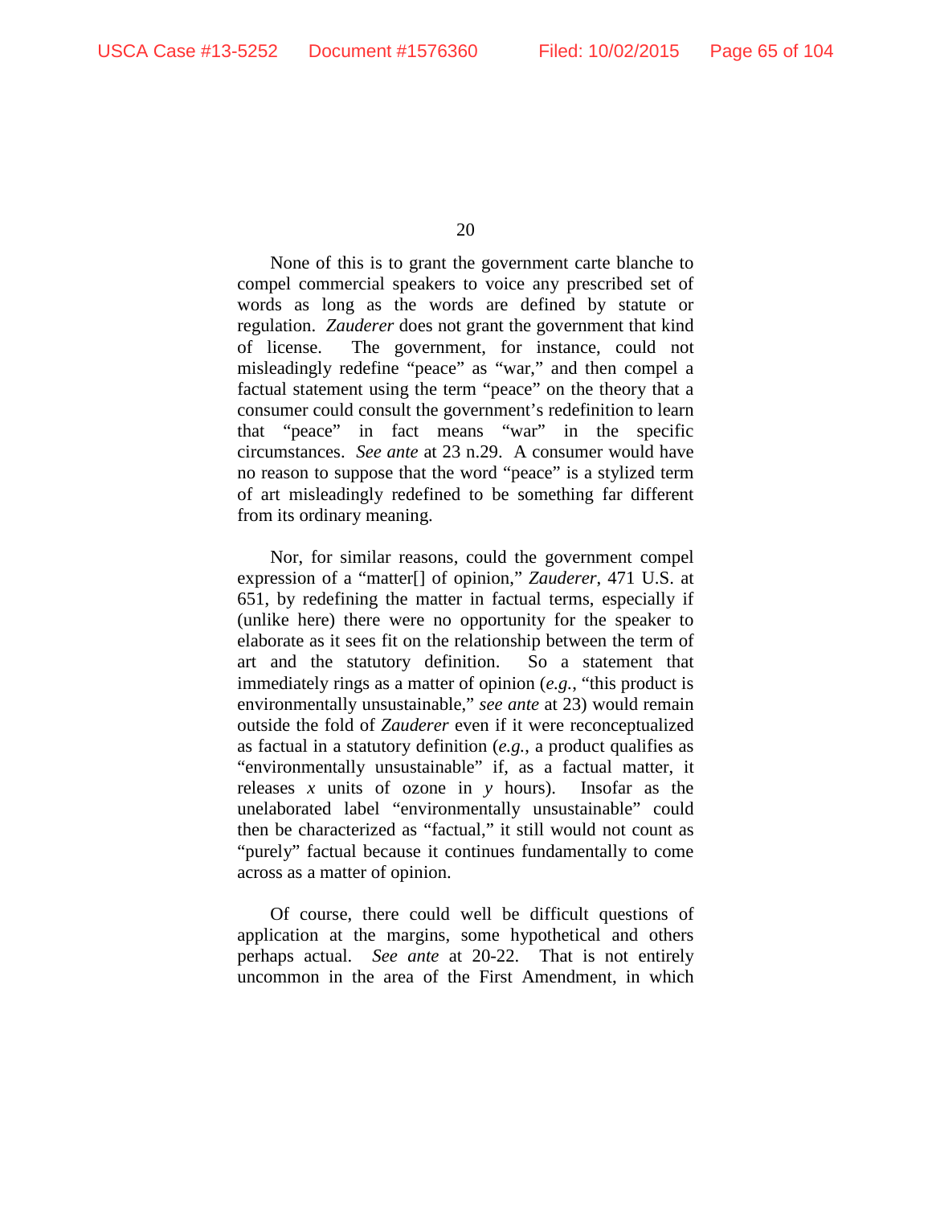None of this is to grant the government carte blanche to compel commercial speakers to voice any prescribed set of words as long as the words are defined by statute or regulation. *Zauderer* does not grant the government that kind of license. The government, for instance, could not misleadingly redefine "peace" as "war," and then compel a factual statement using the term "peace" on the theory that a consumer could consult the government's redefinition to learn that "peace" in fact means "war" in the specific circumstances. *See ante* at 23 n.29. A consumer would have no reason to suppose that the word "peace" is a stylized term of art misleadingly redefined to be something far different from its ordinary meaning.

Nor, for similar reasons, could the government compel expression of a "matter[] of opinion," *Zauderer*, 471 U.S. at 651, by redefining the matter in factual terms, especially if (unlike here) there were no opportunity for the speaker to elaborate as it sees fit on the relationship between the term of art and the statutory definition. So a statement that immediately rings as a matter of opinion (*e.g.*, "this product is environmentally unsustainable," *see ante* at 23) would remain outside the fold of *Zauderer* even if it were reconceptualized as factual in a statutory definition (*e.g.*, a product qualifies as "environmentally unsustainable" if, as a factual matter, it releases $x$ units of ozone in $y$ hours). Insofar as the unelaborated label "environmentally unsustainable" could then be characterized as "factual," it still would not count as "purely" factual because it continues fundamentally to come across as a matter of opinion.

Of course, there could well be difficult questions of application at the margins, some hypothetical and others perhaps actual. *See ante* at 20-22. That is not entirely uncommon in the area of the First Amendment, in which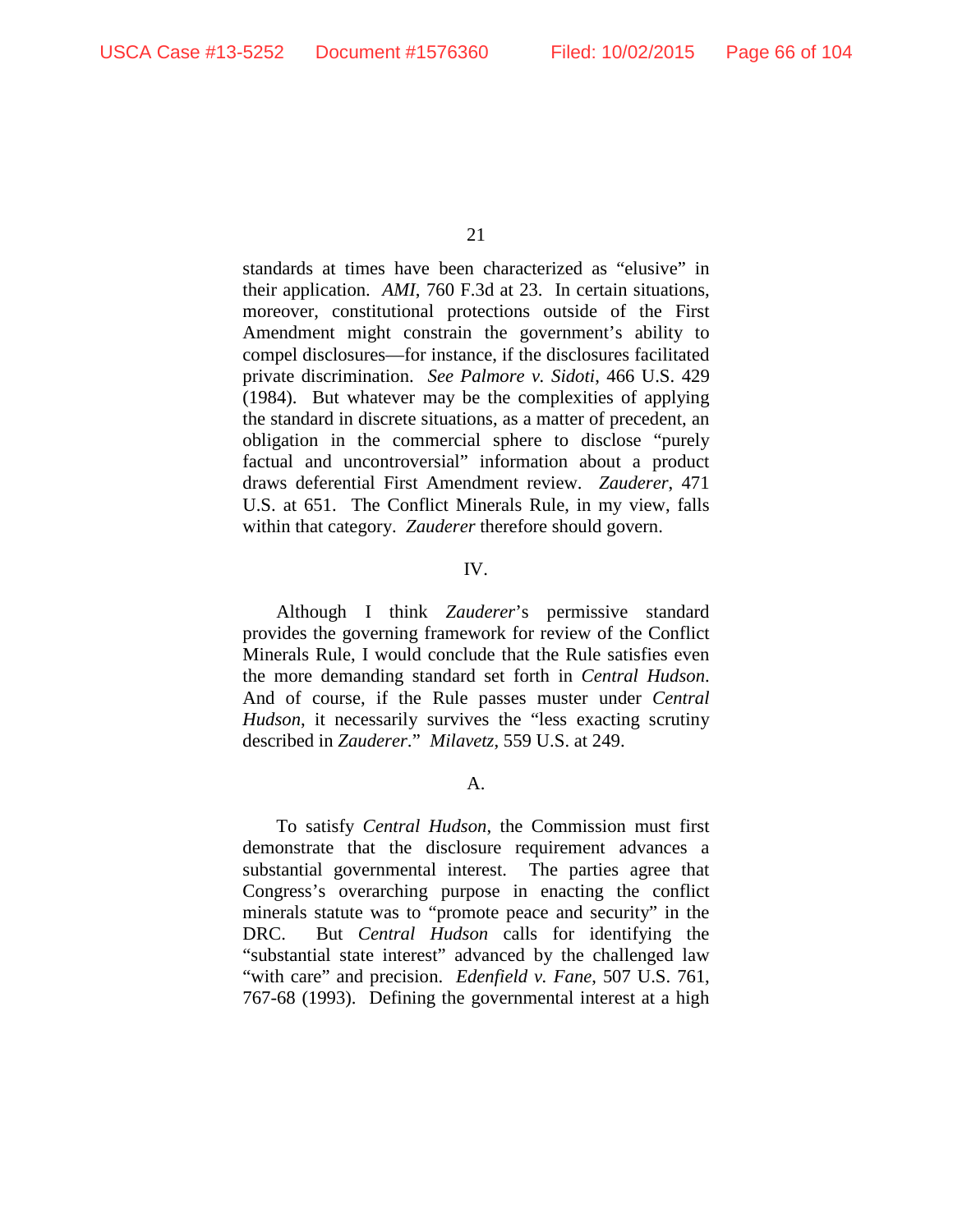standards at times have been characterized as "elusive" in their application. *AMI*, 760 F.3d at 23. In certain situations, moreover, constitutional protections outside of the First Amendment might constrain the government's ability to compel disclosures—for instance, if the disclosures facilitated private discrimination. *See Palmore v. Sidoti*, 466 U.S. 429 (1984). But whatever may be the complexities of applying the standard in discrete situations, as a matter of precedent, an obligation in the commercial sphere to disclose "purely factual and uncontroversial" information about a product draws deferential First Amendment review. *Zauderer*, 471 U.S. at 651. The Conflict Minerals Rule, in my view, falls within that category. *Zauderer* therefore should govern.

IV.

Although I think *Zauderer*'s permissive standard provides the governing framework for review of the Conflict Minerals Rule, I would conclude that the Rule satisfies even the more demanding standard set forth in *Central Hudson*. And of course, if the Rule passes muster under *Central Hudson*, it necessarily survives the "less exacting scrutiny described in *Zauderer*." *Milavetz*, 559 U.S. at 249.

A.

To satisfy *Central Hudson*, the Commission must first demonstrate that the disclosure requirement advances a substantial governmental interest. The parties agree that Congress's overarching purpose in enacting the conflict minerals statute was to "promote peace and security" in the DRC. But *Central Hudson* calls for identifying the "substantial state interest" advanced by the challenged law "with care" and precision. *Edenfield v. Fane*, 507 U.S. 761, 767-68 (1993). Defining the governmental interest at a high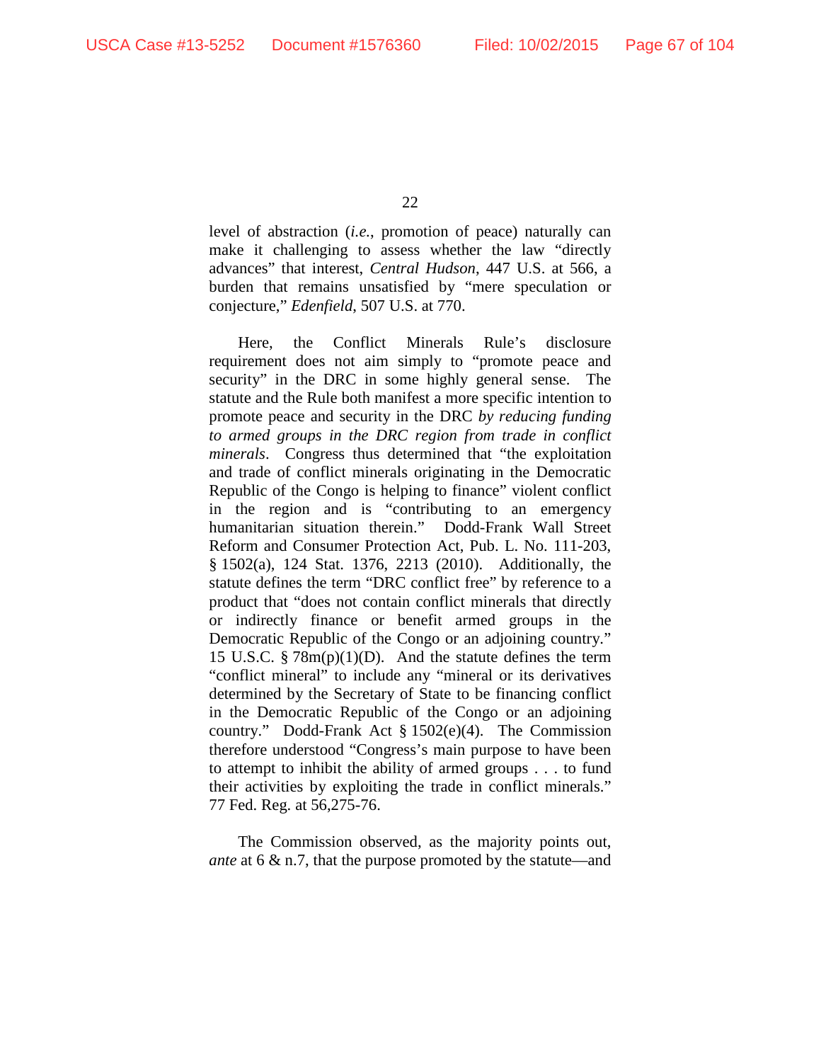level of abstraction (*i.e.*, promotion of peace) naturally can make it challenging to assess whether the law "directly advances" that interest, *Central Hudson*, 447 U.S. at 566, a burden that remains unsatisfied by "mere speculation or conjecture," *Edenfield*, 507 U.S. at 770.

Here, the Conflict Minerals Rule's disclosure requirement does not aim simply to "promote peace and security" in the DRC in some highly general sense. The statute and the Rule both manifest a more specific intention to promote peace and security in the DRC *by reducing funding to armed groups in the DRC region from trade in conflict minerals*. Congress thus determined that "the exploitation and trade of conflict minerals originating in the Democratic Republic of the Congo is helping to finance" violent conflict in the region and is "contributing to an emergency humanitarian situation therein." Dodd-Frank Wall Street Reform and Consumer Protection Act, Pub. L. No. 111-203, § 1502(a), 124 Stat. 1376, 2213 (2010). Additionally, the statute defines the term "DRC conflict free" by reference to a product that "does not contain conflict minerals that directly or indirectly finance or benefit armed groups in the Democratic Republic of the Congo or an adjoining country." 15 U.S.C. § 78m(p)(1)(D). And the statute defines the term "conflict mineral" to include any "mineral or its derivatives determined by the Secretary of State to be financing conflict in the Democratic Republic of the Congo or an adjoining country." Dodd-Frank Act § 1502(e)(4). The Commission therefore understood "Congress's main purpose to have been to attempt to inhibit the ability of armed groups . . . to fund their activities by exploiting the trade in conflict minerals." 77 Fed. Reg. at 56,275-76.

The Commission observed, as the majority points out, *ante* at 6 & n.7, that the purpose promoted by the statute—and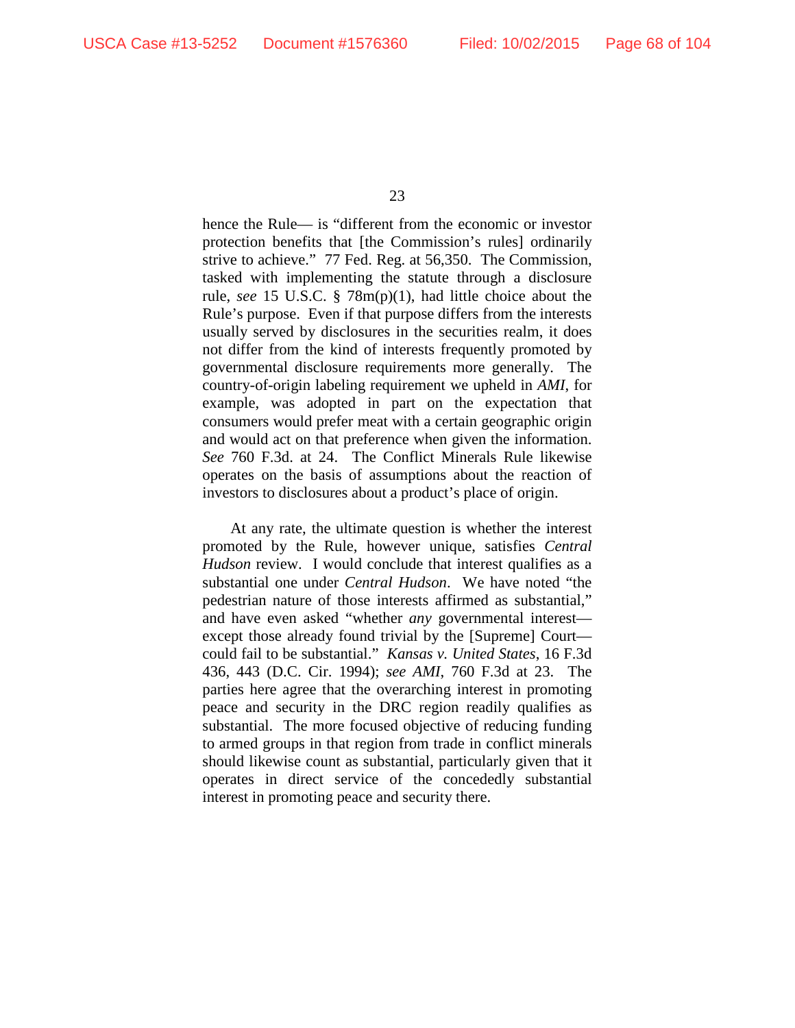hence the Rule— is "different from the economic or investor protection benefits that [the Commission's rules] ordinarily strive to achieve." 77 Fed. Reg. at 56,350. The Commission, tasked with implementing the statute through a disclosure rule, *see* 15 U.S.C. § 78m(p)(1), had little choice about the Rule's purpose. Even if that purpose differs from the interests usually served by disclosures in the securities realm, it does not differ from the kind of interests frequently promoted by governmental disclosure requirements more generally. The country-of-origin labeling requirement we upheld in *AMI*, for example, was adopted in part on the expectation that consumers would prefer meat with a certain geographic origin and would act on that preference when given the information. *See* 760 F.3d. at 24. The Conflict Minerals Rule likewise operates on the basis of assumptions about the reaction of investors to disclosures about a product's place of origin.

At any rate, the ultimate question is whether the interest promoted by the Rule, however unique, satisfies *Central Hudson* review. I would conclude that interest qualifies as a substantial one under *Central Hudson*. We have noted "the pedestrian nature of those interests affirmed as substantial," and have even asked "whether *any* governmental interest—except those already found trivial by the [Supreme] Court—could fail to be substantial." *Kansas v. United States*, 16 F.3d 436, 443 (D.C. Cir. 1994); *see AMI*, 760 F.3d at 23. The parties here agree that the overarching interest in promoting peace and security in the DRC region readily qualifies as substantial. The more focused objective of reducing funding to armed groups in that region from trade in conflict minerals should likewise count as substantial, particularly given that it operates in direct service of the concededly substantial interest in promoting peace and security there.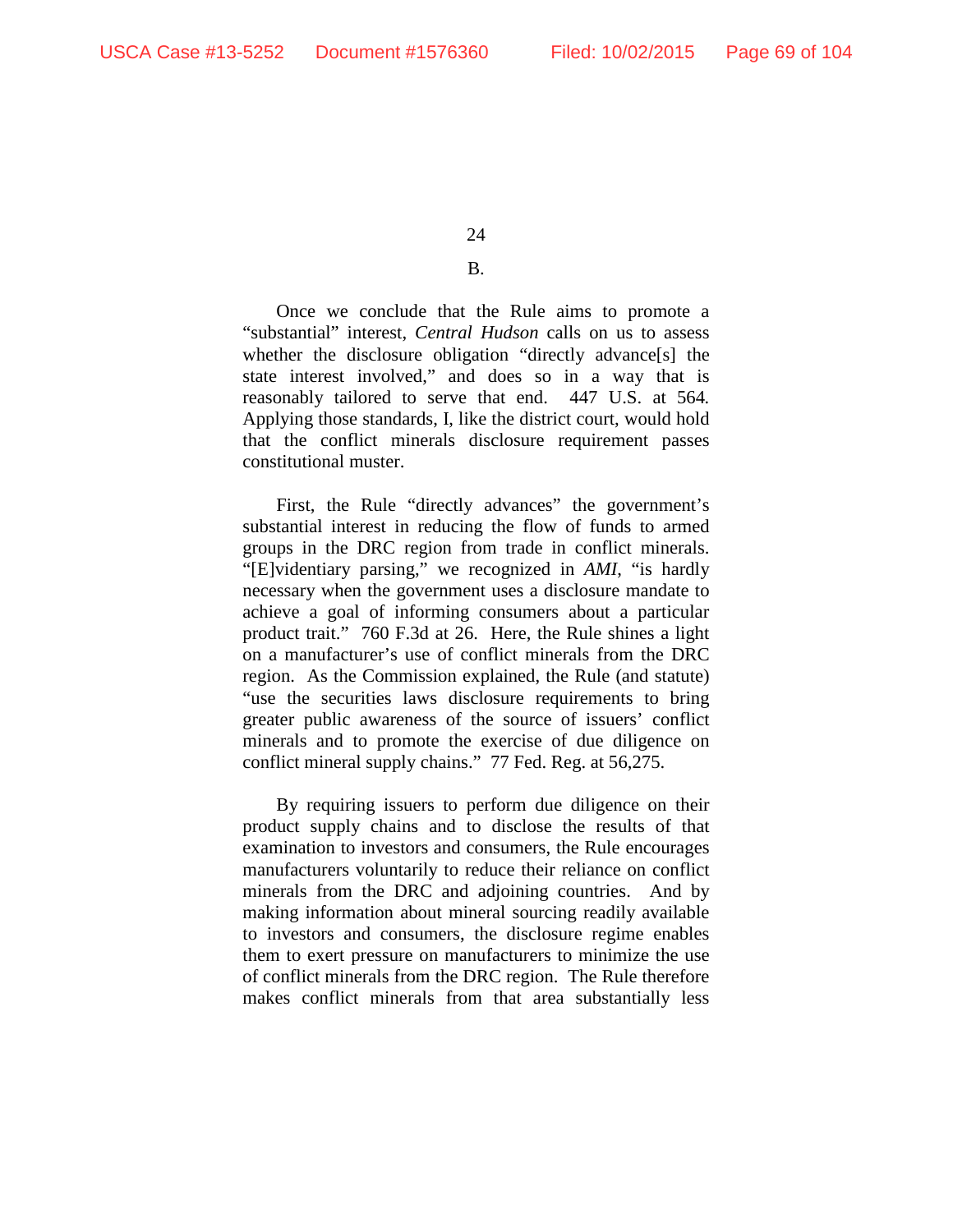B.

Once we conclude that the Rule aims to promote a "substantial" interest, *Central Hudson* calls on us to assess whether the disclosure obligation "directly advance[s] the state interest involved," and does so in a way that is reasonably tailored to serve that end. 447 U.S. at 564. Applying those standards, I, like the district court, would hold that the conflict minerals disclosure requirement passes constitutional muster.

First, the Rule "directly advances" the government's substantial interest in reducing the flow of funds to armed groups in the DRC region from trade in conflict minerals. "[E]vidiary parsing," we recognized in *AMI*, "is hardly necessary when the government uses a disclosure mandate to achieve a goal of informing consumers about a particular product trait." 760 F.3d at 26. Here, the Rule shines a light on a manufacturer's use of conflict minerals from the DRC region. As the Commission explained, the Rule (and statute) "use the securities laws disclosure requirements to bring greater public awareness of the source of issuers' conflict minerals and to promote the exercise of due diligence on conflict mineral supply chains." 77 Fed. Reg. at 56,275.

By requiring issuers to perform due diligence on their product supply chains and to disclose the results of that examination to investors and consumers, the Rule encourages manufacturers voluntarily to reduce their reliance on conflict minerals from the DRC and adjoining countries. And by making information about mineral sourcing readily available to investors and consumers, the disclosure regime enables them to exert pressure on manufacturers to minimize the use of conflict minerals from the DRC region. The Rule therefore makes conflict minerals from that area substantially less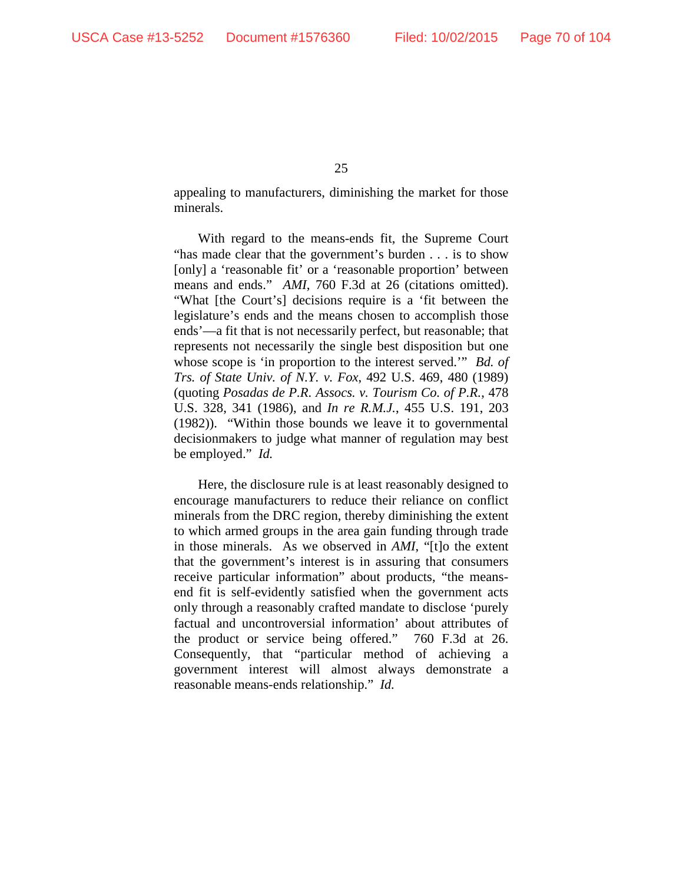appealing to manufacturers, diminishing the market for those minerals.

With regard to the means-ends fit, the Supreme Court "has made clear that the government's burden . . . is to show [only] a 'reasonable fit' or a 'reasonable proportion' between means and ends." *AMI*, 760 F.3d at 26 (citations omitted). "What [the Court's] decisions require is a 'fit between the legislature's ends and the means chosen to accomplish those ends'—a fit that is not necessarily perfect, but reasonable; that represents not necessarily the single best disposition but one whose scope is 'in proportion to the interest served.'" *Bd. of Trs. of State Univ. of N.Y. v. Fox*, 492 U.S. 469, 480 (1989) (quoting *Posadas de P.R. Assocs. v. Tourism Co. of P.R.*, 478 U.S. 328, 341 (1986), and *In re R.M.J.*, 455 U.S. 191, 203 (1982)). "Within those bounds we leave it to governmental decisionmakers to judge what manner of regulation may best be employed." *Id.*

Here, the disclosure rule is at least reasonably designed to encourage manufacturers to reduce their reliance on conflict minerals from the DRC region, thereby diminishing the extent to which armed groups in the area gain funding through trade in those minerals. As we observed in *AMI*, "[t]o the extent that the government's interest is in assuring that consumers receive particular information" about products, "the means-end fit is self-evidently satisfied when the government acts only through a reasonably crafted mandate to disclose 'purely factual and uncontroversial information' about attributes of the product or service being offered." 760 F.3d at 26. Consequently, that "particular method of achieving a government interest will almost always demonstrate a reasonable means-ends relationship." *Id.*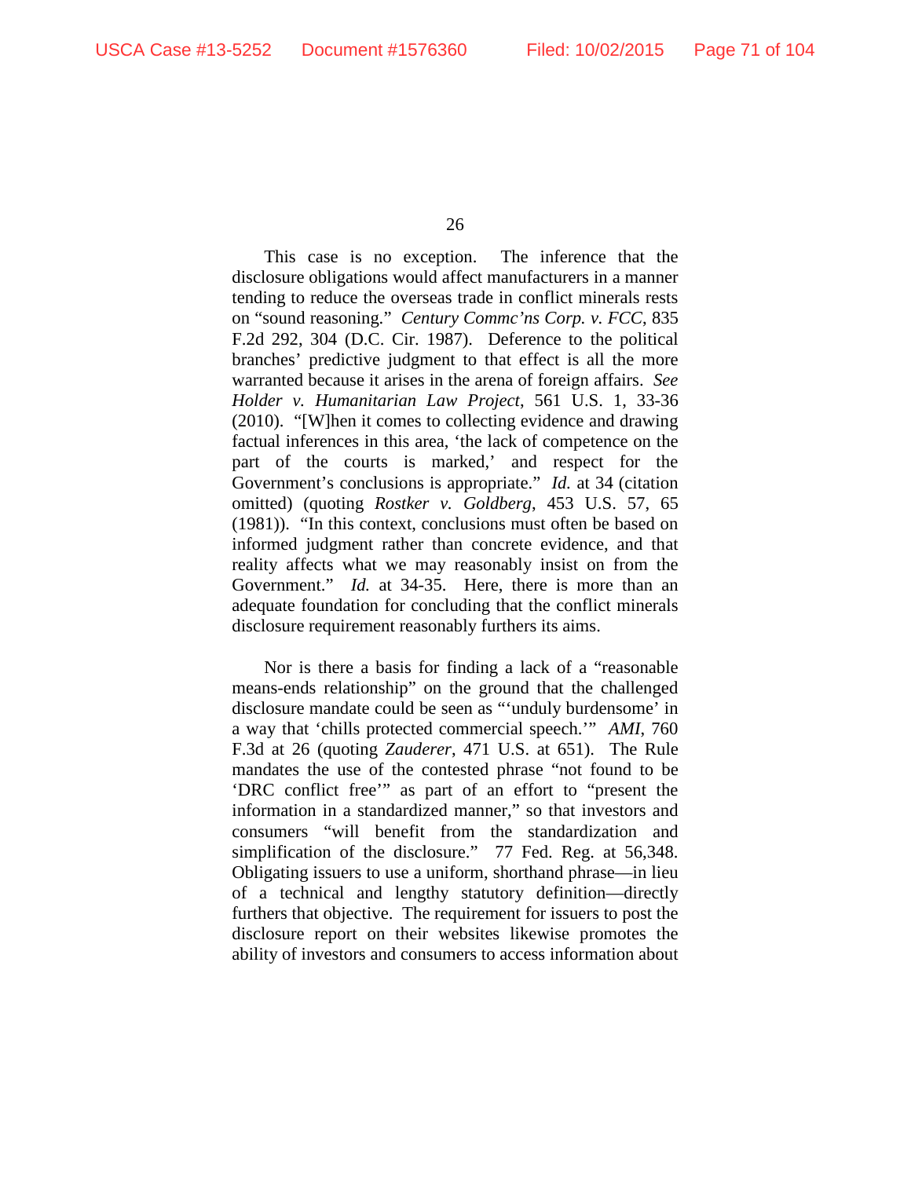This case is no exception. The inference that the disclosure obligations would affect manufacturers in a manner tending to reduce the overseas trade in conflict minerals rests on "sound reasoning." *Century Commc'ns Corp. v. FCC*, 835 F.2d 292, 304 (D.C. Cir. 1987). Deference to the political branches' predictive judgment to that effect is all the more warranted because it arises in the arena of foreign affairs. *See Holder v. Humanitarian Law Project*, 561 U.S. 1, 33-36 (2010). "[W]hen it comes to collecting evidence and drawing factual inferences in this area, 'the lack of competence on the part of the courts is marked,' and respect for the Government's conclusions is appropriate." *Id.* at 34 (citation omitted) (quoting *Rostker v. Goldberg*, 453 U.S. 57, 65 (1981)). "In this context, conclusions must often be based on informed judgment rather than concrete evidence, and that reality affects what we may reasonably insist on from the Government." *Id.* at 34-35. Here, there is more than an adequate foundation for concluding that the conflict minerals disclosure requirement reasonably furthers its aims.

Nor is there a basis for finding a lack of a "reasonable means-ends relationship" on the ground that the challenged disclosure mandate could be seen as "'unduly burdensome' in a way that 'chills protected commercial speech.'" *AMI*, 760 F.3d at 26 (quoting *Zauderer*, 471 U.S. at 651). The Rule mandates the use of the contested phrase "not found to be 'DRC conflict free'" as part of an effort to "present the information in a standardized manner," so that investors and consumers "will benefit from the standardization and simplification of the disclosure." 77 Fed. Reg. at 56,348. Obligating issuers to use a uniform, shorthand phrase—in lieu of a technical and lengthy statutory definition—directly furthers that objective. The requirement for issuers to post the disclosure report on their websites likewise promotes the ability of investors and consumers to access information about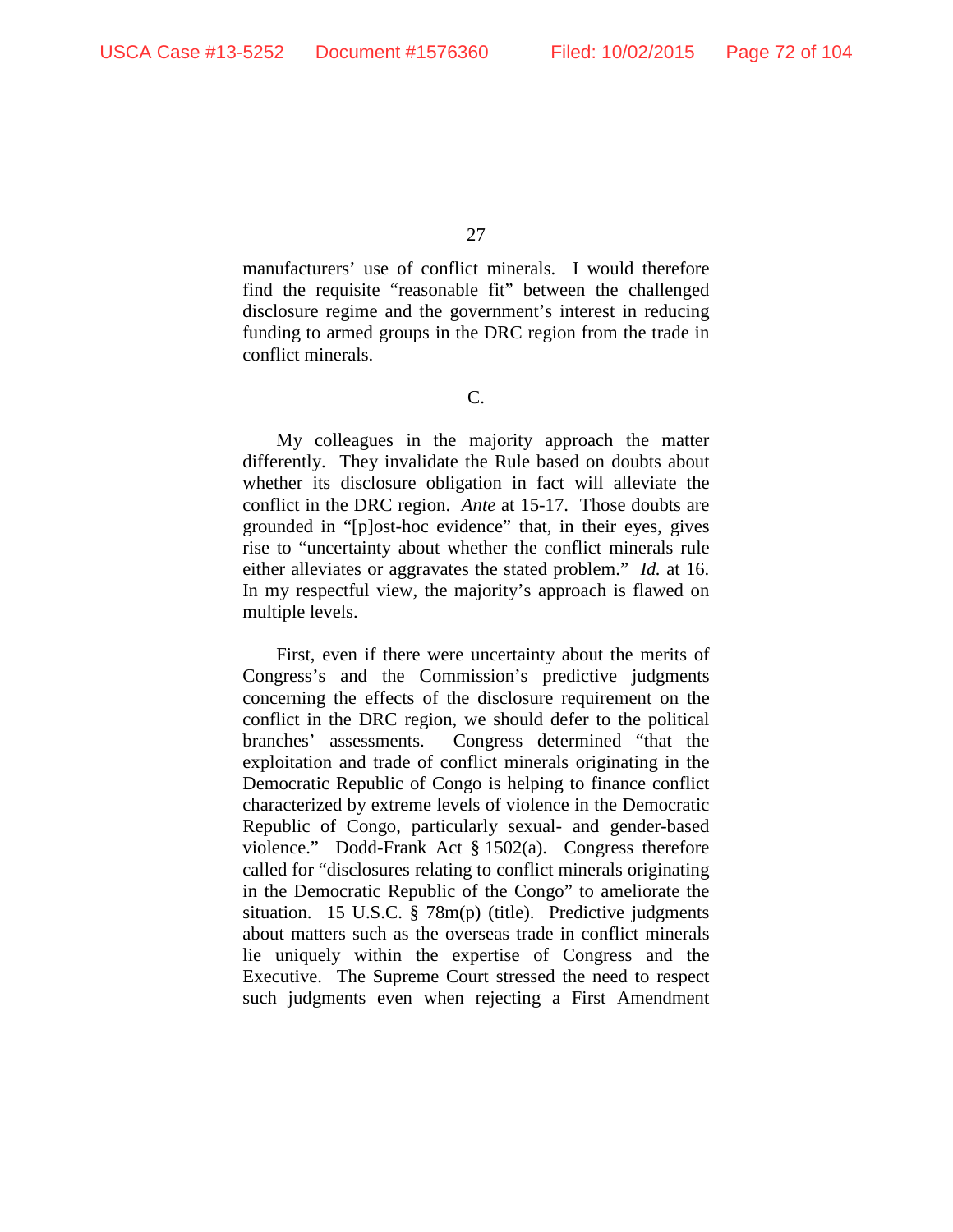manufacturers' use of conflict minerals. I would therefore find the requisite "reasonable fit" between the challenged disclosure regime and the government's interest in reducing funding to armed groups in the DRC region from the trade in conflict minerals.

C.

My colleagues in the majority approach the matter differently. They invalidate the Rule based on doubts about whether its disclosure obligation in fact will alleviate the conflict in the DRC region. *Ante* at 15-17. Those doubts are grounded in "[p]ost-hoc evidence" that, in their eyes, gives rise to "uncertainty about whether the conflict minerals rule either alleviates or aggravates the stated problem." *Id.* at 16. In my respectful view, the majority's approach is flawed on multiple levels.

First, even if there were uncertainty about the merits of Congress's and the Commission's predictive judgments concerning the effects of the disclosure requirement on the conflict in the DRC region, we should defer to the political branches' assessments. Congress determined "that the exploitation and trade of conflict minerals originating in the Democratic Republic of Congo is helping to finance conflict characterized by extreme levels of violence in the Democratic Republic of Congo, particularly sexual- and gender-based violence." Dodd-Frank Act § 1502(a). Congress therefore called for "disclosures relating to conflict minerals originating in the Democratic Republic of the Congo" to ameliorate the situation. 15 U.S.C. § 78m(p) (title). Predictive judgments about matters such as the overseas trade in conflict minerals lie uniquely within the expertise of Congress and the Executive. The Supreme Court stressed the need to respect such judgments even when rejecting a First Amendment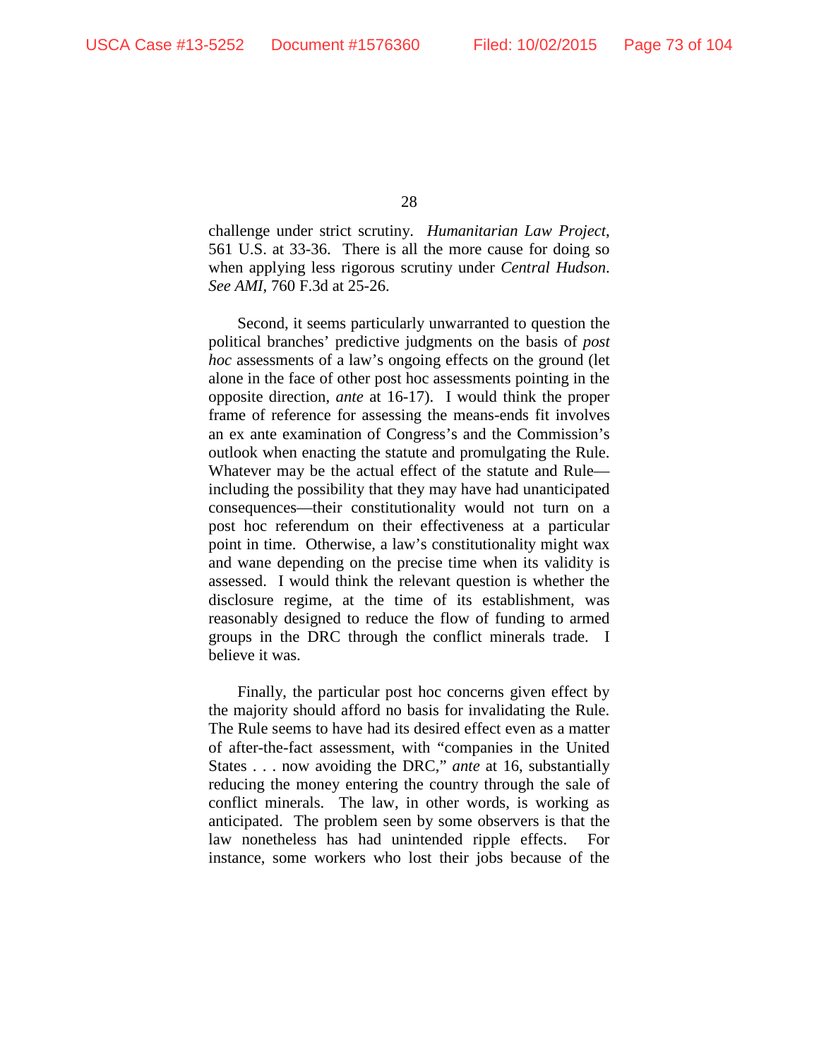challenge under strict scrutiny. *Humanitarian Law Project*, 561 U.S. at 33-36. There is all the more cause for doing so when applying less rigorous scrutiny under *Central Hudson*. *See AMI*, 760 F.3d at 25-26.

Second, it seems particularly unwarranted to question the political branches' predictive judgments on the basis of *post hoc* assessments of a law's ongoing effects on the ground (let alone in the face of other post hoc assessments pointing in the opposite direction, *ante* at 16-17). I would think the proper frame of reference for assessing the means-ends fit involves an ex ante examination of Congress's and the Commission's outlook when enacting the statute and promulgating the Rule. Whatever may be the actual effect of the statute and Rule—including the possibility that they may have had unanticipated consequences—their constitutionality would not turn on a post hoc referendum on their effectiveness at a particular point in time. Otherwise, a law's constitutionality might wax and wane depending on the precise time when its validity is assessed. I would think the relevant question is whether the disclosure regime, at the time of its establishment, was reasonably designed to reduce the flow of funding to armed groups in the DRC through the conflict minerals trade. I believe it was.

Finally, the particular post hoc concerns given effect by the majority should afford no basis for invalidating the Rule. The Rule seems to have had its desired effect even as a matter of after-the-fact assessment, with "companies in the United States . . . now avoiding the DRC," *ante* at 16, substantially reducing the money entering the country through the sale of conflict minerals. The law, in other words, is working as anticipated. The problem seen by some observers is that the law nonetheless has had unintended ripple effects. For instance, some workers who lost their jobs because of the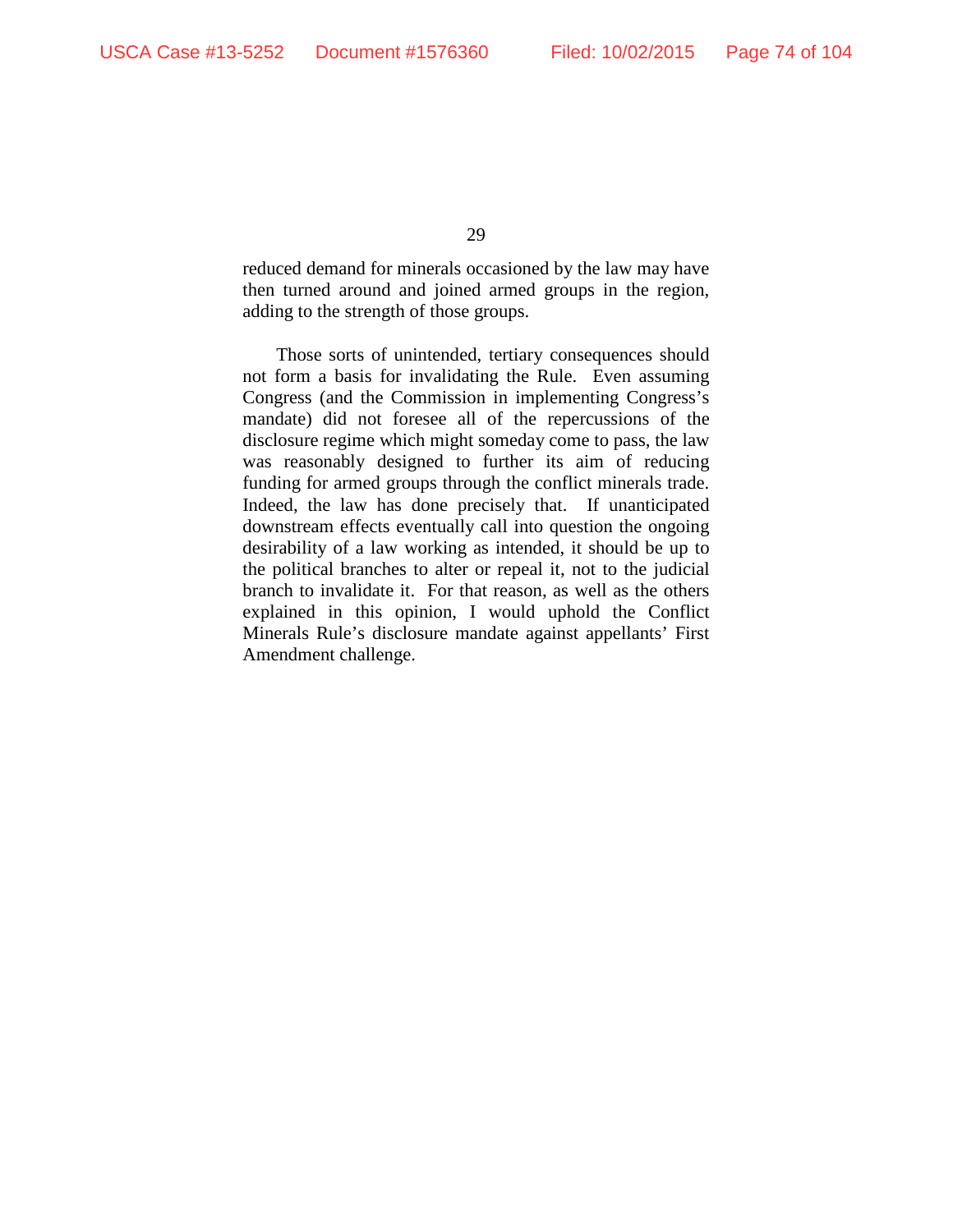reduced demand for minerals occasioned by the law may have then turned around and joined armed groups in the region, adding to the strength of those groups.

Those sorts of unintended, tertiary consequences should not form a basis for invalidating the Rule. Even assuming Congress (and the Commission in implementing Congress's mandate) did not foresee all of the repercussions of the disclosure regime which might someday come to pass, the law was reasonably designed to further its aim of reducing funding for armed groups through the conflict minerals trade. Indeed, the law has done precisely that. If unanticipated downstream effects eventually call into question the ongoing desirability of a law working as intended, it should be up to the political branches to alter or repeal it, not to the judicial branch to invalidate it. For that reason, as well as the others explained in this opinion, I would uphold the Conflict Minerals Rule's disclosure mandate against appellants' First Amendment challenge.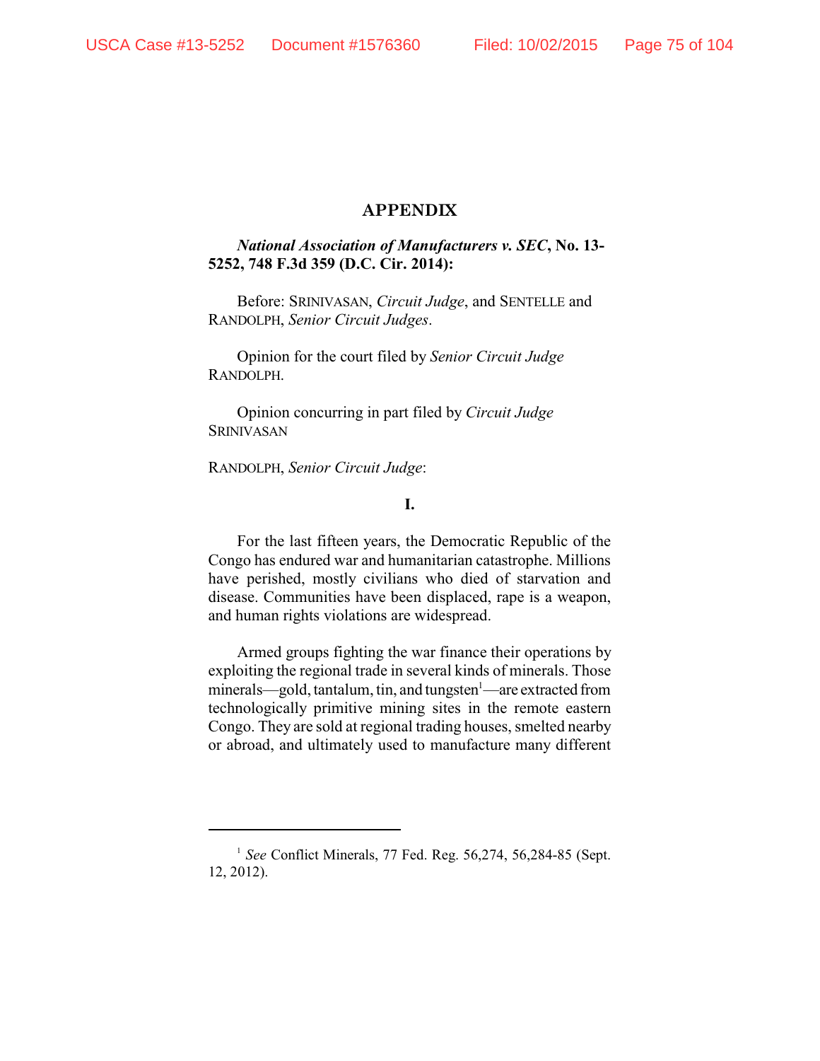# APPENDIX

***National Association of Manufacturers v. SEC*, No. 13-5252, 748 F.3d 359 (D.C. Cir. 2014):**

Before: SRINIVASAN, *Circuit Judge*, and SENTELLE and RANDOLPH, *Senior Circuit Judges*.

Opinion for the court filed by *Senior Circuit Judge* RANDOLPH.

Opinion concurring in part filed by *Circuit Judge* SRINIVASAN

RANDOLPH, *Senior Circuit Judge*:

**I.**

For the last fifteen years, the Democratic Republic of the Congo has endured war and humanitarian catastrophe. Millions have perished, mostly civilians who died of starvation and disease. Communities have been displaced, rape is a weapon, and human rights violations are widespread.

Armed groups fighting the war finance their operations by exploiting the regional trade in several kinds of minerals. Those minerals—gold, tantalum, tin, and tungsten[1]—are extracted from technologically primitive mining sites in the remote eastern Congo. They are sold at regional trading houses, smelted nearby or abroad, and ultimately used to manufacture many different

[1] *See* Conflict Minerals, 77 Fed. Reg. 56,274, 56,284-85 (Sept. 12, 2012).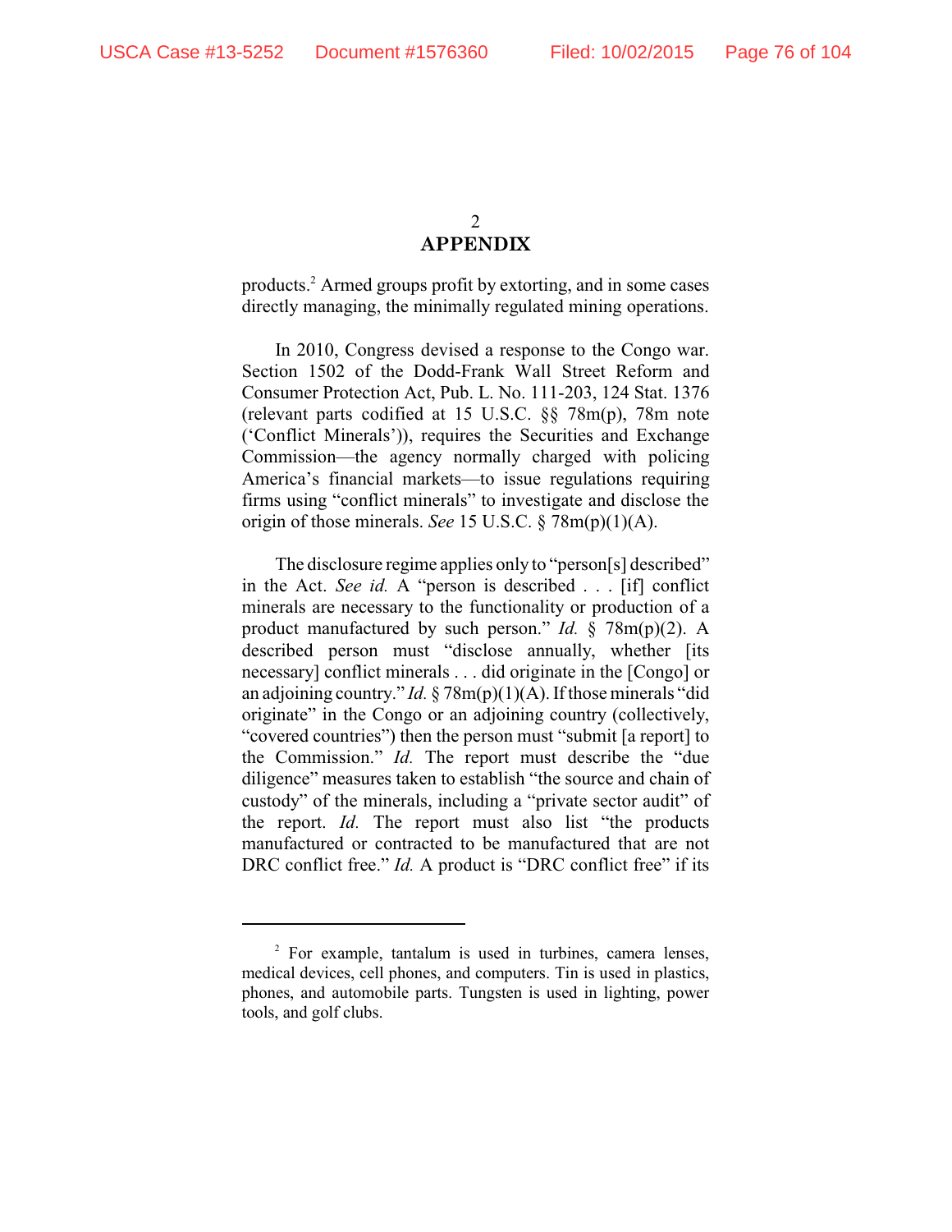## APPENDIX

products.[2] Armed groups profit by extorting, and in some cases directly managing, the minimally regulated mining operations.

In 2010, Congress devised a response to the Congo war. Section 1502 of the Dodd-Frank Wall Street Reform and Consumer Protection Act, Pub. L. No. 111-203, 124 Stat. 1376 (relevant parts codified at 15 U.S.C. §§ 78m(p), 78m note ('Conflict Minerals')), requires the Securities and Exchange Commission—the agency normally charged with policing America's financial markets—to issue regulations requiring firms using "conflict minerals" to investigate and disclose the origin of those minerals. *See* 15 U.S.C. § 78m(p)(1)(A).

The disclosure regime applies only to "person[s] described" in the Act. *See id.* A "person is described . . . [if] conflict minerals are necessary to the functionality or production of a product manufactured by such person." *Id.* § 78m(p)(2). A described person must "disclose annually, whether [its necessary] conflict minerals . . . did originate in the [Congo] or an adjoining country." *Id.* § 78m(p)(1)(A). If those minerals "did originate" in the Congo or an adjoining country (collectively, "covered countries") then the person must "submit [a report] to the Commission." *Id.* The report must describe the "due diligence" measures taken to establish "the source and chain of custody" of the minerals, including a "private sector audit" of the report. *Id.* The report must also list "the products manufactured or contracted to be manufactured that are not DRC conflict free." *Id.* A product is "DRC conflict free" if its

---

[2] For example, tantalum is used in turbines, camera lenses, medical devices, cell phones, and computers. Tin is used in plastics, phones, and automobile parts. Tungsten is used in lighting, power tools, and golf clubs.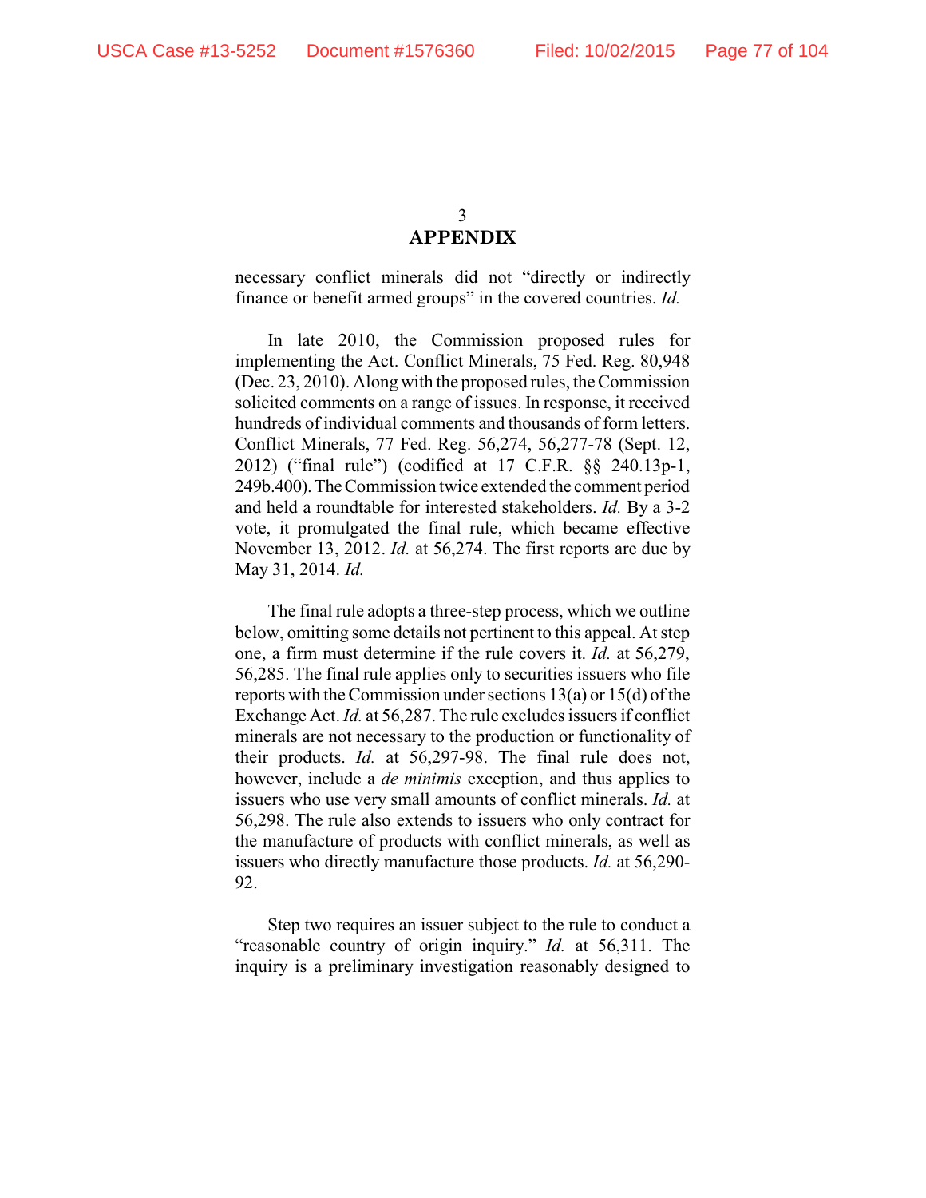**APPENDIX**

necessary conflict minerals did not "directly or indirectly finance or benefit armed groups" in the covered countries. *Id.*

In late 2010, the Commission proposed rules for implementing the Act. Conflict Minerals, 75 Fed. Reg. 80,948 (Dec. 23, 2010). Along with the proposed rules, the Commission solicited comments on a range of issues. In response, it received hundreds of individual comments and thousands of form letters. Conflict Minerals, 77 Fed. Reg. 56,274, 56,277-78 (Sept. 12, 2012) ("final rule") (codified at 17 C.F.R. §§ 240.13p-1, 249b.400). The Commission twice extended the comment period and held a roundtable for interested stakeholders. *Id.* By a 3-2 vote, it promulgated the final rule, which became effective November 13, 2012. *Id.* at 56,274. The first reports are due by May 31, 2014. *Id.*

The final rule adopts a three-step process, which we outline below, omitting some details not pertinent to this appeal. At step one, a firm must determine if the rule covers it. *Id.* at 56,279, 56,285. The final rule applies only to securities issuers who file reports with the Commission under sections 13(a) or 15(d) of the Exchange Act. *Id.* at 56,287. The rule excludes issuers if conflict minerals are not necessary to the production or functionality of their products. *Id.* at 56,297-98. The final rule does not, however, include a *de minimis* exception, and thus applies to issuers who use very small amounts of conflict minerals. *Id.* at 56,298. The rule also extends to issuers who only contract for the manufacture of products with conflict minerals, as well as issuers who directly manufacture those products. *Id.* at 56,290-92.

Step two requires an issuer subject to the rule to conduct a "reasonable country of origin inquiry." *Id.* at 56,311. The inquiry is a preliminary investigation reasonably designed to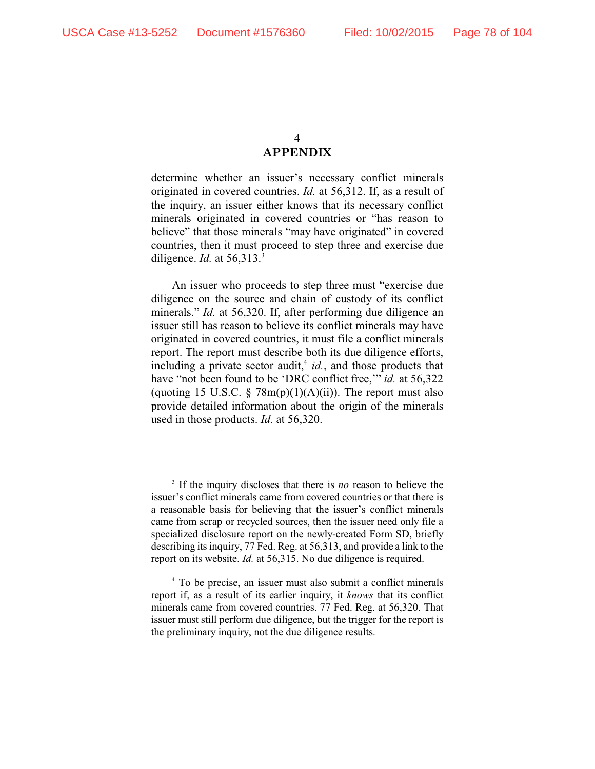## APPENDIX

determine whether an issuer's necessary conflict minerals originated in covered countries. *Id.* at 56,312. If, as a result of the inquiry, an issuer either knows that its necessary conflict minerals originated in covered countries or "has reason to believe" that those minerals "may have originated" in covered countries, then it must proceed to step three and exercise due diligence. *Id.* at 56,313.[3]

An issuer who proceeds to step three must "exercise due diligence on the source and chain of custody of its conflict minerals." *Id.* at 56,320. If, after performing due diligence an issuer still has reason to believe its conflict minerals may have originated in covered countries, it must file a conflict minerals report. The report must describe both its due diligence efforts, including a private sector audit,[4] *id.*, and those products that have "not been found to be 'DRC conflict free,'" *id.* at 56,322 (quoting 15 U.S.C. § 78m(p)(1)(A)(ii)). The report must also provide detailed information about the origin of the minerals used in those products. *Id.* at 56,320.

---

[3] If the inquiry discloses that there is *no* reason to believe the issuer's conflict minerals came from covered countries or that there is a reasonable basis for believing that the issuer's conflict minerals came from scrap or recycled sources, then the issuer need only file a specialized disclosure report on the newly-created Form SD, briefly describing its inquiry, 77 Fed. Reg. at 56,313, and provide a link to the report on its website. *Id.* at 56,315. No due diligence is required.

[4] To be precise, an issuer must also submit a conflict minerals report if, as a result of its earlier inquiry, it *knows* that its conflict minerals came from covered countries. 77 Fed. Reg. at 56,320. That issuer must still perform due diligence, but the trigger for the report is the preliminary inquiry, not the due diligence results.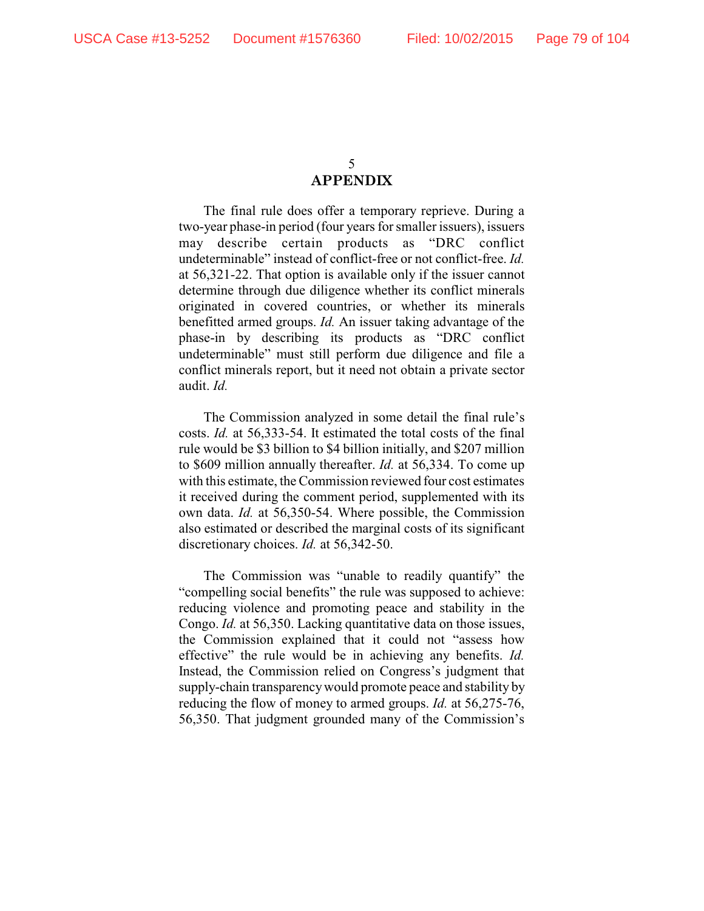## APPENDIX

The final rule does offer a temporary reprieve. During a two-year phase-in period (four years for smaller issuers), issuers may describe certain products as "DRC conflict undeterminable" instead of conflict-free or not conflict-free. *Id.* at 56,321-22. That option is available only if the issuer cannot determine through due diligence whether its conflict minerals originated in covered countries, or whether its minerals benefitted armed groups. *Id.* An issuer taking advantage of the phase-in by describing its products as "DRC conflict undeterminable" must still perform due diligence and file a conflict minerals report, but it need not obtain a private sector audit. *Id.*

The Commission analyzed in some detail the final rule's costs. *Id.* at 56,333-54. It estimated the total costs of the final rule would be $3 billion to $4 billion initially, and $207 million to $609 million annually thereafter. *Id.* at 56,334. To come up with this estimate, the Commission reviewed four cost estimates it received during the comment period, supplemented with its own data. *Id.* at 56,350-54. Where possible, the Commission also estimated or described the marginal costs of its significant discretionary choices. *Id.* at 56,342-50.

The Commission was "unable to readily quantify" the "compelling social benefits" the rule was supposed to achieve: reducing violence and promoting peace and stability in the Congo. *Id.* at 56,350. Lacking quantitative data on those issues, the Commission explained that it could not "assess how effective" the rule would be in achieving any benefits. *Id.* Instead, the Commission relied on Congress's judgment that supply-chain transparency would promote peace and stability by reducing the flow of money to armed groups. *Id.* at 56,275-76, 56,350. That judgment grounded many of the Commission's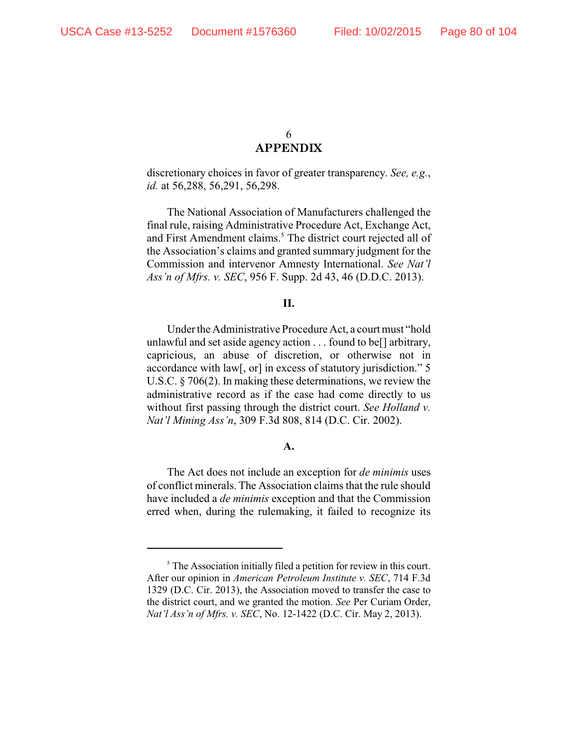## APPENDIX

discretionary choices in favor of greater transparency. *See, e.g.*, *id.* at 56,288, 56,291, 56,298.

The National Association of Manufacturers challenged the final rule, raising Administrative Procedure Act, Exchange Act, and First Amendment claims.[5] The district court rejected all of the Association's claims and granted summary judgment for the Commission and intervenor Amnesty International. *See Nat'l Ass'n of Mfrs. v. SEC*, 956 F. Supp. 2d 43, 46 (D.D.C. 2013).

### II.

Under the Administrative Procedure Act, a court must "hold unlawful and set aside agency action . . . found to be[] arbitrary, capricious, an abuse of discretion, or otherwise not in accordance with law[, or] in excess of statutory jurisdiction." 5 U.S.C. § 706(2). In making these determinations, we review the administrative record as if the case had come directly to us without first passing through the district court. *See Holland v. Nat'l Mining Ass'n*, 309 F.3d 808, 814 (D.C. Cir. 2002).

### A.

The Act does not include an exception for *de minimis* uses of conflict minerals. The Association claims that the rule should have included a *de minimis* exception and that the Commission erred when, during the rulemaking, it failed to recognize its

---

[5] The Association initially filed a petition for review in this court. After our opinion in *American Petroleum Institute v. SEC*, 714 F.3d 1329 (D.C. Cir. 2013), the Association moved to transfer the case to the district court, and we granted the motion. *See* Per Curiam Order, *Nat'l Ass'n of Mfrs. v. SEC*, No. 12-1422 (D.C. Cir. May 2, 2013).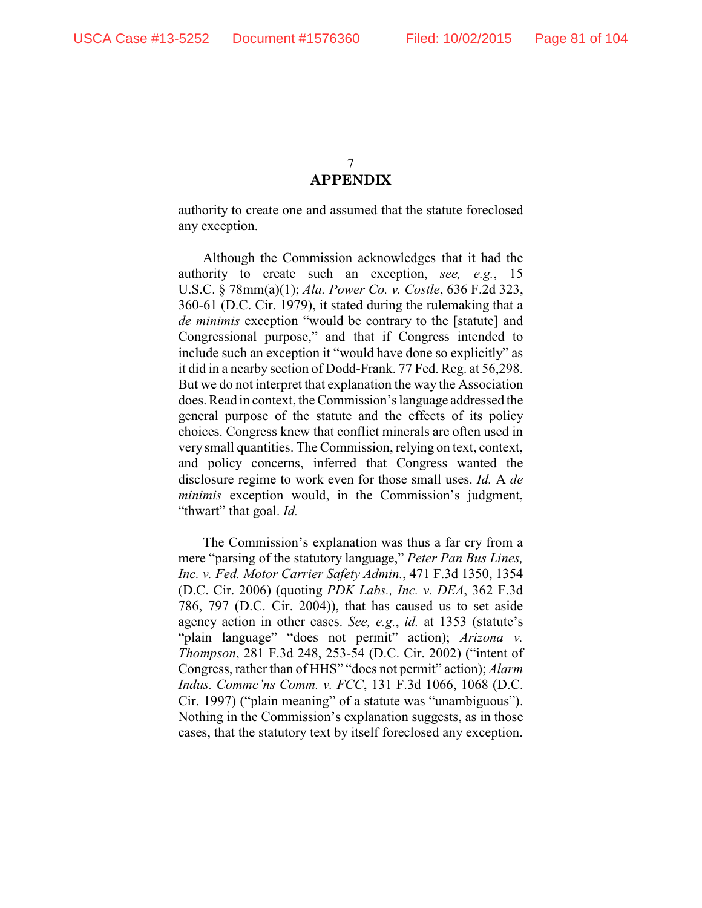## APPENDIX

authority to create one and assumed that the statute foreclosed any exception.

Although the Commission acknowledges that it had the authority to create such an exception, *see, e.g.*, 15 U.S.C. § 78mm(a)(1); *Ala. Power Co. v. Costle*, 636 F.2d 323, 360-61 (D.C. Cir. 1979), it stated during the rulemaking that a *de minimis* exception "would be contrary to the [statute] and Congressional purpose," and that if Congress intended to include such an exception it "would have done so explicitly" as it did in a nearby section of Dodd-Frank. 77 Fed. Reg. at 56,298. But we do not interpret that explanation the way the Association does. Read in context, the Commission's language addressed the general purpose of the statute and the effects of its policy choices. Congress knew that conflict minerals are often used in very small quantities. The Commission, relying on text, context, and policy concerns, inferred that Congress wanted the disclosure regime to work even for those small uses. *Id.* A *de minimis* exception would, in the Commission's judgment, "thwart" that goal. *Id.*

The Commission's explanation was thus a far cry from a mere "parsing of the statutory language," *Peter Pan Bus Lines, Inc. v. Fed. Motor Carrier Safety Admin.*, 471 F.3d 1350, 1354 (D.C. Cir. 2006) (quoting *PDK Labs., Inc. v. DEA*, 362 F.3d 786, 797 (D.C. Cir. 2004)), that has caused us to set aside agency action in other cases. *See, e.g.*, *id.* at 1353 (statute's "plain language" "does not permit" action); *Arizona v. Thompson*, 281 F.3d 248, 253-54 (D.C. Cir. 2002) ("intent of Congress, rather than of HHS" "does not permit" action); *Alarm Indus. Commc'ns Comm. v. FCC*, 131 F.3d 1066, 1068 (D.C. Cir. 1997) ("plain meaning" of a statute was "unambiguous"). Nothing in the Commission's explanation suggests, as in those cases, that the statutory text by itself foreclosed any exception.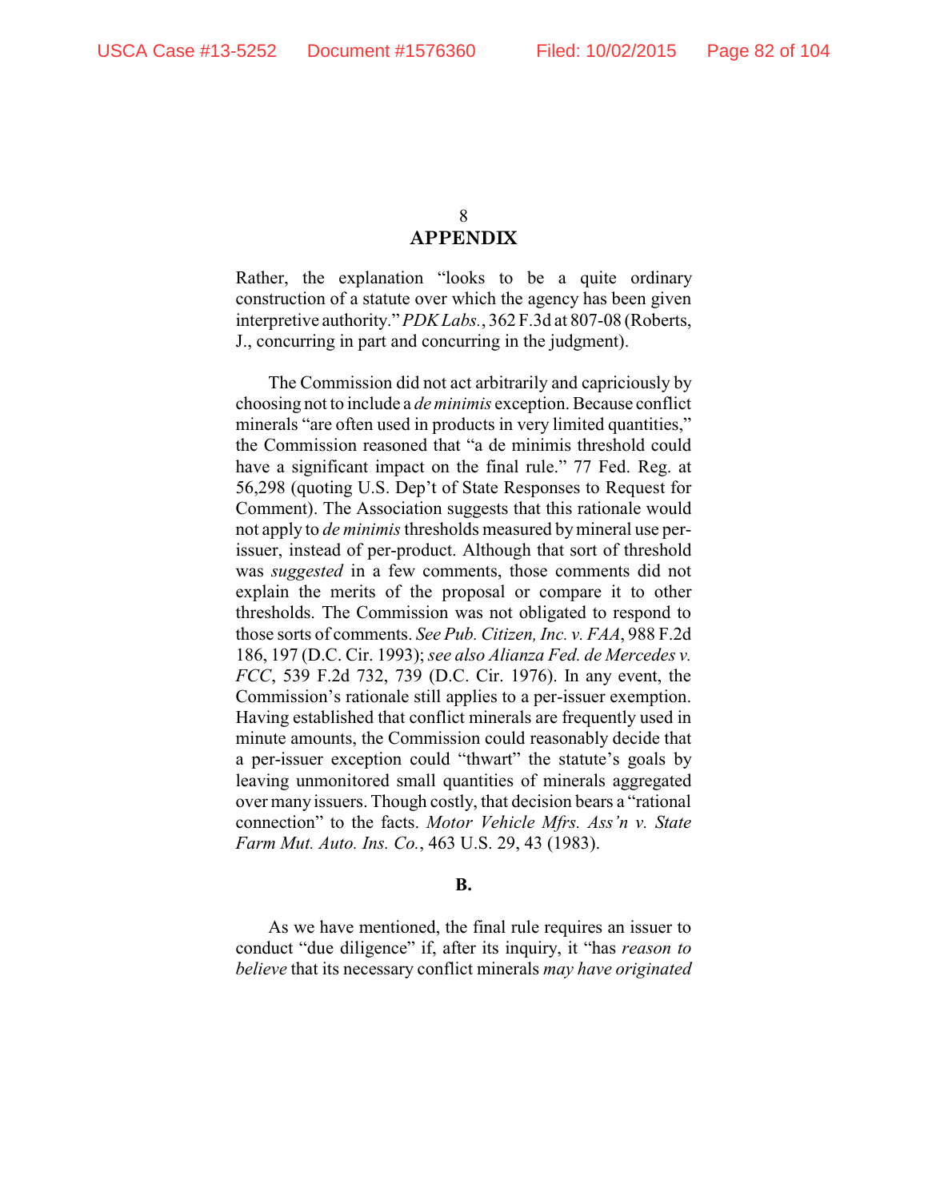**APPENDIX**

Rather, the explanation "looks to be a quite ordinary construction of a statute over which the agency has been given interpretive authority." *PDK Labs.*, 362 F.3d at 807-08 (Roberts, J., concurring in part and concurring in the judgment).

The Commission did not act arbitrarily and capriciously by choosing not to include a *de minimis* exception. Because conflict minerals "are often used in products in very limited quantities," the Commission reasoned that "a de minimis threshold could have a significant impact on the final rule." 77 Fed. Reg. at 56,298 (quoting U.S. Dep't of State Responses to Request for Comment). The Association suggests that this rationale would not apply to *de minimis* thresholds measured by mineral use per-issuer, instead of per-product. Although that sort of threshold was *suggested* in a few comments, those comments did not explain the merits of the proposal or compare it to other thresholds. The Commission was not obligated to respond to those sorts of comments. *See Pub. Citizen, Inc. v. FAA*, 988 F.2d 186, 197 (D.C. Cir. 1993); *see also Alianza Fed. de Mercedes v. FCC*, 539 F.2d 732, 739 (D.C. Cir. 1976). In any event, the Commission's rationale still applies to a per-issuer exemption. Having established that conflict minerals are frequently used in minute amounts, the Commission could reasonably decide that a per-issuer exception could "thwart" the statute's goals by leaving unmonitored small quantities of minerals aggregated over many issuers. Though costly, that decision bears a "rational connection" to the facts. *Motor Vehicle Mfrs. Ass'n v. State Farm Mut. Auto. Ins. Co.*, 463 U.S. 29, 43 (1983).

**B.**

As we have mentioned, the final rule requires an issuer to conduct "due diligence" if, after its inquiry, it "has *reason to believe* that its necessary conflict minerals *may have originated*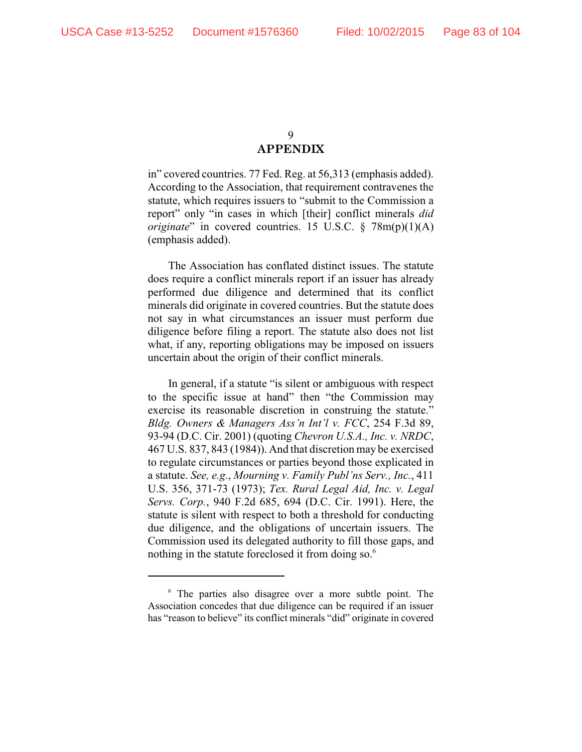**APPENDIX**

in" covered countries. 77 Fed. Reg. at 56,313 (emphasis added). According to the Association, that requirement contravenes the statute, which requires issuers to "submit to the Commission a report" only "in cases in which [their] conflict minerals *did originate*" in covered countries. 15 U.S.C. § 78m(p)(1)(A) (emphasis added).

The Association has conflated distinct issues. The statute does require a conflict minerals report if an issuer has already performed due diligence and determined that its conflict minerals did originate in covered countries. But the statute does not say in what circumstances an issuer must perform due diligence before filing a report. The statute also does not list what, if any, reporting obligations may be imposed on issuers uncertain about the origin of their conflict minerals.

In general, if a statute "is silent or ambiguous with respect to the specific issue at hand" then "the Commission may exercise its reasonable discretion in construing the statute." *Bldg. Owners & Managers Ass'n Int'l v. FCC*, 254 F.3d 89, 93-94 (D.C. Cir. 2001) (quoting *Chevron U.S.A., Inc. v. NRDC*, 467 U.S. 837, 843 (1984)). And that discretion may be exercised to regulate circumstances or parties beyond those explicated in a statute. *See, e.g.*, *Mourning v. Family Publ'ns Serv., Inc.*, 411 U.S. 356, 371-73 (1973); *Tex. Rural Legal Aid, Inc. v. Legal Servs. Corp.*, 940 F.2d 685, 694 (D.C. Cir. 1991). Here, the statute is silent with respect to both a threshold for conducting due diligence, and the obligations of uncertain issuers. The Commission used its delegated authority to fill those gaps, and nothing in the statute foreclosed it from doing so.[6]

---

[6] The parties also disagree over a more subtle point. The Association concedes that due diligence can be required if an issuer has "reason to believe" its conflict minerals "did" originate in covered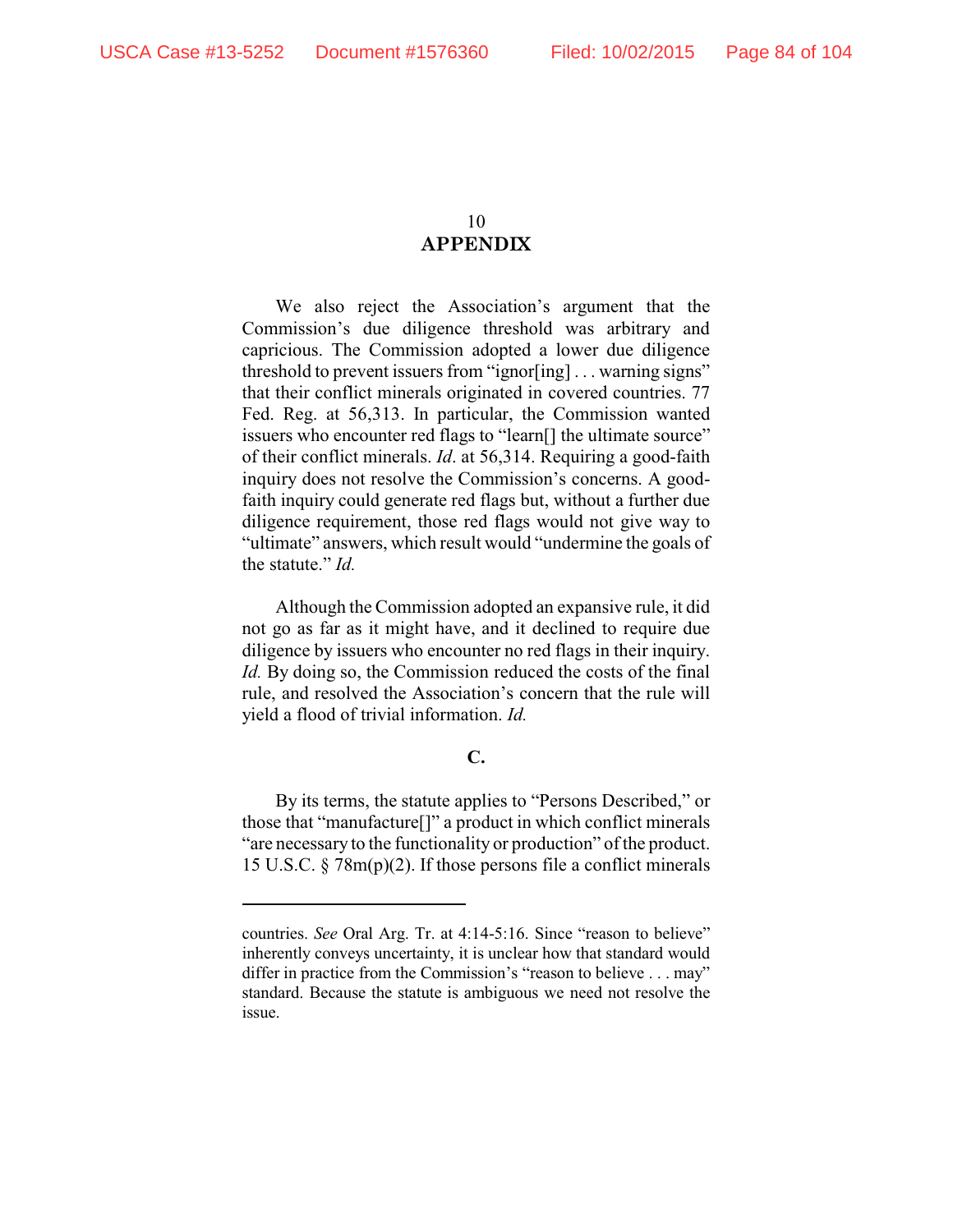## APPENDIX

We also reject the Association's argument that the Commission's due diligence threshold was arbitrary and capricious. The Commission adopted a lower due diligence threshold to prevent issuers from "ignor[ing] . . . warning signs" that their conflict minerals originated in covered countries. 77 Fed. Reg. at 56,313. In particular, the Commission wanted issuers who encounter red flags to "learn[] the ultimate source" of their conflict minerals. *Id*. at 56,314. Requiring a good-faith inquiry does not resolve the Commission's concerns. A good-faith inquiry could generate red flags but, without a further due diligence requirement, those red flags would not give way to "ultimate" answers, which result would "undermine the goals of the statute." *Id.*

Although the Commission adopted an expansive rule, it did not go as far as it might have, and it declined to require due diligence by issuers who encounter no red flags in their inquiry. *Id.* By doing so, the Commission reduced the costs of the final rule, and resolved the Association's concern that the rule will yield a flood of trivial information. *Id.*

### C.

By its terms, the statute applies to "Persons Described," or those that "manufacture[]" a product in which conflict minerals "are necessary to the functionality or production" of the product. 15 U.S.C. § 78m(p)(2). If those persons file a conflict minerals

---

countries. *See* Oral Arg. Tr. at 4:14-5:16. Since "reason to believe" inherently conveys uncertainty, it is unclear how that standard would differ in practice from the Commission's "reason to believe . . . may" standard. Because the statute is ambiguous we need not resolve the issue.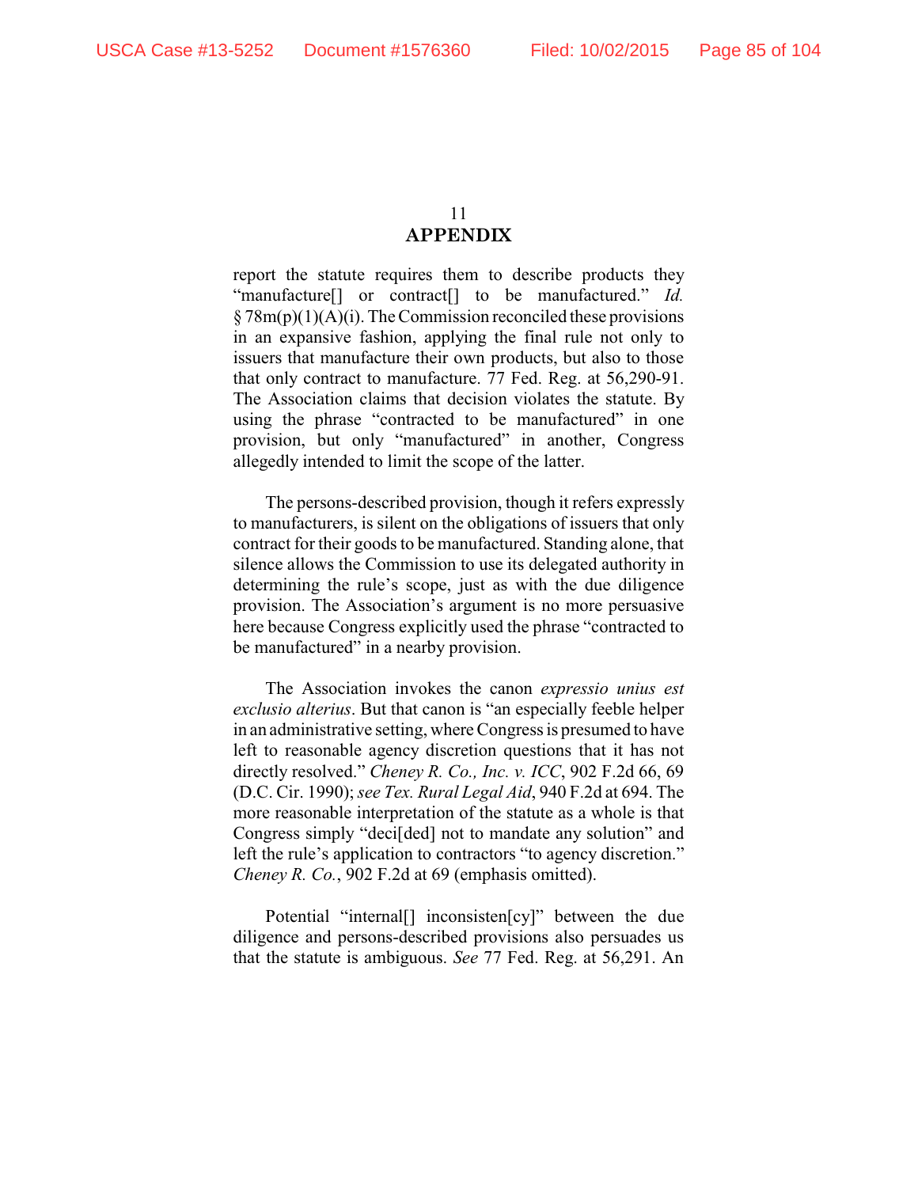report the statute requires them to describe products they "manufacture[] or contract[] to be manufactured." *Id.* § 78m(p)(1)(A)(i). The Commission reconciled these provisions in an expansive fashion, applying the final rule not only to issuers that manufacture their own products, but also to those that only contract to manufacture. 77 Fed. Reg. at 56,290-91. The Association claims that decision violates the statute. By using the phrase "contracted to be manufactured" in one provision, but only "manufactured" in another, Congress allegedly intended to limit the scope of the latter.

The persons-described provision, though it refers expressly to manufacturers, is silent on the obligations of issuers that only contract for their goods to be manufactured. Standing alone, that silence allows the Commission to use its delegated authority in determining the rule's scope, just as with the due diligence provision. The Association's argument is no more persuasive here because Congress explicitly used the phrase "contracted to be manufactured" in a nearby provision.

The Association invokes the canon *expressio unius est exclusio alterius*. But that canon is "an especially feeble helper in an administrative setting, where Congress is presumed to have left to reasonable agency discretion questions that it has not directly resolved." *Cheney R. Co., Inc. v. ICC*, 902 F.2d 66, 69 (D.C. Cir. 1990); *see Tex. Rural Legal Aid*, 940 F.2d at 694. The more reasonable interpretation of the statute as a whole is that Congress simply "deci[ded] not to mandate any solution" and left the rule's application to contractors "to agency discretion." *Cheney R. Co.*, 902 F.2d at 69 (emphasis omitted).

Potential "internal[] inconsisten[cy]" between the due diligence and persons-described provisions also persuades us that the statute is ambiguous. *See* 77 Fed. Reg. at 56,291. An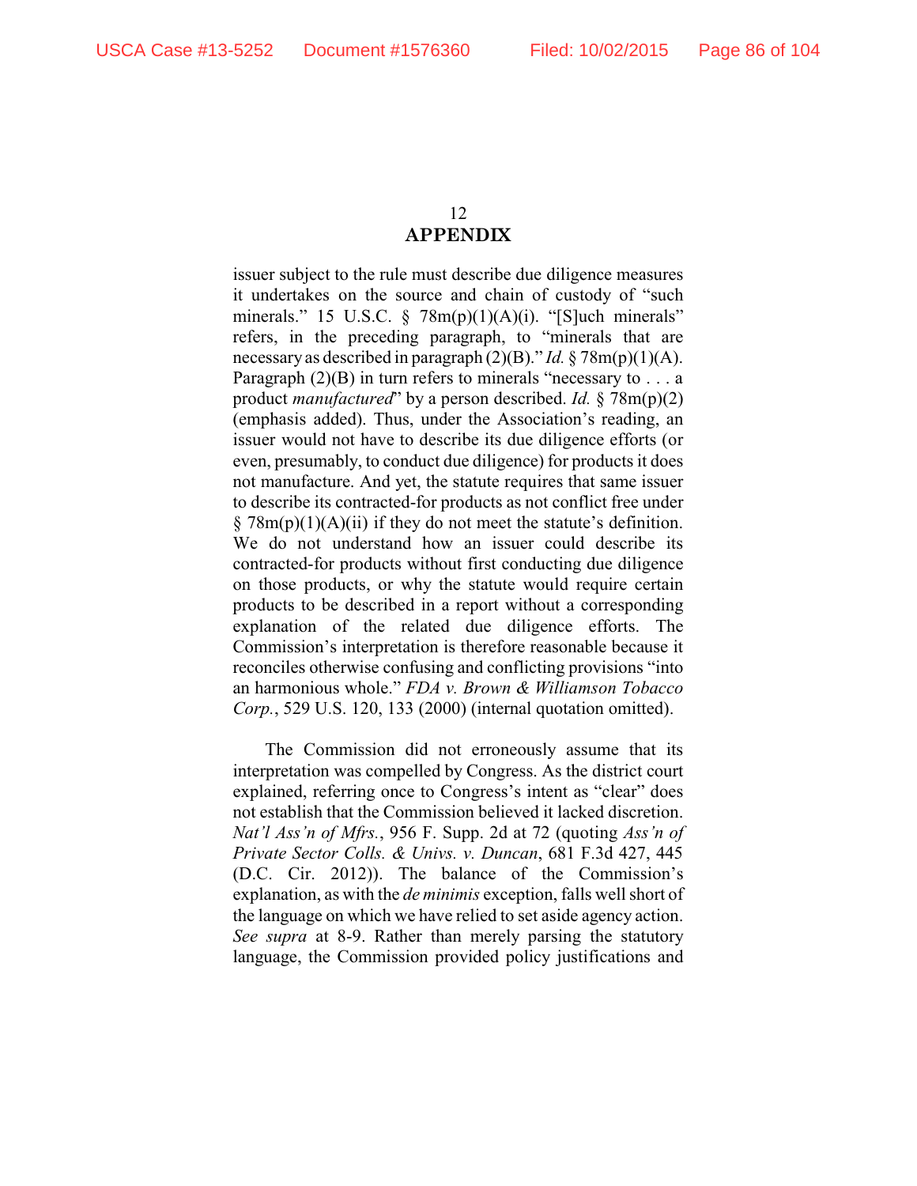**APPENDIX**

issuer subject to the rule must describe due diligence measures it undertakes on the source and chain of custody of "such minerals." 15 U.S.C. § 78m(p)(1)(A)(i). "[S]uch minerals" refers, in the preceding paragraph, to "minerals that are necessary as described in paragraph (2)(B)." *Id.* § 78m(p)(1)(A). Paragraph (2)(B) in turn refers to minerals "necessary to . . . a product *manufactured*" by a person described. *Id.* § 78m(p)(2) (emphasis added). Thus, under the Association's reading, an issuer would not have to describe its due diligence efforts (or even, presumably, to conduct due diligence) for products it does not manufacture. And yet, the statute requires that same issuer to describe its contracted-for products as not conflict free under § 78m(p)(1)(A)(ii) if they do not meet the statute's definition. We do not understand how an issuer could describe its contracted-for products without first conducting due diligence on those products, or why the statute would require certain products to be described in a report without a corresponding explanation of the related due diligence efforts. The Commission's interpretation is therefore reasonable because it reconciles otherwise confusing and conflicting provisions "into an harmonious whole." *FDA v. Brown & Williamson Tobacco Corp.*, 529 U.S. 120, 133 (2000) (internal quotation omitted).

The Commission did not erroneously assume that its interpretation was compelled by Congress. As the district court explained, referring once to Congress's intent as "clear" does not establish that the Commission believed it lacked discretion. *Nat'l Ass'n of Mfrs.*, 956 F. Supp. 2d at 72 (quoting *Ass'n of Private Sector Colls. & Univs. v. Duncan*, 681 F.3d 427, 445 (D.C. Cir. 2012)). The balance of the Commission's explanation, as with the *de minimis* exception, falls well short of the language on which we have relied to set aside agency action. *See supra* at 8-9. Rather than merely parsing the statutory language, the Commission provided policy justifications and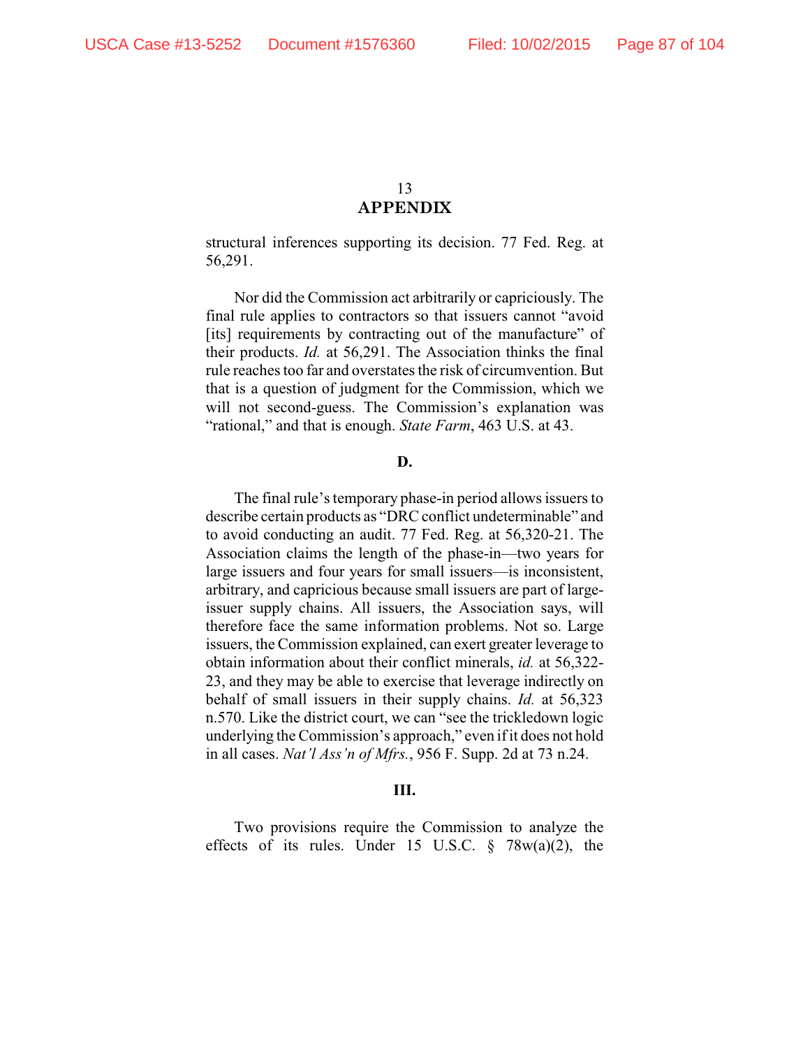**APPENDIX**

structural inferences supporting its decision. 77 Fed. Reg. at 56,291.

Nor did the Commission act arbitrarily or capriciously. The final rule applies to contractors so that issuers cannot "avoid [its] requirements by contracting out of the manufacture" of their products. *Id.* at 56,291. The Association thinks the final rule reaches too far and overstates the risk of circumvention. But that is a question of judgment for the Commission, which we will not second-guess. The Commission's explanation was "rational," and that is enough. *State Farm*, 463 U.S. at 43.

**D.**

The final rule's temporary phase-in period allows issuers to describe certain products as "DRC conflict undeterminable" and to avoid conducting an audit. 77 Fed. Reg. at 56,320-21. The Association claims the length of the phase-in—two years for large issuers and four years for small issuers—is inconsistent, arbitrary, and capricious because small issuers are part of large-issuer supply chains. All issuers, the Association says, will therefore face the same information problems. Not so. Large issuers, the Commission explained, can exert greater leverage to obtain information about their conflict minerals, *id.* at 56,322-23, and they may be able to exercise that leverage indirectly on behalf of small issuers in their supply chains. *Id.* at 56,323 n.570. Like the district court, we can "see the trickledown logic underlying the Commission's approach," even if it does not hold in all cases. *Nat'l Ass'n of Mfrs.*, 956 F. Supp. 2d at 73 n.24.

**III.**

Two provisions require the Commission to analyze the effects of its rules. Under 15 U.S.C. § 78w(a)(2), the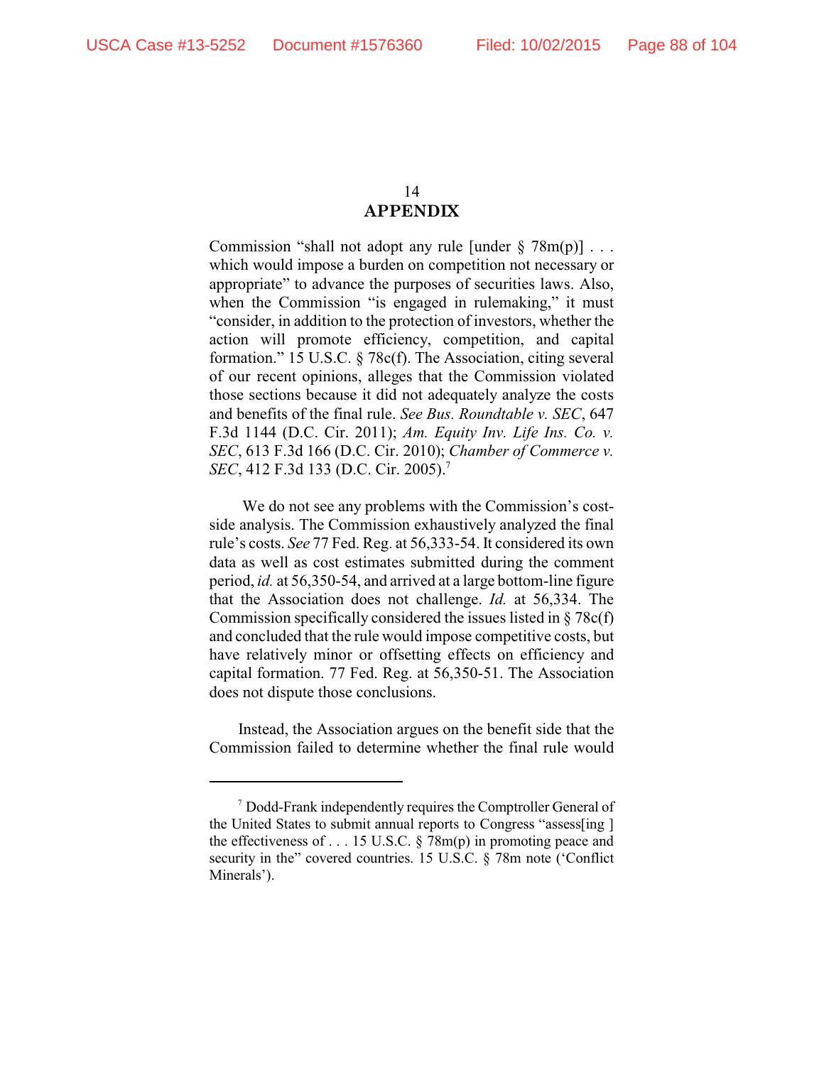# APPENDIX

Commission "shall not adopt any rule [under § 78m(p)] . . . which would impose a burden on competition not necessary or appropriate" to advance the purposes of securities laws. Also, when the Commission "is engaged in rulemaking," it must "consider, in addition to the protection of investors, whether the action will promote efficiency, competition, and capital formation." 15 U.S.C. § 78c(f). The Association, citing several of our recent opinions, alleges that the Commission violated those sections because it did not adequately analyze the costs and benefits of the final rule. *See Bus. Roundtable v. SEC*, 647 F.3d 1144 (D.C. Cir. 2011); *Am. Equity Inv. Life Ins. Co. v. SEC*, 613 F.3d 166 (D.C. Cir. 2010); *Chamber of Commerce v. SEC*, 412 F.3d 133 (D.C. Cir. 2005).[7]

We do not see any problems with the Commission's cost-side analysis. The Commission exhaustively analyzed the final rule's costs. *See* 77 Fed. Reg. at 56,333-54. It considered its own data as well as cost estimates submitted during the comment period, *id.* at 56,350-54, and arrived at a large bottom-line figure that the Association does not challenge. *Id.* at 56,334. The Commission specifically considered the issues listed in § 78c(f) and concluded that the rule would impose competitive costs, but have relatively minor or offsetting effects on efficiency and capital formation. 77 Fed. Reg. at 56,350-51. The Association does not dispute those conclusions.

Instead, the Association argues on the benefit side that the Commission failed to determine whether the final rule would

---

[7] Dodd-Frank independently requires the Comptroller General of the United States to submit annual reports to Congress "assess[ing ] the effectiveness of . . . 15 U.S.C. § 78m(p) in promoting peace and security in the" covered countries. 15 U.S.C. § 78m note ('Conflict Minerals').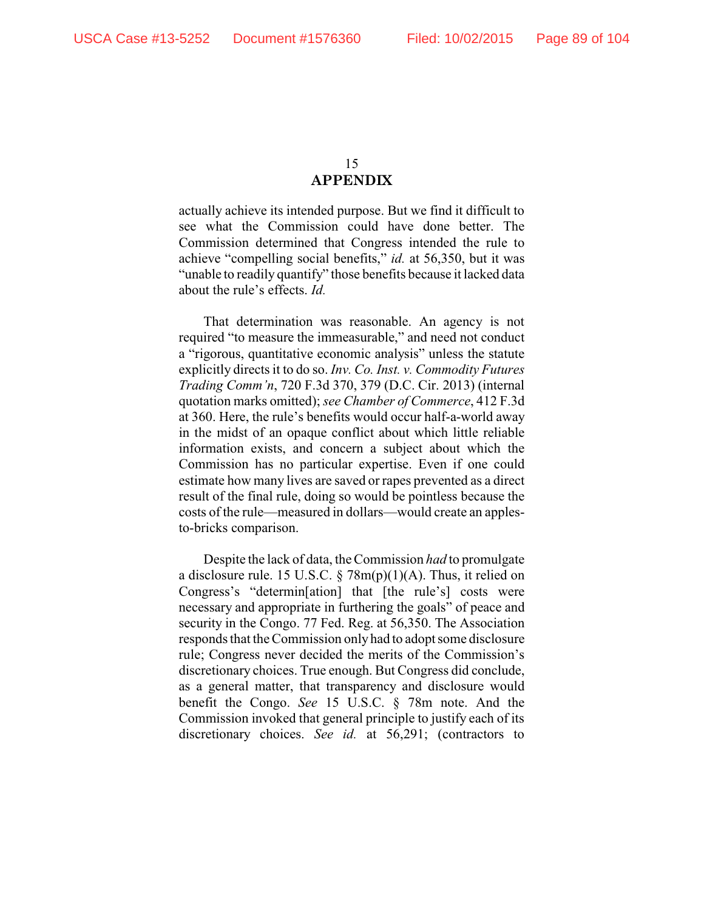actually achieve its intended purpose. But we find it difficult to see what the Commission could have done better. The Commission determined that Congress intended the rule to achieve "compelling social benefits," *id.* at 56,350, but it was "unable to readily quantify" those benefits because it lacked data about the rule's effects. *Id.*

That determination was reasonable. An agency is not required "to measure the immeasurable," and need not conduct a "rigorous, quantitative economic analysis" unless the statute explicitly directs it to do so. *Inv. Co. Inst. v. Commodity Futures Trading Comm'n*, 720 F.3d 370, 379 (D.C. Cir. 2013) (internal quotation marks omitted); *see Chamber of Commerce*, 412 F.3d at 360. Here, the rule's benefits would occur half-a-world away in the midst of an opaque conflict about which little reliable information exists, and concern a subject about which the Commission has no particular expertise. Even if one could estimate how many lives are saved or rapes prevented as a direct result of the final rule, doing so would be pointless because the costs of the rule—measured in dollars—would create an apples-to-bricks comparison.

Despite the lack of data, the Commission *had* to promulgate a disclosure rule. 15 U.S.C. § 78m(p)(1)(A). Thus, it relied on Congress's "determin[ation] that [the rule's] costs were necessary and appropriate in furthering the goals" of peace and security in the Congo. 77 Fed. Reg. at 56,350. The Association responds that the Commission only had to adopt some disclosure rule; Congress never decided the merits of the Commission's discretionary choices. True enough. But Congress did conclude, as a general matter, that transparency and disclosure would benefit the Congo. *See* 15 U.S.C. § 78m note. And the Commission invoked that general principle to justify each of its discretionary choices. *See id.* at 56,291; (contractors to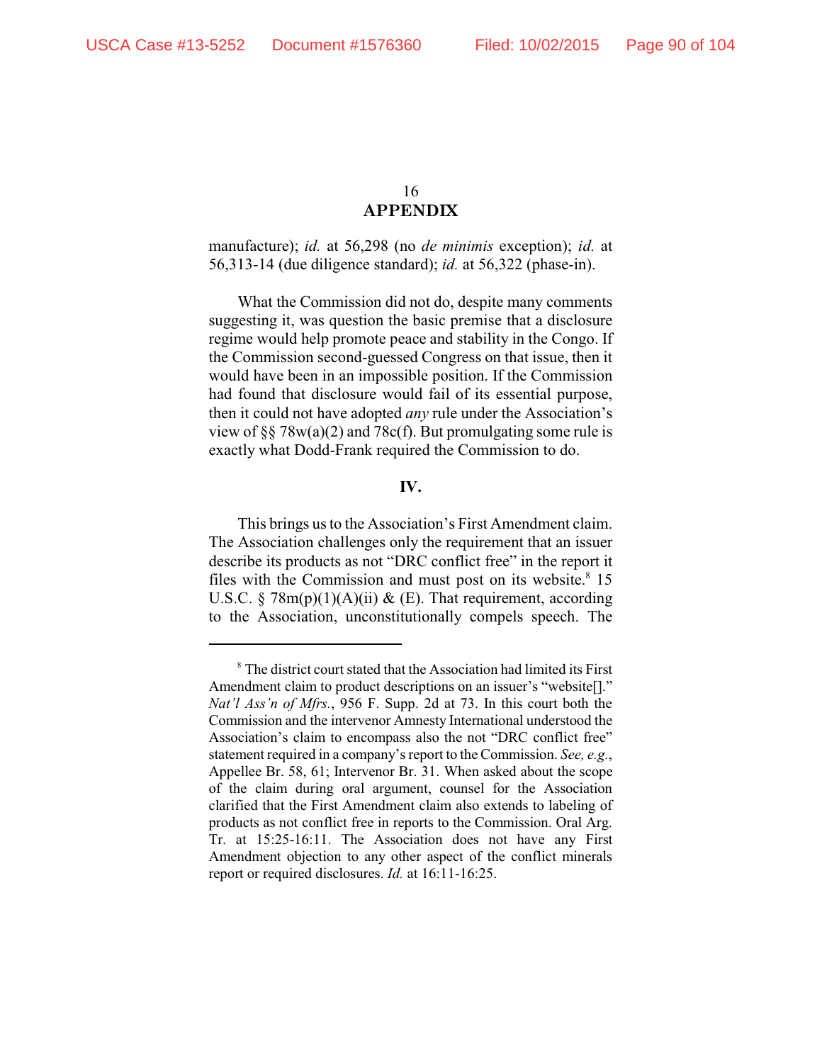manufacture); *id.* at 56,298 (no *de minimis* exception); *id.* at 56,313-14 (due diligence standard); *id.* at 56,322 (phase-in).

What the Commission did not do, despite many comments suggesting it, was question the basic premise that a disclosure regime would help promote peace and stability in the Congo. If the Commission second-guessed Congress on that issue, then it would have been in an impossible position. If the Commission had found that disclosure would fail of its essential purpose, then it could not have adopted *any* rule under the Association's view of §§ 78w(a)(2) and 78c(f). But promulgating some rule is exactly what Dodd-Frank required the Commission to do.

## IV.

This brings us to the Association's First Amendment claim. The Association challenges only the requirement that an issuer describe its products as not "DRC conflict free" in the report it files with the Commission and must post on its website.[8] 15 U.S.C. § 78m(p)(1)(A)(ii) & (E). That requirement, according to the Association, unconstitutionally compels speech. The

---

[8] The district court stated that the Association had limited its First Amendment claim to product descriptions on an issuer's "website[]." *Nat'l Ass'n of Mfrs.*, 956 F. Supp. 2d at 73. In this court both the Commission and the intervenor Amnesty International understood the Association's claim to encompass also the not "DRC conflict free" statement required in a company's report to the Commission. *See, e.g.*, Appellee Br. 58, 61; Intervenor Br. 31. When asked about the scope of the claim during oral argument, counsel for the Association clarified that the First Amendment claim also extends to labeling of products as not conflict free in reports to the Commission. Oral Arg. Tr. at 15:25-16:11. The Association does not have any First Amendment objection to any other aspect of the conflict minerals report or required disclosures. *Id.* at 16:11-16:25.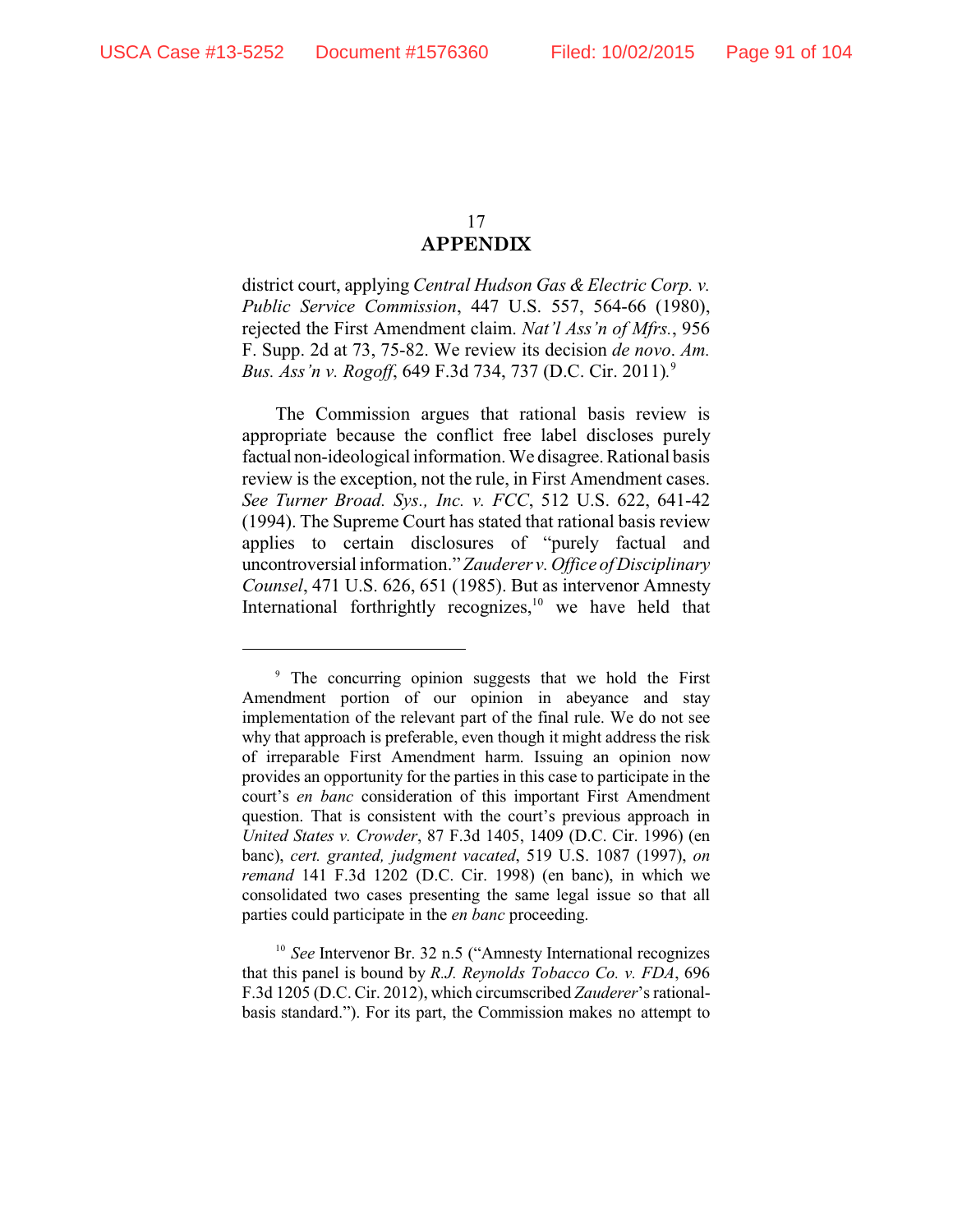## APPENDIX

district court, applying *Central Hudson Gas & Electric Corp. v. Public Service Commission*, 447 U.S. 557, 564-66 (1980), rejected the First Amendment claim. *Nat'l Ass'n of Mfrs.*, 956 F. Supp. 2d at 73, 75-82. We review its decision *de novo*. *Am. Bus. Ass'n v. Rogoff*, 649 F.3d 734, 737 (D.C. Cir. 2011).[9]

The Commission argues that rational basis review is appropriate because the conflict free label discloses purely factual non-ideological information. We disagree. Rational basis review is the exception, not the rule, in First Amendment cases. *See Turner Broad. Sys., Inc. v. FCC*, 512 U.S. 622, 641-42 (1994). The Supreme Court has stated that rational basis review applies to certain disclosures of "purely factual and uncontroversial information." *Zauderer v. Office of Disciplinary Counsel*, 471 U.S. 626, 651 (1985). But as intervenor Amnesty International forthrightly recognizes,[10] we have held that

---

[9] The concurring opinion suggests that we hold the First Amendment portion of our opinion in abeyance and stay implementation of the relevant part of the final rule. We do not see why that approach is preferable, even though it might address the risk of irreparable First Amendment harm. Issuing an opinion now provides an opportunity for the parties in this case to participate in the court's *en banc* consideration of this important First Amendment question. That is consistent with the court's previous approach in *United States v. Crowder*, 87 F.3d 1405, 1409 (D.C. Cir. 1996) (en banc), *cert. granted, judgment vacated*, 519 U.S. 1087 (1997), *on remand* 141 F.3d 1202 (D.C. Cir. 1998) (en banc), in which we consolidated two cases presenting the same legal issue so that all parties could participate in the *en banc* proceeding.

[10] *See* Intervenor Br. 32 n.5 ("Amnesty International recognizes that this panel is bound by *R.J. Reynolds Tobacco Co. v. FDA*, 696 F.3d 1205 (D.C. Cir. 2012), which circumscribed *Zauderer*'s rational-basis standard."). For its part, the Commission makes no attempt to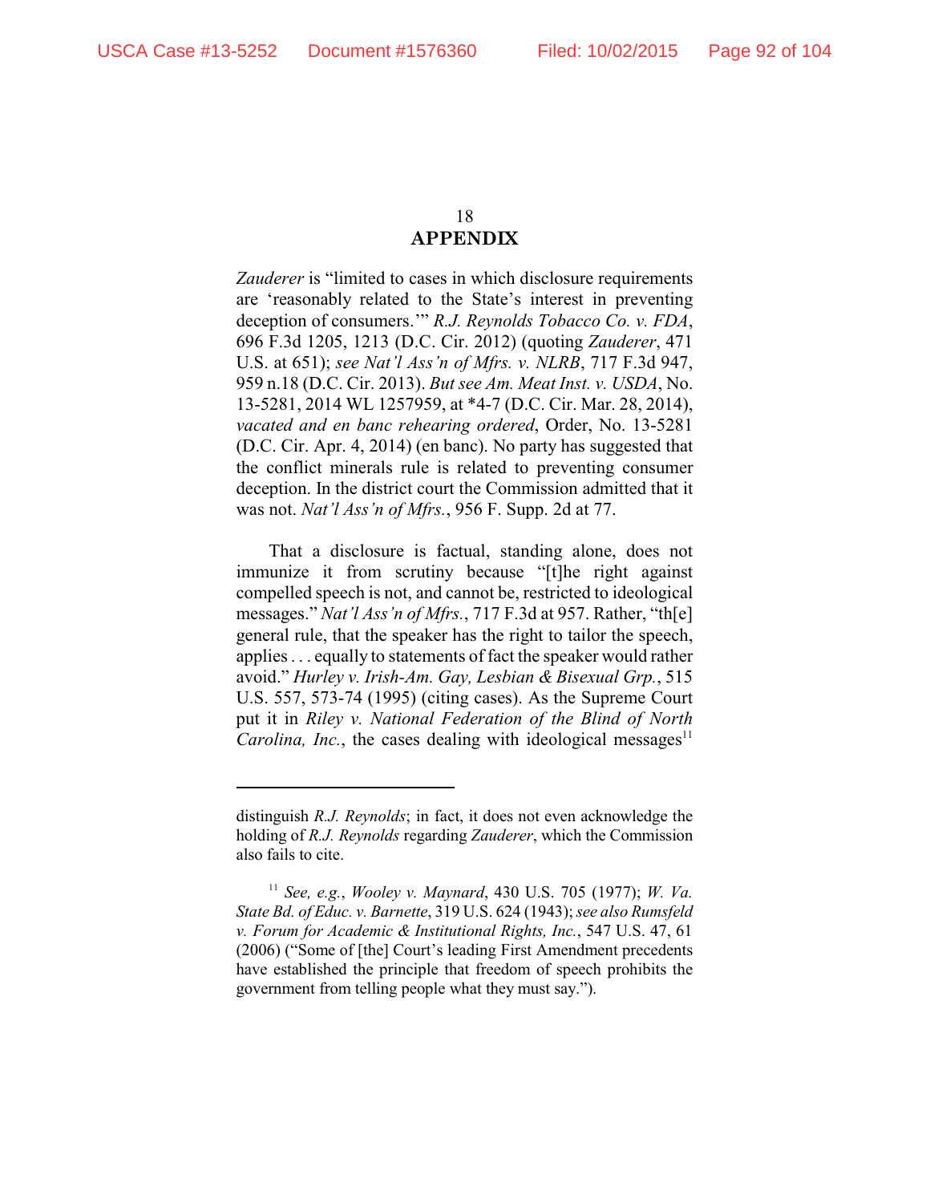**APPENDIX**

*Zauderer* is "limited to cases in which disclosure requirements are 'reasonably related to the State's interest in preventing deception of consumers.'" *R.J. Reynolds Tobacco Co. v. FDA*, 696 F.3d 1205, 1213 (D.C. Cir. 2012) (quoting *Zauderer*, 471 U.S. at 651); *see Nat'l Ass'n of Mfrs. v. NLRB*, 717 F.3d 947, 959 n.18 (D.C. Cir. 2013). *But see Am. Meat Inst. v. USDA*, No. 13-5281, 2014 WL 1257959, at *4-7 (D.C. Cir. Mar. 28, 2014), *vacated and en banc rehearing ordered*, Order, No. 13-5281 (D.C. Cir. Apr. 4, 2014) (en banc). No party has suggested that the conflict minerals rule is related to preventing consumer deception. In the district court the Commission admitted that it was not. *Nat'l Ass'n of Mfrs.*, 956 F. Supp. 2d at 77.

That a disclosure is factual, standing alone, does not immunize it from scrutiny because "[t]he right against compelled speech is not, and cannot be, restricted to ideological messages." *Nat'l Ass'n of Mfrs.*, 717 F.3d at 957. Rather, "th[e] general rule, that the speaker has the right to tailor the speech, applies . . . equally to statements of fact the speaker would rather avoid." *Hurley v. Irish-Am. Gay, Lesbian & Bisexual Grp.*, 515 U.S. 557, 573-74 (1995) (citing cases). As the Supreme Court put it in *Riley v. National Federation of the Blind of North Carolina, Inc.*, the cases dealing with ideological messages[11]

---

distinguish *R.J. Reynolds*; in fact, it does not even acknowledge the holding of *R.J. Reynolds* regarding *Zauderer*, which the Commission also fails to cite.

[11] *See, e.g.*, *Wooley v. Maynard*, 430 U.S. 705 (1977); *W. Va. State Bd. of Educ. v. Barnette*, 319 U.S. 624 (1943); *see also Rumsfeld v. Forum for Academic & Institutional Rights, Inc.*, 547 U.S. 47, 61 (2006) ("Some of [the] Court's leading First Amendment precedents have established the principle that freedom of speech prohibits the government from telling people what they must say.").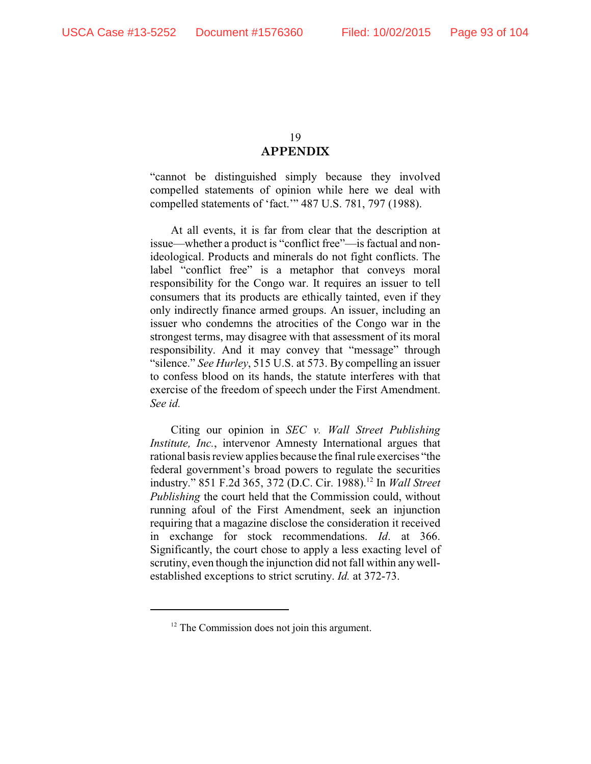## APPENDIX

"cannot be distinguished simply because they involved compelled statements of opinion while here we deal with compelled statements of 'fact.'" 487 U.S. 781, 797 (1988).

At all events, it is far from clear that the description at issue—whether a product is "conflict free"—is factual and non-ideological. Products and minerals do not fight conflicts. The label "conflict free" is a metaphor that conveys moral responsibility for the Congo war. It requires an issuer to tell consumers that its products are ethically tainted, even if they only indirectly finance armed groups. An issuer, including an issuer who condemns the atrocities of the Congo war in the strongest terms, may disagree with that assessment of its moral responsibility. And it may convey that "message" through "silence." *See Hurley*, 515 U.S. at 573. By compelling an issuer to confess blood on its hands, the statute interferes with that exercise of the freedom of speech under the First Amendment. *See id.*

Citing our opinion in *SEC v. Wall Street Publishing Institute, Inc.*, intervenor Amnesty International argues that rational basis review applies because the final rule exercises "the federal government's broad powers to regulate the securities industry." 851 F.2d 365, 372 (D.C. Cir. 1988).[12] In *Wall Street Publishing* the court held that the Commission could, without running afoul of the First Amendment, seek an injunction requiring that a magazine disclose the consideration it received in exchange for stock recommendations. *Id.* at 366. Significantly, the court chose to apply a less exacting level of scrutiny, even though the injunction did not fall within any well-established exceptions to strict scrutiny. *Id.* at 372-73.

---

[12] The Commission does not join this argument.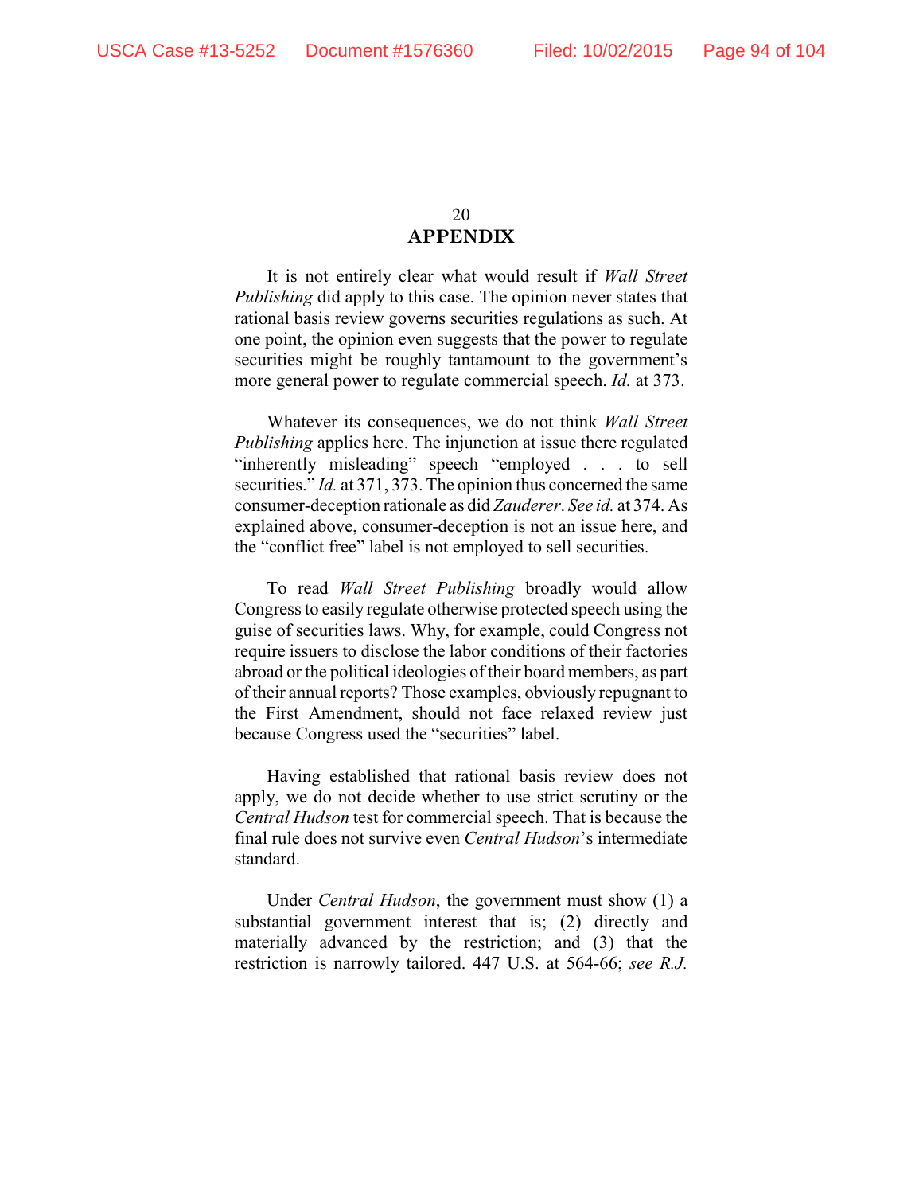## APPENDIX

It is not entirely clear what would result if *Wall Street Publishing* did apply to this case. The opinion never states that rational basis review governs securities regulations as such. At one point, the opinion even suggests that the power to regulate securities might be roughly tantamount to the government's more general power to regulate commercial speech. *Id.* at 373.

Whatever its consequences, we do not think *Wall Street Publishing* applies here. The injunction at issue there regulated "inherently misleading" speech "employed . . . to sell securities." *Id.* at 371, 373. The opinion thus concerned the same consumer-deception rationale as did *Zauderer*. *See id.* at 374. As explained above, consumer-deception is not an issue here, and the "conflict free" label is not employed to sell securities.

To read *Wall Street Publishing* broadly would allow Congress to easily regulate otherwise protected speech using the guise of securities laws. Why, for example, could Congress not require issuers to disclose the labor conditions of their factories abroad or the political ideologies of their board members, as part of their annual reports? Those examples, obviously repugnant to the First Amendment, should not face relaxed review just because Congress used the "securities" label.

Having established that rational basis review does not apply, we do not decide whether to use strict scrutiny or the *Central Hudson* test for commercial speech. That is because the final rule does not survive even *Central Hudson*'s intermediate standard.

Under *Central Hudson*, the government must show (1) a substantial government interest that is; (2) directly and materially advanced by the restriction; and (3) that the restriction is narrowly tailored. 447 U.S. at 564-66; *see R.J.*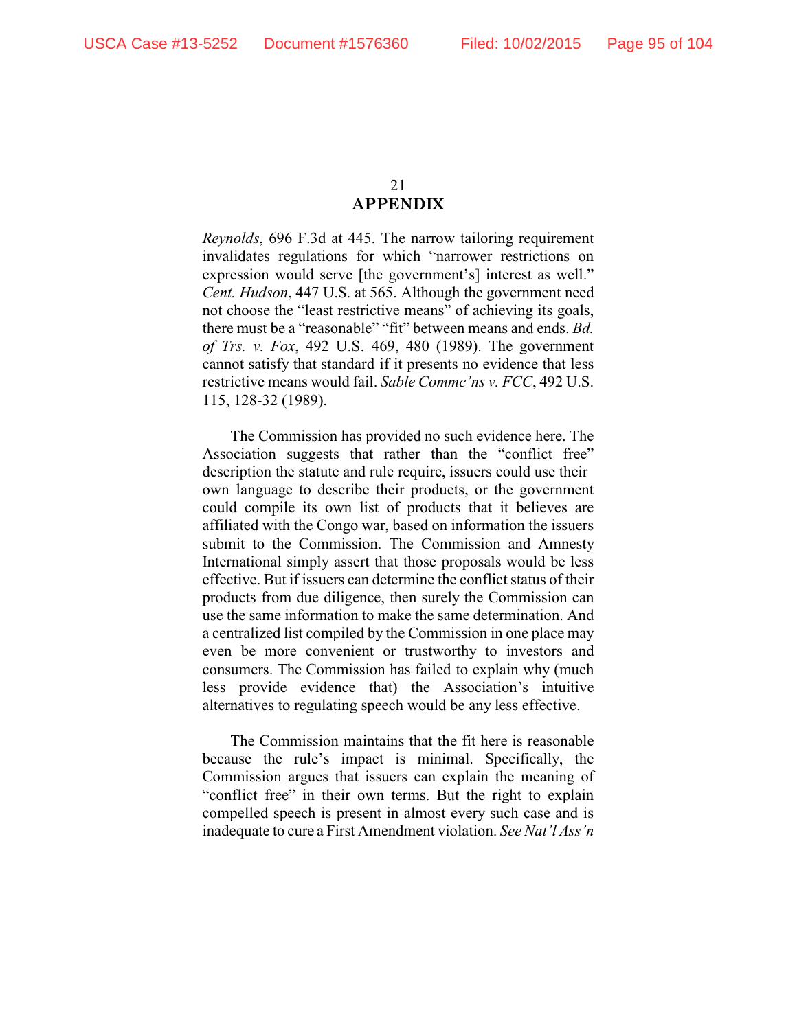## APPENDIX

*Reynolds*, 696 F.3d at 445. The narrow tailoring requirement invalidates regulations for which "narrower restrictions on expression would serve [the government's] interest as well." *Cent. Hudson*, 447 U.S. at 565. Although the government need not choose the "least restrictive means" of achieving its goals, there must be a "reasonable" "fit" between means and ends. *Bd. of Trs. v. Fox*, 492 U.S. 469, 480 (1989). The government cannot satisfy that standard if it presents no evidence that less restrictive means would fail. *Sable Commc'ns v. FCC*, 492 U.S. 115, 128-32 (1989).

The Commission has provided no such evidence here. The Association suggests that rather than the "conflict free" description the statute and rule require, issuers could use their own language to describe their products, or the government could compile its own list of products that it believes are affiliated with the Congo war, based on information the issuers submit to the Commission. The Commission and Amnesty International simply assert that those proposals would be less effective. But if issuers can determine the conflict status of their products from due diligence, then surely the Commission can use the same information to make the same determination. And a centralized list compiled by the Commission in one place may even be more convenient or trustworthy to investors and consumers. The Commission has failed to explain why (much less provide evidence that) the Association's intuitive alternatives to regulating speech would be any less effective.

The Commission maintains that the fit here is reasonable because the rule's impact is minimal. Specifically, the Commission argues that issuers can explain the meaning of "conflict free" in their own terms. But the right to explain compelled speech is present in almost every such case and is inadequate to cure a First Amendment violation. *See Nat'l Ass'n*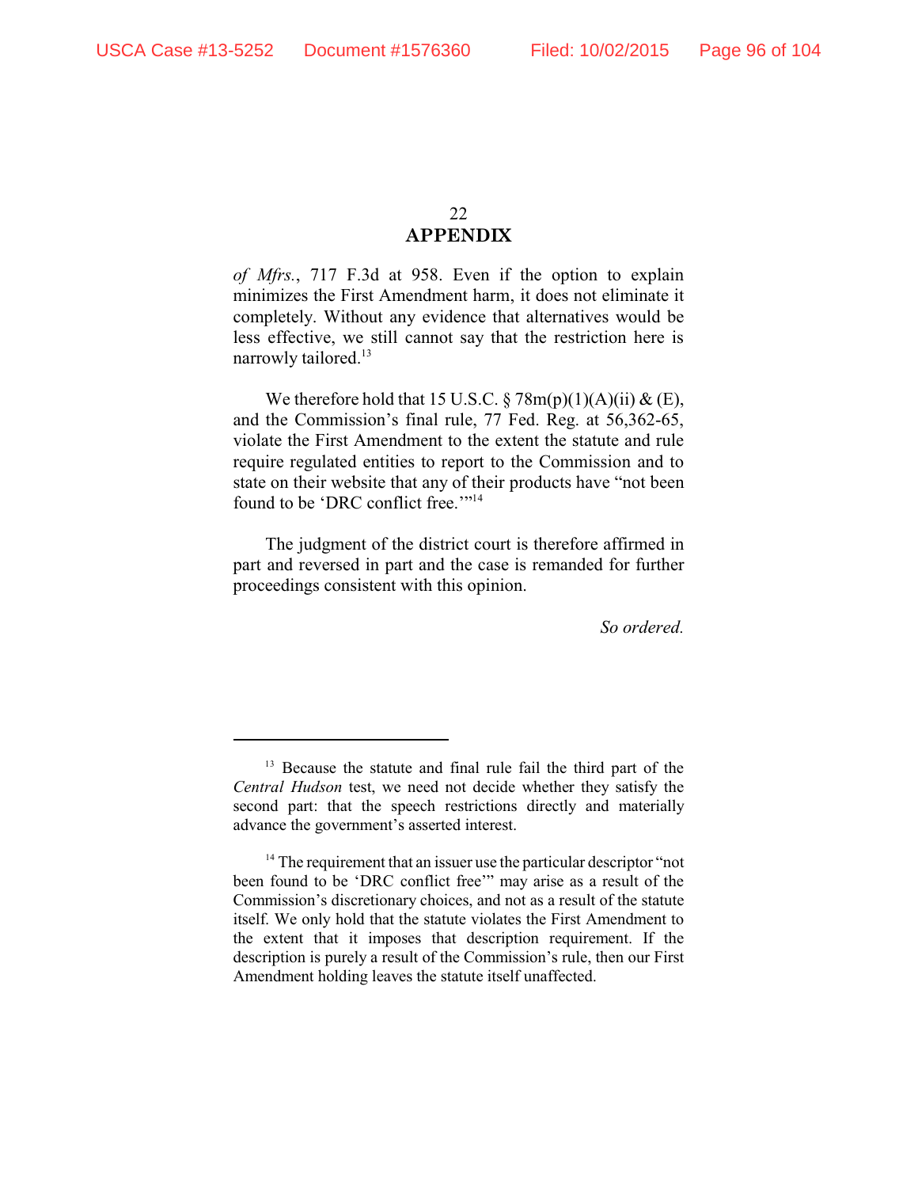**APPENDIX**

*of Mfrs.*, 717 F.3d at 958. Even if the option to explain minimizes the First Amendment harm, it does not eliminate it completely. Without any evidence that alternatives would be less effective, we still cannot say that the restriction here is narrowly tailored.[13]

We therefore hold that 15 U.S.C. § 78m(p)(1)(A)(ii) & (E), and the Commission's final rule, 77 Fed. Reg. at 56,362-65, violate the First Amendment to the extent the statute and rule require regulated entities to report to the Commission and to state on their website that any of their products have "not been found to be 'DRC conflict free.'"[14]

The judgment of the district court is therefore affirmed in part and reversed in part and the case is remanded for further proceedings consistent with this opinion.

*So ordered.*

---

[13] Because the statute and final rule fail the third part of the *Central Hudson* test, we need not decide whether they satisfy the second part: that the speech restrictions directly and materially advance the government's asserted interest.

[14] The requirement that an issuer use the particular descriptor "not been found to be 'DRC conflict free'" may arise as a result of the Commission's discretionary choices, and not as a result of the statute itself. We only hold that the statute violates the First Amendment to the extent that it imposes that description requirement. If the description is purely a result of the Commission's rule, then our First Amendment holding leaves the statute itself unaffected.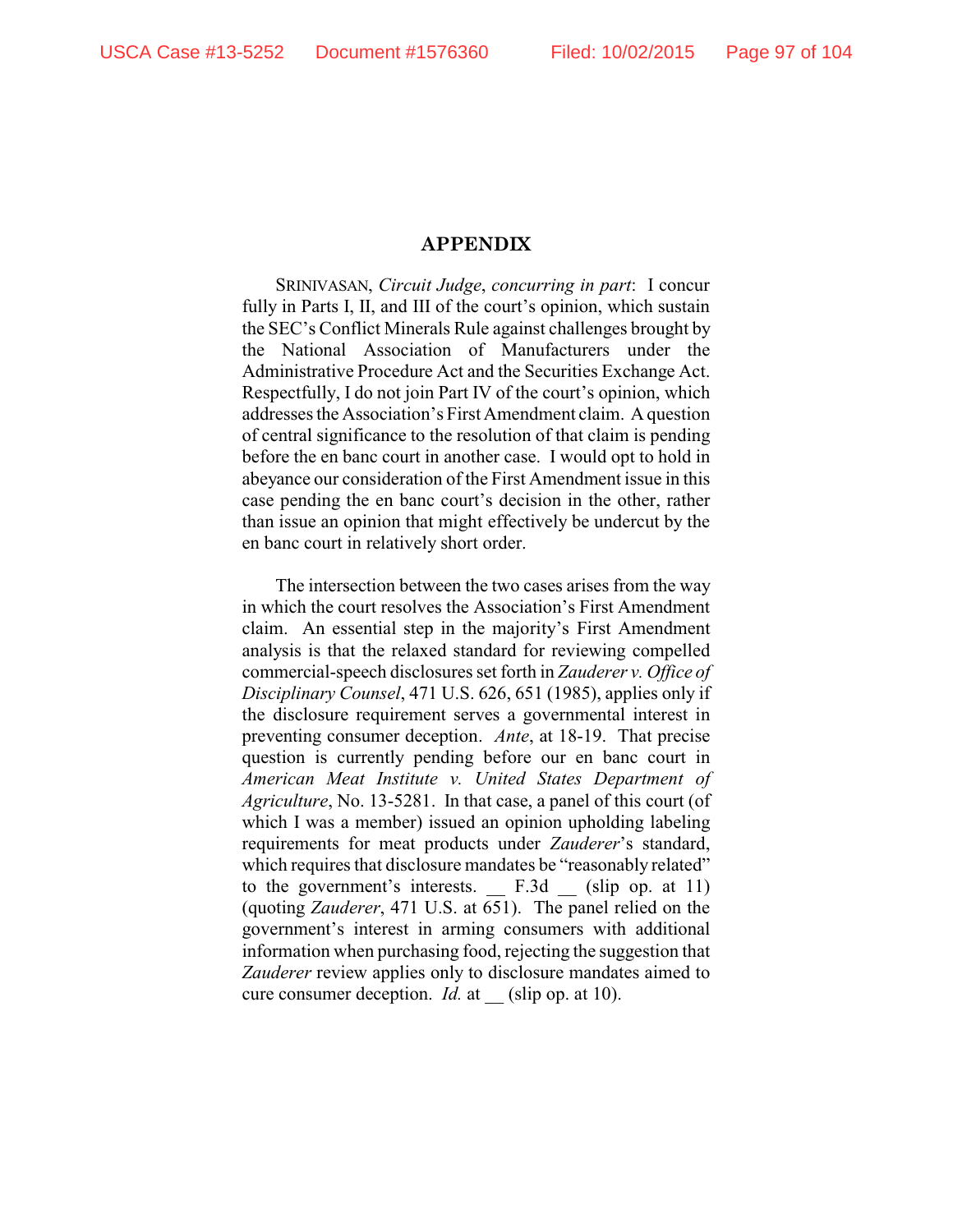## APPENDIX

SRINIVASAN, *Circuit Judge*, *concurring in part*: I concur fully in Parts I, II, and III of the court's opinion, which sustain the SEC's Conflict Minerals Rule against challenges brought by the National Association of Manufacturers under the Administrative Procedure Act and the Securities Exchange Act. Respectfully, I do not join Part IV of the court's opinion, which addresses the Association's First Amendment claim. A question of central significance to the resolution of that claim is pending before the en banc court in another case. I would opt to hold in abeyance our consideration of the First Amendment issue in this case pending the en banc court's decision in the other, rather than issue an opinion that might effectively be undercut by the en banc court in relatively short order.

The intersection between the two cases arises from the way in which the court resolves the Association's First Amendment claim. An essential step in the majority's First Amendment analysis is that the relaxed standard for reviewing compelled commercial-speech disclosures set forth in *Zauderer v. Office of Disciplinary Counsel*, 471 U.S. 626, 651 (1985), applies only if the disclosure requirement serves a governmental interest in preventing consumer deception. *Ante*, at 18-19. That precise question is currently pending before our en banc court in *American Meat Institute v. United States Department of Agriculture*, No. 13-5281. In that case, a panel of this court (of which I was a member) issued an opinion upholding labeling requirements for meat products under *Zauderer*'s standard, which requires that disclosure mandates be "reasonably related" to the government's interests. __ F.3d __ (slip op. at 11) (quoting *Zauderer*, 471 U.S. at 651). The panel relied on the government's interest in arming consumers with additional information when purchasing food, rejecting the suggestion that *Zauderer* review applies only to disclosure mandates aimed to cure consumer deception. *Id.* at __ (slip op. at 10).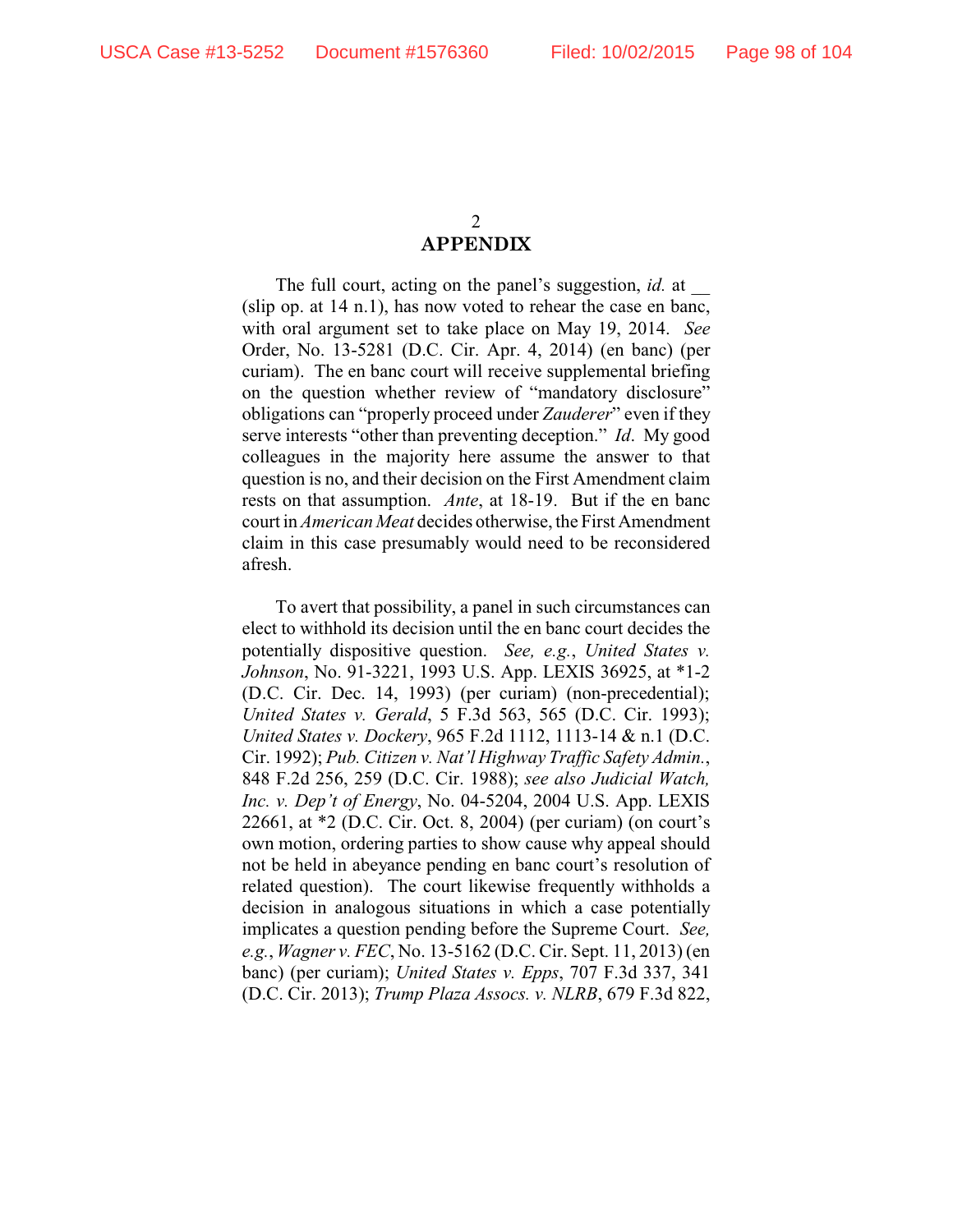## APPENDIX

The full court, acting on the panel's suggestion, *id.* at __ (slip op. at 14 n.1), has now voted to rehear the case en banc, with oral argument set to take place on May 19, 2014. *See* Order, No. 13-5281 (D.C. Cir. Apr. 4, 2014) (en banc) (per curiam). The en banc court will receive supplemental briefing on the question whether review of "mandatory disclosure" obligations can "properly proceed under *Zauderer*" even if they serve interests "other than preventing deception." *Id*. My good colleagues in the majority here assume the answer to that question is no, and their decision on the First Amendment claim rests on that assumption. *Ante*, at 18-19. But if the en banc court in *American Meat* decides otherwise, the First Amendment claim in this case presumably would need to be reconsidered afresh.

To avert that possibility, a panel in such circumstances can elect to withhold its decision until the en banc court decides the potentially dispositive question. *See, e.g.*, *United States v. Johnson*, No. 91-3221, 1993 U.S. App. LEXIS 36925, at *1-2 (D.C. Cir. Dec. 14, 1993) (per curiam) (non-precedential); *United States v. Gerald*, 5 F.3d 563, 565 (D.C. Cir. 1993); *United States v. Dockery*, 965 F.2d 1112, 1113-14 & n.1 (D.C. Cir. 1992); *Pub. Citizen v. Nat'l Highway Traffic Safety Admin.*, 848 F.2d 256, 259 (D.C. Cir. 1988); *see also Judicial Watch, Inc. v. Dep't of Energy*, No. 04-5204, 2004 U.S. App. LEXIS 22661, at *2 (D.C. Cir. Oct. 8, 2004) (per curiam) (on court's own motion, ordering parties to show cause why appeal should not be held in abeyance pending en banc court's resolution of related question). The court likewise frequently withholds a decision in analogous situations in which a case potentially implicates a question pending before the Supreme Court. *See, e.g.*, *Wagner v. FEC*, No. 13-5162 (D.C. Cir. Sept. 11, 2013) (en banc) (per curiam); *United States v. Epps*, 707 F.3d 337, 341 (D.C. Cir. 2013); *Trump Plaza Assocs. v. NLRB*, 679 F.3d 822,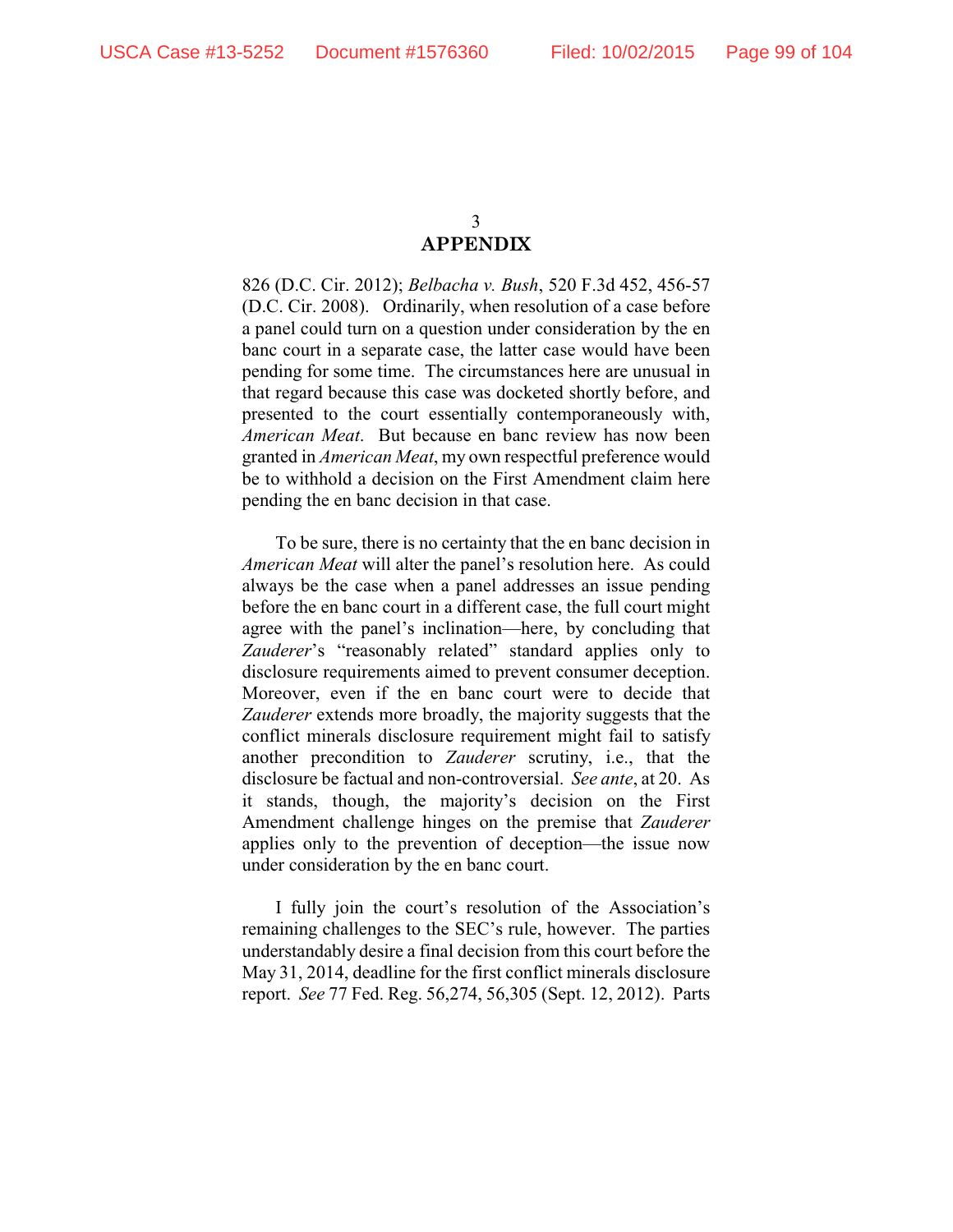## APPENDIX

826 (D.C. Cir. 2012); *Belbacha v. Bush*, 520 F.3d 452, 456-57 (D.C. Cir. 2008). Ordinarily, when resolution of a case before a panel could turn on a question under consideration by the en banc court in a separate case, the latter case would have been pending for some time. The circumstances here are unusual in that regard because this case was docketed shortly before, and presented to the court essentially contemporaneously with, *American Meat*. But because en banc review has now been granted in *American Meat*, my own respectful preference would be to withhold a decision on the First Amendment claim here pending the en banc decision in that case.

To be sure, there is no certainty that the en banc decision in *American Meat* will alter the panel's resolution here. As could always be the case when a panel addresses an issue pending before the en banc court in a different case, the full court might agree with the panel's inclination—here, by concluding that *Zauderer*'s "reasonably related" standard applies only to disclosure requirements aimed to prevent consumer deception. Moreover, even if the en banc court were to decide that *Zauderer* extends more broadly, the majority suggests that the conflict minerals disclosure requirement might fail to satisfy another precondition to *Zauderer* scrutiny, i.e., that the disclosure be factual and non-controversial. *See ante*, at 20. As it stands, though, the majority's decision on the First Amendment challenge hinges on the premise that *Zauderer* applies only to the prevention of deception—the issue now under consideration by the en banc court.

I fully join the court's resolution of the Association's remaining challenges to the SEC's rule, however. The parties understandably desire a final decision from this court before the May 31, 2014, deadline for the first conflict minerals disclosure report. *See* 77 Fed. Reg. 56,274, 56,305 (Sept. 12, 2012). Parts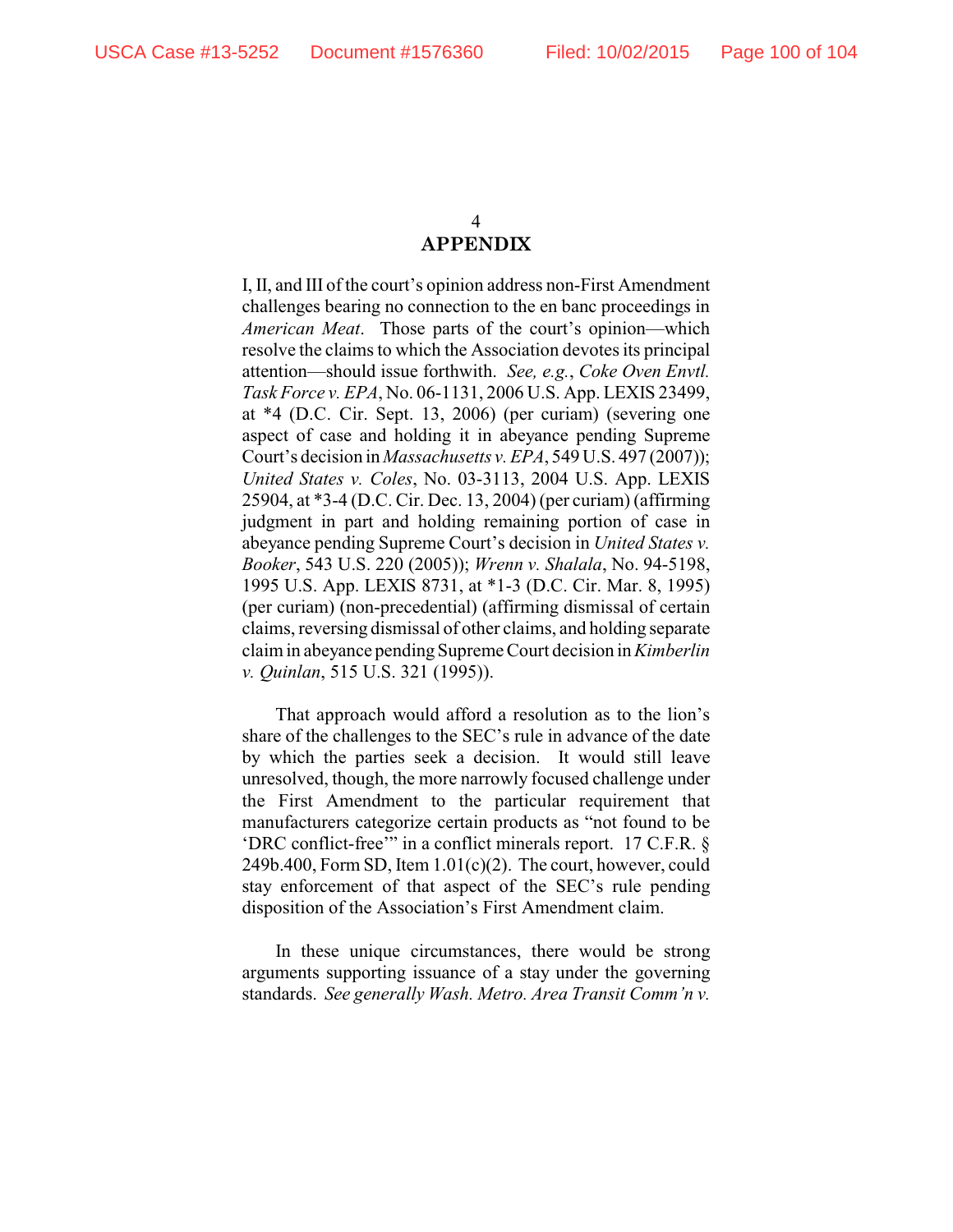## APPENDIX

I, II, and III of the court's opinion address non-First Amendment challenges bearing no connection to the en banc proceedings in *American Meat*. Those parts of the court's opinion—which resolve the claims to which the Association devotes its principal attention—should issue forthwith. *See, e.g.*, *Coke Oven Envtl. Task Force v. EPA*, No. 06-1131, 2006 U.S. App. LEXIS 23499, at *4 (D.C. Cir. Sept. 13, 2006) (per curiam) (severing one aspect of case and holding it in abeyance pending Supreme Court's decision in *Massachusetts v. EPA*, 549 U.S. 497 (2007)); *United States v. Coles*, No. 03-3113, 2004 U.S. App. LEXIS 25904, at *3-4 (D.C. Cir. Dec. 13, 2004) (per curiam) (affirming judgment in part and holding remaining portion of case in abeyance pending Supreme Court's decision in *United States v. Booker*, 543 U.S. 220 (2005)); *Wrenn v. Shalala*, No. 94-5198, 1995 U.S. App. LEXIS 8731, at *1-3 (D.C. Cir. Mar. 8, 1995) (per curiam) (non-precedential) (affirming dismissal of certain claims, reversing dismissal of other claims, and holding separate claim in abeyance pending Supreme Court decision in *Kimberlin v. Quinlan*, 515 U.S. 321 (1995)).

That approach would afford a resolution as to the lion's share of the challenges to the SEC's rule in advance of the date by which the parties seek a decision. It would still leave unresolved, though, the more narrowly focused challenge under the First Amendment to the particular requirement that manufacturers categorize certain products as "not found to be 'DRC conflict-free'" in a conflict minerals report. 17 C.F.R. § 249b.400, Form SD, Item 1.01(c)(2). The court, however, could stay enforcement of that aspect of the SEC's rule pending disposition of the Association's First Amendment claim.

In these unique circumstances, there would be strong arguments supporting issuance of a stay under the governing standards. *See generally Wash. Metro. Area Transit Comm'n v.*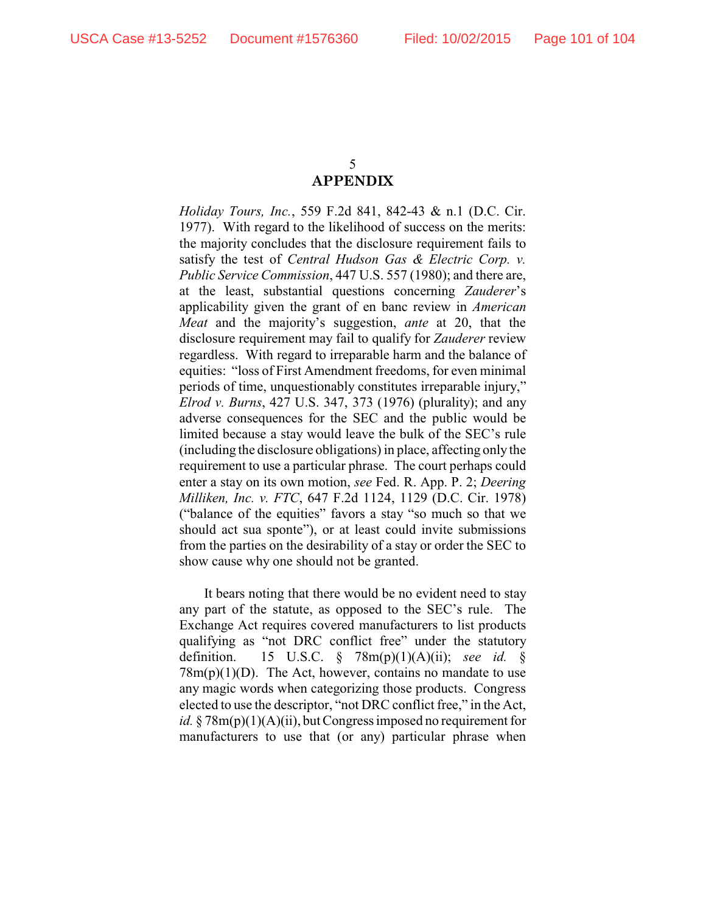**APPENDIX**

*Holiday Tours, Inc.*, 559 F.2d 841, 842-43 & n.1 (D.C. Cir. 1977). With regard to the likelihood of success on the merits: the majority concludes that the disclosure requirement fails to satisfy the test of *Central Hudson Gas & Electric Corp. v. Public Service Commission*, 447 U.S. 557 (1980); and there are, at the least, substantial questions concerning *Zauderer*'s applicability given the grant of en banc review in *American Meat* and the majority's suggestion, *ante* at 20, that the disclosure requirement may fail to qualify for *Zauderer* review regardless. With regard to irreparable harm and the balance of equities: "loss of First Amendment freedoms, for even minimal periods of time, unquestionably constitutes irreparable injury," *Elrod v. Burns*, 427 U.S. 347, 373 (1976) (plurality); and any adverse consequences for the SEC and the public would be limited because a stay would leave the bulk of the SEC's rule (including the disclosure obligations) in place, affecting only the requirement to use a particular phrase. The court perhaps could enter a stay on its own motion, *see* Fed. R. App. P. 2; *Deering Milliken, Inc. v. FTC*, 647 F.2d 1124, 1129 (D.C. Cir. 1978) ("balance of the equities" favors a stay "so much so that we should act sua sponte"), or at least could invite submissions from the parties on the desirability of a stay or order the SEC to show cause why one should not be granted.

It bears noting that there would be no evident need to stay any part of the statute, as opposed to the SEC's rule. The Exchange Act requires covered manufacturers to list products qualifying as "not DRC conflict free" under the statutory definition. 15 U.S.C. § 78m(p)(1)(A)(ii); *see id.* § 78m(p)(1)(D). The Act, however, contains no mandate to use any magic words when categorizing those products. Congress elected to use the descriptor, "not DRC conflict free," in the Act, *id.* § 78m(p)(1)(A)(ii), but Congress imposed no requirement for manufacturers to use that (or any) particular phrase when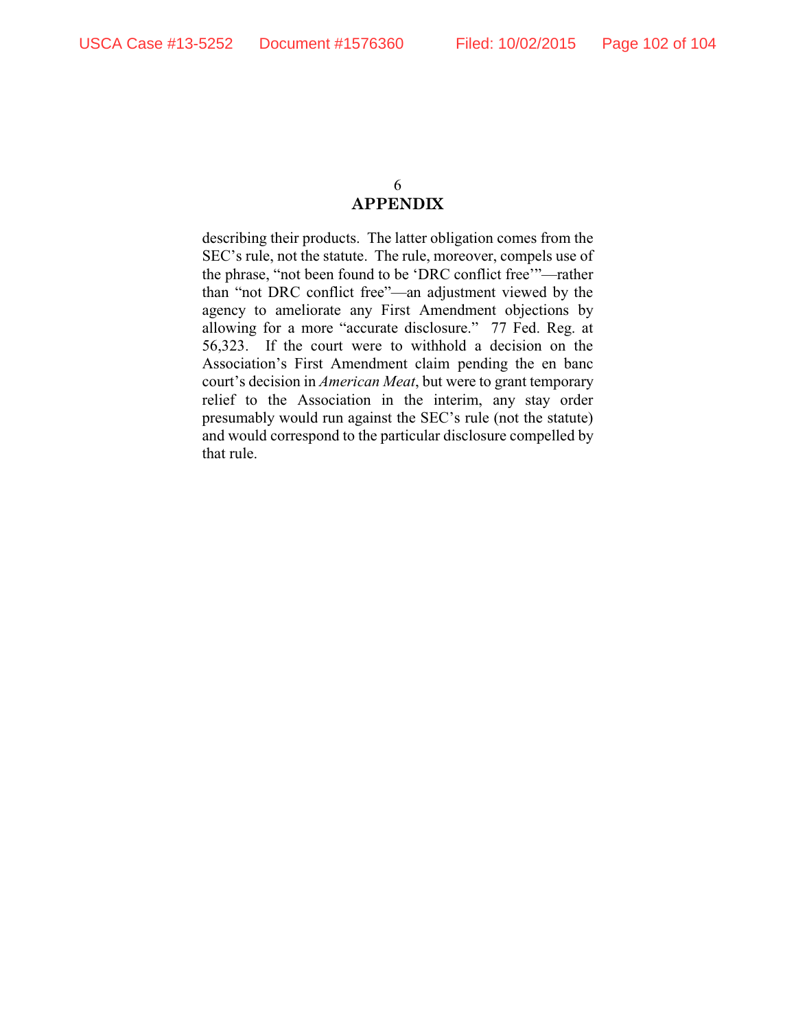6

**APPENDIX**

describing their products. The latter obligation comes from the SEC's rule, not the statute. The rule, moreover, compels use of the phrase, "not been found to be 'DRC conflict free'"—rather than "not DRC conflict free"—an adjustment viewed by the agency to ameliorate any First Amendment objections by allowing for a more "accurate disclosure." 77 Fed. Reg. at 56,323. If the court were to withhold a decision on the Association's First Amendment claim pending the en banc court's decision in *American Meat*, but were to grant temporary relief to the Association in the interim, any stay order presumably would run against the SEC's rule (not the statute) and would correspond to the particular disclosure compelled by that rule.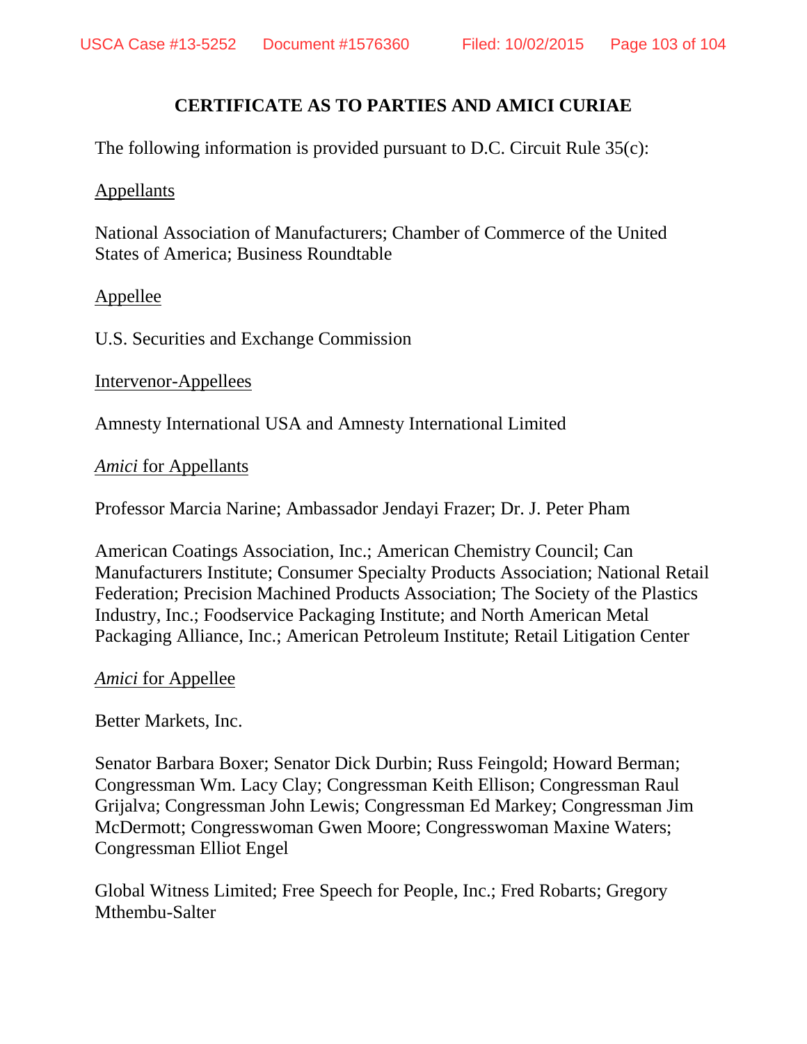# CERTIFICATE AS TO PARTIES AND AMICI CURIAE

The following information is provided pursuant to D.C. Circuit Rule 35(c):

Appellants

National Association of Manufacturers; Chamber of Commerce of the United States of America; Business Roundtable

Appellee

U.S. Securities and Exchange Commission

Intervenor-Appellees

Amnesty International USA and Amnesty International Limited

*Amici* for Appellants

Professor Marcia Narine; Ambassador Jendayi Frazer; Dr. J. Peter Pham

American Coatings Association, Inc.; American Chemistry Council; Can Manufacturers Institute; Consumer Specialty Products Association; National Retail Federation; Precision Machined Products Association; The Society of the Plastics Industry, Inc.; Foodservice Packaging Institute; and North American Metal Packaging Alliance, Inc.; American Petroleum Institute; Retail Litigation Center

*Amici* for Appellee

Better Markets, Inc.

Senator Barbara Boxer; Senator Dick Durbin; Russ Feingold; Howard Berman; Congressman Wm. Lacy Clay; Congressman Keith Ellison; Congressman Raul Grijalva; Congressman John Lewis; Congressman Ed Markey; Congressman Jim McDermott; Congresswoman Gwen Moore; Congresswoman Maxine Waters; Congressman Elliot Engel

Global Witness Limited; Free Speech for People, Inc.; Fred Robarts; Gregory Mthembu-Salter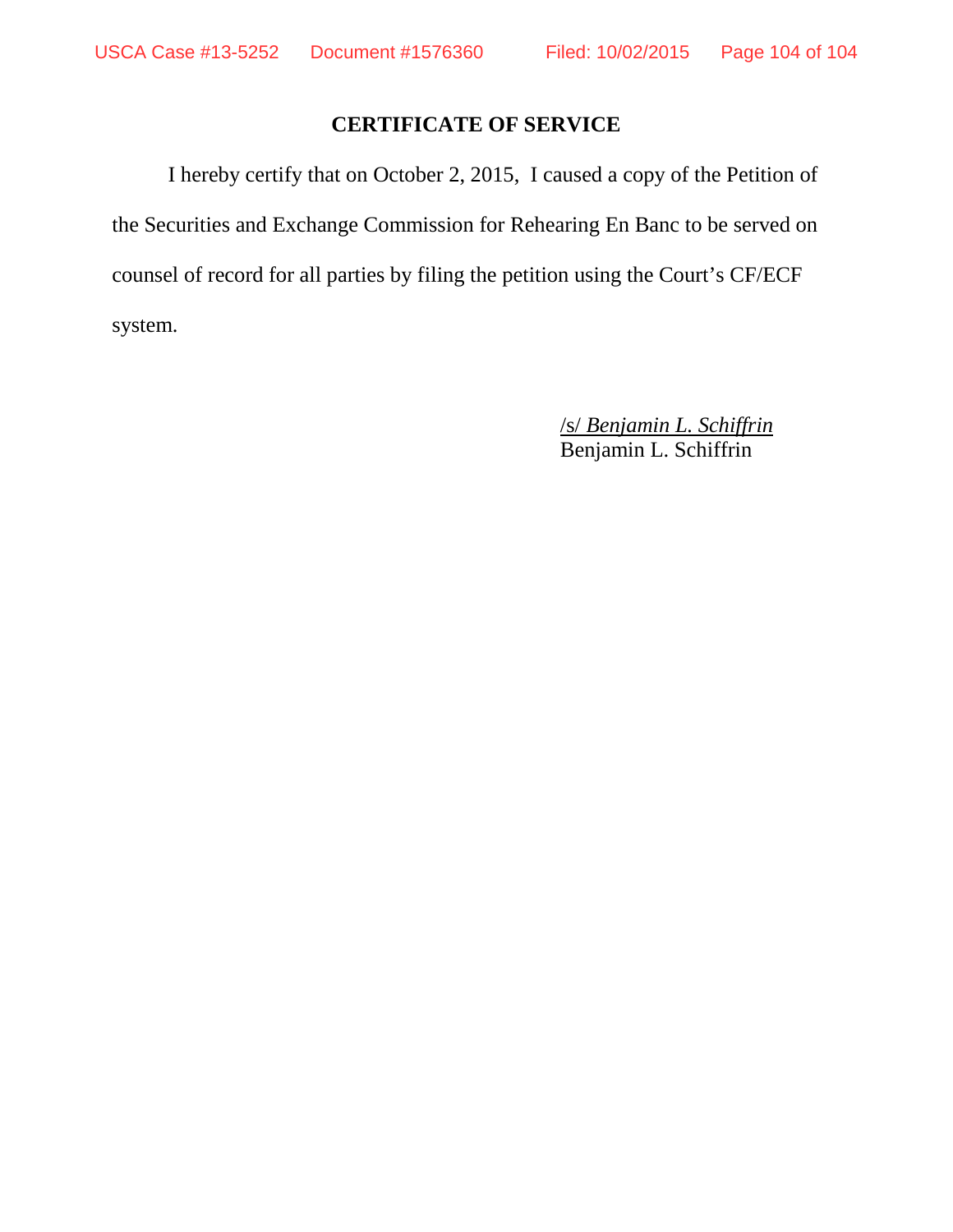## CERTIFICATE OF SERVICE

I hereby certify that on October 2, 2015, I caused a copy of the Petition of the Securities and Exchange Commission for Rehearing En Banc to be served on counsel of record for all parties by filing the petition using the Court's CF/ECF system.

/s/ *Benjamin L. Schiffrin*
Benjamin L. Schiffrin